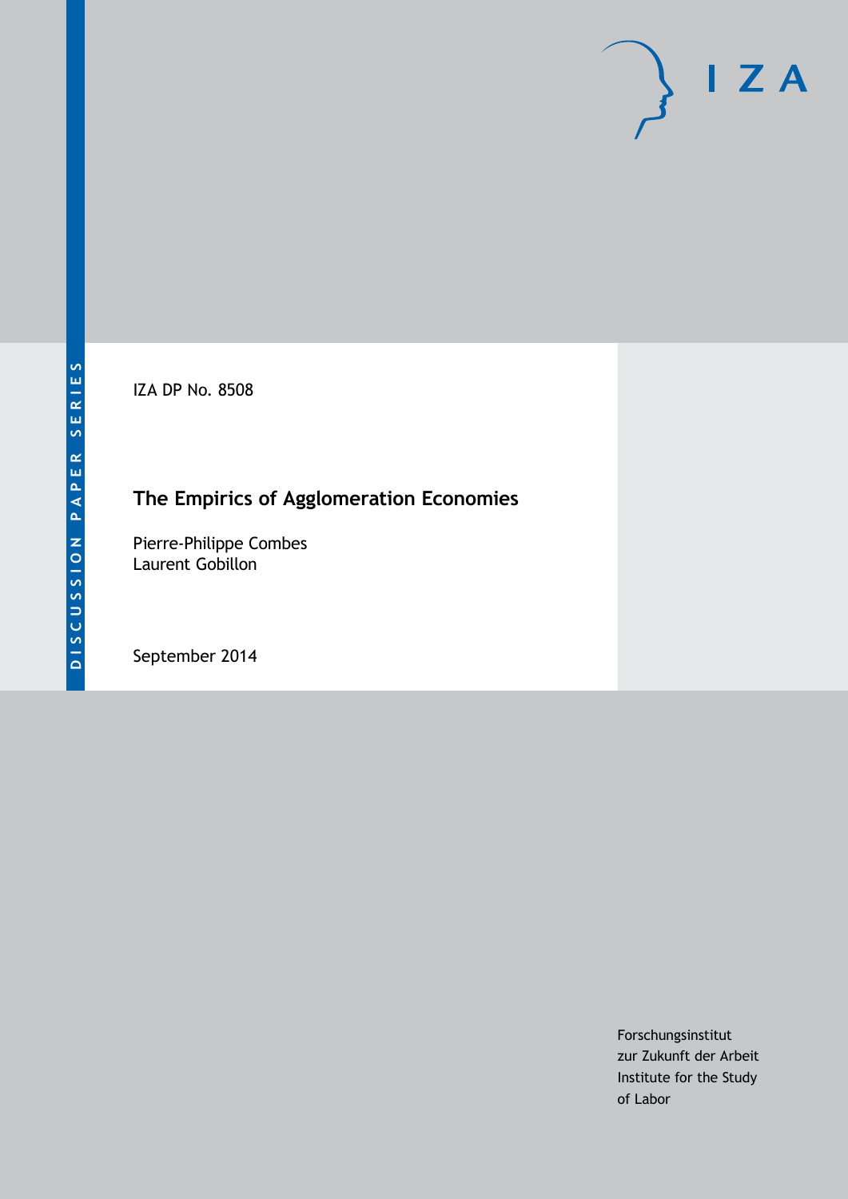DISCUSSION PAPER SERIES

IZA

IZA DP No. 8508

# The Empirics of Agglomeration Economies

Pierre-Philippe Combes
Laurent Gobillon

September 2014

Forschungsinstitut
zur Zukunft der Arbeit
Institute for the Study
of Labor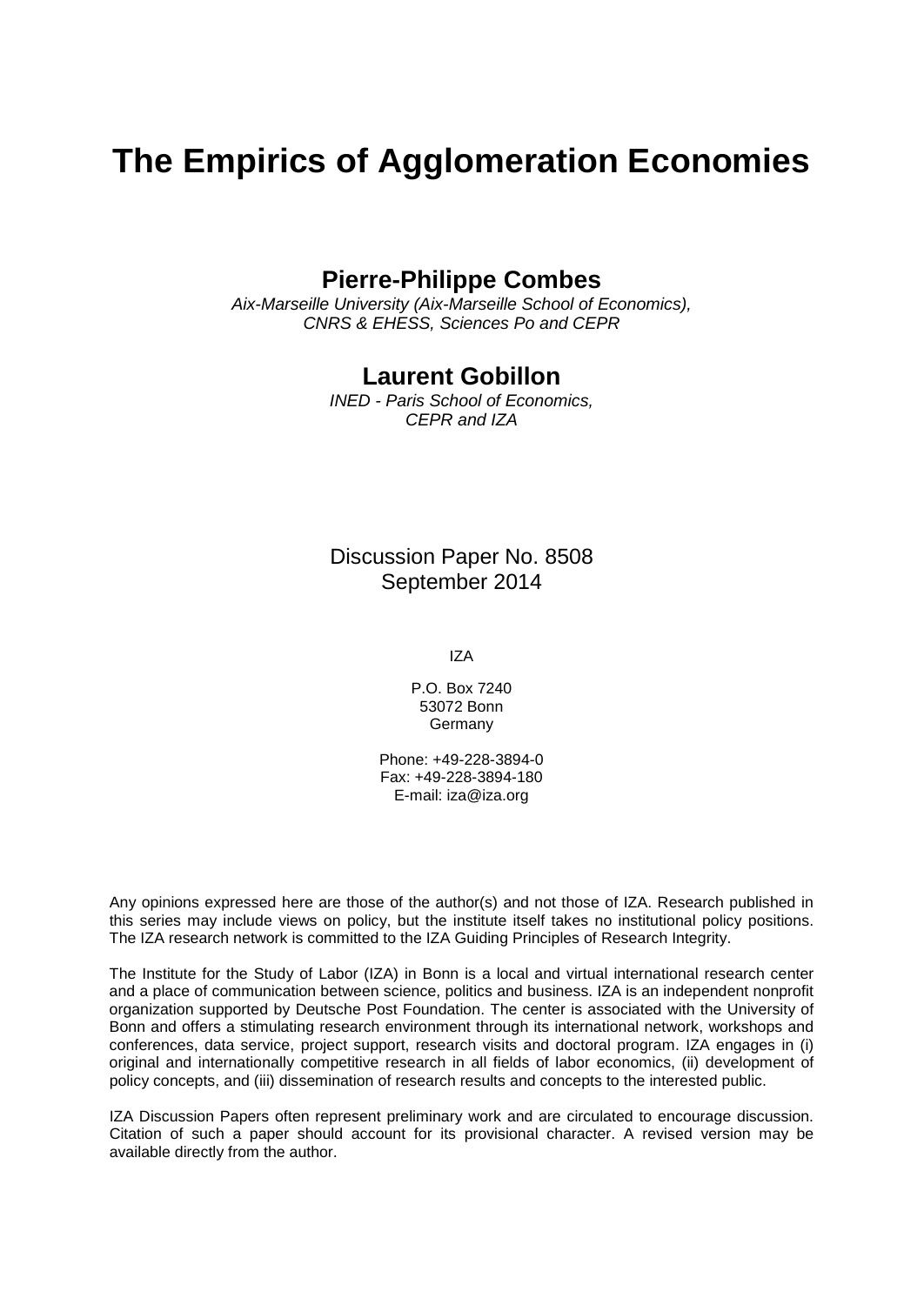# The Empirics of Agglomeration Economies

## Pierre-Philippe Combes

*Aix-Marseille University (Aix-Marseille School of Economics), CNRS & EHESS, Sciences Po and CEPR*

## Laurent Gobillon

*INED - Paris School of Economics, CEPR and IZA*

Discussion Paper No. 8508
September 2014

IZA

P.O. Box 7240
53072 Bonn
Germany

Phone: +49-228-3894-0
Fax: +49-228-3894-180
E-mail: iza@iza.org

Any opinions expressed here are those of the author(s) and not those of IZA. Research published in this series may include views on policy, but the institute itself takes no institutional policy positions. The IZA research network is committed to the IZA Guiding Principles of Research Integrity.

The Institute for the Study of Labor (IZA) in Bonn is a local and virtual international research center and a place of communication between science, politics and business. IZA is an independent nonprofit organization supported by Deutsche Post Foundation. The center is associated with the University of Bonn and offers a stimulating research environment through its international network, workshops and conferences, data service, project support, research visits and doctoral program. IZA engages in (i) original and internationally competitive research in all fields of labor economics, (ii) development of policy concepts, and (iii) dissemination of research results and concepts to the interested public.

IZA Discussion Papers often represent preliminary work and are circulated to encourage discussion. Citation of such a paper should account for its provisional character. A revised version may be available directly from the author.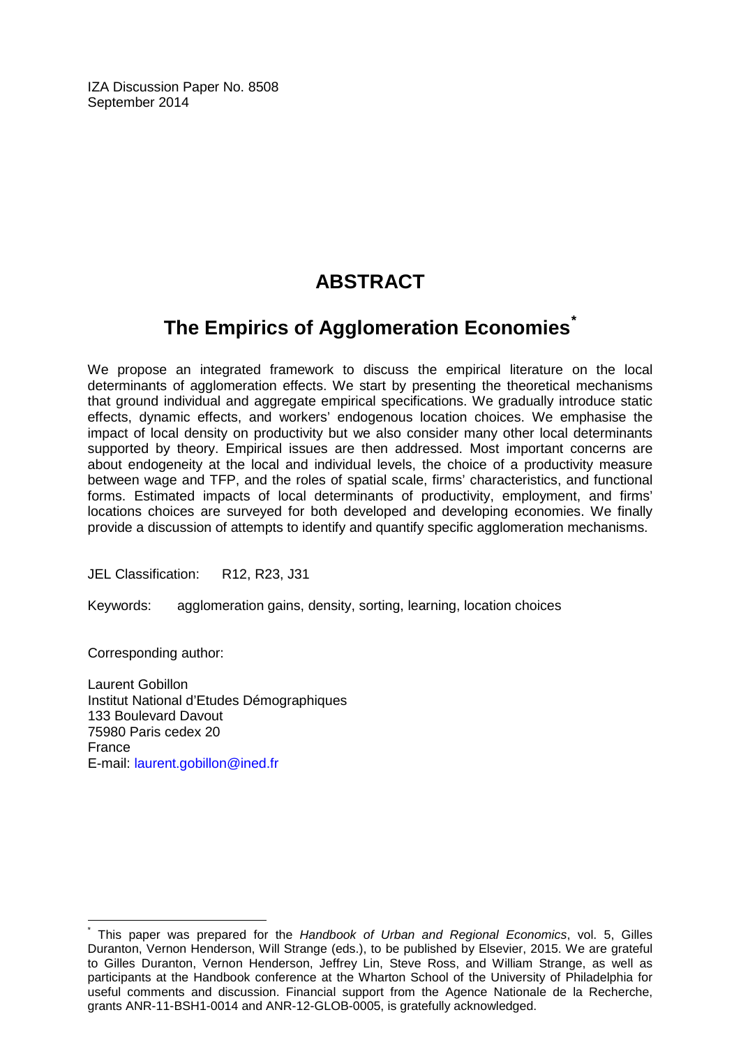IZA Discussion Paper No. 8508
September 2014

# ABSTRACT

## The Empirics of Agglomeration Economies[*]

We propose an integrated framework to discuss the empirical literature on the local determinants of agglomeration effects. We start by presenting the theoretical mechanisms that ground individual and aggregate empirical specifications. We gradually introduce static effects, dynamic effects, and workers' endogenous location choices. We emphasise the impact of local density on productivity but we also consider many other local determinants supported by theory. Empirical issues are then addressed. Most important concerns are about endogeneity at the local and individual levels, the choice of a productivity measure between wage and TFP, and the roles of spatial scale, firms' characteristics, and functional forms. Estimated impacts of local determinants of productivity, employment, and firms' locations choices are surveyed for both developed and developing economies. We finally provide a discussion of attempts to identify and quantify specific agglomeration mechanisms.

JEL Classification: R12, R23, J31

Keywords: agglomeration gains, density, sorting, learning, location choices

Corresponding author:

Laurent Gobillon
Institut National d'Etudes Démographiques
133 Boulevard Davout
75980 Paris cedex 20
France
E-mail: laurent.gobillon@ined.fr

---

[*] This paper was prepared for the *Handbook of Urban and Regional Economics*, vol. 5, Gilles Duranton, Vernon Henderson, Will Strange (eds.), to be published by Elsevier, 2015. We are grateful to Gilles Duranton, Vernon Henderson, Jeffrey Lin, Steve Ross, and William Strange, as well as participants at the Handbook conference at the Wharton School of the University of Philadelphia for useful comments and discussion. Financial support from the Agence Nationale de la Recherche, grants ANR-11-BSH1-0014 and ANR-12-GLOB-0005, is gratefully acknowledged.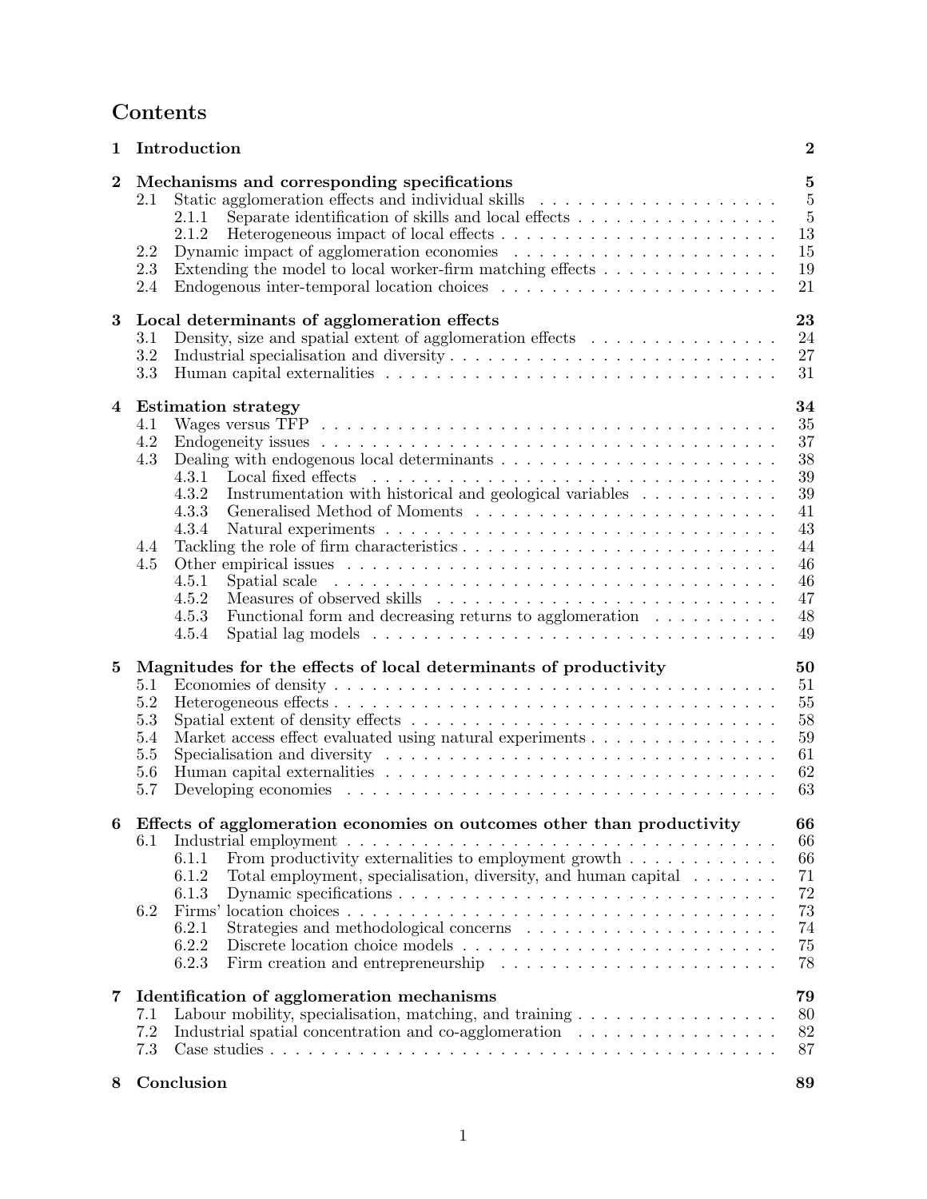# Contents

**1 Introduction** **2**

**2 Mechanisms and corresponding specifications** **5**
- 2.1 Static agglomeration effects and individual skills . . . 5
  - 2.1.1 Separate identification of skills and local effects . . . 5
  - 2.1.2 Heterogeneous impact of local effects . . . 13
- 2.2 Dynamic impact of agglomeration economies . . . 15
- 2.3 Extending the model to local worker-firm matching effects . . . 19
- 2.4 Endogenous inter-temporal location choices . . . 21

**3 Local determinants of agglomeration effects** **23**
- 3.1 Density, size and spatial extent of agglomeration effects . . . 24
- 3.2 Industrial specialisation and diversity . . . 27
- 3.3 Human capital externalities . . . 31

**4 Estimation strategy** **34**
- 4.1 Wages versus TFP . . . 35
- 4.2 Endogeneity issues . . . 37
- 4.3 Dealing with endogenous local determinants . . . 38
  - 4.3.1 Local fixed effects . . . 39
  - 4.3.2 Instrumentation with historical and geological variables . . . 39
  - 4.3.3 Generalised Method of Moments . . . 41
  - 4.3.4 Natural experiments . . . 43
- 4.4 Tackling the role of firm characteristics . . . 44
- 4.5 Other empirical issues . . . 46
  - 4.5.1 Spatial scale . . . 46
  - 4.5.2 Measures of observed skills . . . 47
  - 4.5.3 Functional form and decreasing returns to agglomeration . . . 48
  - 4.5.4 Spatial lag models . . . 49

**5 Magnitudes for the effects of local determinants of productivity** **50**
- 5.1 Economies of density . . . 51
- 5.2 Heterogeneous effects . . . 55
- 5.3 Spatial extent of density effects . . . 58
- 5.4 Market access effect evaluated using natural experiments . . . 59
- 5.5 Specialisation and diversity . . . 61
- 5.6 Human capital externalities . . . 62
- 5.7 Developing economies . . . 63

**6 Effects of agglomeration economies on outcomes other than productivity** **66**
- 6.1 Industrial employment . . . 66
  - 6.1.1 From productivity externalities to employment growth . . . 66
  - 6.1.2 Total employment, specialisation, diversity, and human capital . . . 71
  - 6.1.3 Dynamic specifications . . . 72
- 6.2 Firms' location choices . . . 73
  - 6.2.1 Strategies and methodological concerns . . . 74
  - 6.2.2 Discrete location choice models . . . 75
  - 6.2.3 Firm creation and entrepreneurship . . . 78

**7 Identification of agglomeration mechanisms** **79**
- 7.1 Labour mobility, specialisation, matching, and training . . . 80
- 7.2 Industrial spatial concentration and co-agglomeration . . . 82
- 7.3 Case studies . . . 87

**8 Conclusion** **89**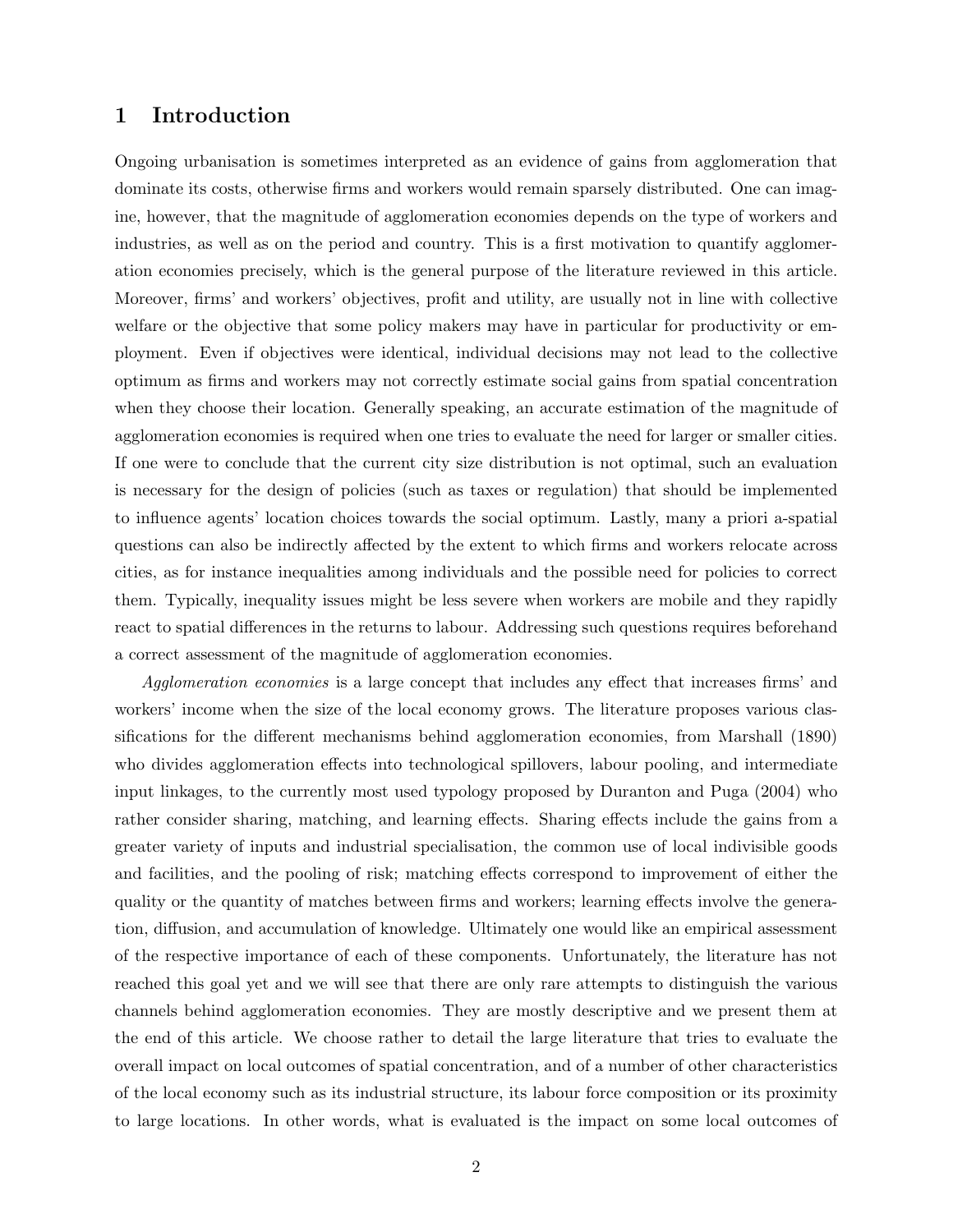# 1 Introduction

Ongoing urbanisation is sometimes interpreted as an evidence of gains from agglomeration that dominate its costs, otherwise firms and workers would remain sparsely distributed. One can imagine, however, that the magnitude of agglomeration economies depends on the type of workers and industries, as well as on the period and country. This is a first motivation to quantify agglomeration economies precisely, which is the general purpose of the literature reviewed in this article. Moreover, firms' and workers' objectives, profit and utility, are usually not in line with collective welfare or the objective that some policy makers may have in particular for productivity or employment. Even if objectives were identical, individual decisions may not lead to the collective optimum as firms and workers may not correctly estimate social gains from spatial concentration when they choose their location. Generally speaking, an accurate estimation of the magnitude of agglomeration economies is required when one tries to evaluate the need for larger or smaller cities. If one were to conclude that the current city size distribution is not optimal, such an evaluation is necessary for the design of policies (such as taxes or regulation) that should be implemented to influence agents' location choices towards the social optimum. Lastly, many a priori a-spatial questions can also be indirectly affected by the extent to which firms and workers relocate across cities, as for instance inequalities among individuals and the possible need for policies to correct them. Typically, inequality issues might be less severe when workers are mobile and they rapidly react to spatial differences in the returns to labour. Addressing such questions requires beforehand a correct assessment of the magnitude of agglomeration economies.

*Agglomeration economies* is a large concept that includes any effect that increases firms' and workers' income when the size of the local economy grows. The literature proposes various classifications for the different mechanisms behind agglomeration economies, from Marshall (1890) who divides agglomeration effects into technological spillovers, labour pooling, and intermediate input linkages, to the currently most used typology proposed by Duranton and Puga (2004) who rather consider sharing, matching, and learning effects. Sharing effects include the gains from a greater variety of inputs and industrial specialisation, the common use of local indivisible goods and facilities, and the pooling of risk; matching effects correspond to improvement of either the quality or the quantity of matches between firms and workers; learning effects involve the generation, diffusion, and accumulation of knowledge. Ultimately one would like an empirical assessment of the respective importance of each of these components. Unfortunately, the literature has not reached this goal yet and we will see that there are only rare attempts to distinguish the various channels behind agglomeration economies. They are mostly descriptive and we present them at the end of this article. We choose rather to detail the large literature that tries to evaluate the overall impact on local outcomes of spatial concentration, and of a number of other characteristics of the local economy such as its industrial structure, its labour force composition or its proximity to large locations. In other words, what is evaluated is the impact on some local outcomes of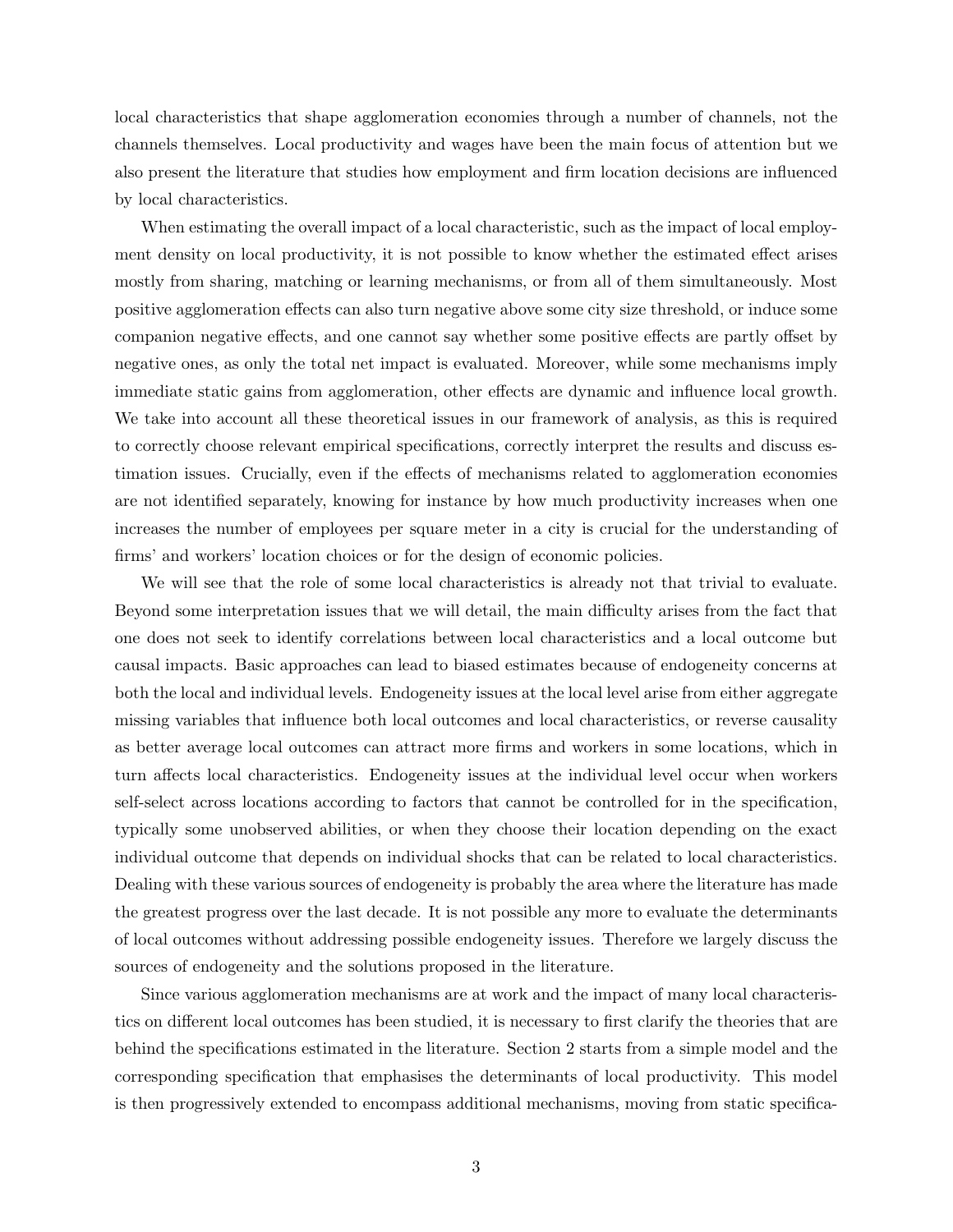local characteristics that shape agglomeration economies through a number of channels, not the channels themselves. Local productivity and wages have been the main focus of attention but we also present the literature that studies how employment and firm location decisions are influenced by local characteristics.

When estimating the overall impact of a local characteristic, such as the impact of local employment density on local productivity, it is not possible to know whether the estimated effect arises mostly from sharing, matching or learning mechanisms, or from all of them simultaneously. Most positive agglomeration effects can also turn negative above some city size threshold, or induce some companion negative effects, and one cannot say whether some positive effects are partly offset by negative ones, as only the total net impact is evaluated. Moreover, while some mechanisms imply immediate static gains from agglomeration, other effects are dynamic and influence local growth. We take into account all these theoretical issues in our framework of analysis, as this is required to correctly choose relevant empirical specifications, correctly interpret the results and discuss estimation issues. Crucially, even if the effects of mechanisms related to agglomeration economies are not identified separately, knowing for instance by how much productivity increases when one increases the number of employees per square meter in a city is crucial for the understanding of firms' and workers' location choices or for the design of economic policies.

We will see that the role of some local characteristics is already not that trivial to evaluate. Beyond some interpretation issues that we will detail, the main difficulty arises from the fact that one does not seek to identify correlations between local characteristics and a local outcome but causal impacts. Basic approaches can lead to biased estimates because of endogeneity concerns at both the local and individual levels. Endogeneity issues at the local level arise from either aggregate missing variables that influence both local outcomes and local characteristics, or reverse causality as better average local outcomes can attract more firms and workers in some locations, which in turn affects local characteristics. Endogeneity issues at the individual level occur when workers self-select across locations according to factors that cannot be controlled for in the specification, typically some unobserved abilities, or when they choose their location depending on the exact individual outcome that depends on individual shocks that can be related to local characteristics. Dealing with these various sources of endogeneity is probably the area where the literature has made the greatest progress over the last decade. It is not possible any more to evaluate the determinants of local outcomes without addressing possible endogeneity issues. Therefore we largely discuss the sources of endogeneity and the solutions proposed in the literature.

Since various agglomeration mechanisms are at work and the impact of many local characteristics on different local outcomes has been studied, it is necessary to first clarify the theories that are behind the specifications estimated in the literature. Section 2 starts from a simple model and the corresponding specification that emphasises the determinants of local productivity. This model is then progressively extended to encompass additional mechanisms, moving from static specifica-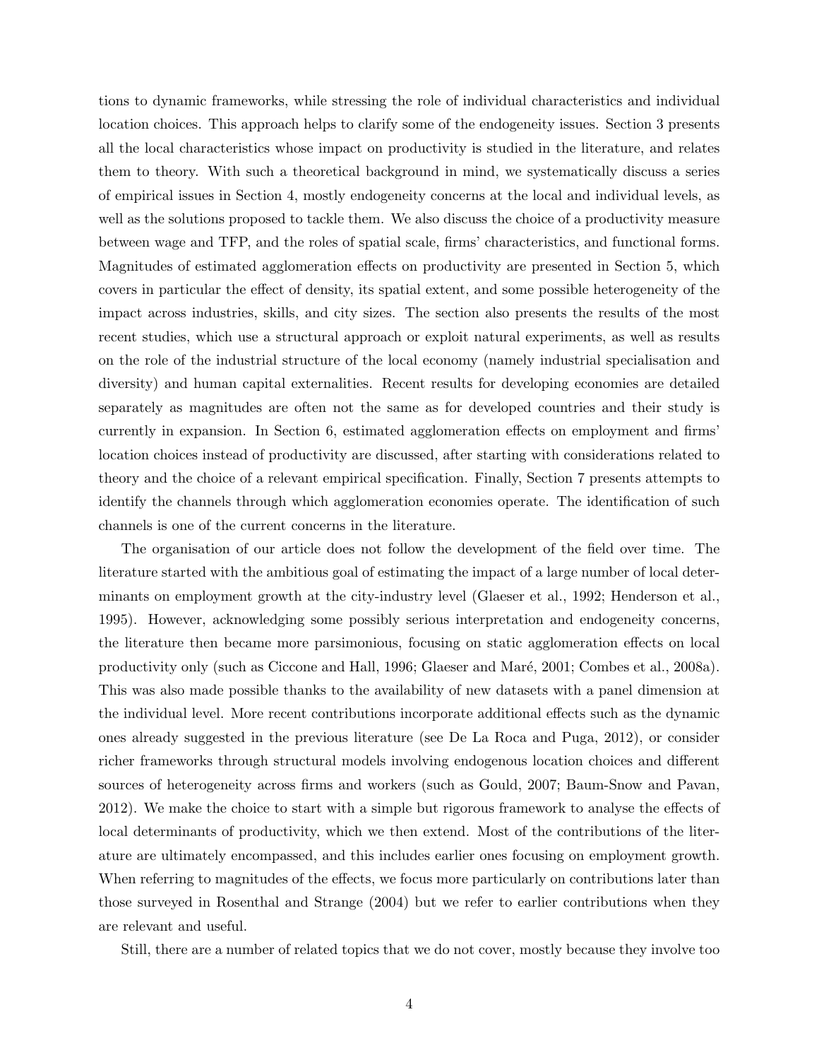tions to dynamic frameworks, while stressing the role of individual characteristics and individual location choices. This approach helps to clarify some of the endogeneity issues. Section 3 presents all the local characteristics whose impact on productivity is studied in the literature, and relates them to theory. With such a theoretical background in mind, we systematically discuss a series of empirical issues in Section 4, mostly endogeneity concerns at the local and individual levels, as well as the solutions proposed to tackle them. We also discuss the choice of a productivity measure between wage and TFP, and the roles of spatial scale, firms' characteristics, and functional forms. Magnitudes of estimated agglomeration effects on productivity are presented in Section 5, which covers in particular the effect of density, its spatial extent, and some possible heterogeneity of the impact across industries, skills, and city sizes. The section also presents the results of the most recent studies, which use a structural approach or exploit natural experiments, as well as results on the role of the industrial structure of the local economy (namely industrial specialisation and diversity) and human capital externalities. Recent results for developing economies are detailed separately as magnitudes are often not the same as for developed countries and their study is currently in expansion. In Section 6, estimated agglomeration effects on employment and firms' location choices instead of productivity are discussed, after starting with considerations related to theory and the choice of a relevant empirical specification. Finally, Section 7 presents attempts to identify the channels through which agglomeration economies operate. The identification of such channels is one of the current concerns in the literature.

The organisation of our article does not follow the development of the field over time. The literature started with the ambitious goal of estimating the impact of a large number of local determinants on employment growth at the city-industry level (Glaeser et al., 1992; Henderson et al., 1995). However, acknowledging some possibly serious interpretation and endogeneity concerns, the literature then became more parsimonious, focusing on static agglomeration effects on local productivity only (such as Ciccone and Hall, 1996; Glaeser and Maré, 2001; Combes et al., 2008a). This was also made possible thanks to the availability of new datasets with a panel dimension at the individual level. More recent contributions incorporate additional effects such as the dynamic ones already suggested in the previous literature (see De La Roca and Puga, 2012), or consider richer frameworks through structural models involving endogenous location choices and different sources of heterogeneity across firms and workers (such as Gould, 2007; Baum-Snow and Pavan, 2012). We make the choice to start with a simple but rigorous framework to analyse the effects of local determinants of productivity, which we then extend. Most of the contributions of the literature are ultimately encompassed, and this includes earlier ones focusing on employment growth. When referring to magnitudes of the effects, we focus more particularly on contributions later than those surveyed in Rosenthal and Strange (2004) but we refer to earlier contributions when they are relevant and useful.

Still, there are a number of related topics that we do not cover, mostly because they involve too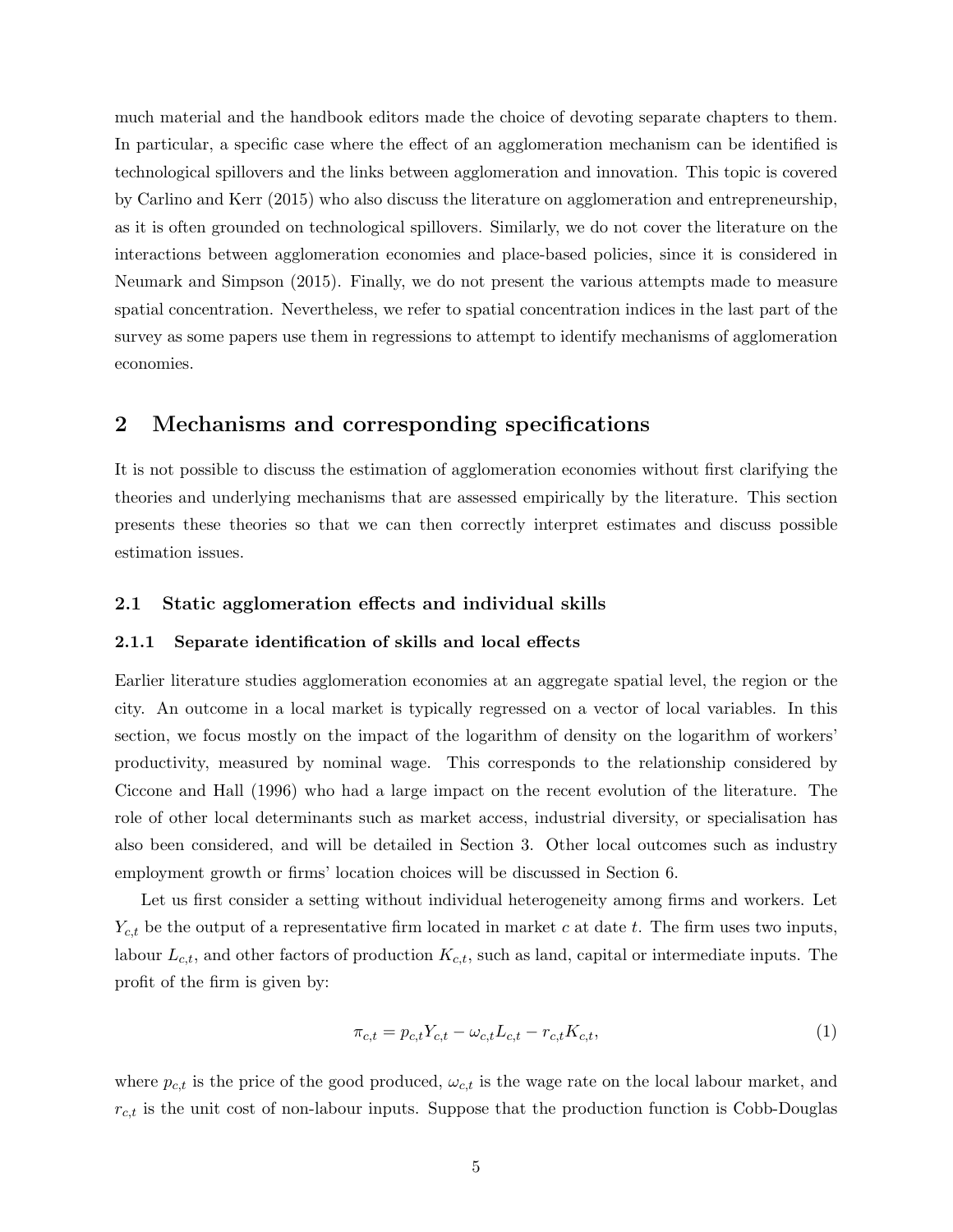much material and the handbook editors made the choice of devoting separate chapters to them. In particular, a specific case where the effect of an agglomeration mechanism can be identified is technological spillovers and the links between agglomeration and innovation. This topic is covered by Carlino and Kerr (2015) who also discuss the literature on agglomeration and entrepreneurship, as it is often grounded on technological spillovers. Similarly, we do not cover the literature on the interactions between agglomeration economies and place-based policies, since it is considered in Neumark and Simpson (2015). Finally, we do not present the various attempts made to measure spatial concentration. Nevertheless, we refer to spatial concentration indices in the last part of the survey as some papers use them in regressions to attempt to identify mechanisms of agglomeration economies.

## 2 Mechanisms and corresponding specifications

It is not possible to discuss the estimation of agglomeration economies without first clarifying the theories and underlying mechanisms that are assessed empirically by the literature. This section presents these theories so that we can then correctly interpret estimates and discuss possible estimation issues.

### 2.1 Static agglomeration effects and individual skills

#### 2.1.1 Separate identification of skills and local effects

Earlier literature studies agglomeration economies at an aggregate spatial level, the region or the city. An outcome in a local market is typically regressed on a vector of local variables. In this section, we focus mostly on the impact of the logarithm of density on the logarithm of workers' productivity, measured by nominal wage. This corresponds to the relationship considered by Ciccone and Hall (1996) who had a large impact on the recent evolution of the literature. The role of other local determinants such as market access, industrial diversity, or specialisation has also been considered, and will be detailed in Section 3. Other local outcomes such as industry employment growth or firms' location choices will be discussed in Section 6.

Let us first consider a setting without individual heterogeneity among firms and workers. Let $Y_{c,t}$ be the output of a representative firm located in market $c$ at date $t$. The firm uses two inputs, labour $L_{c,t}$, and other factors of production $K_{c,t}$, such as land, capital or intermediate inputs. The profit of the firm is given by:

$$\pi_{c,t} = p_{c,t} Y_{c,t} - \omega_{c,t} L_{c,t} - r_{c,t} K_{c,t}, \tag{1}$$

where $p_{c,t}$ is the price of the good produced, $\omega_{c,t}$ is the wage rate on the local labour market, and $r_{c,t}$ is the unit cost of non-labour inputs. Suppose that the production function is Cobb-Douglas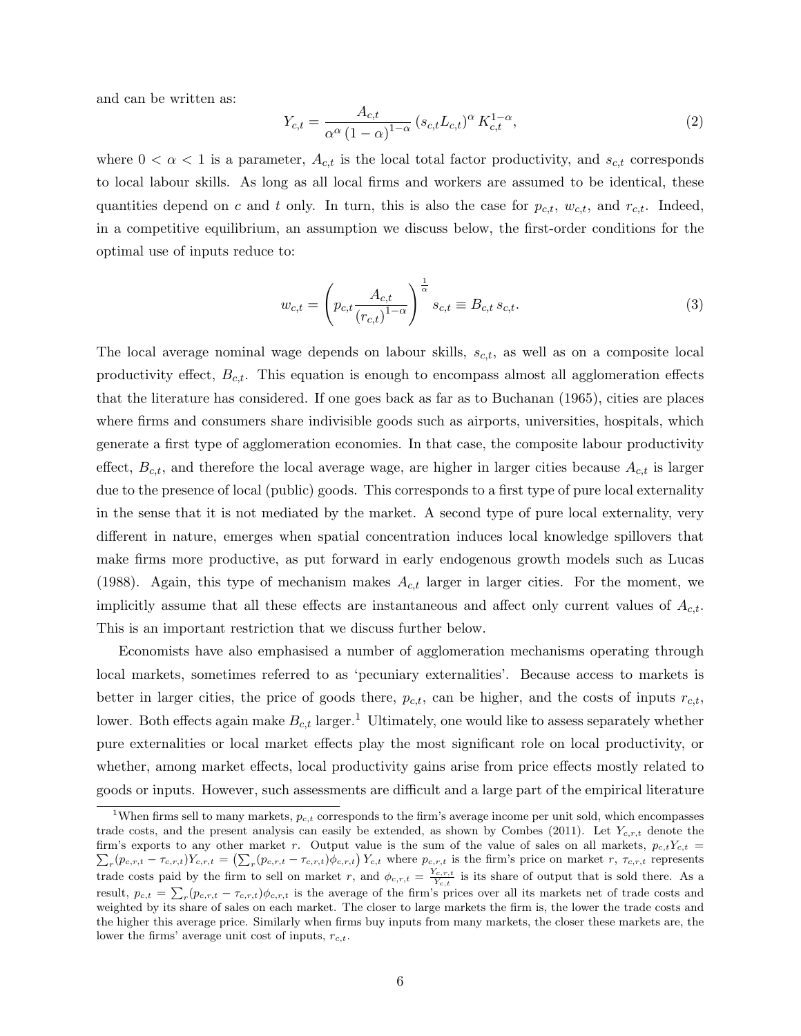and can be written as:

$$Y_{c,t} = \frac{A_{c,t}}{\alpha^{\alpha}\,(1-\alpha)^{1-\alpha}}\,(s_{c,t}L_{c,t})^{\alpha}\,K_{c,t}^{1-\alpha}, \tag{2}$$

where $0 < \alpha < 1$ is a parameter, $A_{c,t}$ is the local total factor productivity, and $s_{c,t}$ corresponds to local labour skills. As long as all local firms and workers are assumed to be identical, these quantities depend on $c$ and $t$ only. In turn, this is also the case for $p_{c,t}$, $w_{c,t}$, and $r_{c,t}$. Indeed, in a competitive equilibrium, an assumption we discuss below, the first-order conditions for the optimal use of inputs reduce to:

$$w_{c,t} = \left(p_{c,t}\frac{A_{c,t}}{(r_{c,t})^{1-\alpha}}\right)^{\frac{1}{\alpha}} s_{c,t} \equiv B_{c,t}\, s_{c,t}. \tag{3}$$

The local average nominal wage depends on labour skills, $s_{c,t}$, as well as on a composite local productivity effect, $B_{c,t}$. This equation is enough to encompass almost all agglomeration effects that the literature has considered. If one goes back as far as to Buchanan (1965), cities are places where firms and consumers share indivisible goods such as airports, universities, hospitals, which generate a first type of agglomeration economies. In that case, the composite labour productivity effect, $B_{c,t}$, and therefore the local average wage, are higher in larger cities because $A_{c,t}$ is larger due to the presence of local (public) goods. This corresponds to a first type of pure local externality in the sense that it is not mediated by the market. A second type of pure local externality, very different in nature, emerges when spatial concentration induces local knowledge spillovers that make firms more productive, as put forward in early endogenous growth models such as Lucas (1988). Again, this type of mechanism makes $A_{c,t}$ larger in larger cities. For the moment, we implicitly assume that all these effects are instantaneous and affect only current values of $A_{c,t}$. This is an important restriction that we discuss further below.

Economists have also emphasised a number of agglomeration mechanisms operating through local markets, sometimes referred to as 'pecuniary externalities'. Because access to markets is better in larger cities, the price of goods there, $p_{c,t}$, can be higher, and the costs of inputs $r_{c,t}$, lower. Both effects again make $B_{c,t}$ larger.[1] Ultimately, one would like to assess separately whether pure externalities or local market effects play the most significant role on local productivity, or whether, among market effects, local productivity gains arise from price effects mostly related to goods or inputs. However, such assessments are difficult and a large part of the empirical literature

[1] When firms sell to many markets, $p_{c,t}$ corresponds to the firm's average income per unit sold, which encompasses trade costs, and the present analysis can easily be extended, as shown by Combes (2011). Let $Y_{c,r,t}$ denote the firm's exports to any other market $r$. Output value is the sum of the value of sales on all markets, $p_{c,t}Y_{c,t} = \sum_r (p_{c,r,t} - \tau_{c,r,t})Y_{c,r,t} = \left(\sum_r (p_{c,r,t} - \tau_{c,r,t})\phi_{c,r,t}\right) Y_{c,t}$ where $p_{c,r,t}$ is the firm's price on market $r$, $\tau_{c,r,t}$ represents trade costs paid by the firm to sell on market $r$, and $\phi_{c,r,t} = \frac{Y_{c,r,t}}{Y_{c,t}}$ is its share of output that is sold there. As a result, $p_{c,t} = \sum_r (p_{c,r,t} - \tau_{c,r,t})\phi_{c,r,t}$ is the average of the firm's prices over all its markets net of trade costs and weighted by its share of sales on each market. The closer to large markets the firm is, the lower the trade costs and the higher this average price. Similarly when firms buy inputs from many markets, the closer these markets are, the lower the firms' average unit cost of inputs, $r_{c,t}$.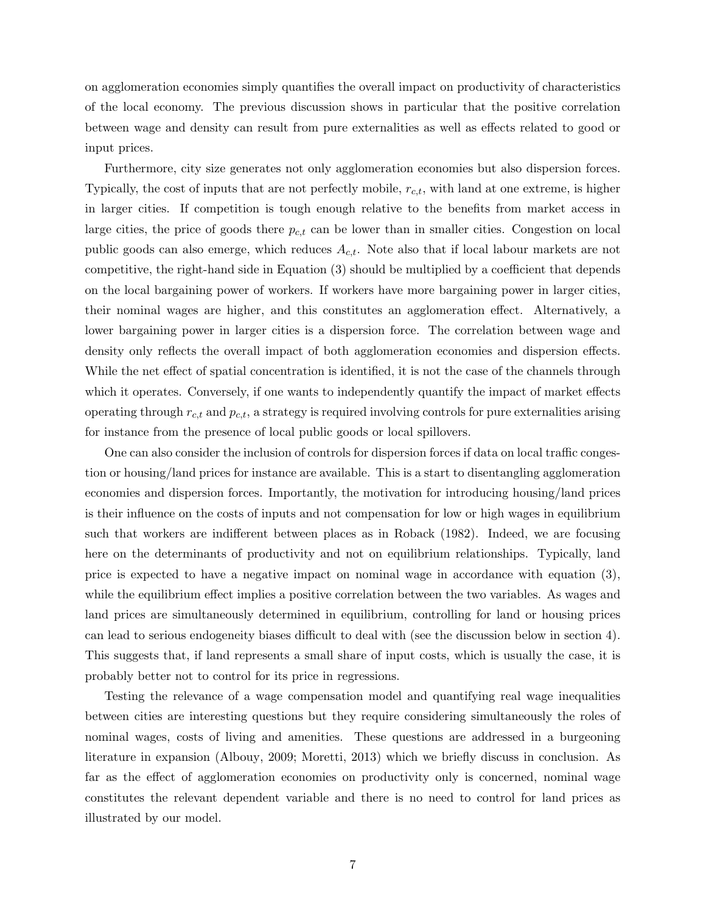on agglomeration economies simply quantifies the overall impact on productivity of characteristics of the local economy. The previous discussion shows in particular that the positive correlation between wage and density can result from pure externalities as well as effects related to good or input prices.

Furthermore, city size generates not only agglomeration economies but also dispersion forces. Typically, the cost of inputs that are not perfectly mobile, $r_{c,t}$, with land at one extreme, is higher in larger cities. If competition is tough enough relative to the benefits from market access in large cities, the price of goods there $p_{c,t}$ can be lower than in smaller cities. Congestion on local public goods can also emerge, which reduces $A_{c,t}$. Note also that if local labour markets are not competitive, the right-hand side in Equation (3) should be multiplied by a coefficient that depends on the local bargaining power of workers. If workers have more bargaining power in larger cities, their nominal wages are higher, and this constitutes an agglomeration effect. Alternatively, a lower bargaining power in larger cities is a dispersion force. The correlation between wage and density only reflects the overall impact of both agglomeration economies and dispersion effects. While the net effect of spatial concentration is identified, it is not the case of the channels through which it operates. Conversely, if one wants to independently quantify the impact of market effects operating through $r_{c,t}$ and $p_{c,t}$, a strategy is required involving controls for pure externalities arising for instance from the presence of local public goods or local spillovers.

One can also consider the inclusion of controls for dispersion forces if data on local traffic congestion or housing/land prices for instance are available. This is a start to disentangling agglomeration economies and dispersion forces. Importantly, the motivation for introducing housing/land prices is their influence on the costs of inputs and not compensation for low or high wages in equilibrium such that workers are indifferent between places as in Roback (1982). Indeed, we are focusing here on the determinants of productivity and not on equilibrium relationships. Typically, land price is expected to have a negative impact on nominal wage in accordance with equation (3), while the equilibrium effect implies a positive correlation between the two variables. As wages and land prices are simultaneously determined in equilibrium, controlling for land or housing prices can lead to serious endogeneity biases difficult to deal with (see the discussion below in section 4). This suggests that, if land represents a small share of input costs, which is usually the case, it is probably better not to control for its price in regressions.

Testing the relevance of a wage compensation model and quantifying real wage inequalities between cities are interesting questions but they require considering simultaneously the roles of nominal wages, costs of living and amenities. These questions are addressed in a burgeoning literature in expansion (Albouy, 2009; Moretti, 2013) which we briefly discuss in conclusion. As far as the effect of agglomeration economies on productivity only is concerned, nominal wage constitutes the relevant dependent variable and there is no need to control for land prices as illustrated by our model.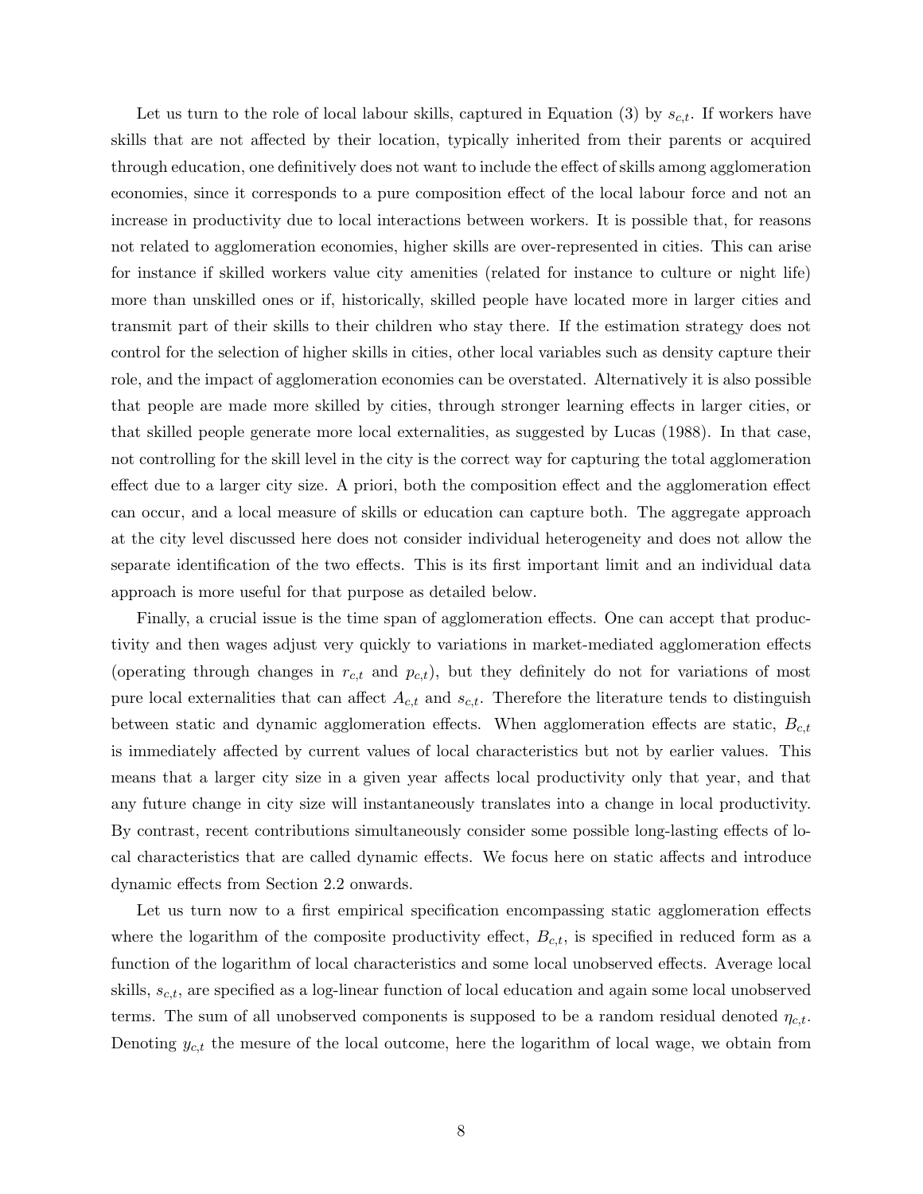Let us turn to the role of local labour skills, captured in Equation (3) by $s_{c,t}$. If workers have skills that are not affected by their location, typically inherited from their parents or acquired through education, one definitively does not want to include the effect of skills among agglomeration economies, since it corresponds to a pure composition effect of the local labour force and not an increase in productivity due to local interactions between workers. It is possible that, for reasons not related to agglomeration economies, higher skills are over-represented in cities. This can arise for instance if skilled workers value city amenities (related for instance to culture or night life) more than unskilled ones or if, historically, skilled people have located more in larger cities and transmit part of their skills to their children who stay there. If the estimation strategy does not control for the selection of higher skills in cities, other local variables such as density capture their role, and the impact of agglomeration economies can be overstated. Alternatively it is also possible that people are made more skilled by cities, through stronger learning effects in larger cities, or that skilled people generate more local externalities, as suggested by Lucas (1988). In that case, not controlling for the skill level in the city is the correct way for capturing the total agglomeration effect due to a larger city size. A priori, both the composition effect and the agglomeration effect can occur, and a local measure of skills or education can capture both. The aggregate approach at the city level discussed here does not consider individual heterogeneity and does not allow the separate identification of the two effects. This is its first important limit and an individual data approach is more useful for that purpose as detailed below.

Finally, a crucial issue is the time span of agglomeration effects. One can accept that productivity and then wages adjust very quickly to variations in market-mediated agglomeration effects (operating through changes in $r_{c,t}$ and $p_{c,t}$), but they definitely do not for variations of most pure local externalities that can affect $A_{c,t}$ and $s_{c,t}$. Therefore the literature tends to distinguish between static and dynamic agglomeration effects. When agglomeration effects are static, $B_{c,t}$ is immediately affected by current values of local characteristics but not by earlier values. This means that a larger city size in a given year affects local productivity only that year, and that any future change in city size will instantaneously translates into a change in local productivity. By contrast, recent contributions simultaneously consider some possible long-lasting effects of local characteristics that are called dynamic effects. We focus here on static affects and introduce dynamic effects from Section 2.2 onwards.

Let us turn now to a first empirical specification encompassing static agglomeration effects where the logarithm of the composite productivity effect, $B_{c,t}$, is specified in reduced form as a function of the logarithm of local characteristics and some local unobserved effects. Average local skills, $s_{c,t}$, are specified as a log-linear function of local education and again some local unobserved terms. The sum of all unobserved components is supposed to be a random residual denoted $\eta_{c,t}$. Denoting $y_{c,t}$ the mesure of the local outcome, here the logarithm of local wage, we obtain from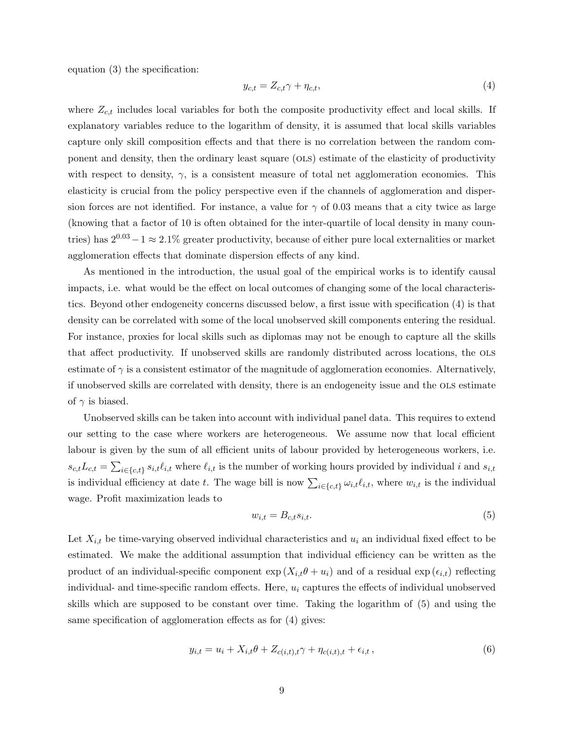equation (3) the specification:

$$y_{c,t} = Z_{c,t}\gamma + \eta_{c,t}, \tag{4}$$

where $Z_{c,t}$ includes local variables for both the composite productivity effect and local skills. If explanatory variables reduce to the logarithm of density, it is assumed that local skills variables capture only skill composition effects and that there is no correlation between the random component and density, then the ordinary least square (OLS) estimate of the elasticity of productivity with respect to density, $\gamma$, is a consistent measure of total net agglomeration economies. This elasticity is crucial from the policy perspective even if the channels of agglomeration and dispersion forces are not identified. For instance, a value for $\gamma$ of 0.03 means that a city twice as large (knowing that a factor of 10 is often obtained for the inter-quartile of local density in many countries) has $2^{0.03} - 1 \approx 2.1\%$ greater productivity, because of either pure local externalities or market agglomeration effects that dominate dispersion effects of any kind.

As mentioned in the introduction, the usual goal of the empirical works is to identify causal impacts, i.e. what would be the effect on local outcomes of changing some of the local characteristics. Beyond other endogeneity concerns discussed below, a first issue with specification (4) is that density can be correlated with some of the local unobserved skill components entering the residual. For instance, proxies for local skills such as diplomas may not be enough to capture all the skills that affect productivity. If unobserved skills are randomly distributed across locations, the OLS estimate of $\gamma$ is a consistent estimator of the magnitude of agglomeration economies. Alternatively, if unobserved skills are correlated with density, there is an endogeneity issue and the OLS estimate of $\gamma$ is biased.

Unobserved skills can be taken into account with individual panel data. This requires to extend our setting to the case where workers are heterogeneous. We assume now that local efficient labour is given by the sum of all efficient units of labour provided by heterogeneous workers, i.e. $s_{c,t}L_{c,t} = \sum_{i\in\{c,t\}} s_{i,t}\ell_{i,t}$ where $\ell_{i,t}$ is the number of working hours provided by individual $i$ and $s_{i,t}$ is individual efficiency at date $t$. The wage bill is now $\sum_{i\in\{c,t\}} \omega_{i,t}\ell_{i,t}$, where $w_{i,t}$ is the individual wage. Profit maximization leads to

$$w_{i,t} = B_{c,t}s_{i,t}. \tag{5}$$

Let $X_{i,t}$ be time-varying observed individual characteristics and $u_i$ an individual fixed effect to be estimated. We make the additional assumption that individual efficiency can be written as the product of an individual-specific component $\exp(X_{i,t}\theta + u_i)$ and of a residual $\exp(\epsilon_{i,t})$ reflecting individual- and time-specific random effects. Here, $u_i$ captures the effects of individual unobserved skills which are supposed to be constant over time. Taking the logarithm of (5) and using the same specification of agglomeration effects as for (4) gives:

$$y_{i,t} = u_i + X_{i,t}\theta + Z_{c(i,t),t}\gamma + \eta_{c(i,t),t} + \epsilon_{i,t}\,, \tag{6}$$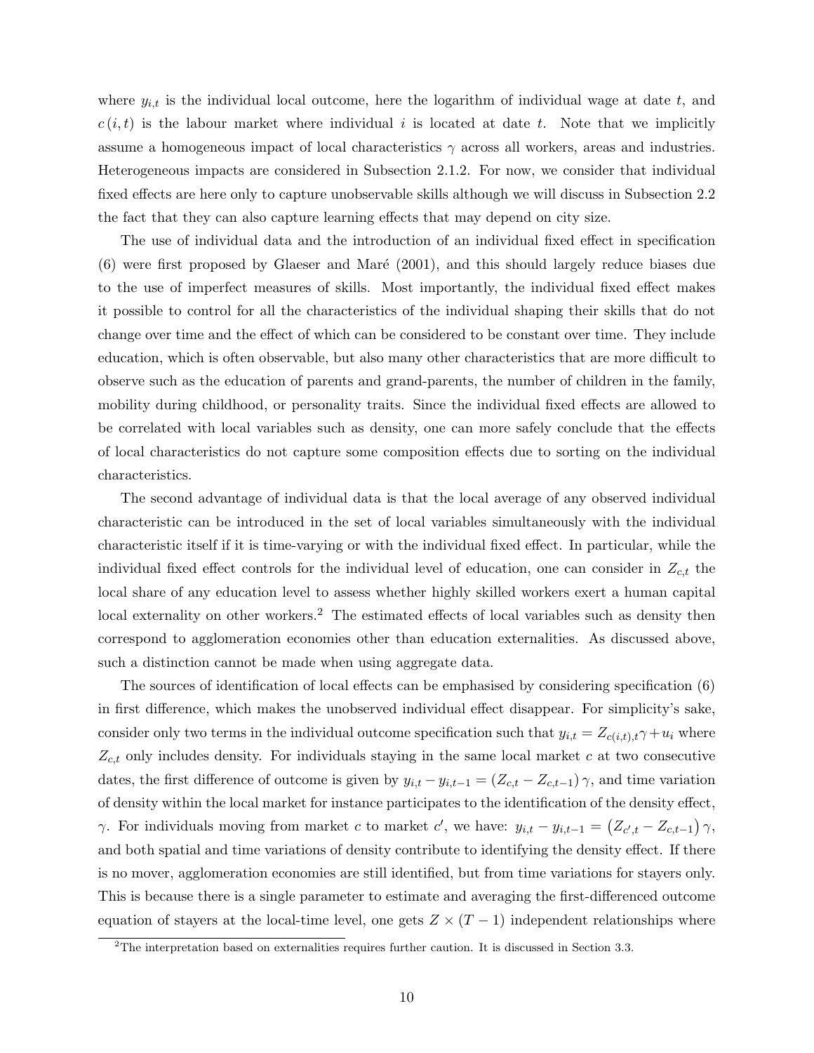where $y_{i,t}$ is the individual local outcome, here the logarithm of individual wage at date $t$, and $c(i,t)$ is the labour market where individual $i$ is located at date $t$. Note that we implicitly assume a homogeneous impact of local characteristics $\gamma$ across all workers, areas and industries. Heterogeneous impacts are considered in Subsection 2.1.2. For now, we consider that individual fixed effects are here only to capture unobservable skills although we will discuss in Subsection 2.2 the fact that they can also capture learning effects that may depend on city size.

The use of individual data and the introduction of an individual fixed effect in specification (6) were first proposed by Glaeser and Maré (2001), and this should largely reduce biases due to the use of imperfect measures of skills. Most importantly, the individual fixed effect makes it possible to control for all the characteristics of the individual shaping their skills that do not change over time and the effect of which can be considered to be constant over time. They include education, which is often observable, but also many other characteristics that are more difficult to observe such as the education of parents and grand-parents, the number of children in the family, mobility during childhood, or personality traits. Since the individual fixed effects are allowed to be correlated with local variables such as density, one can more safely conclude that the effects of local characteristics do not capture some composition effects due to sorting on the individual characteristics.

The second advantage of individual data is that the local average of any observed individual characteristic can be introduced in the set of local variables simultaneously with the individual characteristic itself if it is time-varying or with the individual fixed effect. In particular, while the individual fixed effect controls for the individual level of education, one can consider in $Z_{c,t}$ the local share of any education level to assess whether highly skilled workers exert a human capital local externality on other workers.[2] The estimated effects of local variables such as density then correspond to agglomeration economies other than education externalities. As discussed above, such a distinction cannot be made when using aggregate data.

The sources of identification of local effects can be emphasised by considering specification (6) in first difference, which makes the unobserved individual effect disappear. For simplicity's sake, consider only two terms in the individual outcome specification such that $y_{i,t} = Z_{c(i,t),t}\gamma + u_i$ where $Z_{c,t}$ only includes density. For individuals staying in the same local market $c$ at two consecutive dates, the first difference of outcome is given by $y_{i,t} - y_{i,t-1} = (Z_{c,t} - Z_{c,t-1})\gamma$, and time variation of density within the local market for instance participates to the identification of the density effect, $\gamma$. For individuals moving from market $c$ to market $c'$, we have: $y_{i,t} - y_{i,t-1} = (Z_{c',t} - Z_{c,t-1})\gamma$, and both spatial and time variations of density contribute to identifying the density effect. If there is no mover, agglomeration economies are still identified, but from time variations for stayers only. This is because there is a single parameter to estimate and averaging the first-differenced outcome equation of stayers at the local-time level, one gets $Z \times (T-1)$ independent relationships where

[2] The interpretation based on externalities requires further caution. It is discussed in Section 3.3.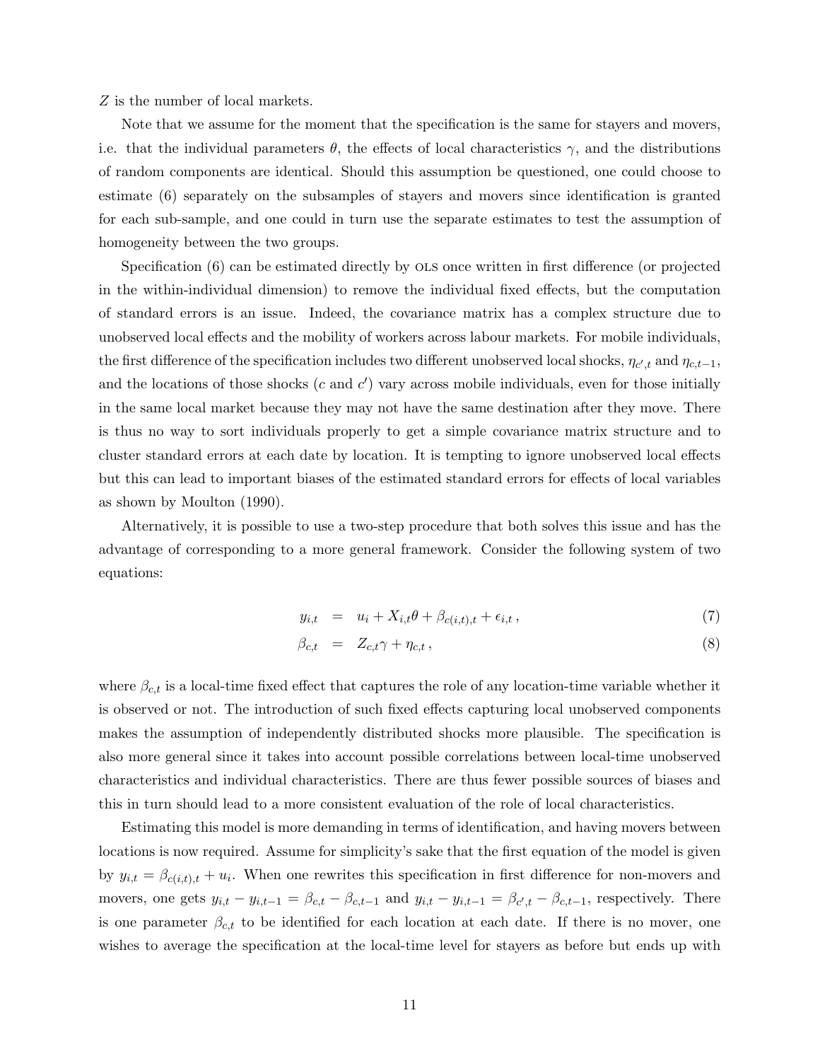$Z$ is the number of local markets.

Note that we assume for the moment that the specification is the same for stayers and movers, i.e. that the individual parameters $\theta$, the effects of local characteristics $\gamma$, and the distributions of random components are identical. Should this assumption be questioned, one could choose to estimate (6) separately on the subsamples of stayers and movers since identification is granted for each sub-sample, and one could in turn use the separate estimates to test the assumption of homogeneity between the two groups.

Specification (6) can be estimated directly by OLS once written in first difference (or projected in the within-individual dimension) to remove the individual fixed effects, but the computation of standard errors is an issue. Indeed, the covariance matrix has a complex structure due to unobserved local effects and the mobility of workers across labour markets. For mobile individuals, the first difference of the specification includes two different unobserved local shocks, $\eta_{c',t}$ and $\eta_{c,t-1}$, and the locations of those shocks ($c$ and $c'$) vary across mobile individuals, even for those initially in the same local market because they may not have the same destination after they move. There is thus no way to sort individuals properly to get a simple covariance matrix structure and to cluster standard errors at each date by location. It is tempting to ignore unobserved local effects but this can lead to important biases of the estimated standard errors for effects of local variables as shown by Moulton (1990).

Alternatively, it is possible to use a two-step procedure that both solves this issue and has the advantage of corresponding to a more general framework. Consider the following system of two equations:

$$y_{i,t} = u_i + X_{i,t}\theta + \beta_{c(i,t),t} + \epsilon_{i,t}\,, \tag{7}$$

$$\beta_{c,t} = Z_{c,t}\gamma + \eta_{c,t}\,, \tag{8}$$

where $\beta_{c,t}$ is a local-time fixed effect that captures the role of any location-time variable whether it is observed or not. The introduction of such fixed effects capturing local unobserved components makes the assumption of independently distributed shocks more plausible. The specification is also more general since it takes into account possible correlations between local-time unobserved characteristics and individual characteristics. There are thus fewer possible sources of biases and this in turn should lead to a more consistent evaluation of the role of local characteristics.

Estimating this model is more demanding in terms of identification, and having movers between locations is now required. Assume for simplicity's sake that the first equation of the model is given by $y_{i,t} = \beta_{c(i,t),t} + u_i$. When one rewrites this specification in first difference for non-movers and movers, one gets $y_{i,t} - y_{i,t-1} = \beta_{c,t} - \beta_{c,t-1}$ and $y_{i,t} - y_{i,t-1} = \beta_{c',t} - \beta_{c,t-1}$, respectively. There is one parameter $\beta_{c,t}$ to be identified for each location at each date. If there is no mover, one wishes to average the specification at the local-time level for stayers as before but ends up with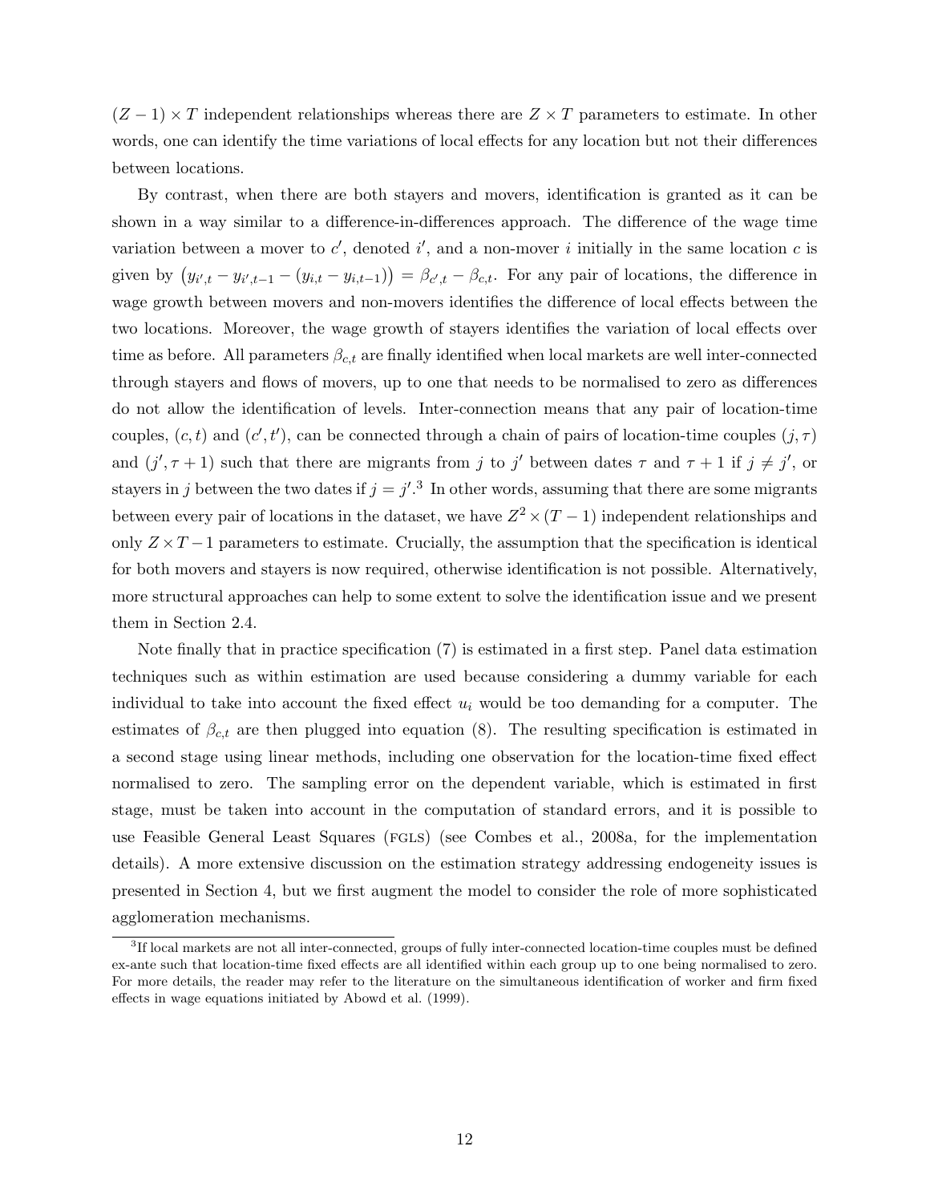$(Z-1) \times T$ independent relationships whereas there are $Z \times T$ parameters to estimate. In other words, one can identify the time variations of local effects for any location but not their differences between locations.

By contrast, when there are both stayers and movers, identification is granted as it can be shown in a way similar to a difference-in-differences approach. The difference of the wage time variation between a mover to $c'$, denoted $i'$, and a non-mover $i$ initially in the same location $c$ is given by $\left(y_{i',t} - y_{i',t-1} - (y_{i,t} - y_{i,t-1})\right) = \beta_{c',t} - \beta_{c,t}$. For any pair of locations, the difference in wage growth between movers and non-movers identifies the difference of local effects between the two locations. Moreover, the wage growth of stayers identifies the variation of local effects over time as before. All parameters $\beta_{c,t}$ are finally identified when local markets are well inter-connected through stayers and flows of movers, up to one that needs to be normalised to zero as differences do not allow the identification of levels. Inter-connection means that any pair of location-time couples, $(c,t)$ and $(c',t')$, can be connected through a chain of pairs of location-time couples $(j,\tau)$ and $(j',\tau+1)$ such that there are migrants from $j$ to $j'$ between dates $\tau$ and $\tau+1$ if $j \neq j'$, or stayers in $j$ between the two dates if $j = j'$.[3] In other words, assuming that there are some migrants between every pair of locations in the dataset, we have $Z^2 \times (T-1)$ independent relationships and only $Z \times T - 1$ parameters to estimate. Crucially, the assumption that the specification is identical for both movers and stayers is now required, otherwise identification is not possible. Alternatively, more structural approaches can help to some extent to solve the identification issue and we present them in Section 2.4.

Note finally that in practice specification (7) is estimated in a first step. Panel data estimation techniques such as within estimation are used because considering a dummy variable for each individual to take into account the fixed effect $u_i$ would be too demanding for a computer. The estimates of $\beta_{c,t}$ are then plugged into equation (8). The resulting specification is estimated in a second stage using linear methods, including one observation for the location-time fixed effect normalised to zero. The sampling error on the dependent variable, which is estimated in first stage, must be taken into account in the computation of standard errors, and it is possible to use Feasible General Least Squares (FGLS) (see Combes et al., 2008a, for the implementation details). A more extensive discussion on the estimation strategy addressing endogeneity issues is presented in Section 4, but we first augment the model to consider the role of more sophisticated agglomeration mechanisms.

[3] If local markets are not all inter-connected, groups of fully inter-connected location-time couples must be defined ex-ante such that location-time fixed effects are all identified within each group up to one being normalised to zero. For more details, the reader may refer to the literature on the simultaneous identification of worker and firm fixed effects in wage equations initiated by Abowd et al. (1999).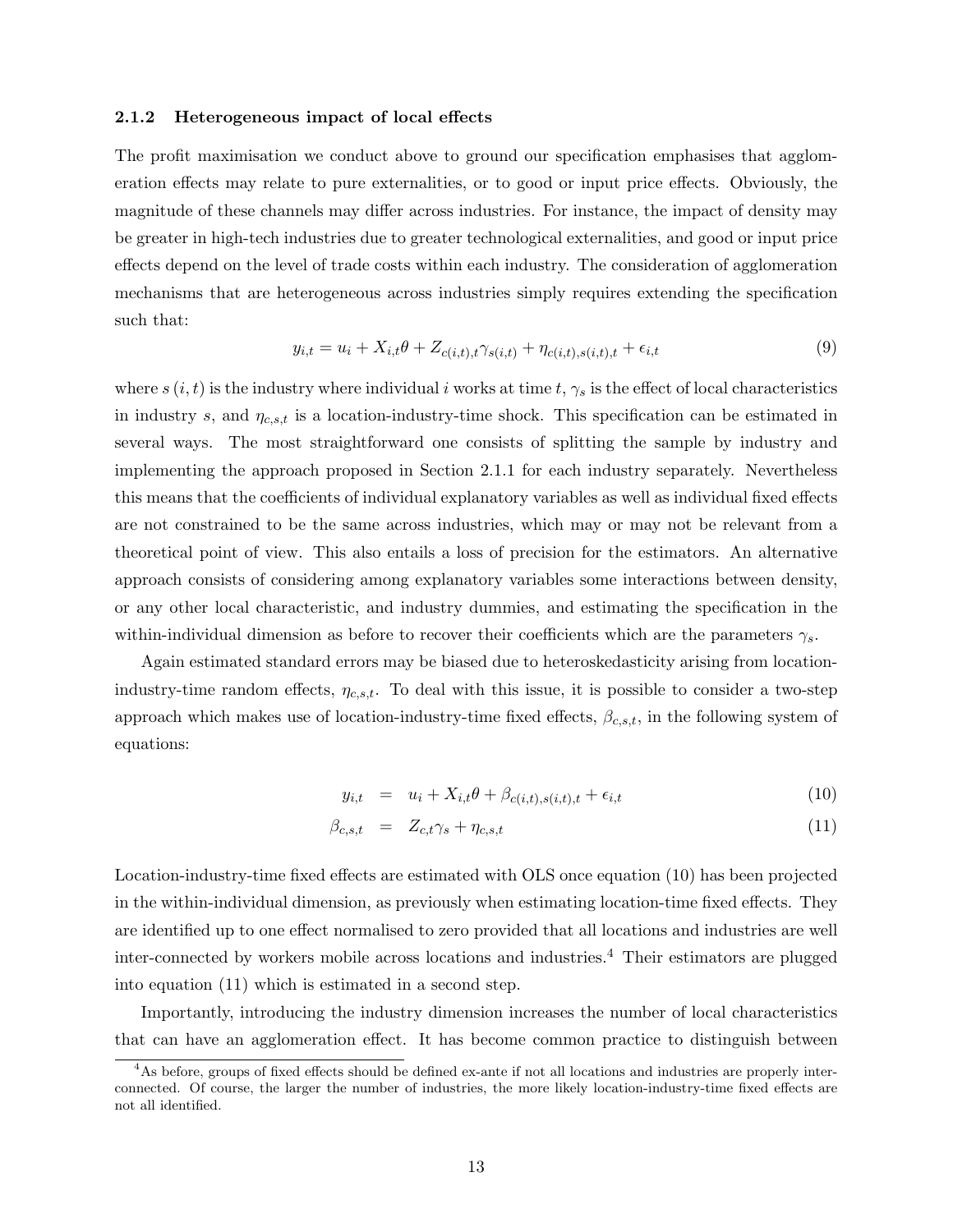#### 2.1.2 Heterogeneous impact of local effects

The profit maximisation we conduct above to ground our specification emphasises that agglomeration effects may relate to pure externalities, or to good or input price effects. Obviously, the magnitude of these channels may differ across industries. For instance, the impact of density may be greater in high-tech industries due to greater technological externalities, and good or input price effects depend on the level of trade costs within each industry. The consideration of agglomeration mechanisms that are heterogeneous across industries simply requires extending the specification such that:

$$y_{i,t} = u_i + X_{i,t}\theta + Z_{c(i,t),t}\gamma_{s(i,t)} + \eta_{c(i,t),s(i,t),t} + \epsilon_{i,t} \tag{9}$$

where $s(i,t)$ is the industry where individual $i$ works at time $t$, $\gamma_s$ is the effect of local characteristics in industry $s$, and $\eta_{c,s,t}$ is a location-industry-time shock. This specification can be estimated in several ways. The most straightforward one consists of splitting the sample by industry and implementing the approach proposed in Section 2.1.1 for each industry separately. Nevertheless this means that the coefficients of individual explanatory variables as well as individual fixed effects are not constrained to be the same across industries, which may or may not be relevant from a theoretical point of view. This also entails a loss of precision for the estimators. An alternative approach consists of considering among explanatory variables some interactions between density, or any other local characteristic, and industry dummies, and estimating the specification in the within-individual dimension as before to recover their coefficients which are the parameters $\gamma_s$.

Again estimated standard errors may be biased due to heteroskedasticity arising from location-industry-time random effects, $\eta_{c,s,t}$. To deal with this issue, it is possible to consider a two-step approach which makes use of location-industry-time fixed effects, $\beta_{c,s,t}$, in the following system of equations:

$$y_{i,t} = u_i + X_{i,t}\theta + \beta_{c(i,t),s(i,t),t} + \epsilon_{i,t} \tag{10}$$

$$\beta_{c,s,t} = Z_{c,t}\gamma_s + \eta_{c,s,t} \tag{11}$$

Location-industry-time fixed effects are estimated with OLS once equation (10) has been projected in the within-individual dimension, as previously when estimating location-time fixed effects. They are identified up to one effect normalised to zero provided that all locations and industries are well inter-connected by workers mobile across locations and industries.[4] Their estimators are plugged into equation (11) which is estimated in a second step.

Importantly, introducing the industry dimension increases the number of local characteristics that can have an agglomeration effect. It has become common practice to distinguish between

[4] As before, groups of fixed effects should be defined ex-ante if not all locations and industries are properly interconnected. Of course, the larger the number of industries, the more likely location-industry-time fixed effects are not all identified.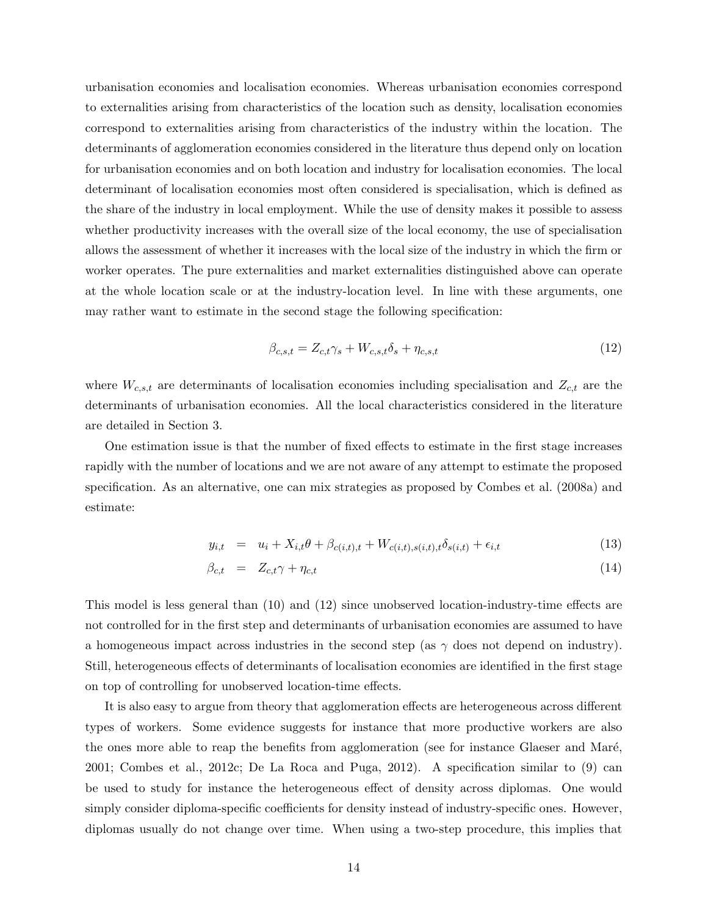urbanisation economies and localisation economies. Whereas urbanisation economies correspond to externalities arising from characteristics of the location such as density, localisation economies correspond to externalities arising from characteristics of the industry within the location. The determinants of agglomeration economies considered in the literature thus depend only on location for urbanisation economies and on both location and industry for localisation economies. The local determinant of localisation economies most often considered is specialisation, which is defined as the share of the industry in local employment. While the use of density makes it possible to assess whether productivity increases with the overall size of the local economy, the use of specialisation allows the assessment of whether it increases with the local size of the industry in which the firm or worker operates. The pure externalities and market externalities distinguished above can operate at the whole location scale or at the industry-location level. In line with these arguments, one may rather want to estimate in the second stage the following specification:

$$\beta_{c,s,t} = Z_{c,t}\gamma_s + W_{c,s,t}\delta_s + \eta_{c,s,t} \tag{12}$$

where $W_{c,s,t}$ are determinants of localisation economies including specialisation and $Z_{c,t}$ are the determinants of urbanisation economies. All the local characteristics considered in the literature are detailed in Section 3.

One estimation issue is that the number of fixed effects to estimate in the first stage increases rapidly with the number of locations and we are not aware of any attempt to estimate the proposed specification. As an alternative, one can mix strategies as proposed by Combes et al. (2008a) and estimate:

$$y_{i,t} = u_i + X_{i,t}\theta + \beta_{c(i,t),t} + W_{c(i,t),s(i,t),t}\delta_{s(i,t)} + \epsilon_{i,t} \tag{13}$$

$$\beta_{c,t} = Z_{c,t}\gamma + \eta_{c,t} \tag{14}$$

This model is less general than (10) and (12) since unobserved location-industry-time effects are not controlled for in the first step and determinants of urbanisation economies are assumed to have a homogeneous impact across industries in the second step (as $\gamma$ does not depend on industry). Still, heterogeneous effects of determinants of localisation economies are identified in the first stage on top of controlling for unobserved location-time effects.

It is also easy to argue from theory that agglomeration effects are heterogeneous across different types of workers. Some evidence suggests for instance that more productive workers are also the ones more able to reap the benefits from agglomeration (see for instance Glaeser and Maré, 2001; Combes et al., 2012c; De La Roca and Puga, 2012). A specification similar to (9) can be used to study for instance the heterogeneous effect of density across diplomas. One would simply consider diploma-specific coefficients for density instead of industry-specific ones. However, diplomas usually do not change over time. When using a two-step procedure, this implies that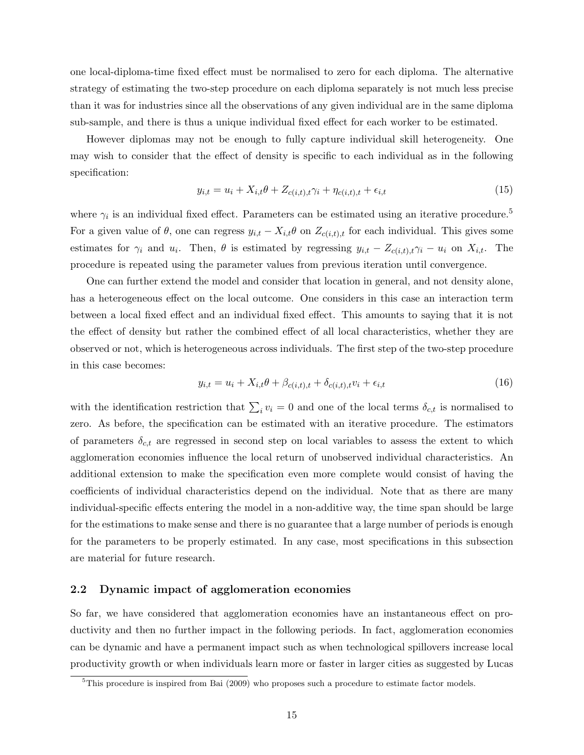one local-diploma-time fixed effect must be normalised to zero for each diploma. The alternative strategy of estimating the two-step procedure on each diploma separately is not much less precise than it was for industries since all the observations of any given individual are in the same diploma sub-sample, and there is thus a unique individual fixed effect for each worker to be estimated.

However diplomas may not be enough to fully capture individual skill heterogeneity. One may wish to consider that the effect of density is specific to each individual as in the following specification:

$$y_{i,t} = u_i + X_{i,t}\theta + Z_{c(i,t),t}\gamma_i + \eta_{c(i,t),t} + \epsilon_{i,t} \tag{15}$$

where $\gamma_i$ is an individual fixed effect. Parameters can be estimated using an iterative procedure.[5] For a given value of $\theta$, one can regress $y_{i,t} - X_{i,t}\theta$ on $Z_{c(i,t),t}$ for each individual. This gives some estimates for $\gamma_i$ and $u_i$. Then, $\theta$ is estimated by regressing $y_{i,t} - Z_{c(i,t),t}\gamma_i - u_i$ on $X_{i,t}$. The procedure is repeated using the parameter values from previous iteration until convergence.

One can further extend the model and consider that location in general, and not density alone, has a heterogeneous effect on the local outcome. One considers in this case an interaction term between a local fixed effect and an individual fixed effect. This amounts to saying that it is not the effect of density but rather the combined effect of all local characteristics, whether they are observed or not, which is heterogeneous across individuals. The first step of the two-step procedure in this case becomes:

$$y_{i,t} = u_i + X_{i,t}\theta + \beta_{c(i,t),t} + \delta_{c(i,t),t}v_i + \epsilon_{i,t} \tag{16}$$

with the identification restriction that $\sum_i v_i = 0$ and one of the local terms $\delta_{c,t}$ is normalised to zero. As before, the specification can be estimated with an iterative procedure. The estimators of parameters $\delta_{c,t}$ are regressed in second step on local variables to assess the extent to which agglomeration economies influence the local return of unobserved individual characteristics. An additional extension to make the specification even more complete would consist of having the coefficients of individual characteristics depend on the individual. Note that as there are many individual-specific effects entering the model in a non-additive way, the time span should be large for the estimations to make sense and there is no guarantee that a large number of periods is enough for the parameters to be properly estimated. In any case, most specifications in this subsection are material for future research.

## 2.2 Dynamic impact of agglomeration economies

So far, we have considered that agglomeration economies have an instantaneous effect on productivity and then no further impact in the following periods. In fact, agglomeration economies can be dynamic and have a permanent impact such as when technological spillovers increase local productivity growth or when individuals learn more or faster in larger cities as suggested by Lucas

[5] This procedure is inspired from Bai (2009) who proposes such a procedure to estimate factor models.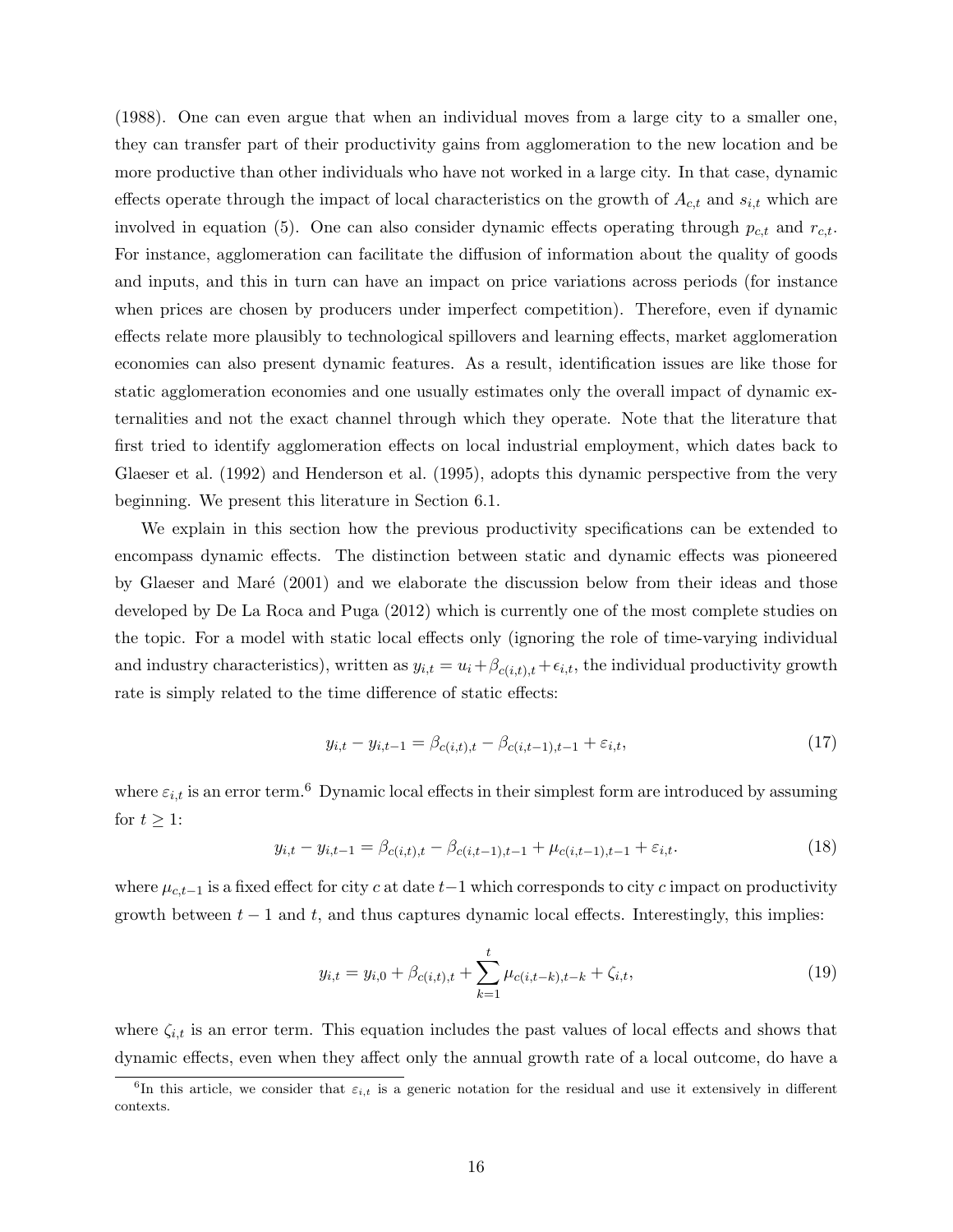(1988). One can even argue that when an individual moves from a large city to a smaller one, they can transfer part of their productivity gains from agglomeration to the new location and be more productive than other individuals who have not worked in a large city. In that case, dynamic effects operate through the impact of local characteristics on the growth of $A_{c,t}$ and $s_{i,t}$ which are involved in equation (5). One can also consider dynamic effects operating through $p_{c,t}$ and $r_{c,t}$. For instance, agglomeration can facilitate the diffusion of information about the quality of goods and inputs, and this in turn can have an impact on price variations across periods (for instance when prices are chosen by producers under imperfect competition). Therefore, even if dynamic effects relate more plausibly to technological spillovers and learning effects, market agglomeration economies can also present dynamic features. As a result, identification issues are like those for static agglomeration economies and one usually estimates only the overall impact of dynamic externalities and not the exact channel through which they operate. Note that the literature that first tried to identify agglomeration effects on local industrial employment, which dates back to Glaeser et al. (1992) and Henderson et al. (1995), adopts this dynamic perspective from the very beginning. We present this literature in Section 6.1.

We explain in this section how the previous productivity specifications can be extended to encompass dynamic effects. The distinction between static and dynamic effects was pioneered by Glaeser and Maré (2001) and we elaborate the discussion below from their ideas and those developed by De La Roca and Puga (2012) which is currently one of the most complete studies on the topic. For a model with static local effects only (ignoring the role of time-varying individual and industry characteristics), written as $y_{i,t} = u_i + \beta_{c(i,t),t} + \epsilon_{i,t}$, the individual productivity growth rate is simply related to the time difference of static effects:

$$y_{i,t} - y_{i,t-1} = \beta_{c(i,t),t} - \beta_{c(i,t-1),t-1} + \varepsilon_{i,t}, \tag{17}$$

where $\varepsilon_{i,t}$ is an error term.[6] Dynamic local effects in their simplest form are introduced by assuming for $t \geq 1$:

$$y_{i,t} - y_{i,t-1} = \beta_{c(i,t),t} - \beta_{c(i,t-1),t-1} + \mu_{c(i,t-1),t-1} + \varepsilon_{i,t}. \tag{18}$$

where $\mu_{c,t-1}$ is a fixed effect for city $c$ at date $t-1$ which corresponds to city $c$ impact on productivity growth between $t-1$ and $t$, and thus captures dynamic local effects. Interestingly, this implies:

$$y_{i,t} = y_{i,0} + \beta_{c(i,t),t} + \sum_{k=1}^{t} \mu_{c(i,t-k),t-k} + \zeta_{i,t}, \tag{19}$$

where $\zeta_{i,t}$ is an error term. This equation includes the past values of local effects and shows that dynamic effects, even when they affect only the annual growth rate of a local outcome, do have a

[6] In this article, we consider that $\varepsilon_{i,t}$ is a generic notation for the residual and use it extensively in different contexts.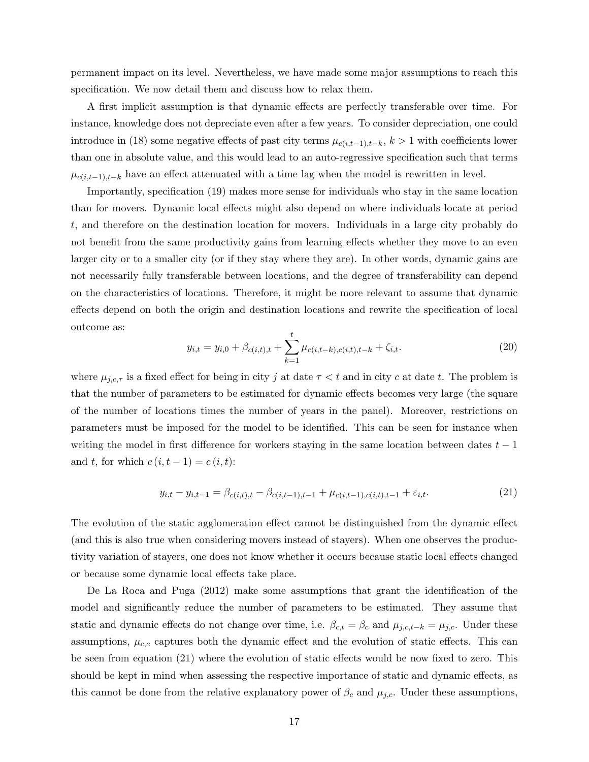permanent impact on its level. Nevertheless, we have made some major assumptions to reach this specification. We now detail them and discuss how to relax them.

A first implicit assumption is that dynamic effects are perfectly transferable over time. For instance, knowledge does not depreciate even after a few years. To consider depreciation, one could introduce in (18) some negative effects of past city terms $\mu_{c(i,t-1),t-k}$, $k > 1$ with coefficients lower than one in absolute value, and this would lead to an auto-regressive specification such that terms $\mu_{c(i,t-1),t-k}$ have an effect attenuated with a time lag when the model is rewritten in level.

Importantly, specification (19) makes more sense for individuals who stay in the same location than for movers. Dynamic local effects might also depend on where individuals locate at period $t$, and therefore on the destination location for movers. Individuals in a large city probably do not benefit from the same productivity gains from learning effects whether they move to an even larger city or to a smaller city (or if they stay where they are). In other words, dynamic gains are not necessarily fully transferable between locations, and the degree of transferability can depend on the characteristics of locations. Therefore, it might be more relevant to assume that dynamic effects depend on both the origin and destination locations and rewrite the specification of local outcome as:

$$y_{i,t} = y_{i,0} + \beta_{c(i,t),t} + \sum_{k=1}^{t} \mu_{c(i,t-k),c(i,t),t-k} + \zeta_{i,t}. \tag{20}$$

where $\mu_{j,c,\tau}$ is a fixed effect for being in city $j$ at date $\tau < t$ and in city $c$ at date $t$. The problem is that the number of parameters to be estimated for dynamic effects becomes very large (the square of the number of locations times the number of years in the panel). Moreover, restrictions on parameters must be imposed for the model to be identified. This can be seen for instance when writing the model in first difference for workers staying in the same location between dates $t-1$ and $t$, for which $c(i,t-1) = c(i,t)$:

$$y_{i,t} - y_{i,t-1} = \beta_{c(i,t),t} - \beta_{c(i,t-1),t-1} + \mu_{c(i,t-1),c(i,t),t-1} + \varepsilon_{i,t}. \tag{21}$$

The evolution of the static agglomeration effect cannot be distinguished from the dynamic effect (and this is also true when considering movers instead of stayers). When one observes the productivity variation of stayers, one does not know whether it occurs because static local effects changed or because some dynamic local effects take place.

De La Roca and Puga (2012) make some assumptions that grant the identification of the model and significantly reduce the number of parameters to be estimated. They assume that static and dynamic effects do not change over time, i.e. $\beta_{c,t} = \beta_c$ and $\mu_{j,c,t-k} = \mu_{j,c}$. Under these assumptions, $\mu_{c,c}$ captures both the dynamic effect and the evolution of static effects. This can be seen from equation (21) where the evolution of static effects would be now fixed to zero. This should be kept in mind when assessing the respective importance of static and dynamic effects, as this cannot be done from the relative explanatory power of $\beta_c$ and $\mu_{j,c}$. Under these assumptions,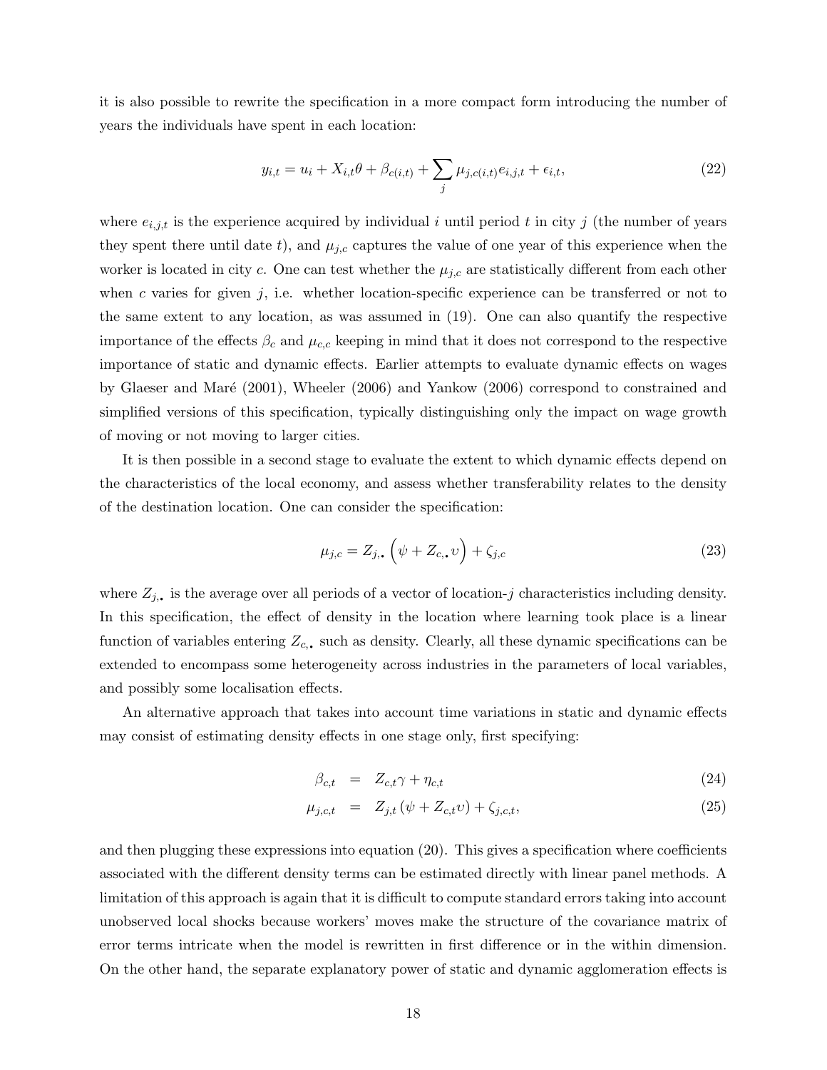it is also possible to rewrite the specification in a more compact form introducing the number of years the individuals have spent in each location:

$$y_{i,t} = u_i + X_{i,t}\theta + \beta_{c(i,t)} + \sum_j \mu_{j,c(i,t)} e_{i,j,t} + \epsilon_{i,t}, \tag{22}$$

where $e_{i,j,t}$ is the experience acquired by individual $i$ until period $t$ in city $j$ (the number of years they spent there until date $t$), and $\mu_{j,c}$ captures the value of one year of this experience when the worker is located in city $c$. One can test whether the $\mu_{j,c}$ are statistically different from each other when $c$ varies for given $j$, i.e. whether location-specific experience can be transferred or not to the same extent to any location, as was assumed in (19). One can also quantify the respective importance of the effects $\beta_c$ and $\mu_{c,c}$ keeping in mind that it does not correspond to the respective importance of static and dynamic effects. Earlier attempts to evaluate dynamic effects on wages by Glaeser and Maré (2001), Wheeler (2006) and Yankow (2006) correspond to constrained and simplified versions of this specification, typically distinguishing only the impact on wage growth of moving or not moving to larger cities.

It is then possible in a second stage to evaluate the extent to which dynamic effects depend on the characteristics of the local economy, and assess whether transferability relates to the density of the destination location. One can consider the specification:

$$\mu_{j,c} = Z_{j,\bullet} \left( \psi + Z_{c,\bullet} \upsilon \right) + \zeta_{j,c} \tag{23}$$

where $Z_{j,\bullet}$ is the average over all periods of a vector of location-$j$ characteristics including density. In this specification, the effect of density in the location where learning took place is a linear function of variables entering $Z_{c,\bullet}$ such as density. Clearly, all these dynamic specifications can be extended to encompass some heterogeneity across industries in the parameters of local variables, and possibly some localisation effects.

An alternative approach that takes into account time variations in static and dynamic effects may consist of estimating density effects in one stage only, first specifying:

$$\beta_{c,t} = Z_{c,t}\gamma + \eta_{c,t} \tag{24}$$

$$\mu_{j,c,t} = Z_{j,t}\left(\psi + Z_{c,t}\upsilon\right) + \zeta_{j,c,t}, \tag{25}$$

and then plugging these expressions into equation (20). This gives a specification where coefficients associated with the different density terms can be estimated directly with linear panel methods. A limitation of this approach is again that it is difficult to compute standard errors taking into account unobserved local shocks because workers' moves make the structure of the covariance matrix of error terms intricate when the model is rewritten in first difference or in the within dimension. On the other hand, the separate explanatory power of static and dynamic agglomeration effects is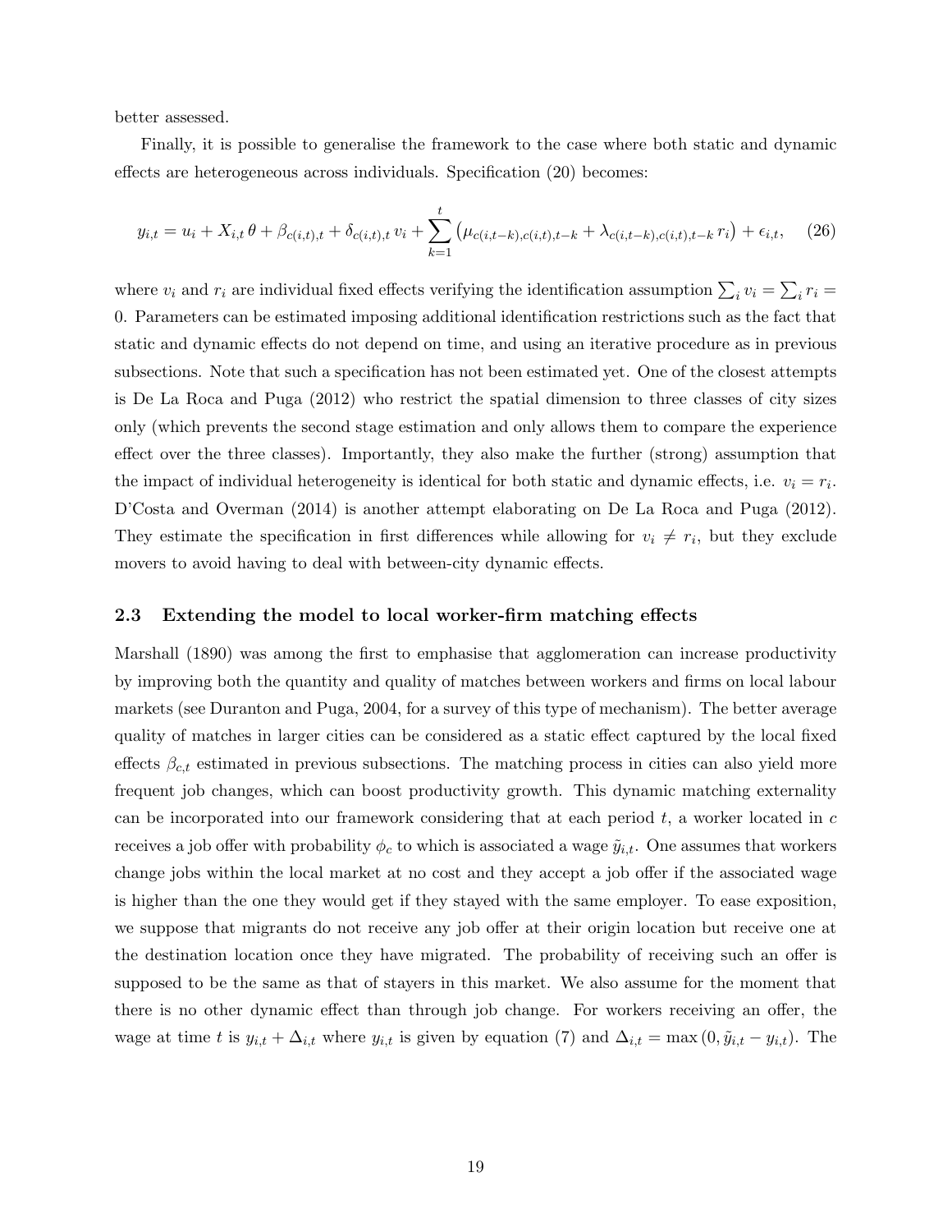better assessed.

Finally, it is possible to generalise the framework to the case where both static and dynamic effects are heterogeneous across individuals. Specification (20) becomes:

$$y_{i,t} = u_i + X_{i,t}\,\theta + \beta_{c(i,t),t} + \delta_{c(i,t),t}\,v_i + \sum_{k=1}^{t} \left(\mu_{c(i,t-k),c(i,t),t-k} + \lambda_{c(i,t-k),c(i,t),t-k}\,r_i\right) + \epsilon_{i,t}, \quad (26)$$

where $v_i$ and $r_i$ are individual fixed effects verifying the identification assumption $\sum_i v_i = \sum_i r_i = 0$. Parameters can be estimated imposing additional identification restrictions such as the fact that static and dynamic effects do not depend on time, and using an iterative procedure as in previous subsections. Note that such a specification has not been estimated yet. One of the closest attempts is De La Roca and Puga (2012) who restrict the spatial dimension to three classes of city sizes only (which prevents the second stage estimation and only allows them to compare the experience effect over the three classes). Importantly, they also make the further (strong) assumption that the impact of individual heterogeneity is identical for both static and dynamic effects, i.e. $v_i = r_i$. D'Costa and Overman (2014) is another attempt elaborating on De La Roca and Puga (2012). They estimate the specification in first differences while allowing for $v_i \neq r_i$, but they exclude movers to avoid having to deal with between-city dynamic effects.

### 2.3 Extending the model to local worker-firm matching effects

Marshall (1890) was among the first to emphasise that agglomeration can increase productivity by improving both the quantity and quality of matches between workers and firms on local labour markets (see Duranton and Puga, 2004, for a survey of this type of mechanism). The better average quality of matches in larger cities can be considered as a static effect captured by the local fixed effects $\beta_{c,t}$ estimated in previous subsections. The matching process in cities can also yield more frequent job changes, which can boost productivity growth. This dynamic matching externality can be incorporated into our framework considering that at each period $t$, a worker located in $c$ receives a job offer with probability $\phi_c$ to which is associated a wage $\tilde{y}_{i,t}$. One assumes that workers change jobs within the local market at no cost and they accept a job offer if the associated wage is higher than the one they would get if they stayed with the same employer. To ease exposition, we suppose that migrants do not receive any job offer at their origin location but receive one at the destination location once they have migrated. The probability of receiving such an offer is supposed to be the same as that of stayers in this market. We also assume for the moment that there is no other dynamic effect than through job change. For workers receiving an offer, the wage at time $t$ is $y_{i,t} + \Delta_{i,t}$ where $y_{i,t}$ is given by equation (7) and $\Delta_{i,t} = \max\left(0, \tilde{y}_{i,t} - y_{i,t}\right)$. The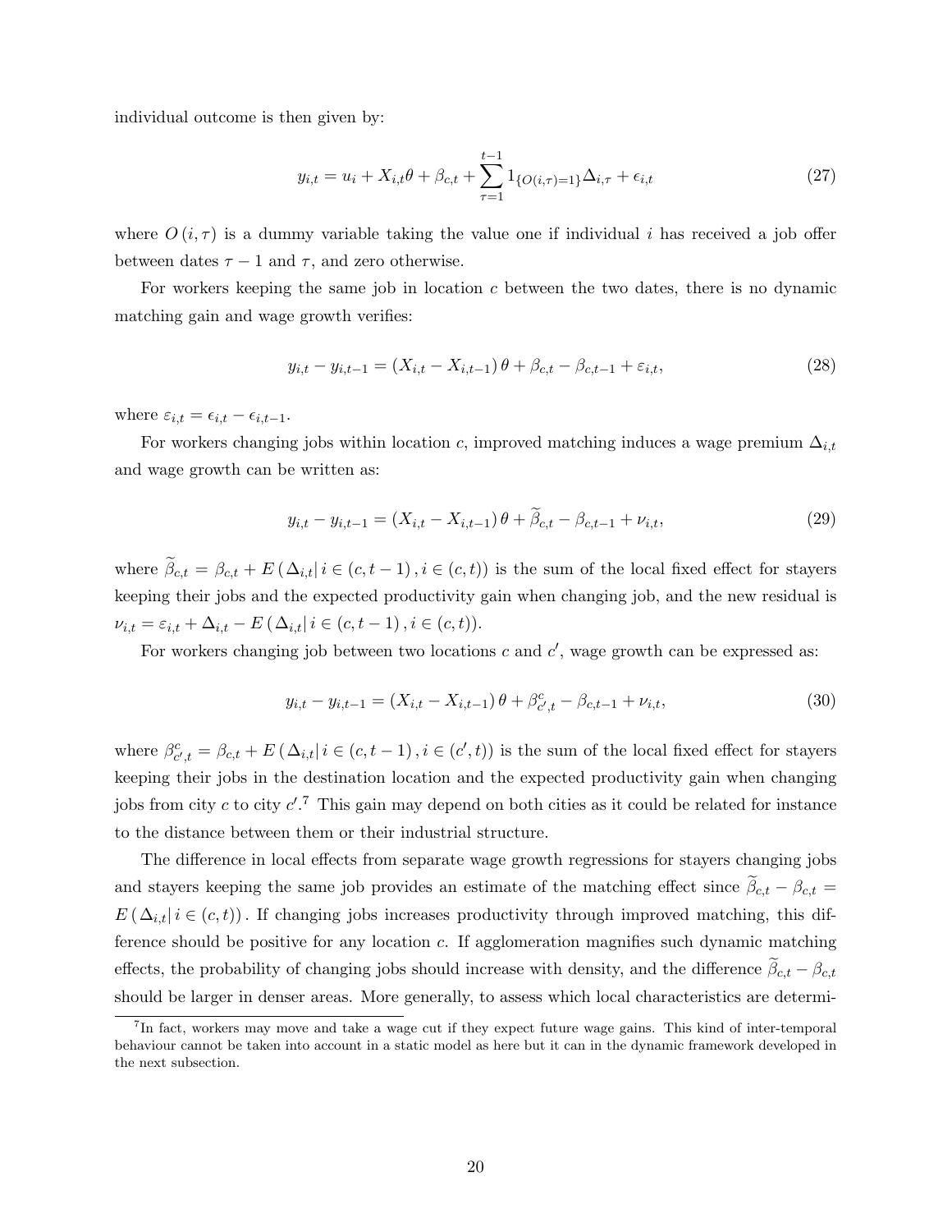individual outcome is then given by:

$$y_{i,t} = u_i + X_{i,t}\theta + \beta_{c,t} + \sum_{\tau=1}^{t-1} 1_{\{O(i,\tau)=1\}}\Delta_{i,\tau} + \epsilon_{i,t} \tag{27}$$

where $O(i,\tau)$ is a dummy variable taking the value one if individual $i$ has received a job offer between dates $\tau - 1$ and $\tau$, and zero otherwise.

For workers keeping the same job in location $c$ between the two dates, there is no dynamic matching gain and wage growth verifies:

$$y_{i,t} - y_{i,t-1} = (X_{i,t} - X_{i,t-1})\,\theta + \beta_{c,t} - \beta_{c,t-1} + \varepsilon_{i,t}, \tag{28}$$

where $\varepsilon_{i,t} = \epsilon_{i,t} - \epsilon_{i,t-1}$.

For workers changing jobs within location $c$, improved matching induces a wage premium $\Delta_{i,t}$ and wage growth can be written as:

$$y_{i,t} - y_{i,t-1} = (X_{i,t} - X_{i,t-1})\,\theta + \widetilde{\beta}_{c,t} - \beta_{c,t-1} + \nu_{i,t}, \tag{29}$$

where $\widetilde{\beta}_{c,t} = \beta_{c,t} + E\left(\Delta_{i,t}\middle| i \in (c, t-1), i \in (c,t)\right)$ is the sum of the local fixed effect for stayers keeping their jobs and the expected productivity gain when changing job, and the new residual is $\nu_{i,t} = \varepsilon_{i,t} + \Delta_{i,t} - E\left(\Delta_{i,t}\middle| i \in (c, t-1), i \in (c,t)\right)$.

For workers changing job between two locations $c$ and $c'$, wage growth can be expressed as:

$$y_{i,t} - y_{i,t-1} = (X_{i,t} - X_{i,t-1})\,\theta + \beta^{c}_{c',t} - \beta_{c,t-1} + \nu_{i,t}, \tag{30}$$

where $\beta^{c}_{c',t} = \beta_{c,t} + E\left(\Delta_{i,t}\middle| i \in (c, t-1), i \in (c',t)\right)$ is the sum of the local fixed effect for stayers keeping their jobs in the destination location and the expected productivity gain when changing jobs from city $c$ to city $c'$.[7] This gain may depend on both cities as it could be related for instance to the distance between them or their industrial structure.

The difference in local effects from separate wage growth regressions for stayers changing jobs and stayers keeping the same job provides an estimate of the matching effect since $\widetilde{\beta}_{c,t} - \beta_{c,t} = E\left(\Delta_{i,t}\middle| i \in (c,t)\right)$. If changing jobs increases productivity through improved matching, this difference should be positive for any location $c$. If agglomeration magnifies such dynamic matching effects, the probability of changing jobs should increase with density, and the difference $\widetilde{\beta}_{c,t} - \beta_{c,t}$ should be larger in denser areas. More generally, to assess which local characteristics are determi-

[7] In fact, workers may move and take a wage cut if they expect future wage gains. This kind of inter-temporal behaviour cannot be taken into account in a static model as here but it can in the dynamic framework developed in the next subsection.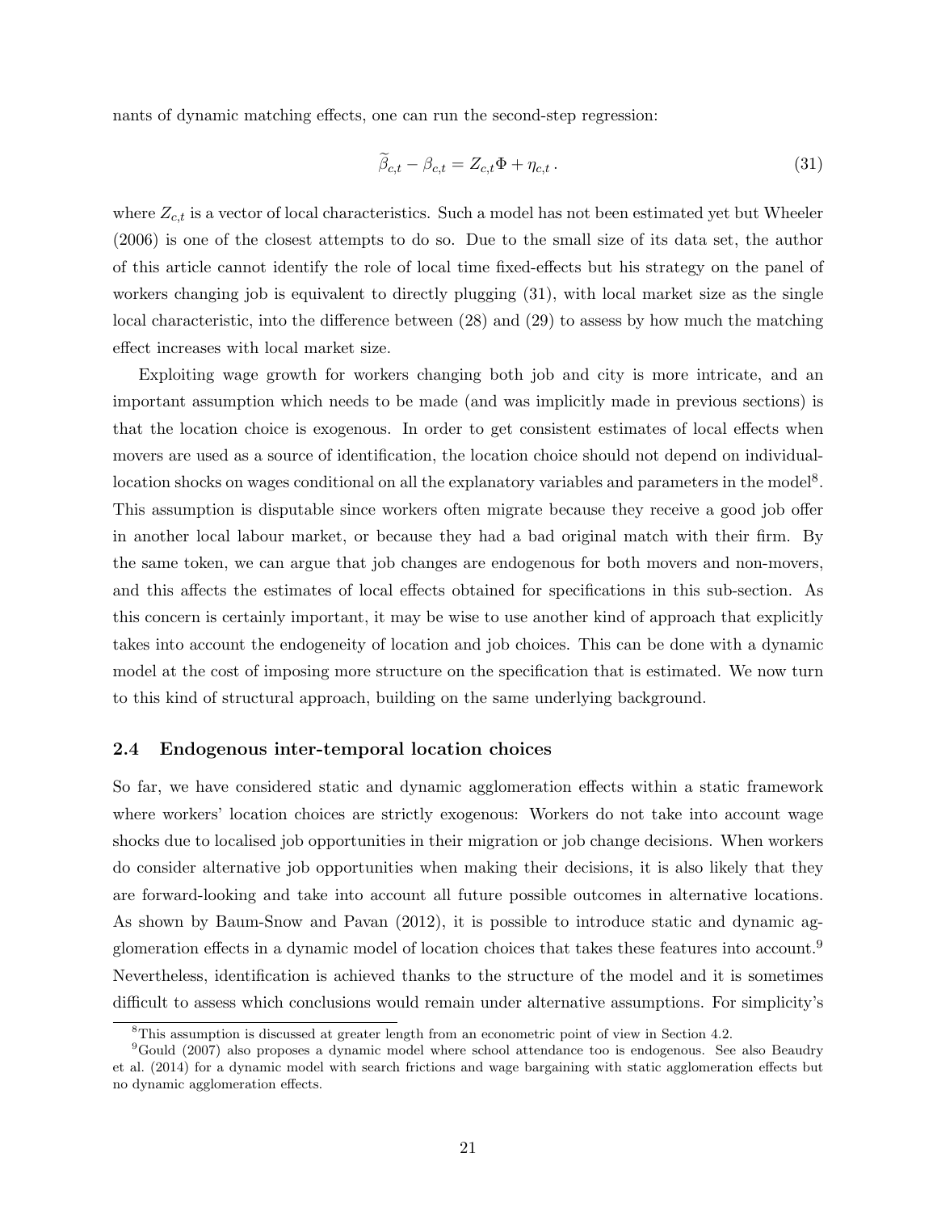nants of dynamic matching effects, one can run the second-step regression:

$$\widetilde{\beta}_{c,t} - \beta_{c,t} = Z_{c,t}\Phi + \eta_{c,t}\,. \tag{31}$$

where $Z_{c,t}$ is a vector of local characteristics. Such a model has not been estimated yet but Wheeler (2006) is one of the closest attempts to do so. Due to the small size of its data set, the author of this article cannot identify the role of local time fixed-effects but his strategy on the panel of workers changing job is equivalent to directly plugging (31), with local market size as the single local characteristic, into the difference between (28) and (29) to assess by how much the matching effect increases with local market size.

Exploiting wage growth for workers changing both job and city is more intricate, and an important assumption which needs to be made (and was implicitly made in previous sections) is that the location choice is exogenous. In order to get consistent estimates of local effects when movers are used as a source of identification, the location choice should not depend on individual-location shocks on wages conditional on all the explanatory variables and parameters in the model[8]. This assumption is disputable since workers often migrate because they receive a good job offer in another local labour market, or because they had a bad original match with their firm. By the same token, we can argue that job changes are endogenous for both movers and non-movers, and this affects the estimates of local effects obtained for specifications in this sub-section. As this concern is certainly important, it may be wise to use another kind of approach that explicitly takes into account the endogeneity of location and job choices. This can be done with a dynamic model at the cost of imposing more structure on the specification that is estimated. We now turn to this kind of structural approach, building on the same underlying background.

### 2.4 Endogenous inter-temporal location choices

So far, we have considered static and dynamic agglomeration effects within a static framework where workers' location choices are strictly exogenous: Workers do not take into account wage shocks due to localised job opportunities in their migration or job change decisions. When workers do consider alternative job opportunities when making their decisions, it is also likely that they are forward-looking and take into account all future possible outcomes in alternative locations. As shown by Baum-Snow and Pavan (2012), it is possible to introduce static and dynamic agglomeration effects in a dynamic model of location choices that takes these features into account.[9] Nevertheless, identification is achieved thanks to the structure of the model and it is sometimes difficult to assess which conclusions would remain under alternative assumptions. For simplicity's

[8] This assumption is discussed at greater length from an econometric point of view in Section 4.2.

[9] Gould (2007) also proposes a dynamic model where school attendance too is endogenous. See also Beaudry et al. (2014) for a dynamic model with search frictions and wage bargaining with static agglomeration effects but no dynamic agglomeration effects.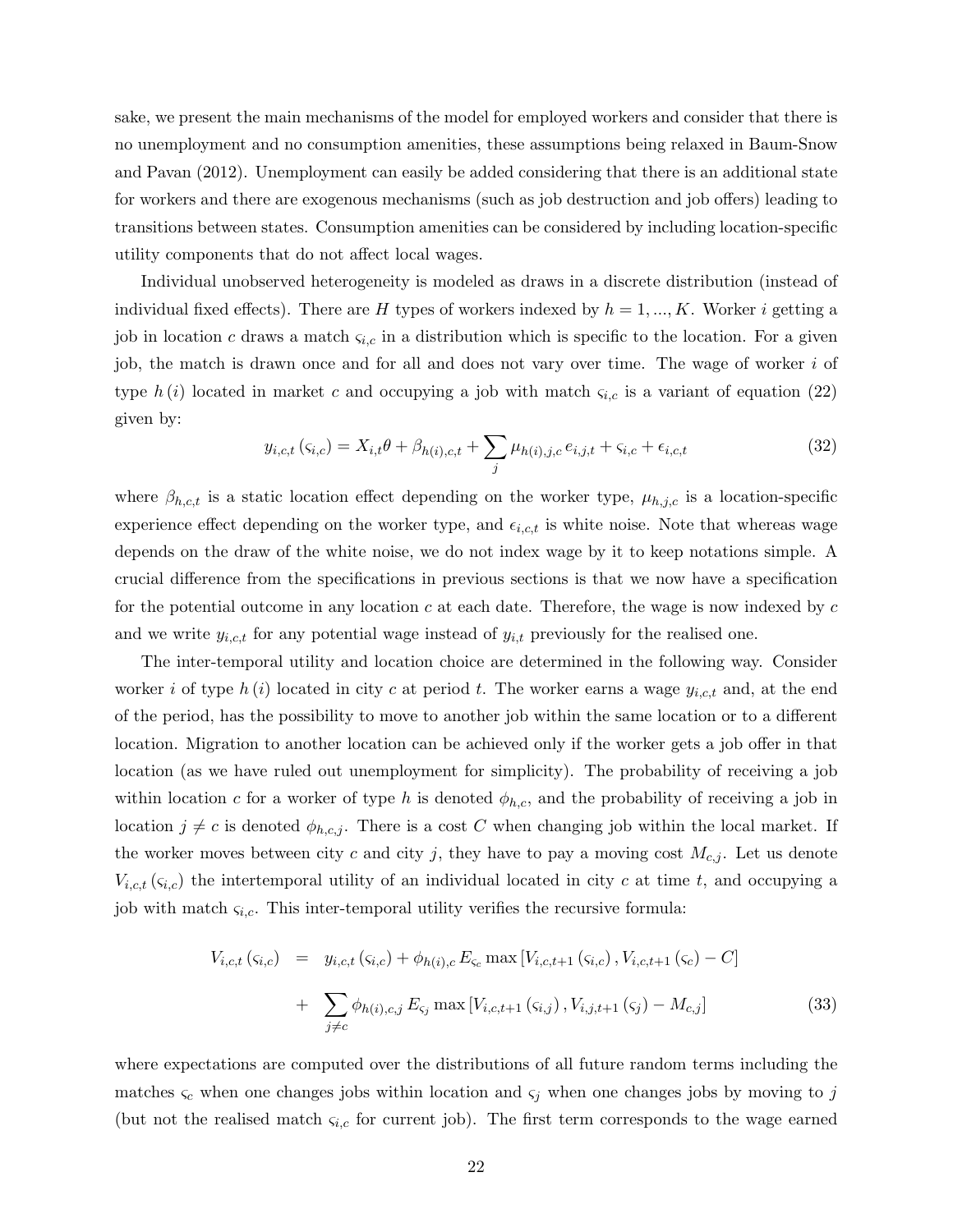sake, we present the main mechanisms of the model for employed workers and consider that there is no unemployment and no consumption amenities, these assumptions being relaxed in Baum-Snow and Pavan (2012). Unemployment can easily be added considering that there is an additional state for workers and there are exogenous mechanisms (such as job destruction and job offers) leading to transitions between states. Consumption amenities can be considered by including location-specific utility components that do not affect local wages.

Individual unobserved heterogeneity is modeled as draws in a discrete distribution (instead of individual fixed effects). There are $H$ types of workers indexed by $h = 1, ..., K$. Worker $i$ getting a job in location $c$ draws a match $\varsigma_{i,c}$ in a distribution which is specific to the location. For a given job, the match is drawn once and for all and does not vary over time. The wage of worker $i$ of type $h(i)$ located in market $c$ and occupying a job with match $\varsigma_{i,c}$ is a variant of equation (22) given by:

$$y_{i,c,t}(\varsigma_{i,c}) = X_{i,t}\theta + \beta_{h(i),c,t} + \sum_{j} \mu_{h(i),j,c}\, e_{i,j,t} + \varsigma_{i,c} + \epsilon_{i,c,t} \tag{32}$$

where $\beta_{h,c,t}$ is a static location effect depending on the worker type, $\mu_{h,j,c}$ is a location-specific experience effect depending on the worker type, and $\epsilon_{i,c,t}$ is white noise. Note that whereas wage depends on the draw of the white noise, we do not index wage by it to keep notations simple. A crucial difference from the specifications in previous sections is that we now have a specification for the potential outcome in any location $c$ at each date. Therefore, the wage is now indexed by $c$ and we write $y_{i,c,t}$ for any potential wage instead of $y_{i,t}$ previously for the realised one.

The inter-temporal utility and location choice are determined in the following way. Consider worker $i$ of type $h(i)$ located in city $c$ at period $t$. The worker earns a wage $y_{i,c,t}$ and, at the end of the period, has the possibility to move to another job within the same location or to a different location. Migration to another location can be achieved only if the worker gets a job offer in that location (as we have ruled out unemployment for simplicity). The probability of receiving a job within location $c$ for a worker of type $h$ is denoted $\phi_{h,c}$, and the probability of receiving a job in location $j \neq c$ is denoted $\phi_{h,c,j}$. There is a cost $C$ when changing job within the local market. If the worker moves between city $c$ and city $j$, they have to pay a moving cost $M_{c,j}$. Let us denote $V_{i,c,t}(\varsigma_{i,c})$ the intertemporal utility of an individual located in city $c$ at time $t$, and occupying a job with match $\varsigma_{i,c}$. This inter-temporal utility verifies the recursive formula:

$$\begin{aligned} V_{i,c,t}(\varsigma_{i,c}) &= y_{i,c,t}(\varsigma_{i,c}) + \phi_{h(i),c}\, E_{\varsigma_c} \max\left[V_{i,c,t+1}(\varsigma_{i,c}), V_{i,c,t+1}(\varsigma_c) - C\right] \\ &+ \sum_{j \neq c} \phi_{h(i),c,j}\, E_{\varsigma_j} \max\left[V_{i,c,t+1}(\varsigma_{i,j}), V_{i,j,t+1}(\varsigma_j) - M_{c,j}\right] \end{aligned} \tag{33}$$

where expectations are computed over the distributions of all future random terms including the matches $\varsigma_c$ when one changes jobs within location and $\varsigma_j$ when one changes jobs by moving to $j$ (but not the realised match $\varsigma_{i,c}$ for current job). The first term corresponds to the wage earned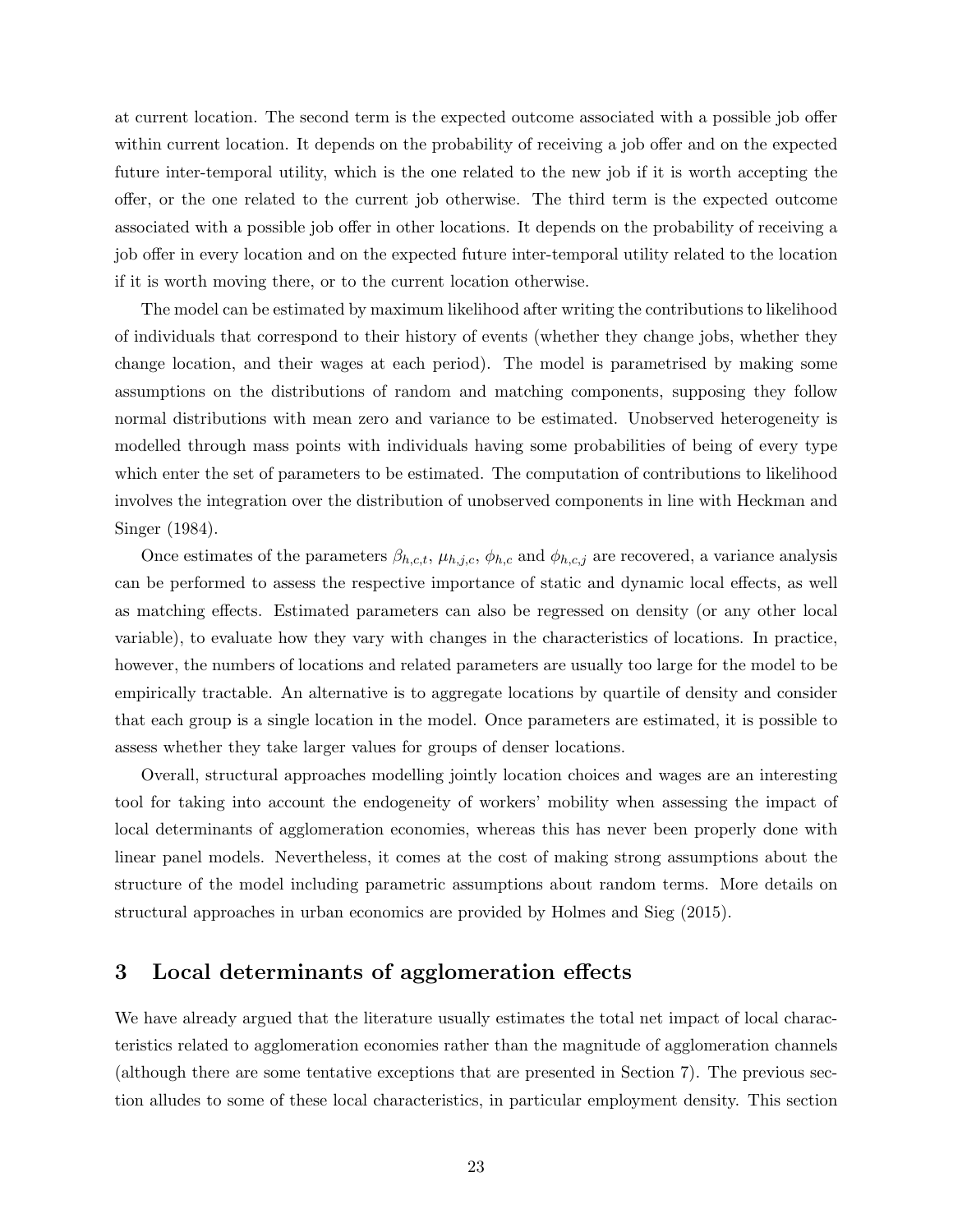at current location. The second term is the expected outcome associated with a possible job offer within current location. It depends on the probability of receiving a job offer and on the expected future inter-temporal utility, which is the one related to the new job if it is worth accepting the offer, or the one related to the current job otherwise. The third term is the expected outcome associated with a possible job offer in other locations. It depends on the probability of receiving a job offer in every location and on the expected future inter-temporal utility related to the location if it is worth moving there, or to the current location otherwise.

The model can be estimated by maximum likelihood after writing the contributions to likelihood of individuals that correspond to their history of events (whether they change jobs, whether they change location, and their wages at each period). The model is parametrised by making some assumptions on the distributions of random and matching components, supposing they follow normal distributions with mean zero and variance to be estimated. Unobserved heterogeneity is modelled through mass points with individuals having some probabilities of being of every type which enter the set of parameters to be estimated. The computation of contributions to likelihood involves the integration over the distribution of unobserved components in line with Heckman and Singer (1984).

Once estimates of the parameters $\beta_{h,c,t}$, $\mu_{h,j,c}$, $\phi_{h,c}$ and $\phi_{h,c,j}$ are recovered, a variance analysis can be performed to assess the respective importance of static and dynamic local effects, as well as matching effects. Estimated parameters can also be regressed on density (or any other local variable), to evaluate how they vary with changes in the characteristics of locations. In practice, however, the numbers of locations and related parameters are usually too large for the model to be empirically tractable. An alternative is to aggregate locations by quartile of density and consider that each group is a single location in the model. Once parameters are estimated, it is possible to assess whether they take larger values for groups of denser locations.

Overall, structural approaches modelling jointly location choices and wages are an interesting tool for taking into account the endogeneity of workers' mobility when assessing the impact of local determinants of agglomeration economies, whereas this has never been properly done with linear panel models. Nevertheless, it comes at the cost of making strong assumptions about the structure of the model including parametric assumptions about random terms. More details on structural approaches in urban economics are provided by Holmes and Sieg (2015).

# 3 Local determinants of agglomeration effects

We have already argued that the literature usually estimates the total net impact of local characteristics related to agglomeration economies rather than the magnitude of agglomeration channels (although there are some tentative exceptions that are presented in Section 7). The previous section alludes to some of these local characteristics, in particular employment density. This section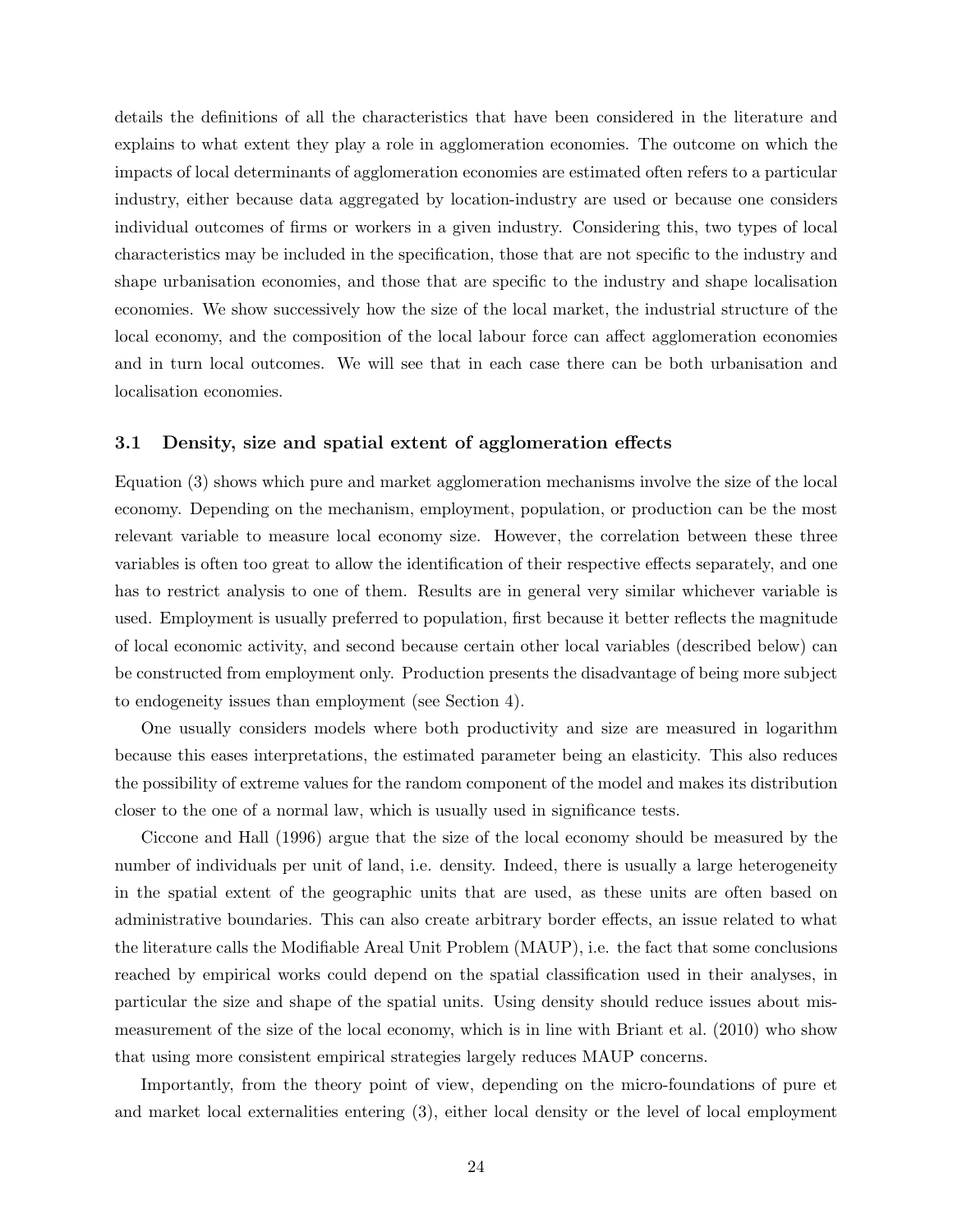details the definitions of all the characteristics that have been considered in the literature and explains to what extent they play a role in agglomeration economies. The outcome on which the impacts of local determinants of agglomeration economies are estimated often refers to a particular industry, either because data aggregated by location-industry are used or because one considers individual outcomes of firms or workers in a given industry. Considering this, two types of local characteristics may be included in the specification, those that are not specific to the industry and shape urbanisation economies, and those that are specific to the industry and shape localisation economies. We show successively how the size of the local market, the industrial structure of the local economy, and the composition of the local labour force can affect agglomeration economies and in turn local outcomes. We will see that in each case there can be both urbanisation and localisation economies.

### 3.1 Density, size and spatial extent of agglomeration effects

Equation (3) shows which pure and market agglomeration mechanisms involve the size of the local economy. Depending on the mechanism, employment, population, or production can be the most relevant variable to measure local economy size. However, the correlation between these three variables is often too great to allow the identification of their respective effects separately, and one has to restrict analysis to one of them. Results are in general very similar whichever variable is used. Employment is usually preferred to population, first because it better reflects the magnitude of local economic activity, and second because certain other local variables (described below) can be constructed from employment only. Production presents the disadvantage of being more subject to endogeneity issues than employment (see Section 4).

One usually considers models where both productivity and size are measured in logarithm because this eases interpretations, the estimated parameter being an elasticity. This also reduces the possibility of extreme values for the random component of the model and makes its distribution closer to the one of a normal law, which is usually used in significance tests.

Ciccone and Hall (1996) argue that the size of the local economy should be measured by the number of individuals per unit of land, i.e. density. Indeed, there is usually a large heterogeneity in the spatial extent of the geographic units that are used, as these units are often based on administrative boundaries. This can also create arbitrary border effects, an issue related to what the literature calls the Modifiable Areal Unit Problem (MAUP), i.e. the fact that some conclusions reached by empirical works could depend on the spatial classification used in their analyses, in particular the size and shape of the spatial units. Using density should reduce issues about mis-measurement of the size of the local economy, which is in line with Briant et al. (2010) who show that using more consistent empirical strategies largely reduces MAUP concerns.

Importantly, from the theory point of view, depending on the micro-foundations of pure et and market local externalities entering (3), either local density or the level of local employment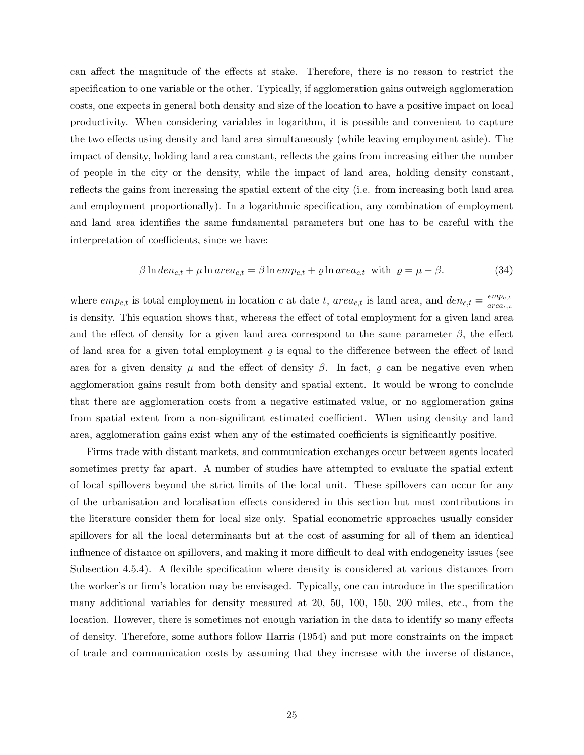can affect the magnitude of the effects at stake. Therefore, there is no reason to restrict the specification to one variable or the other. Typically, if agglomeration gains outweigh agglomeration costs, one expects in general both density and size of the location to have a positive impact on local productivity. When considering variables in logarithm, it is possible and convenient to capture the two effects using density and land area simultaneously (while leaving employment aside). The impact of density, holding land area constant, reflects the gains from increasing either the number of people in the city or the density, while the impact of land area, holding density constant, reflects the gains from increasing the spatial extent of the city (i.e. from increasing both land area and employment proportionally). In a logarithmic specification, any combination of employment and land area identifies the same fundamental parameters but one has to be careful with the interpretation of coefficients, since we have:

$$\beta \ln den_{c,t} + \mu \ln area_{c,t} = \beta \ln emp_{c,t} + \varrho \ln area_{c,t} \text{ with } \varrho = \mu - \beta. \tag{34}$$

where $emp_{c,t}$ is total employment in location $c$ at date $t$, $area_{c,t}$ is land area, and $den_{c,t} = \frac{emp_{c,t}}{area_{c,t}}$ is density. This equation shows that, whereas the effect of total employment for a given land area and the effect of density for a given land area correspond to the same parameter $\beta$, the effect of land area for a given total employment $\varrho$ is equal to the difference between the effect of land area for a given density $\mu$ and the effect of density $\beta$. In fact, $\varrho$ can be negative even when agglomeration gains result from both density and spatial extent. It would be wrong to conclude that there are agglomeration costs from a negative estimated value, or no agglomeration gains from spatial extent from a non-significant estimated coefficient. When using density and land area, agglomeration gains exist when any of the estimated coefficients is significantly positive.

Firms trade with distant markets, and communication exchanges occur between agents located sometimes pretty far apart. A number of studies have attempted to evaluate the spatial extent of local spillovers beyond the strict limits of the local unit. These spillovers can occur for any of the urbanisation and localisation effects considered in this section but most contributions in the literature consider them for local size only. Spatial econometric approaches usually consider spillovers for all the local determinants but at the cost of assuming for all of them an identical influence of distance on spillovers, and making it more difficult to deal with endogeneity issues (see Subsection 4.5.4). A flexible specification where density is considered at various distances from the worker's or firm's location may be envisaged. Typically, one can introduce in the specification many additional variables for density measured at 20, 50, 100, 150, 200 miles, etc., from the location. However, there is sometimes not enough variation in the data to identify so many effects of density. Therefore, some authors follow Harris (1954) and put more constraints on the impact of trade and communication costs by assuming that they increase with the inverse of distance,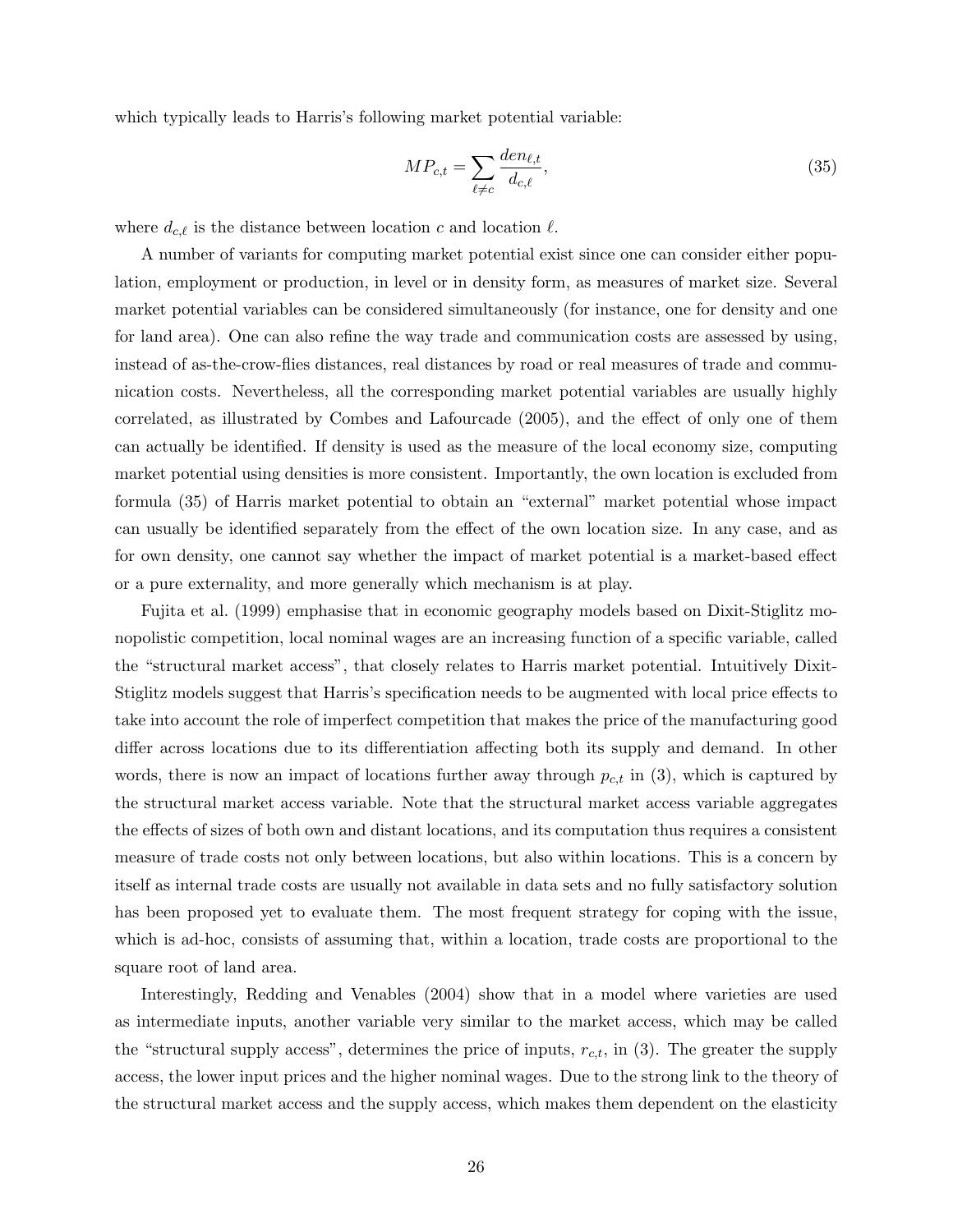which typically leads to Harris's following market potential variable:

$$MP_{c,t} = \sum_{\ell \neq c} \frac{den_{\ell,t}}{d_{c,\ell}}, \tag{35}$$

where $d_{c,\ell}$ is the distance between location $c$ and location $\ell$.

A number of variants for computing market potential exist since one can consider either population, employment or production, in level or in density form, as measures of market size. Several market potential variables can be considered simultaneously (for instance, one for density and one for land area). One can also refine the way trade and communication costs are assessed by using, instead of as-the-crow-flies distances, real distances by road or real measures of trade and communication costs. Nevertheless, all the corresponding market potential variables are usually highly correlated, as illustrated by Combes and Lafourcade (2005), and the effect of only one of them can actually be identified. If density is used as the measure of the local economy size, computing market potential using densities is more consistent. Importantly, the own location is excluded from formula (35) of Harris market potential to obtain an "external" market potential whose impact can usually be identified separately from the effect of the own location size. In any case, and as for own density, one cannot say whether the impact of market potential is a market-based effect or a pure externality, and more generally which mechanism is at play.

Fujita et al. (1999) emphasise that in economic geography models based on Dixit-Stiglitz monopolistic competition, local nominal wages are an increasing function of a specific variable, called the "structural market access", that closely relates to Harris market potential. Intuitively Dixit-Stiglitz models suggest that Harris's specification needs to be augmented with local price effects to take into account the role of imperfect competition that makes the price of the manufacturing good differ across locations due to its differentiation affecting both its supply and demand. In other words, there is now an impact of locations further away through $p_{c,t}$ in (3), which is captured by the structural market access variable. Note that the structural market access variable aggregates the effects of sizes of both own and distant locations, and its computation thus requires a consistent measure of trade costs not only between locations, but also within locations. This is a concern by itself as internal trade costs are usually not available in data sets and no fully satisfactory solution has been proposed yet to evaluate them. The most frequent strategy for coping with the issue, which is ad-hoc, consists of assuming that, within a location, trade costs are proportional to the square root of land area.

Interestingly, Redding and Venables (2004) show that in a model where varieties are used as intermediate inputs, another variable very similar to the market access, which may be called the "structural supply access", determines the price of inputs, $r_{c,t}$, in (3). The greater the supply access, the lower input prices and the higher nominal wages. Due to the strong link to the theory of the structural market access and the supply access, which makes them dependent on the elasticity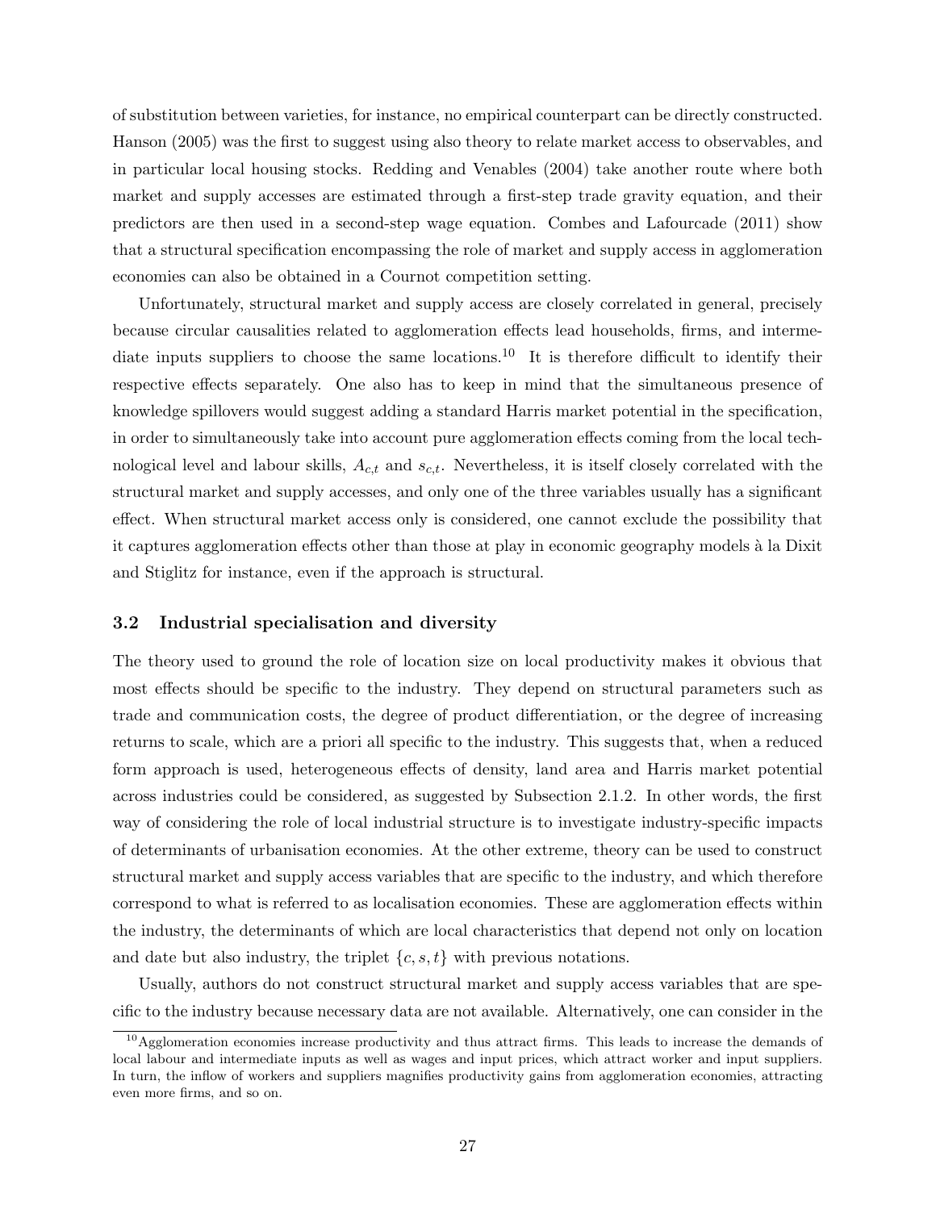of substitution between varieties, for instance, no empirical counterpart can be directly constructed. Hanson (2005) was the first to suggest using also theory to relate market access to observables, and in particular local housing stocks. Redding and Venables (2004) take another route where both market and supply accesses are estimated through a first-step trade gravity equation, and their predictors are then used in a second-step wage equation. Combes and Lafourcade (2011) show that a structural specification encompassing the role of market and supply access in agglomeration economies can also be obtained in a Cournot competition setting.

Unfortunately, structural market and supply access are closely correlated in general, precisely because circular causalities related to agglomeration effects lead households, firms, and intermediate inputs suppliers to choose the same locations.[10] It is therefore difficult to identify their respective effects separately. One also has to keep in mind that the simultaneous presence of knowledge spillovers would suggest adding a standard Harris market potential in the specification, in order to simultaneously take into account pure agglomeration effects coming from the local technological level and labour skills, $A_{c,t}$ and $s_{c,t}$. Nevertheless, it is itself closely correlated with the structural market and supply accesses, and only one of the three variables usually has a significant effect. When structural market access only is considered, one cannot exclude the possibility that it captures agglomeration effects other than those at play in economic geography models à la Dixit and Stiglitz for instance, even if the approach is structural.

### 3.2 Industrial specialisation and diversity

The theory used to ground the role of location size on local productivity makes it obvious that most effects should be specific to the industry. They depend on structural parameters such as trade and communication costs, the degree of product differentiation, or the degree of increasing returns to scale, which are a priori all specific to the industry. This suggests that, when a reduced form approach is used, heterogeneous effects of density, land area and Harris market potential across industries could be considered, as suggested by Subsection 2.1.2. In other words, the first way of considering the role of local industrial structure is to investigate industry-specific impacts of determinants of urbanisation economies. At the other extreme, theory can be used to construct structural market and supply access variables that are specific to the industry, and which therefore correspond to what is referred to as localisation economies. These are agglomeration effects within the industry, the determinants of which are local characteristics that depend not only on location and date but also industry, the triplet $\{c, s, t\}$ with previous notations.

Usually, authors do not construct structural market and supply access variables that are specific to the industry because necessary data are not available. Alternatively, one can consider in the

[10] Agglomeration economies increase productivity and thus attract firms. This leads to increase the demands of local labour and intermediate inputs as well as wages and input prices, which attract worker and input suppliers. In turn, the inflow of workers and suppliers magnifies productivity gains from agglomeration economies, attracting even more firms, and so on.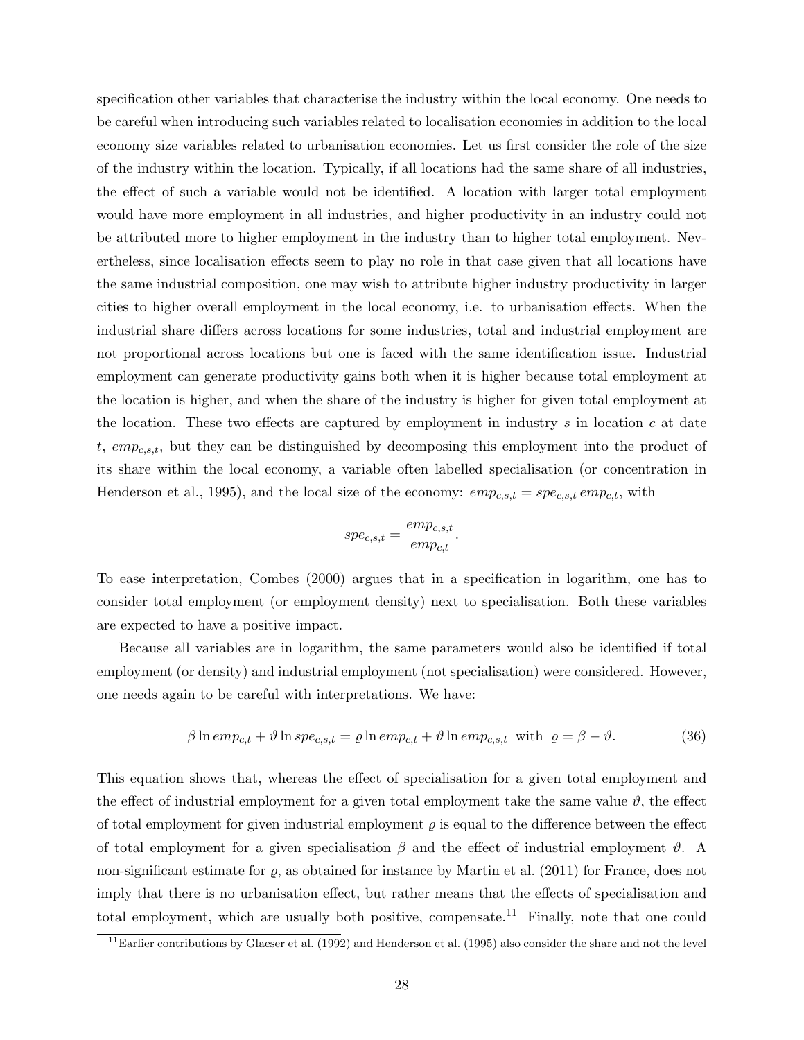specification other variables that characterise the industry within the local economy. One needs to be careful when introducing such variables related to localisation economies in addition to the local economy size variables related to urbanisation economies. Let us first consider the role of the size of the industry within the location. Typically, if all locations had the same share of all industries, the effect of such a variable would not be identified. A location with larger total employment would have more employment in all industries, and higher productivity in an industry could not be attributed more to higher employment in the industry than to higher total employment. Nevertheless, since localisation effects seem to play no role in that case given that all locations have the same industrial composition, one may wish to attribute higher industry productivity in larger cities to higher overall employment in the local economy, i.e. to urbanisation effects. When the industrial share differs across locations for some industries, total and industrial employment are not proportional across locations but one is faced with the same identification issue. Industrial employment can generate productivity gains both when it is higher because total employment at the location is higher, and when the share of the industry is higher for given total employment at the location. These two effects are captured by employment in industry $s$ in location $c$ at date $t$, $emp_{c,s,t}$, but they can be distinguished by decomposing this employment into the product of its share within the local economy, a variable often labelled specialisation (or concentration in Henderson et al., 1995), and the local size of the economy: $emp_{c,s,t} = spe_{c,s,t}\, emp_{c,t}$, with

$$spe_{c,s,t} = \frac{emp_{c,s,t}}{emp_{c,t}}.$$

To ease interpretation, Combes (2000) argues that in a specification in logarithm, one has to consider total employment (or employment density) next to specialisation. Both these variables are expected to have a positive impact.

Because all variables are in logarithm, the same parameters would also be identified if total employment (or density) and industrial employment (not specialisation) were considered. However, one needs again to be careful with interpretations. We have:

$$\beta \ln emp_{c,t} + \vartheta \ln spe_{c,s,t} = \varrho \ln emp_{c,t} + \vartheta \ln emp_{c,s,t} \;\text{ with }\; \varrho = \beta - \vartheta. \tag{36}$$

This equation shows that, whereas the effect of specialisation for a given total employment and the effect of industrial employment for a given total employment take the same value $\vartheta$, the effect of total employment for given industrial employment $\varrho$ is equal to the difference between the effect of total employment for a given specialisation $\beta$ and the effect of industrial employment $\vartheta$. A non-significant estimate for $\varrho$, as obtained for instance by Martin et al. (2011) for France, does not imply that there is no urbanisation effect, but rather means that the effects of specialisation and total employment, which are usually both positive, compensate.[11] Finally, note that one could

[11] Earlier contributions by Glaeser et al. (1992) and Henderson et al. (1995) also consider the share and not the level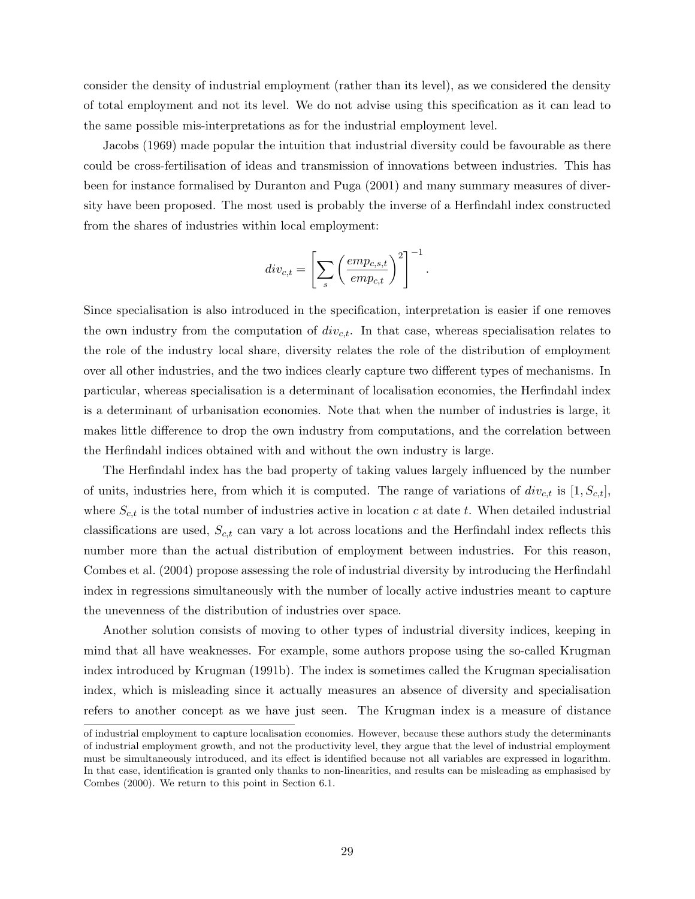consider the density of industrial employment (rather than its level), as we considered the density of total employment and not its level. We do not advise using this specification as it can lead to the same possible mis-interpretations as for the industrial employment level.

Jacobs (1969) made popular the intuition that industrial diversity could be favourable as there could be cross-fertilisation of ideas and transmission of innovations between industries. This has been for instance formalised by Duranton and Puga (2001) and many summary measures of diversity have been proposed. The most used is probably the inverse of a Herfindahl index constructed from the shares of industries within local employment:

$$div_{c,t} = \left[ \sum_{s} \left( \frac{emp_{c,s,t}}{emp_{c,t}} \right)^2 \right]^{-1}.$$

Since specialisation is also introduced in the specification, interpretation is easier if one removes the own industry from the computation of $div_{c,t}$. In that case, whereas specialisation relates to the role of the industry local share, diversity relates the role of the distribution of employment over all other industries, and the two indices clearly capture two different types of mechanisms. In particular, whereas specialisation is a determinant of localisation economies, the Herfindahl index is a determinant of urbanisation economies. Note that when the number of industries is large, it makes little difference to drop the own industry from computations, and the correlation between the Herfindahl indices obtained with and without the own industry is large.

The Herfindahl index has the bad property of taking values largely influenced by the number of units, industries here, from which it is computed. The range of variations of $div_{c,t}$ is $[1, S_{c,t}]$, where $S_{c,t}$ is the total number of industries active in location $c$ at date $t$. When detailed industrial classifications are used, $S_{c,t}$ can vary a lot across locations and the Herfindahl index reflects this number more than the actual distribution of employment between industries. For this reason, Combes et al. (2004) propose assessing the role of industrial diversity by introducing the Herfindahl index in regressions simultaneously with the number of locally active industries meant to capture the unevenness of the distribution of industries over space.

Another solution consists of moving to other types of industrial diversity indices, keeping in mind that all have weaknesses. For example, some authors propose using the so-called Krugman index introduced by Krugman (1991b). The index is sometimes called the Krugman specialisation index, which is misleading since it actually measures an absence of diversity and specialisation refers to another concept as we have just seen. The Krugman index is a measure of distance

of industrial employment to capture localisation economies. However, because these authors study the determinants of industrial employment growth, and not the productivity level, they argue that the level of industrial employment must be simultaneously introduced, and its effect is identified because not all variables are expressed in logarithm. In that case, identification is granted only thanks to non-linearities, and results can be misleading as emphasised by Combes (2000). We return to this point in Section 6.1.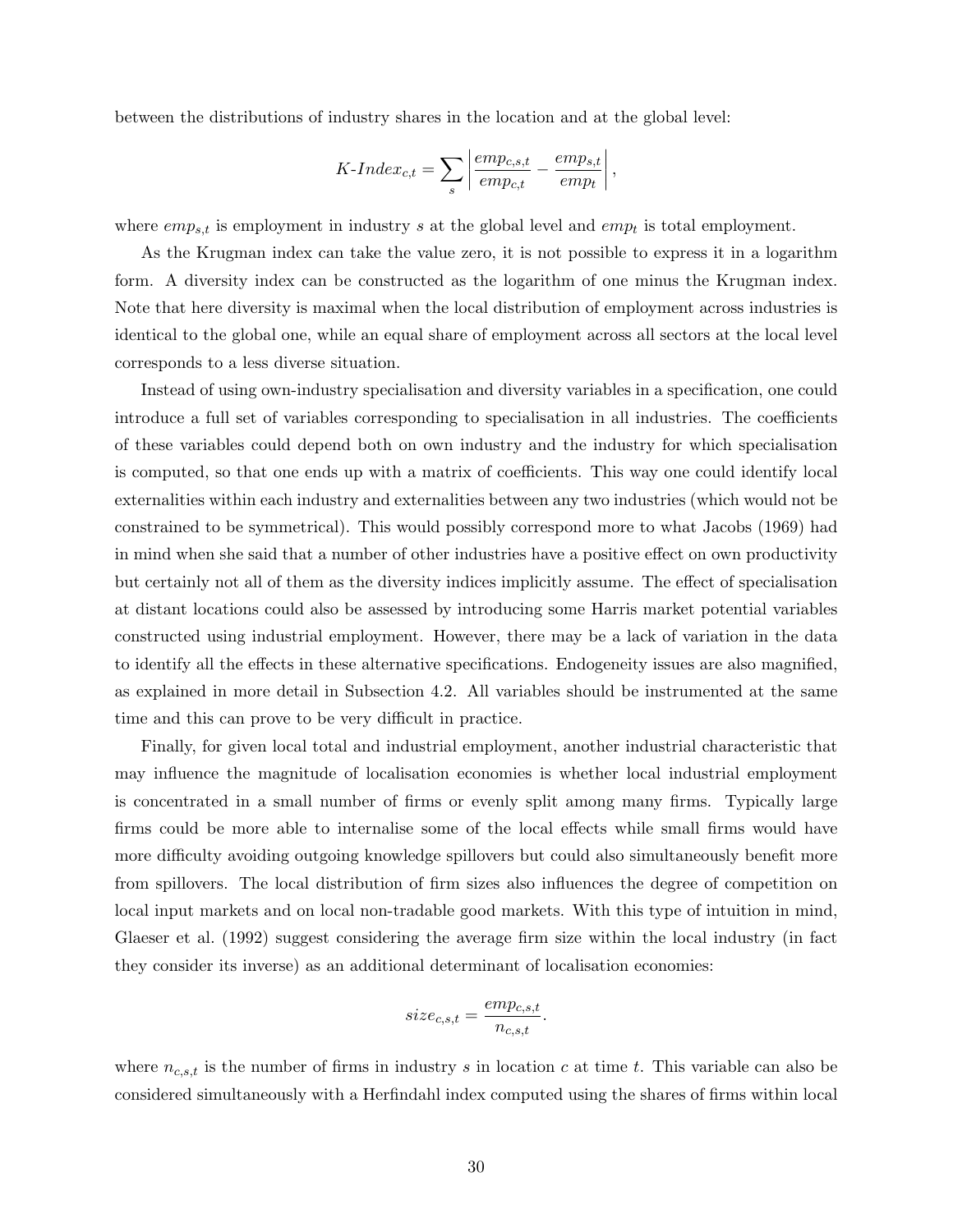between the distributions of industry shares in the location and at the global level:

$$K\text{-}Index_{c,t} = \sum_{s} \left| \frac{emp_{c,s,t}}{emp_{c,t}} - \frac{emp_{s,t}}{emp_t} \right|,$$

where $emp_{s,t}$ is employment in industry $s$ at the global level and $emp_t$ is total employment.

As the Krugman index can take the value zero, it is not possible to express it in a logarithm form. A diversity index can be constructed as the logarithm of one minus the Krugman index. Note that here diversity is maximal when the local distribution of employment across industries is identical to the global one, while an equal share of employment across all sectors at the local level corresponds to a less diverse situation.

Instead of using own-industry specialisation and diversity variables in a specification, one could introduce a full set of variables corresponding to specialisation in all industries. The coefficients of these variables could depend both on own industry and the industry for which specialisation is computed, so that one ends up with a matrix of coefficients. This way one could identify local externalities within each industry and externalities between any two industries (which would not be constrained to be symmetrical). This would possibly correspond more to what Jacobs (1969) had in mind when she said that a number of other industries have a positive effect on own productivity but certainly not all of them as the diversity indices implicitly assume. The effect of specialisation at distant locations could also be assessed by introducing some Harris market potential variables constructed using industrial employment. However, there may be a lack of variation in the data to identify all the effects in these alternative specifications. Endogeneity issues are also magnified, as explained in more detail in Subsection 4.2. All variables should be instrumented at the same time and this can prove to be very difficult in practice.

Finally, for given local total and industrial employment, another industrial characteristic that may influence the magnitude of localisation economies is whether local industrial employment is concentrated in a small number of firms or evenly split among many firms. Typically large firms could be more able to internalise some of the local effects while small firms would have more difficulty avoiding outgoing knowledge spillovers but could also simultaneously benefit more from spillovers. The local distribution of firm sizes also influences the degree of competition on local input markets and on local non-tradable good markets. With this type of intuition in mind, Glaeser et al. (1992) suggest considering the average firm size within the local industry (in fact they consider its inverse) as an additional determinant of localisation economies:

$$size_{c,s,t} = \frac{emp_{c,s,t}}{n_{c,s,t}}.$$

where $n_{c,s,t}$ is the number of firms in industry $s$ in location $c$ at time $t$. This variable can also be considered simultaneously with a Herfindahl index computed using the shares of firms within local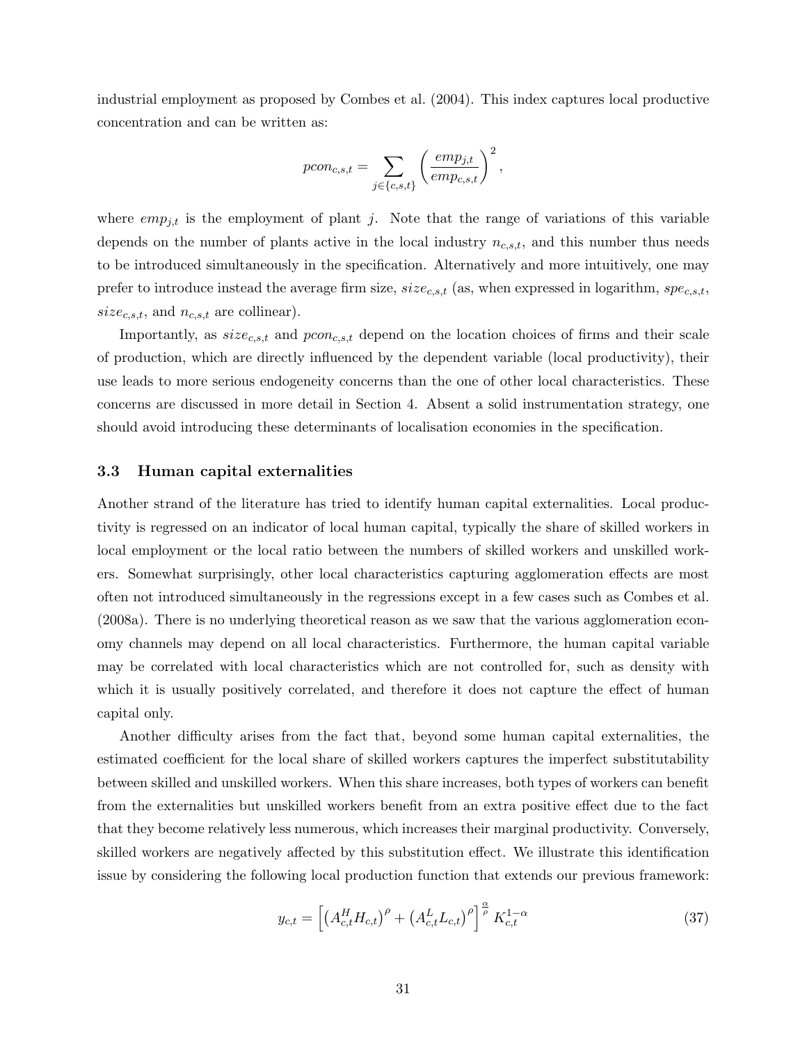industrial employment as proposed by Combes et al. (2004). This index captures local productive concentration and can be written as:

$$pcon_{c,s,t} = \sum_{j \in \{c,s,t\}} \left( \frac{emp_{j,t}}{emp_{c,s,t}} \right)^2,$$

where $emp_{j,t}$ is the employment of plant $j$. Note that the range of variations of this variable depends on the number of plants active in the local industry $n_{c,s,t}$, and this number thus needs to be introduced simultaneously in the specification. Alternatively and more intuitively, one may prefer to introduce instead the average firm size, $size_{c,s,t}$ (as, when expressed in logarithm, $spe_{c,s,t}$, $size_{c,s,t}$, and $n_{c,s,t}$ are collinear).

Importantly, as $size_{c,s,t}$ and $pcon_{c,s,t}$ depend on the location choices of firms and their scale of production, which are directly influenced by the dependent variable (local productivity), their use leads to more serious endogeneity concerns than the one of other local characteristics. These concerns are discussed in more detail in Section 4. Absent a solid instrumentation strategy, one should avoid introducing these determinants of localisation economies in the specification.

### 3.3 Human capital externalities

Another strand of the literature has tried to identify human capital externalities. Local productivity is regressed on an indicator of local human capital, typically the share of skilled workers in local employment or the local ratio between the numbers of skilled workers and unskilled workers. Somewhat surprisingly, other local characteristics capturing agglomeration effects are most often not introduced simultaneously in the regressions except in a few cases such as Combes et al. (2008a). There is no underlying theoretical reason as we saw that the various agglomeration economy channels may depend on all local characteristics. Furthermore, the human capital variable may be correlated with local characteristics which are not controlled for, such as density with which it is usually positively correlated, and therefore it does not capture the effect of human capital only.

Another difficulty arises from the fact that, beyond some human capital externalities, the estimated coefficient for the local share of skilled workers captures the imperfect substitutability between skilled and unskilled workers. When this share increases, both types of workers can benefit from the externalities but unskilled workers benefit from an extra positive effect due to the fact that they become relatively less numerous, which increases their marginal productivity. Conversely, skilled workers are negatively affected by this substitution effect. We illustrate this identification issue by considering the following local production function that extends our previous framework:

$$y_{c,t} = \left[ \left( A^H_{c,t} H_{c,t} \right)^\rho + \left( A^L_{c,t} L_{c,t} \right)^\rho \right]^{\frac{\alpha}{\rho}} K^{1-\alpha}_{c,t} \tag{37}$$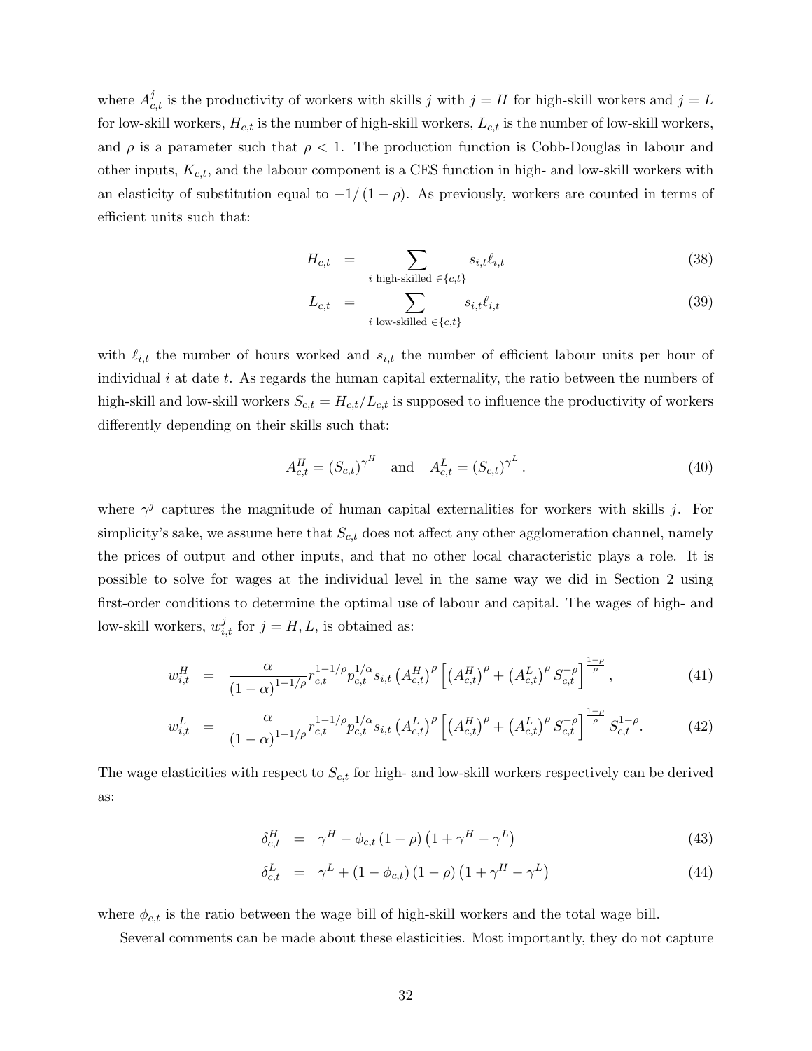where $A^j_{c,t}$ is the productivity of workers with skills $j$ with $j = H$ for high-skill workers and $j = L$ for low-skill workers, $H_{c,t}$ is the number of high-skill workers, $L_{c,t}$ is the number of low-skill workers, and $\rho$ is a parameter such that $\rho < 1$. The production function is Cobb-Douglas in labour and other inputs, $K_{c,t}$, and the labour component is a CES function in high- and low-skill workers with an elasticity of substitution equal to $-1/(1-\rho)$. As previously, workers are counted in terms of efficient units such that:

$$
H_{c,t} = \sum_{i \text{ high-skilled } \in \{c,t\}} s_{i,t} \ell_{i,t} \tag{38}
$$

$$
L_{c,t} = \sum_{i \text{ low-skilled } \in \{c,t\}} s_{i,t} \ell_{i,t} \tag{39}
$$

with $\ell_{i,t}$ the number of hours worked and $s_{i,t}$ the number of efficient labour units per hour of individual $i$ at date $t$. As regards the human capital externality, the ratio between the numbers of high-skill and low-skill workers $S_{c,t} = H_{c,t}/L_{c,t}$ is supposed to influence the productivity of workers differently depending on their skills such that:

$$
A^H_{c,t} = (S_{c,t})^{\gamma^H} \quad \text{and} \quad A^L_{c,t} = (S_{c,t})^{\gamma^L}. \tag{40}
$$

where $\gamma^j$ captures the magnitude of human capital externalities for workers with skills $j$. For simplicity's sake, we assume here that $S_{c,t}$ does not affect any other agglomeration channel, namely the prices of output and other inputs, and that no other local characteristic plays a role. It is possible to solve for wages at the individual level in the same way we did in Section 2 using first-order conditions to determine the optimal use of labour and capital. The wages of high- and low-skill workers, $w^j_{i,t}$ for $j = H, L$, is obtained as:

$$
w^H_{i,t} = \frac{\alpha}{(1-\alpha)^{1-1/\rho}} r_{c,t}^{1-1/\rho} p_{c,t}^{1/\alpha} s_{i,t} \left(A^H_{c,t}\right)^\rho \left[\left(A^H_{c,t}\right)^\rho + \left(A^L_{c,t}\right)^\rho S_{c,t}^{-\rho}\right]^{\frac{1-\rho}{\rho}}, \tag{41}
$$

$$
w^L_{i,t} = \frac{\alpha}{(1-\alpha)^{1-1/\rho}} r_{c,t}^{1-1/\rho} p_{c,t}^{1/\alpha} s_{i,t} \left(A^L_{c,t}\right)^\rho \left[\left(A^H_{c,t}\right)^\rho + \left(A^L_{c,t}\right)^\rho S_{c,t}^{-\rho}\right]^{\frac{1-\rho}{\rho}} S_{c,t}^{1-\rho}. \tag{42}
$$

The wage elasticities with respect to $S_{c,t}$ for high- and low-skill workers respectively can be derived as:

$$
\delta^H_{c,t} = \gamma^H - \phi_{c,t}(1-\rho)\left(1 + \gamma^H - \gamma^L\right) \tag{43}
$$

$$
\delta^L_{c,t} = \gamma^L + (1-\phi_{c,t})(1-\rho)\left(1 + \gamma^H - \gamma^L\right) \tag{44}
$$

where $\phi_{c,t}$ is the ratio between the wage bill of high-skill workers and the total wage bill.

Several comments can be made about these elasticities. Most importantly, they do not capture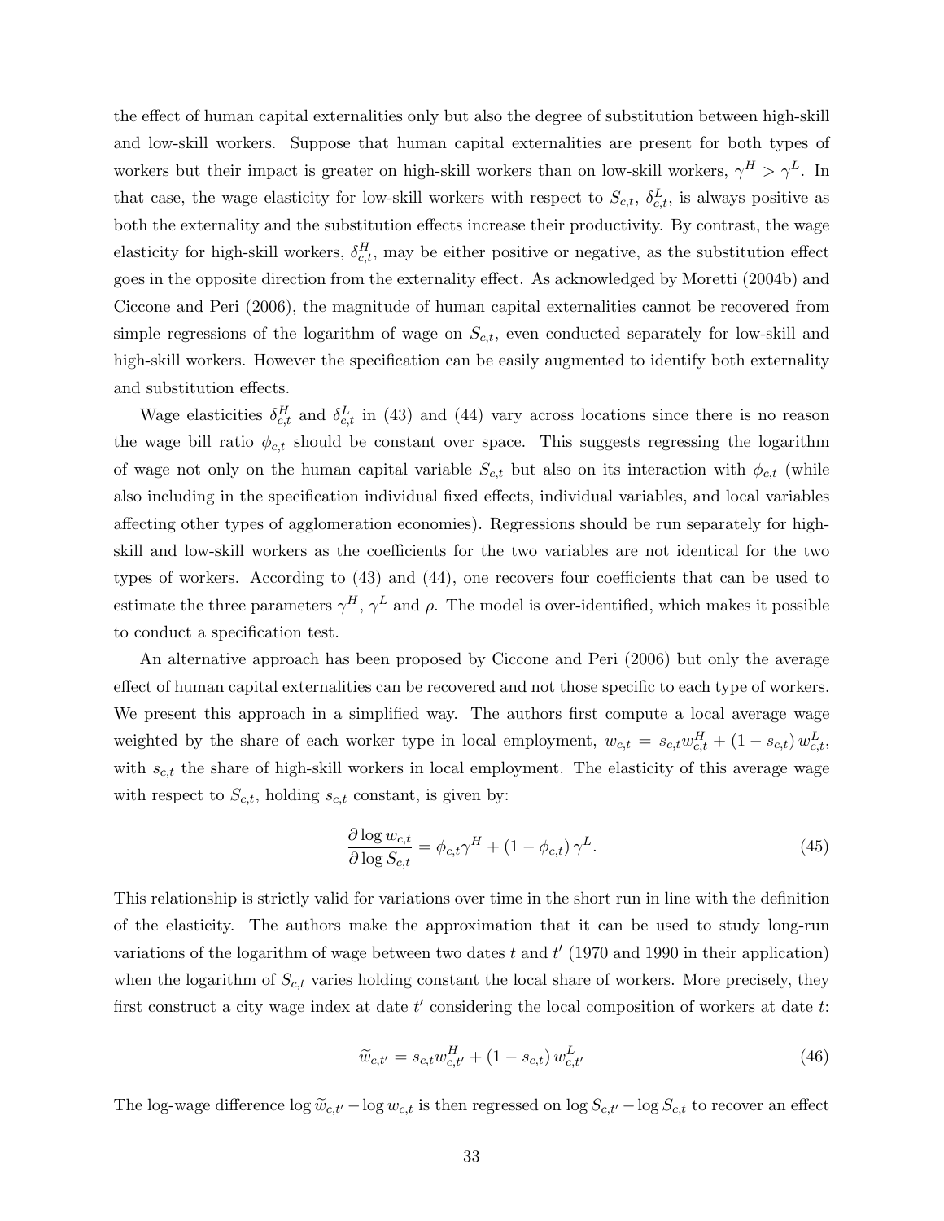the effect of human capital externalities only but also the degree of substitution between high-skill and low-skill workers. Suppose that human capital externalities are present for both types of workers but their impact is greater on high-skill workers than on low-skill workers, $\gamma^H > \gamma^L$. In that case, the wage elasticity for low-skill workers with respect to $S_{c,t}$, $\delta^L_{c,t}$, is always positive as both the externality and the substitution effects increase their productivity. By contrast, the wage elasticity for high-skill workers, $\delta^H_{c,t}$, may be either positive or negative, as the substitution effect goes in the opposite direction from the externality effect. As acknowledged by Moretti (2004b) and Ciccone and Peri (2006), the magnitude of human capital externalities cannot be recovered from simple regressions of the logarithm of wage on $S_{c,t}$, even conducted separately for low-skill and high-skill workers. However the specification can be easily augmented to identify both externality and substitution effects.

Wage elasticities $\delta^H_{c,t}$ and $\delta^L_{c,t}$ in (43) and (44) vary across locations since there is no reason the wage bill ratio $\phi_{c,t}$ should be constant over space. This suggests regressing the logarithm of wage not only on the human capital variable $S_{c,t}$ but also on its interaction with $\phi_{c,t}$ (while also including in the specification individual fixed effects, individual variables, and local variables affecting other types of agglomeration economies). Regressions should be run separately for high-skill and low-skill workers as the coefficients for the two variables are not identical for the two types of workers. According to (43) and (44), one recovers four coefficients that can be used to estimate the three parameters $\gamma^H$, $\gamma^L$ and $\rho$. The model is over-identified, which makes it possible to conduct a specification test.

An alternative approach has been proposed by Ciccone and Peri (2006) but only the average effect of human capital externalities can be recovered and not those specific to each type of workers. We present this approach in a simplified way. The authors first compute a local average wage weighted by the share of each worker type in local employment, $w_{c,t} = s_{c,t} w^H_{c,t} + (1 - s_{c,t})\, w^L_{c,t}$, with $s_{c,t}$ the share of high-skill workers in local employment. The elasticity of this average wage with respect to $S_{c,t}$, holding $s_{c,t}$ constant, is given by:

$$\frac{\partial \log w_{c,t}}{\partial \log S_{c,t}} = \phi_{c,t}\gamma^H + (1 - \phi_{c,t})\,\gamma^L. \tag{45}$$

This relationship is strictly valid for variations over time in the short run in line with the definition of the elasticity. The authors make the approximation that it can be used to study long-run variations of the logarithm of wage between two dates $t$ and $t'$ (1970 and 1990 in their application) when the logarithm of $S_{c,t}$ varies holding constant the local share of workers. More precisely, they first construct a city wage index at date $t'$ considering the local composition of workers at date $t$:

$$\widetilde{w}_{c,t'} = s_{c,t} w^H_{c,t'} + (1 - s_{c,t})\, w^L_{c,t'} \tag{46}$$

The log-wage difference $\log \widetilde{w}_{c,t'} - \log w_{c,t}$ is then regressed on $\log S_{c,t'} - \log S_{c,t}$ to recover an effect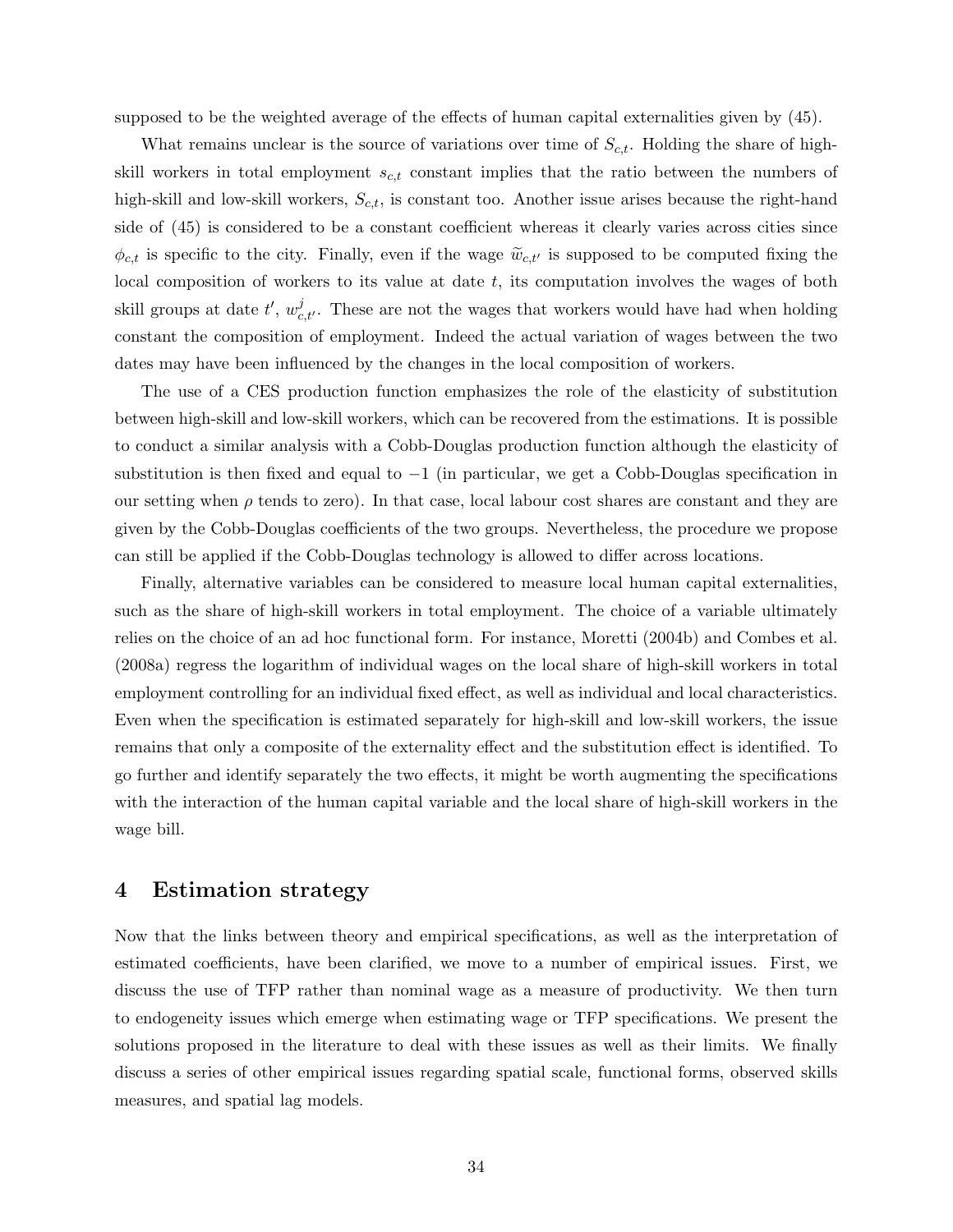supposed to be the weighted average of the effects of human capital externalities given by (45).

What remains unclear is the source of variations over time of $S_{c,t}$. Holding the share of high-skill workers in total employment $s_{c,t}$ constant implies that the ratio between the numbers of high-skill and low-skill workers, $S_{c,t}$, is constant too. Another issue arises because the right-hand side of (45) is considered to be a constant coefficient whereas it clearly varies across cities since $\phi_{c,t}$ is specific to the city. Finally, even if the wage $\widetilde{w}_{c,t'}$ is supposed to be computed fixing the local composition of workers to its value at date $t$, its computation involves the wages of both skill groups at date $t'$, $w^{j}_{c,t'}$. These are not the wages that workers would have had when holding constant the composition of employment. Indeed the actual variation of wages between the two dates may have been influenced by the changes in the local composition of workers.

The use of a CES production function emphasizes the role of the elasticity of substitution between high-skill and low-skill workers, which can be recovered from the estimations. It is possible to conduct a similar analysis with a Cobb-Douglas production function although the elasticity of substitution is then fixed and equal to $-1$ (in particular, we get a Cobb-Douglas specification in our setting when $\rho$ tends to zero). In that case, local labour cost shares are constant and they are given by the Cobb-Douglas coefficients of the two groups. Nevertheless, the procedure we propose can still be applied if the Cobb-Douglas technology is allowed to differ across locations.

Finally, alternative variables can be considered to measure local human capital externalities, such as the share of high-skill workers in total employment. The choice of a variable ultimately relies on the choice of an ad hoc functional form. For instance, Moretti (2004b) and Combes et al. (2008a) regress the logarithm of individual wages on the local share of high-skill workers in total employment controlling for an individual fixed effect, as well as individual and local characteristics. Even when the specification is estimated separately for high-skill and low-skill workers, the issue remains that only a composite of the externality effect and the substitution effect is identified. To go further and identify separately the two effects, it might be worth augmenting the specifications with the interaction of the human capital variable and the local share of high-skill workers in the wage bill.

## 4 Estimation strategy

Now that the links between theory and empirical specifications, as well as the interpretation of estimated coefficients, have been clarified, we move to a number of empirical issues. First, we discuss the use of TFP rather than nominal wage as a measure of productivity. We then turn to endogeneity issues which emerge when estimating wage or TFP specifications. We present the solutions proposed in the literature to deal with these issues as well as their limits. We finally discuss a series of other empirical issues regarding spatial scale, functional forms, observed skills measures, and spatial lag models.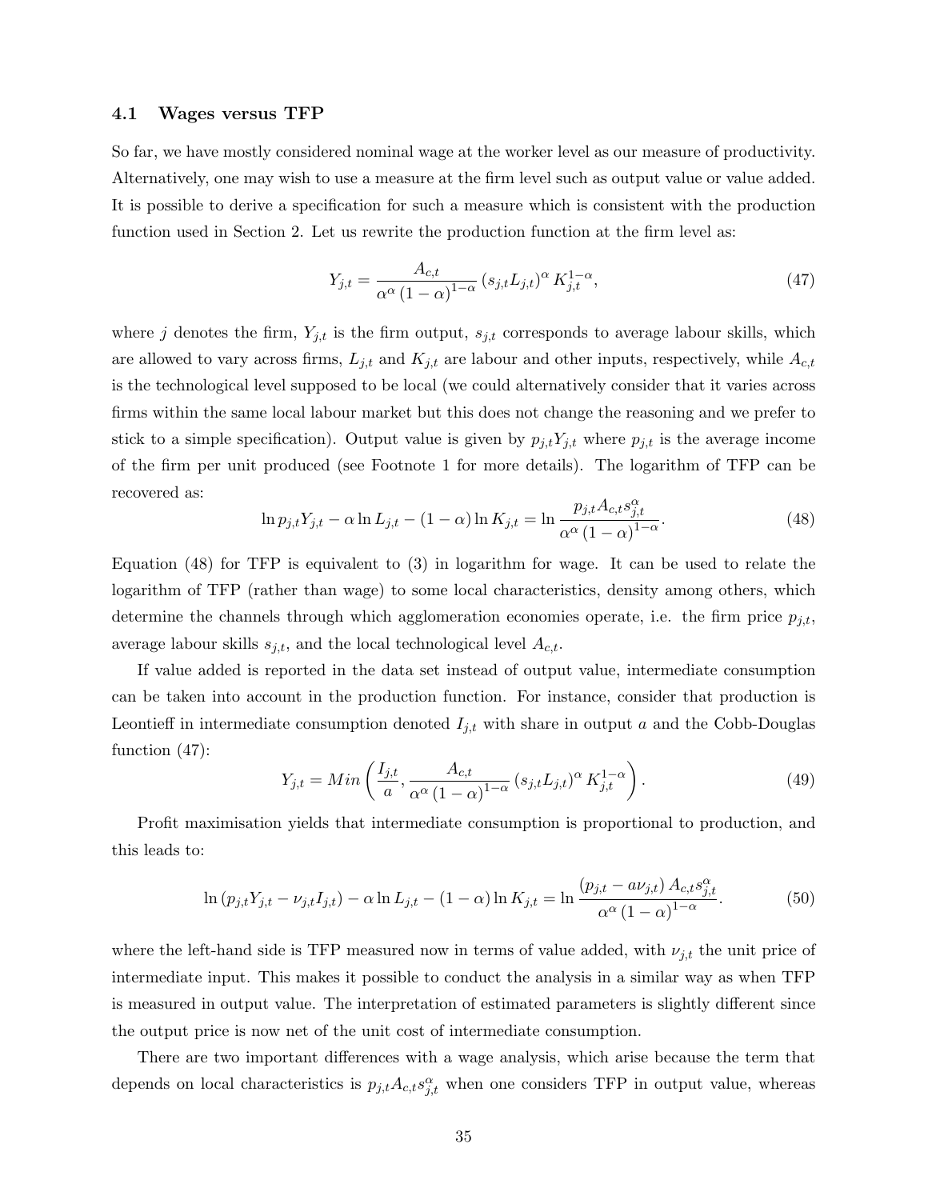### 4.1 Wages versus TFP

So far, we have mostly considered nominal wage at the worker level as our measure of productivity. Alternatively, one may wish to use a measure at the firm level such as output value or value added. It is possible to derive a specification for such a measure which is consistent with the production function used in Section 2. Let us rewrite the production function at the firm level as:

$$Y_{j,t} = \frac{A_{c,t}}{\alpha^{\alpha}(1-\alpha)^{1-\alpha}} (s_{j,t} L_{j,t})^{\alpha} K_{j,t}^{1-\alpha}, \tag{47}$$

where $j$ denotes the firm, $Y_{j,t}$ is the firm output, $s_{j,t}$ corresponds to average labour skills, which are allowed to vary across firms, $L_{j,t}$ and $K_{j,t}$ are labour and other inputs, respectively, while $A_{c,t}$ is the technological level supposed to be local (we could alternatively consider that it varies across firms within the same local labour market but this does not change the reasoning and we prefer to stick to a simple specification). Output value is given by $p_{j,t} Y_{j,t}$ where $p_{j,t}$ is the average income of the firm per unit produced (see Footnote 1 for more details). The logarithm of TFP can be recovered as:

$$\ln p_{j,t} Y_{j,t} - \alpha \ln L_{j,t} - (1-\alpha) \ln K_{j,t} = \ln \frac{p_{j,t} A_{c,t} s_{j,t}^{\alpha}}{\alpha^{\alpha}(1-\alpha)^{1-\alpha}}. \tag{48}$$

Equation (48) for TFP is equivalent to (3) in logarithm for wage. It can be used to relate the logarithm of TFP (rather than wage) to some local characteristics, density among others, which determine the channels through which agglomeration economies operate, i.e. the firm price $p_{j,t}$, average labour skills $s_{j,t}$, and the local technological level $A_{c,t}$.

If value added is reported in the data set instead of output value, intermediate consumption can be taken into account in the production function. For instance, consider that production is Leontieff in intermediate consumption denoted $I_{j,t}$ with share in output $a$ and the Cobb-Douglas function (47):

$$Y_{j,t} = Min\left(\frac{I_{j,t}}{a}, \frac{A_{c,t}}{\alpha^{\alpha}(1-\alpha)^{1-\alpha}} (s_{j,t} L_{j,t})^{\alpha} K_{j,t}^{1-\alpha}\right). \tag{49}$$

Profit maximisation yields that intermediate consumption is proportional to production, and this leads to:

$$\ln (p_{j,t} Y_{j,t} - \nu_{j,t} I_{j,t}) - \alpha \ln L_{j,t} - (1-\alpha) \ln K_{j,t} = \ln \frac{(p_{j,t} - a\nu_{j,t}) A_{c,t} s_{j,t}^{\alpha}}{\alpha^{\alpha}(1-\alpha)^{1-\alpha}}. \tag{50}$$

where the left-hand side is TFP measured now in terms of value added, with $\nu_{j,t}$ the unit price of intermediate input. This makes it possible to conduct the analysis in a similar way as when TFP is measured in output value. The interpretation of estimated parameters is slightly different since the output price is now net of the unit cost of intermediate consumption.

There are two important differences with a wage analysis, which arise because the term that depends on local characteristics is $p_{j,t} A_{c,t} s_{j,t}^{\alpha}$ when one considers TFP in output value, whereas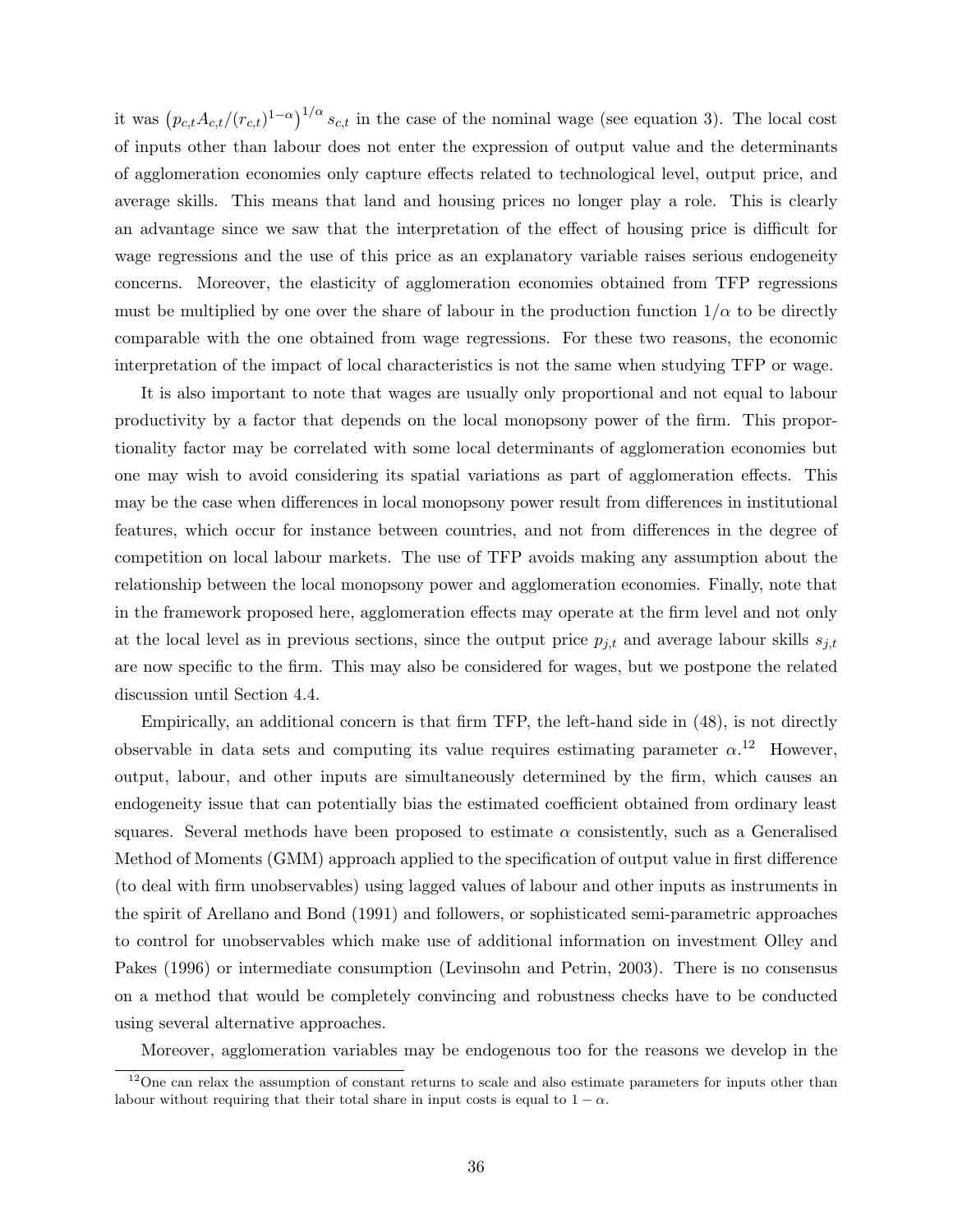it was $\left(p_{c,t}A_{c,t}/(r_{c,t})^{1-\alpha}\right)^{1/\alpha} s_{c,t}$ in the case of the nominal wage (see equation 3). The local cost of inputs other than labour does not enter the expression of output value and the determinants of agglomeration economies only capture effects related to technological level, output price, and average skills. This means that land and housing prices no longer play a role. This is clearly an advantage since we saw that the interpretation of the effect of housing price is difficult for wage regressions and the use of this price as an explanatory variable raises serious endogeneity concerns. Moreover, the elasticity of agglomeration economies obtained from TFP regressions must be multiplied by one over the share of labour in the production function $1/\alpha$ to be directly comparable with the one obtained from wage regressions. For these two reasons, the economic interpretation of the impact of local characteristics is not the same when studying TFP or wage.

It is also important to note that wages are usually only proportional and not equal to labour productivity by a factor that depends on the local monopsony power of the firm. This proportionality factor may be correlated with some local determinants of agglomeration economies but one may wish to avoid considering its spatial variations as part of agglomeration effects. This may be the case when differences in local monopsony power result from differences in institutional features, which occur for instance between countries, and not from differences in the degree of competition on local labour markets. The use of TFP avoids making any assumption about the relationship between the local monopsony power and agglomeration economies. Finally, note that in the framework proposed here, agglomeration effects may operate at the firm level and not only at the local level as in previous sections, since the output price $p_{j,t}$ and average labour skills $s_{j,t}$ are now specific to the firm. This may also be considered for wages, but we postpone the related discussion until Section 4.4.

Empirically, an additional concern is that firm TFP, the left-hand side in (48), is not directly observable in data sets and computing its value requires estimating parameter $\alpha$.[12] However, output, labour, and other inputs are simultaneously determined by the firm, which causes an endogeneity issue that can potentially bias the estimated coefficient obtained from ordinary least squares. Several methods have been proposed to estimate $\alpha$ consistently, such as a Generalised Method of Moments (GMM) approach applied to the specification of output value in first difference (to deal with firm unobservables) using lagged values of labour and other inputs as instruments in the spirit of Arellano and Bond (1991) and followers, or sophisticated semi-parametric approaches to control for unobservables which make use of additional information on investment Olley and Pakes (1996) or intermediate consumption (Levinsohn and Petrin, 2003). There is no consensus on a method that would be completely convincing and robustness checks have to be conducted using several alternative approaches.

Moreover, agglomeration variables may be endogenous too for the reasons we develop in the

[12] One can relax the assumption of constant returns to scale and also estimate parameters for inputs other than labour without requiring that their total share in input costs is equal to $1 - \alpha$.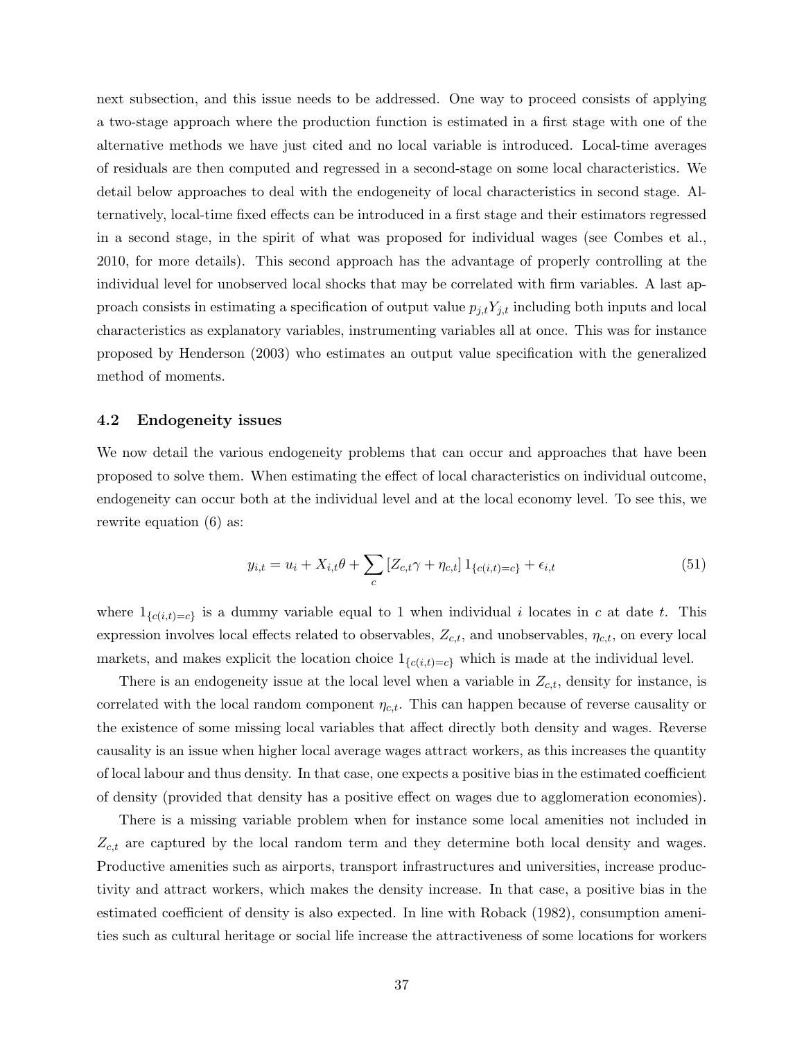next subsection, and this issue needs to be addressed. One way to proceed consists of applying a two-stage approach where the production function is estimated in a first stage with one of the alternative methods we have just cited and no local variable is introduced. Local-time averages of residuals are then computed and regressed in a second-stage on some local characteristics. We detail below approaches to deal with the endogeneity of local characteristics in second stage. Alternatively, local-time fixed effects can be introduced in a first stage and their estimators regressed in a second stage, in the spirit of what was proposed for individual wages (see Combes et al., 2010, for more details). This second approach has the advantage of properly controlling at the individual level for unobserved local shocks that may be correlated with firm variables. A last approach consists in estimating a specification of output value $p_{j,t}Y_{j,t}$ including both inputs and local characteristics as explanatory variables, instrumenting variables all at once. This was for instance proposed by Henderson (2003) who estimates an output value specification with the generalized method of moments.

### 4.2 Endogeneity issues

We now detail the various endogeneity problems that can occur and approaches that have been proposed to solve them. When estimating the effect of local characteristics on individual outcome, endogeneity can occur both at the individual level and at the local economy level. To see this, we rewrite equation (6) as:

$$y_{i,t} = u_i + X_{i,t}\theta + \sum_{c} \left[Z_{c,t}\gamma + \eta_{c,t}\right] 1_{\{c(i,t)=c\}} + \epsilon_{i,t} \tag{51}$$

where $1_{\{c(i,t)=c\}}$ is a dummy variable equal to 1 when individual $i$ locates in $c$ at date $t$. This expression involves local effects related to observables, $Z_{c,t}$, and unobservables, $\eta_{c,t}$, on every local markets, and makes explicit the location choice $1_{\{c(i,t)=c\}}$ which is made at the individual level.

There is an endogeneity issue at the local level when a variable in $Z_{c,t}$, density for instance, is correlated with the local random component $\eta_{c,t}$. This can happen because of reverse causality or the existence of some missing local variables that affect directly both density and wages. Reverse causality is an issue when higher local average wages attract workers, as this increases the quantity of local labour and thus density. In that case, one expects a positive bias in the estimated coefficient of density (provided that density has a positive effect on wages due to agglomeration economies).

There is a missing variable problem when for instance some local amenities not included in $Z_{c,t}$ are captured by the local random term and they determine both local density and wages. Productive amenities such as airports, transport infrastructures and universities, increase productivity and attract workers, which makes the density increase. In that case, a positive bias in the estimated coefficient of density is also expected. In line with Roback (1982), consumption amenities such as cultural heritage or social life increase the attractiveness of some locations for workers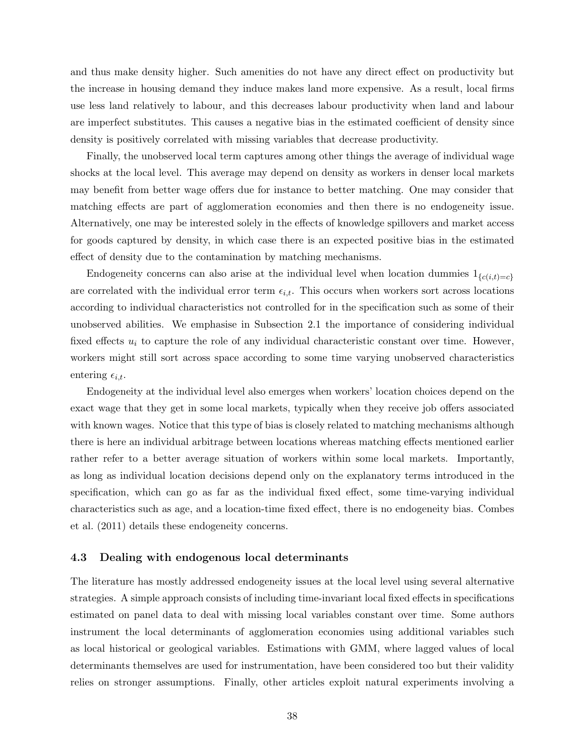and thus make density higher. Such amenities do not have any direct effect on productivity but the increase in housing demand they induce makes land more expensive. As a result, local firms use less land relatively to labour, and this decreases labour productivity when land and labour are imperfect substitutes. This causes a negative bias in the estimated coefficient of density since density is positively correlated with missing variables that decrease productivity.

Finally, the unobserved local term captures among other things the average of individual wage shocks at the local level. This average may depend on density as workers in denser local markets may benefit from better wage offers due for instance to better matching. One may consider that matching effects are part of agglomeration economies and then there is no endogeneity issue. Alternatively, one may be interested solely in the effects of knowledge spillovers and market access for goods captured by density, in which case there is an expected positive bias in the estimated effect of density due to the contamination by matching mechanisms.

Endogeneity concerns can also arise at the individual level when location dummies $1_{\{c(i,t)=c\}}$ are correlated with the individual error term $\epsilon_{i,t}$. This occurs when workers sort across locations according to individual characteristics not controlled for in the specification such as some of their unobserved abilities. We emphasise in Subsection 2.1 the importance of considering individual fixed effects $u_i$ to capture the role of any individual characteristic constant over time. However, workers might still sort across space according to some time varying unobserved characteristics entering $\epsilon_{i,t}$.

Endogeneity at the individual level also emerges when workers' location choices depend on the exact wage that they get in some local markets, typically when they receive job offers associated with known wages. Notice that this type of bias is closely related to matching mechanisms although there is here an individual arbitrage between locations whereas matching effects mentioned earlier rather refer to a better average situation of workers within some local markets. Importantly, as long as individual location decisions depend only on the explanatory terms introduced in the specification, which can go as far as the individual fixed effect, some time-varying individual characteristics such as age, and a location-time fixed effect, there is no endogeneity bias. Combes et al. (2011) details these endogeneity concerns.

### 4.3 Dealing with endogenous local determinants

The literature has mostly addressed endogeneity issues at the local level using several alternative strategies. A simple approach consists of including time-invariant local fixed effects in specifications estimated on panel data to deal with missing local variables constant over time. Some authors instrument the local determinants of agglomeration economies using additional variables such as local historical or geological variables. Estimations with GMM, where lagged values of local determinants themselves are used for instrumentation, have been considered too but their validity relies on stronger assumptions. Finally, other articles exploit natural experiments involving a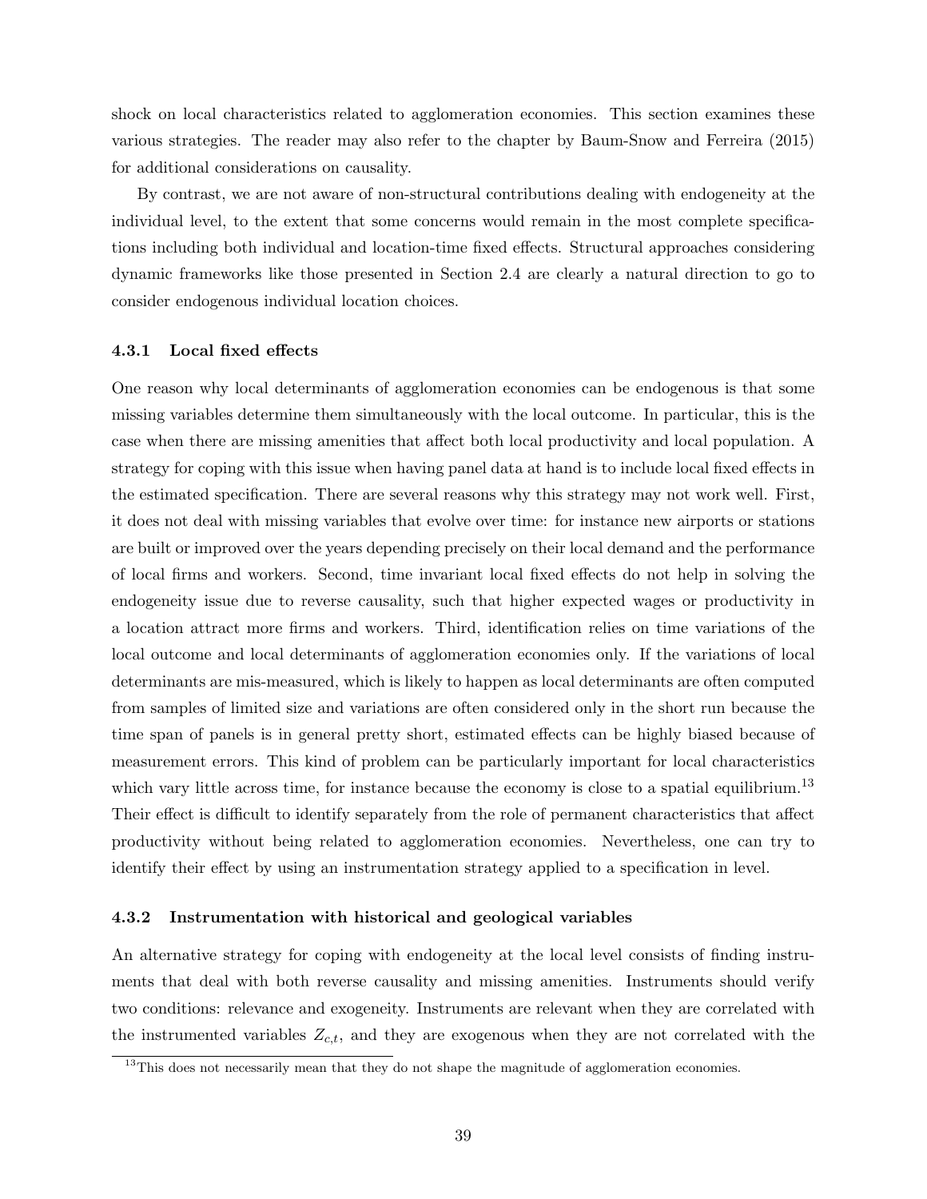shock on local characteristics related to agglomeration economies. This section examines these various strategies. The reader may also refer to the chapter by Baum-Snow and Ferreira (2015) for additional considerations on causality.

By contrast, we are not aware of non-structural contributions dealing with endogeneity at the individual level, to the extent that some concerns would remain in the most complete specifications including both individual and location-time fixed effects. Structural approaches considering dynamic frameworks like those presented in Section 2.4 are clearly a natural direction to go to consider endogenous individual location choices.

### 4.3.1 Local fixed effects

One reason why local determinants of agglomeration economies can be endogenous is that some missing variables determine them simultaneously with the local outcome. In particular, this is the case when there are missing amenities that affect both local productivity and local population. A strategy for coping with this issue when having panel data at hand is to include local fixed effects in the estimated specification. There are several reasons why this strategy may not work well. First, it does not deal with missing variables that evolve over time: for instance new airports or stations are built or improved over the years depending precisely on their local demand and the performance of local firms and workers. Second, time invariant local fixed effects do not help in solving the endogeneity issue due to reverse causality, such that higher expected wages or productivity in a location attract more firms and workers. Third, identification relies on time variations of the local outcome and local determinants of agglomeration economies only. If the variations of local determinants are mis-measured, which is likely to happen as local determinants are often computed from samples of limited size and variations are often considered only in the short run because the time span of panels is in general pretty short, estimated effects can be highly biased because of measurement errors. This kind of problem can be particularly important for local characteristics which vary little across time, for instance because the economy is close to a spatial equilibrium.[13] Their effect is difficult to identify separately from the role of permanent characteristics that affect productivity without being related to agglomeration economies. Nevertheless, one can try to identify their effect by using an instrumentation strategy applied to a specification in level.

### 4.3.2 Instrumentation with historical and geological variables

An alternative strategy for coping with endogeneity at the local level consists of finding instruments that deal with both reverse causality and missing amenities. Instruments should verify two conditions: relevance and exogeneity. Instruments are relevant when they are correlated with the instrumented variables $Z_{c,t}$, and they are exogenous when they are not correlated with the

[13] This does not necessarily mean that they do not shape the magnitude of agglomeration economies.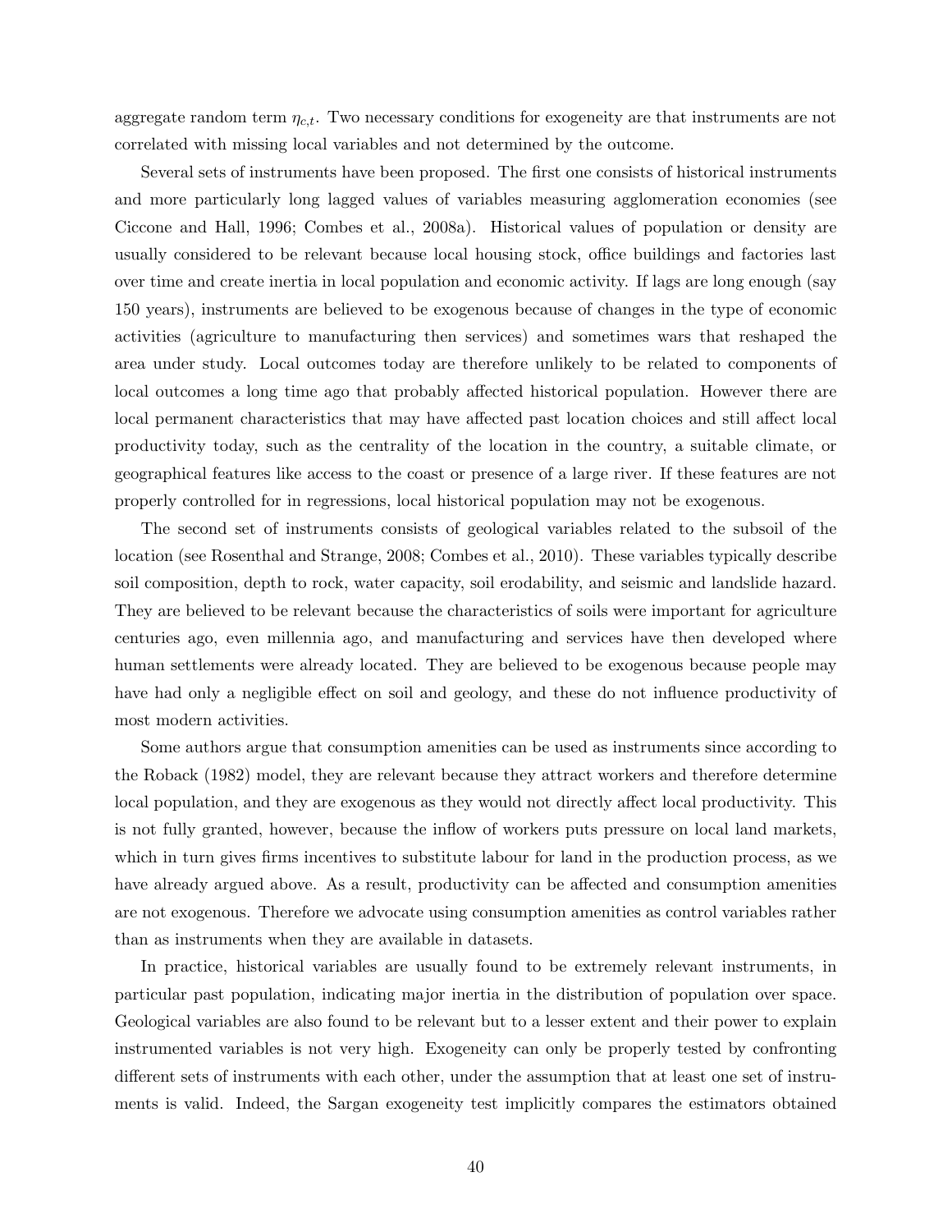aggregate random term $\eta_{c,t}$. Two necessary conditions for exogeneity are that instruments are not correlated with missing local variables and not determined by the outcome.

Several sets of instruments have been proposed. The first one consists of historical instruments and more particularly long lagged values of variables measuring agglomeration economies (see Ciccone and Hall, 1996; Combes et al., 2008a). Historical values of population or density are usually considered to be relevant because local housing stock, office buildings and factories last over time and create inertia in local population and economic activity. If lags are long enough (say 150 years), instruments are believed to be exogenous because of changes in the type of economic activities (agriculture to manufacturing then services) and sometimes wars that reshaped the area under study. Local outcomes today are therefore unlikely to be related to components of local outcomes a long time ago that probably affected historical population. However there are local permanent characteristics that may have affected past location choices and still affect local productivity today, such as the centrality of the location in the country, a suitable climate, or geographical features like access to the coast or presence of a large river. If these features are not properly controlled for in regressions, local historical population may not be exogenous.

The second set of instruments consists of geological variables related to the subsoil of the location (see Rosenthal and Strange, 2008; Combes et al., 2010). These variables typically describe soil composition, depth to rock, water capacity, soil erodability, and seismic and landslide hazard. They are believed to be relevant because the characteristics of soils were important for agriculture centuries ago, even millennia ago, and manufacturing and services have then developed where human settlements were already located. They are believed to be exogenous because people may have had only a negligible effect on soil and geology, and these do not influence productivity of most modern activities.

Some authors argue that consumption amenities can be used as instruments since according to the Roback (1982) model, they are relevant because they attract workers and therefore determine local population, and they are exogenous as they would not directly affect local productivity. This is not fully granted, however, because the inflow of workers puts pressure on local land markets, which in turn gives firms incentives to substitute labour for land in the production process, as we have already argued above. As a result, productivity can be affected and consumption amenities are not exogenous. Therefore we advocate using consumption amenities as control variables rather than as instruments when they are available in datasets.

In practice, historical variables are usually found to be extremely relevant instruments, in particular past population, indicating major inertia in the distribution of population over space. Geological variables are also found to be relevant but to a lesser extent and their power to explain instrumented variables is not very high. Exogeneity can only be properly tested by confronting different sets of instruments with each other, under the assumption that at least one set of instruments is valid. Indeed, the Sargan exogeneity test implicitly compares the estimators obtained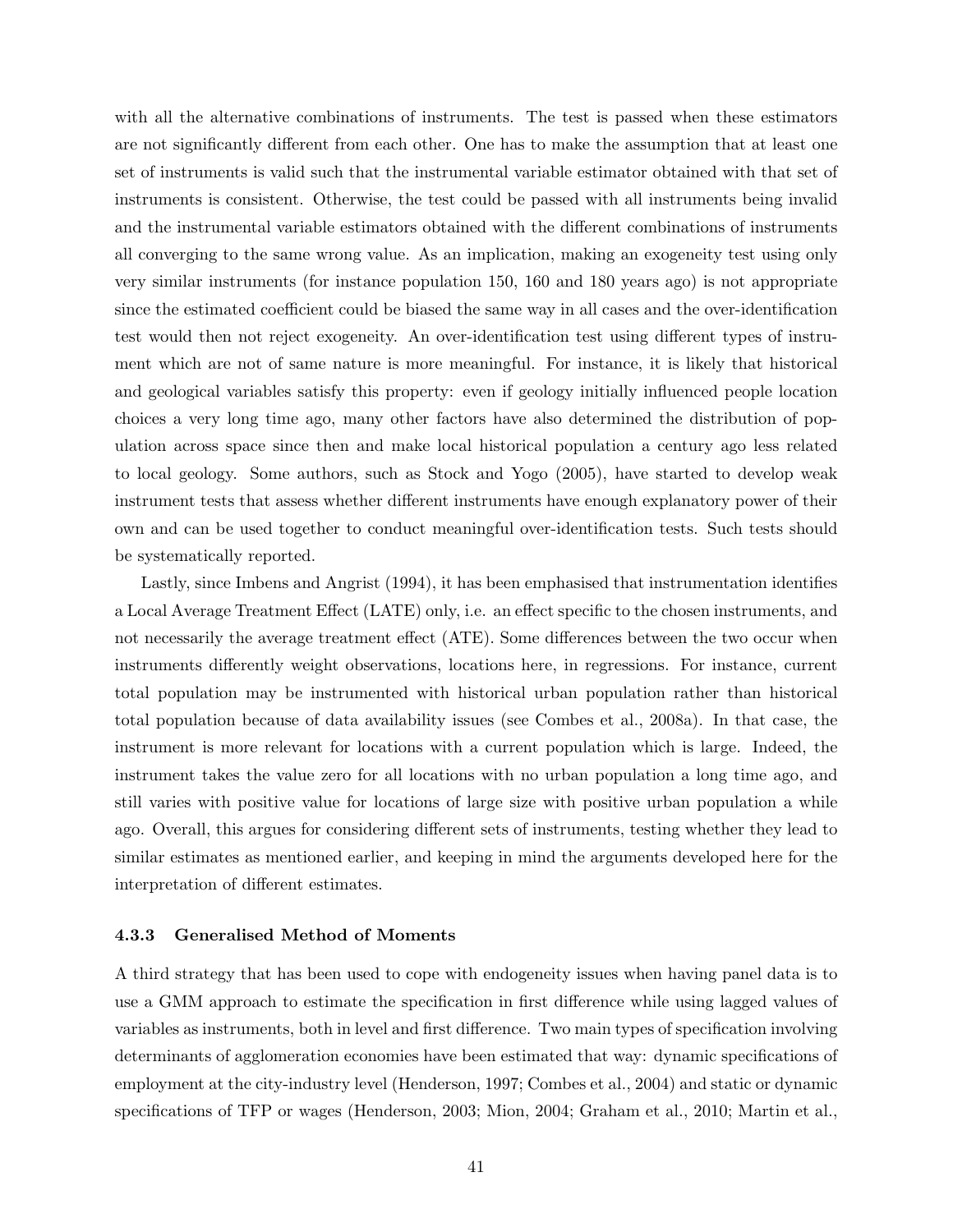with all the alternative combinations of instruments. The test is passed when these estimators are not significantly different from each other. One has to make the assumption that at least one set of instruments is valid such that the instrumental variable estimator obtained with that set of instruments is consistent. Otherwise, the test could be passed with all instruments being invalid and the instrumental variable estimators obtained with the different combinations of instruments all converging to the same wrong value. As an implication, making an exogeneity test using only very similar instruments (for instance population 150, 160 and 180 years ago) is not appropriate since the estimated coefficient could be biased the same way in all cases and the over-identification test would then not reject exogeneity. An over-identification test using different types of instrument which are not of same nature is more meaningful. For instance, it is likely that historical and geological variables satisfy this property: even if geology initially influenced people location choices a very long time ago, many other factors have also determined the distribution of population across space since then and make local historical population a century ago less related to local geology. Some authors, such as Stock and Yogo (2005), have started to develop weak instrument tests that assess whether different instruments have enough explanatory power of their own and can be used together to conduct meaningful over-identification tests. Such tests should be systematically reported.

Lastly, since Imbens and Angrist (1994), it has been emphasised that instrumentation identifies a Local Average Treatment Effect (LATE) only, i.e. an effect specific to the chosen instruments, and not necessarily the average treatment effect (ATE). Some differences between the two occur when instruments differently weight observations, locations here, in regressions. For instance, current total population may be instrumented with historical urban population rather than historical total population because of data availability issues (see Combes et al., 2008a). In that case, the instrument is more relevant for locations with a current population which is large. Indeed, the instrument takes the value zero for all locations with no urban population a long time ago, and still varies with positive value for locations of large size with positive urban population a while ago. Overall, this argues for considering different sets of instruments, testing whether they lead to similar estimates as mentioned earlier, and keeping in mind the arguments developed here for the interpretation of different estimates.

### 4.3.3 Generalised Method of Moments

A third strategy that has been used to cope with endogeneity issues when having panel data is to use a GMM approach to estimate the specification in first difference while using lagged values of variables as instruments, both in level and first difference. Two main types of specification involving determinants of agglomeration economies have been estimated that way: dynamic specifications of employment at the city-industry level (Henderson, 1997; Combes et al., 2004) and static or dynamic specifications of TFP or wages (Henderson, 2003; Mion, 2004; Graham et al., 2010; Martin et al.,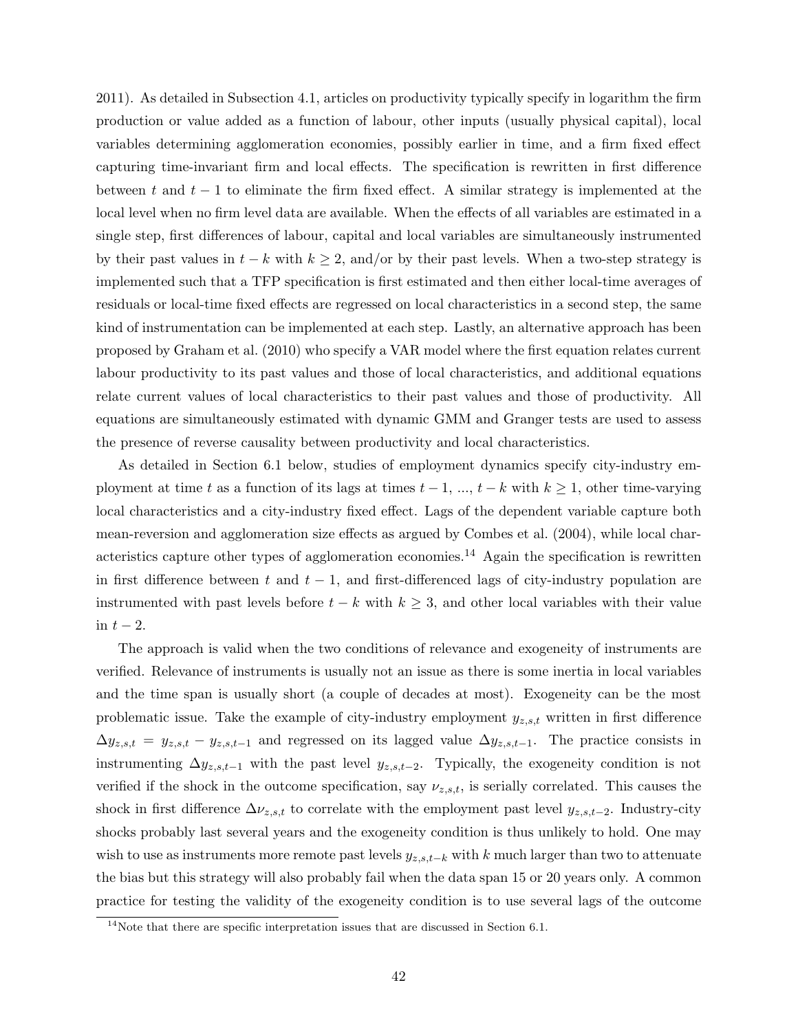2011). As detailed in Subsection 4.1, articles on productivity typically specify in logarithm the firm production or value added as a function of labour, other inputs (usually physical capital), local variables determining agglomeration economies, possibly earlier in time, and a firm fixed effect capturing time-invariant firm and local effects. The specification is rewritten in first difference between $t$ and $t-1$ to eliminate the firm fixed effect. A similar strategy is implemented at the local level when no firm level data are available. When the effects of all variables are estimated in a single step, first differences of labour, capital and local variables are simultaneously instrumented by their past values in $t-k$ with $k \geq 2$, and/or by their past levels. When a two-step strategy is implemented such that a TFP specification is first estimated and then either local-time averages of residuals or local-time fixed effects are regressed on local characteristics in a second step, the same kind of instrumentation can be implemented at each step. Lastly, an alternative approach has been proposed by Graham et al. (2010) who specify a VAR model where the first equation relates current labour productivity to its past values and those of local characteristics, and additional equations relate current values of local characteristics to their past values and those of productivity. All equations are simultaneously estimated with dynamic GMM and Granger tests are used to assess the presence of reverse causality between productivity and local characteristics.

As detailed in Section 6.1 below, studies of employment dynamics specify city-industry employment at time $t$ as a function of its lags at times $t-1$, ..., $t-k$ with $k \geq 1$, other time-varying local characteristics and a city-industry fixed effect. Lags of the dependent variable capture both mean-reversion and agglomeration size effects as argued by Combes et al. (2004), while local characteristics capture other types of agglomeration economies.[14] Again the specification is rewritten in first difference between $t$ and $t-1$, and first-differenced lags of city-industry population are instrumented with past levels before $t-k$ with $k \geq 3$, and other local variables with their value in $t-2$.

The approach is valid when the two conditions of relevance and exogeneity of instruments are verified. Relevance of instruments is usually not an issue as there is some inertia in local variables and the time span is usually short (a couple of decades at most). Exogeneity can be the most problematic issue. Take the example of city-industry employment $y_{z,s,t}$ written in first difference $\Delta y_{z,s,t} = y_{z,s,t} - y_{z,s,t-1}$ and regressed on its lagged value $\Delta y_{z,s,t-1}$. The practice consists in instrumenting $\Delta y_{z,s,t-1}$ with the past level $y_{z,s,t-2}$. Typically, the exogeneity condition is not verified if the shock in the outcome specification, say $\nu_{z,s,t}$, is serially correlated. This causes the shock in first difference $\Delta \nu_{z,s,t}$ to correlate with the employment past level $y_{z,s,t-2}$. Industry-city shocks probably last several years and the exogeneity condition is thus unlikely to hold. One may wish to use as instruments more remote past levels $y_{z,s,t-k}$ with $k$ much larger than two to attenuate the bias but this strategy will also probably fail when the data span 15 or 20 years only. A common practice for testing the validity of the exogeneity condition is to use several lags of the outcome

[14] Note that there are specific interpretation issues that are discussed in Section 6.1.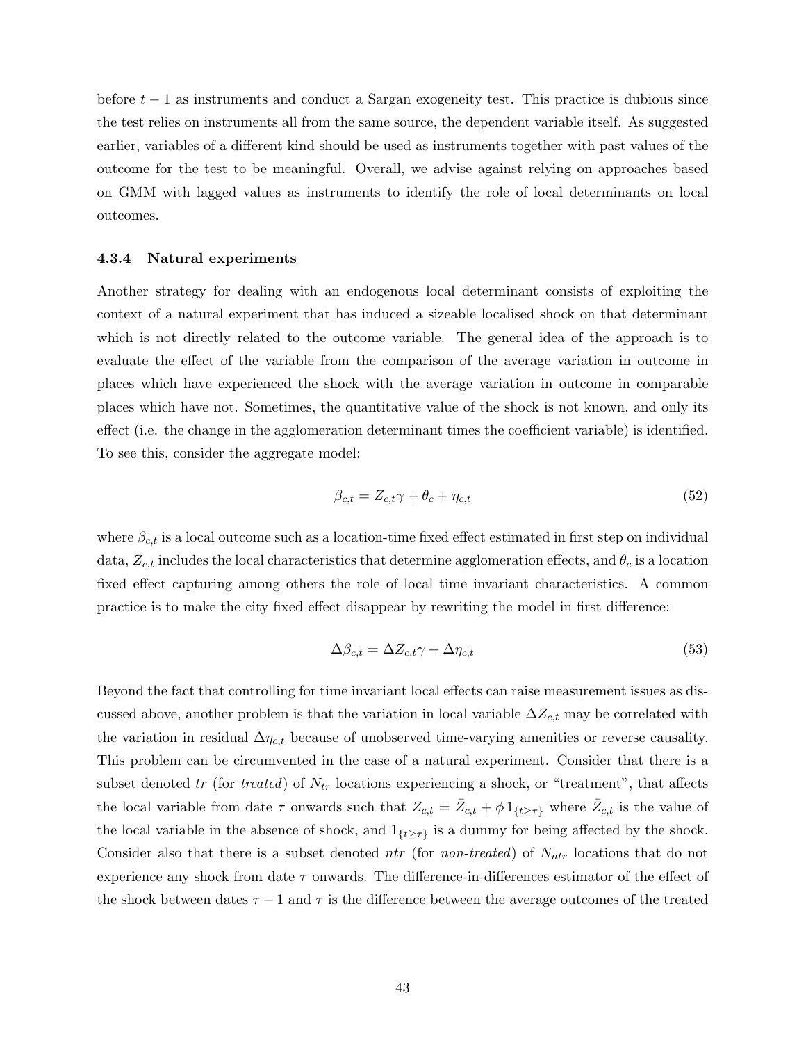before $t-1$ as instruments and conduct a Sargan exogeneity test. This practice is dubious since the test relies on instruments all from the same source, the dependent variable itself. As suggested earlier, variables of a different kind should be used as instruments together with past values of the outcome for the test to be meaningful. Overall, we advise against relying on approaches based on GMM with lagged values as instruments to identify the role of local determinants on local outcomes.

### 4.3.4 Natural experiments

Another strategy for dealing with an endogenous local determinant consists of exploiting the context of a natural experiment that has induced a sizeable localised shock on that determinant which is not directly related to the outcome variable. The general idea of the approach is to evaluate the effect of the variable from the comparison of the average variation in outcome in places which have experienced the shock with the average variation in outcome in comparable places which have not. Sometimes, the quantitative value of the shock is not known, and only its effect (i.e. the change in the agglomeration determinant times the coefficient variable) is identified. To see this, consider the aggregate model:

$$\beta_{c,t} = Z_{c,t}\gamma + \theta_c + \eta_{c,t} \tag{52}$$

where $\beta_{c,t}$ is a local outcome such as a location-time fixed effect estimated in first step on individual data, $Z_{c,t}$ includes the local characteristics that determine agglomeration effects, and $\theta_c$ is a location fixed effect capturing among others the role of local time invariant characteristics. A common practice is to make the city fixed effect disappear by rewriting the model in first difference:

$$\Delta\beta_{c,t} = \Delta Z_{c,t}\gamma + \Delta\eta_{c,t} \tag{53}$$

Beyond the fact that controlling for time invariant local effects can raise measurement issues as discussed above, another problem is that the variation in local variable $\Delta Z_{c,t}$ may be correlated with the variation in residual $\Delta\eta_{c,t}$ because of unobserved time-varying amenities or reverse causality. This problem can be circumvented in the case of a natural experiment. Consider that there is a subset denoted *tr* (for *treated*) of $N_{tr}$ locations experiencing a shock, or "treatment", that affects the local variable from date $\tau$ onwards such that $Z_{c,t} = \bar{Z}_{c,t} + \phi\, 1_{\{t\geq\tau\}}$ where $\bar{Z}_{c,t}$ is the value of the local variable in the absence of shock, and $1_{\{t\geq\tau\}}$ is a dummy for being affected by the shock. Consider also that there is a subset denoted *ntr* (for *non-treated*) of $N_{ntr}$ locations that do not experience any shock from date $\tau$ onwards. The difference-in-differences estimator of the effect of the shock between dates $\tau-1$ and $\tau$ is the difference between the average outcomes of the treated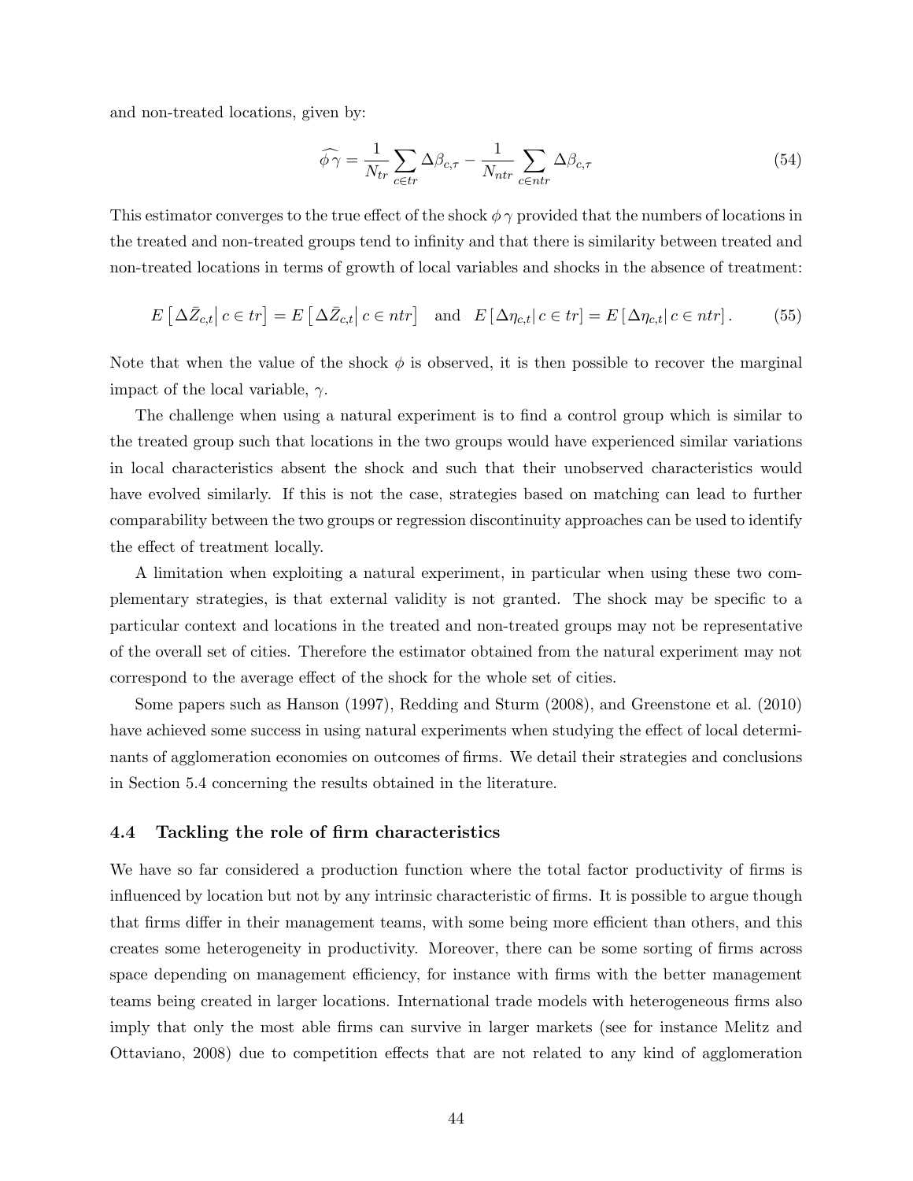and non-treated locations, given by:

$$\widehat{\phi\,\gamma} = \frac{1}{N_{tr}} \sum_{c \in tr} \Delta\beta_{c,\tau} - \frac{1}{N_{ntr}} \sum_{c \in ntr} \Delta\beta_{c,\tau} \tag{54}$$

This estimator converges to the true effect of the shock $\phi\,\gamma$ provided that the numbers of locations in the treated and non-treated groups tend to infinity and that there is similarity between treated and non-treated locations in terms of growth of local variables and shocks in the absence of treatment:

$$E\left[\Delta\bar{Z}_{c,t}\middle|\, c \in tr\right] = E\left[\Delta\bar{Z}_{c,t}\middle|\, c \in ntr\right] \quad \text{and} \quad E\left[\Delta\eta_{c,t}\middle|\, c \in tr\right] = E\left[\Delta\eta_{c,t}\middle|\, c \in ntr\right]. \tag{55}$$

Note that when the value of the shock $\phi$ is observed, it is then possible to recover the marginal impact of the local variable, $\gamma$.

The challenge when using a natural experiment is to find a control group which is similar to the treated group such that locations in the two groups would have experienced similar variations in local characteristics absent the shock and such that their unobserved characteristics would have evolved similarly. If this is not the case, strategies based on matching can lead to further comparability between the two groups or regression discontinuity approaches can be used to identify the effect of treatment locally.

A limitation when exploiting a natural experiment, in particular when using these two complementary strategies, is that external validity is not granted. The shock may be specific to a particular context and locations in the treated and non-treated groups may not be representative of the overall set of cities. Therefore the estimator obtained from the natural experiment may not correspond to the average effect of the shock for the whole set of cities.

Some papers such as Hanson (1997), Redding and Sturm (2008), and Greenstone et al. (2010) have achieved some success in using natural experiments when studying the effect of local determinants of agglomeration economies on outcomes of firms. We detail their strategies and conclusions in Section 5.4 concerning the results obtained in the literature.

### 4.4 Tackling the role of firm characteristics

We have so far considered a production function where the total factor productivity of firms is influenced by location but not by any intrinsic characteristic of firms. It is possible to argue though that firms differ in their management teams, with some being more efficient than others, and this creates some heterogeneity in productivity. Moreover, there can be some sorting of firms across space depending on management efficiency, for instance with firms with the better management teams being created in larger locations. International trade models with heterogeneous firms also imply that only the most able firms can survive in larger markets (see for instance Melitz and Ottaviano, 2008) due to competition effects that are not related to any kind of agglomeration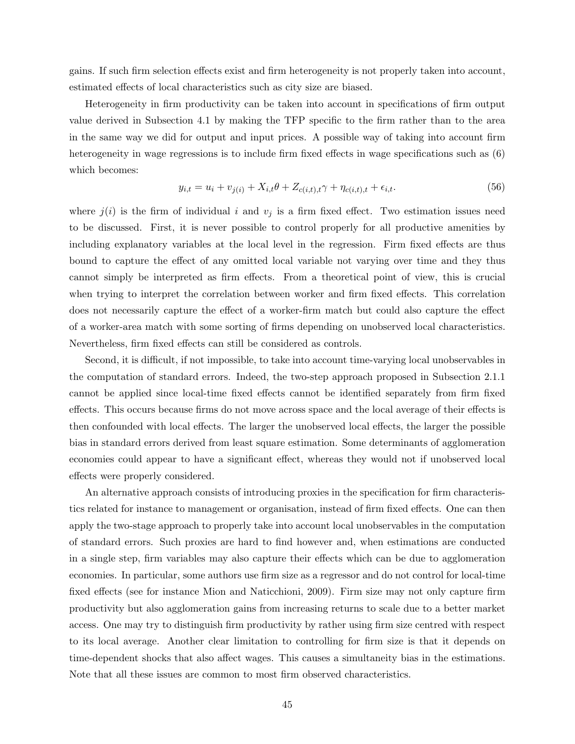gains. If such firm selection effects exist and firm heterogeneity is not properly taken into account, estimated effects of local characteristics such as city size are biased.

Heterogeneity in firm productivity can be taken into account in specifications of firm output value derived in Subsection 4.1 by making the TFP specific to the firm rather than to the area in the same way we did for output and input prices. A possible way of taking into account firm heterogeneity in wage regressions is to include firm fixed effects in wage specifications such as (6) which becomes:

$$y_{i,t} = u_i + v_{j(i)} + X_{i,t}\theta + Z_{c(i,t),t}\gamma + \eta_{c(i,t),t} + \epsilon_{i,t}. \tag{56}$$

where $j(i)$ is the firm of individual $i$ and $v_j$ is a firm fixed effect. Two estimation issues need to be discussed. First, it is never possible to control properly for all productive amenities by including explanatory variables at the local level in the regression. Firm fixed effects are thus bound to capture the effect of any omitted local variable not varying over time and they thus cannot simply be interpreted as firm effects. From a theoretical point of view, this is crucial when trying to interpret the correlation between worker and firm fixed effects. This correlation does not necessarily capture the effect of a worker-firm match but could also capture the effect of a worker-area match with some sorting of firms depending on unobserved local characteristics. Nevertheless, firm fixed effects can still be considered as controls.

Second, it is difficult, if not impossible, to take into account time-varying local unobservables in the computation of standard errors. Indeed, the two-step approach proposed in Subsection 2.1.1 cannot be applied since local-time fixed effects cannot be identified separately from firm fixed effects. This occurs because firms do not move across space and the local average of their effects is then confounded with local effects. The larger the unobserved local effects, the larger the possible bias in standard errors derived from least square estimation. Some determinants of agglomeration economies could appear to have a significant effect, whereas they would not if unobserved local effects were properly considered.

An alternative approach consists of introducing proxies in the specification for firm characteristics related for instance to management or organisation, instead of firm fixed effects. One can then apply the two-stage approach to properly take into account local unobservables in the computation of standard errors. Such proxies are hard to find however and, when estimations are conducted in a single step, firm variables may also capture their effects which can be due to agglomeration economies. In particular, some authors use firm size as a regressor and do not control for local-time fixed effects (see for instance Mion and Naticchioni, 2009). Firm size may not only capture firm productivity but also agglomeration gains from increasing returns to scale due to a better market access. One may try to distinguish firm productivity by rather using firm size centred with respect to its local average. Another clear limitation to controlling for firm size is that it depends on time-dependent shocks that also affect wages. This causes a simultaneity bias in the estimations. Note that all these issues are common to most firm observed characteristics.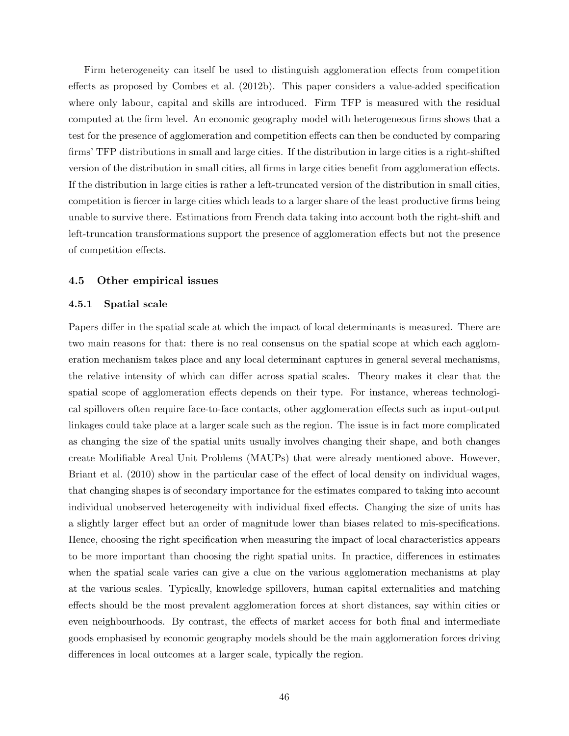Firm heterogeneity can itself be used to distinguish agglomeration effects from competition effects as proposed by Combes et al. (2012b). This paper considers a value-added specification where only labour, capital and skills are introduced. Firm TFP is measured with the residual computed at the firm level. An economic geography model with heterogeneous firms shows that a test for the presence of agglomeration and competition effects can then be conducted by comparing firms' TFP distributions in small and large cities. If the distribution in large cities is a right-shifted version of the distribution in small cities, all firms in large cities benefit from agglomeration effects. If the distribution in large cities is rather a left-truncated version of the distribution in small cities, competition is fiercer in large cities which leads to a larger share of the least productive firms being unable to survive there. Estimations from French data taking into account both the right-shift and left-truncation transformations support the presence of agglomeration effects but not the presence of competition effects.

### 4.5 Other empirical issues

#### 4.5.1 Spatial scale

Papers differ in the spatial scale at which the impact of local determinants is measured. There are two main reasons for that: there is no real consensus on the spatial scope at which each agglomeration mechanism takes place and any local determinant captures in general several mechanisms, the relative intensity of which can differ across spatial scales. Theory makes it clear that the spatial scope of agglomeration effects depends on their type. For instance, whereas technological spillovers often require face-to-face contacts, other agglomeration effects such as input-output linkages could take place at a larger scale such as the region. The issue is in fact more complicated as changing the size of the spatial units usually involves changing their shape, and both changes create Modifiable Areal Unit Problems (MAUPs) that were already mentioned above. However, Briant et al. (2010) show in the particular case of the effect of local density on individual wages, that changing shapes is of secondary importance for the estimates compared to taking into account individual unobserved heterogeneity with individual fixed effects. Changing the size of units has a slightly larger effect but an order of magnitude lower than biases related to mis-specifications. Hence, choosing the right specification when measuring the impact of local characteristics appears to be more important than choosing the right spatial units. In practice, differences in estimates when the spatial scale varies can give a clue on the various agglomeration mechanisms at play at the various scales. Typically, knowledge spillovers, human capital externalities and matching effects should be the most prevalent agglomeration forces at short distances, say within cities or even neighbourhoods. By contrast, the effects of market access for both final and intermediate goods emphasised by economic geography models should be the main agglomeration forces driving differences in local outcomes at a larger scale, typically the region.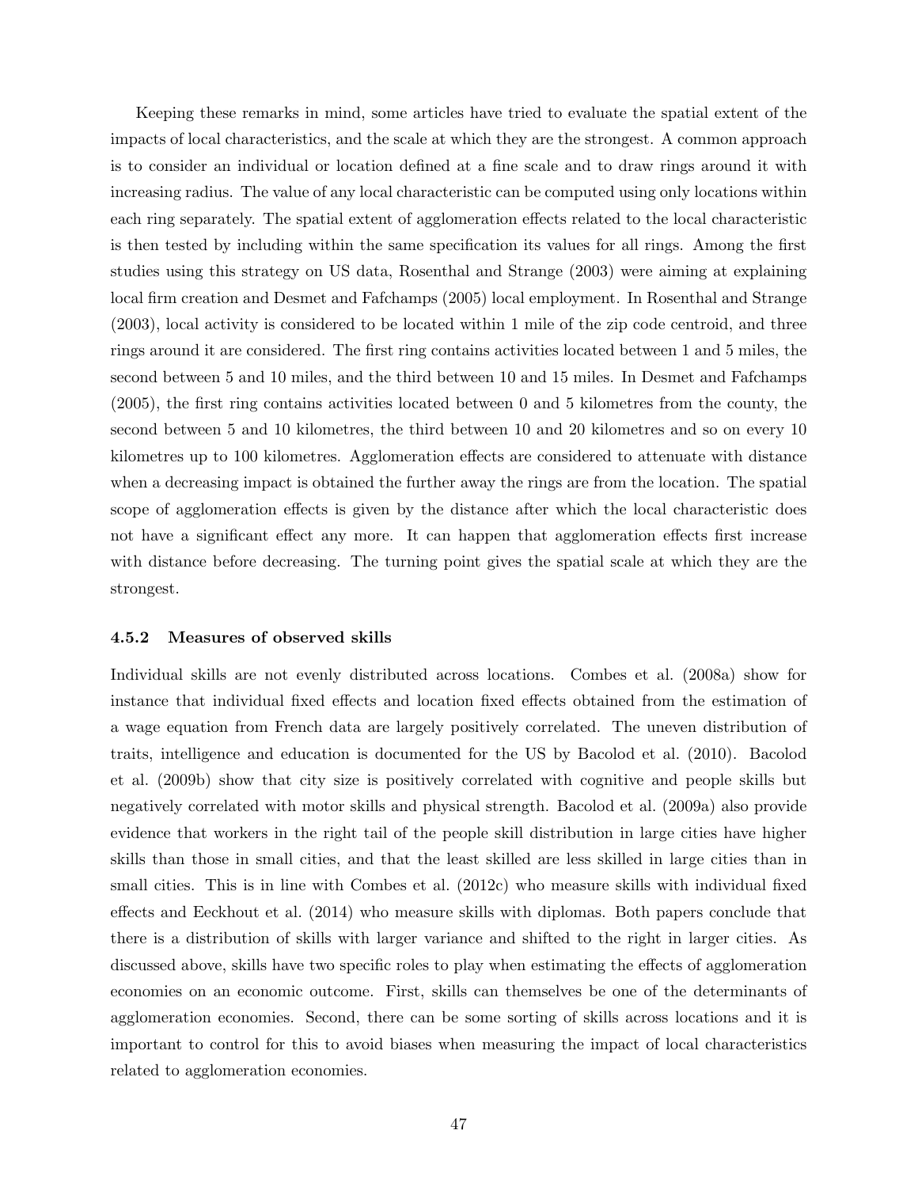Keeping these remarks in mind, some articles have tried to evaluate the spatial extent of the impacts of local characteristics, and the scale at which they are the strongest. A common approach is to consider an individual or location defined at a fine scale and to draw rings around it with increasing radius. The value of any local characteristic can be computed using only locations within each ring separately. The spatial extent of agglomeration effects related to the local characteristic is then tested by including within the same specification its values for all rings. Among the first studies using this strategy on US data, Rosenthal and Strange (2003) were aiming at explaining local firm creation and Desmet and Fafchamps (2005) local employment. In Rosenthal and Strange (2003), local activity is considered to be located within 1 mile of the zip code centroid, and three rings around it are considered. The first ring contains activities located between 1 and 5 miles, the second between 5 and 10 miles, and the third between 10 and 15 miles. In Desmet and Fafchamps (2005), the first ring contains activities located between 0 and 5 kilometres from the county, the second between 5 and 10 kilometres, the third between 10 and 20 kilometres and so on every 10 kilometres up to 100 kilometres. Agglomeration effects are considered to attenuate with distance when a decreasing impact is obtained the further away the rings are from the location. The spatial scope of agglomeration effects is given by the distance after which the local characteristic does not have a significant effect any more. It can happen that agglomeration effects first increase with distance before decreasing. The turning point gives the spatial scale at which they are the strongest.

### 4.5.2 Measures of observed skills

Individual skills are not evenly distributed across locations. Combes et al. (2008a) show for instance that individual fixed effects and location fixed effects obtained from the estimation of a wage equation from French data are largely positively correlated. The uneven distribution of traits, intelligence and education is documented for the US by Bacolod et al. (2010). Bacolod et al. (2009b) show that city size is positively correlated with cognitive and people skills but negatively correlated with motor skills and physical strength. Bacolod et al. (2009a) also provide evidence that workers in the right tail of the people skill distribution in large cities have higher skills than those in small cities, and that the least skilled are less skilled in large cities than in small cities. This is in line with Combes et al. (2012c) who measure skills with individual fixed effects and Eeckhout et al. (2014) who measure skills with diplomas. Both papers conclude that there is a distribution of skills with larger variance and shifted to the right in larger cities. As discussed above, skills have two specific roles to play when estimating the effects of agglomeration economies on an economic outcome. First, skills can themselves be one of the determinants of agglomeration economies. Second, there can be some sorting of skills across locations and it is important to control for this to avoid biases when measuring the impact of local characteristics related to agglomeration economies.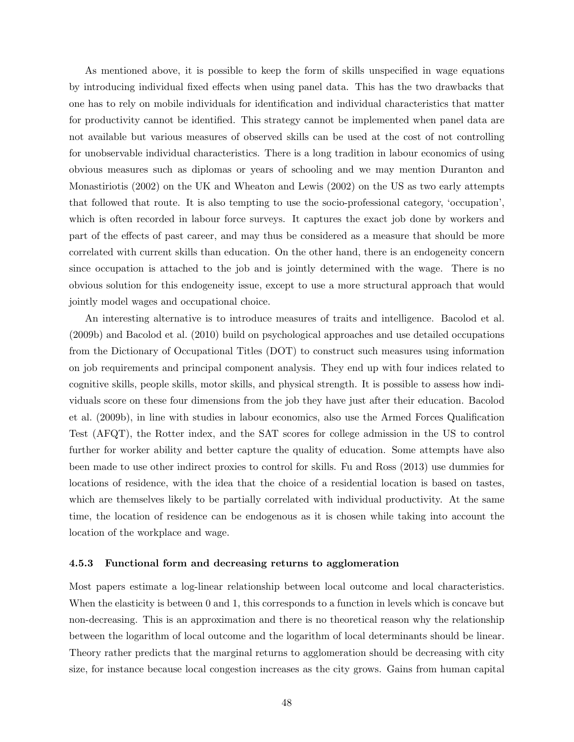As mentioned above, it is possible to keep the form of skills unspecified in wage equations by introducing individual fixed effects when using panel data. This has the two drawbacks that one has to rely on mobile individuals for identification and individual characteristics that matter for productivity cannot be identified. This strategy cannot be implemented when panel data are not available but various measures of observed skills can be used at the cost of not controlling for unobservable individual characteristics. There is a long tradition in labour economics of using obvious measures such as diplomas or years of schooling and we may mention Duranton and Monastiriotis (2002) on the UK and Wheaton and Lewis (2002) on the US as two early attempts that followed that route. It is also tempting to use the socio-professional category, 'occupation', which is often recorded in labour force surveys. It captures the exact job done by workers and part of the effects of past career, and may thus be considered as a measure that should be more correlated with current skills than education. On the other hand, there is an endogeneity concern since occupation is attached to the job and is jointly determined with the wage. There is no obvious solution for this endogeneity issue, except to use a more structural approach that would jointly model wages and occupational choice.

An interesting alternative is to introduce measures of traits and intelligence. Bacolod et al. (2009b) and Bacolod et al. (2010) build on psychological approaches and use detailed occupations from the Dictionary of Occupational Titles (DOT) to construct such measures using information on job requirements and principal component analysis. They end up with four indices related to cognitive skills, people skills, motor skills, and physical strength. It is possible to assess how individuals score on these four dimensions from the job they have just after their education. Bacolod et al. (2009b), in line with studies in labour economics, also use the Armed Forces Qualification Test (AFQT), the Rotter index, and the SAT scores for college admission in the US to control further for worker ability and better capture the quality of education. Some attempts have also been made to use other indirect proxies to control for skills. Fu and Ross (2013) use dummies for locations of residence, with the idea that the choice of a residential location is based on tastes, which are themselves likely to be partially correlated with individual productivity. At the same time, the location of residence can be endogenous as it is chosen while taking into account the location of the workplace and wage.

### 4.5.3 Functional form and decreasing returns to agglomeration

Most papers estimate a log-linear relationship between local outcome and local characteristics. When the elasticity is between 0 and 1, this corresponds to a function in levels which is concave but non-decreasing. This is an approximation and there is no theoretical reason why the relationship between the logarithm of local outcome and the logarithm of local determinants should be linear. Theory rather predicts that the marginal returns to agglomeration should be decreasing with city size, for instance because local congestion increases as the city grows. Gains from human capital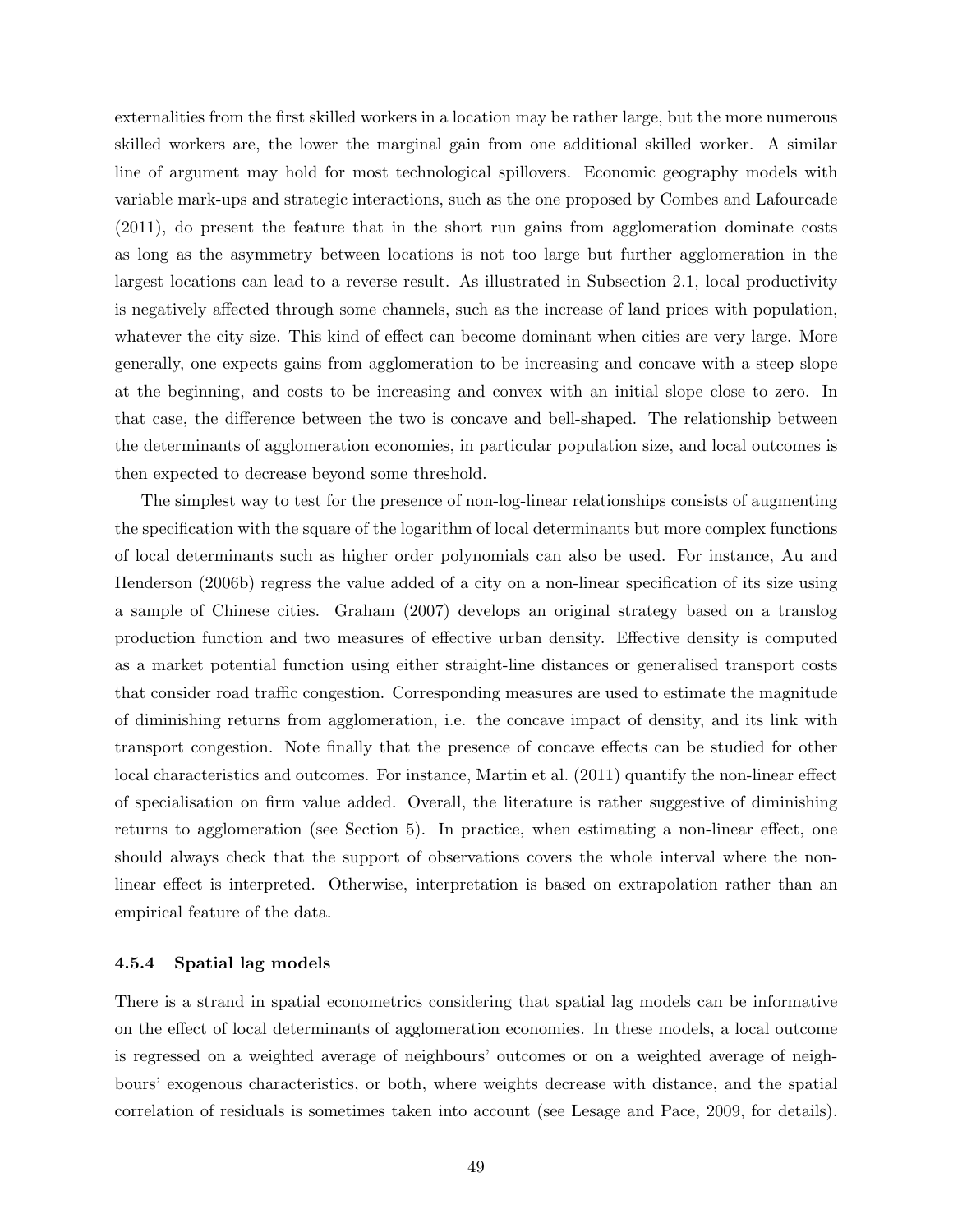externalities from the first skilled workers in a location may be rather large, but the more numerous skilled workers are, the lower the marginal gain from one additional skilled worker. A similar line of argument may hold for most technological spillovers. Economic geography models with variable mark-ups and strategic interactions, such as the one proposed by Combes and Lafourcade (2011), do present the feature that in the short run gains from agglomeration dominate costs as long as the asymmetry between locations is not too large but further agglomeration in the largest locations can lead to a reverse result. As illustrated in Subsection 2.1, local productivity is negatively affected through some channels, such as the increase of land prices with population, whatever the city size. This kind of effect can become dominant when cities are very large. More generally, one expects gains from agglomeration to be increasing and concave with a steep slope at the beginning, and costs to be increasing and convex with an initial slope close to zero. In that case, the difference between the two is concave and bell-shaped. The relationship between the determinants of agglomeration economies, in particular population size, and local outcomes is then expected to decrease beyond some threshold.

The simplest way to test for the presence of non-log-linear relationships consists of augmenting the specification with the square of the logarithm of local determinants but more complex functions of local determinants such as higher order polynomials can also be used. For instance, Au and Henderson (2006b) regress the value added of a city on a non-linear specification of its size using a sample of Chinese cities. Graham (2007) develops an original strategy based on a translog production function and two measures of effective urban density. Effective density is computed as a market potential function using either straight-line distances or generalised transport costs that consider road traffic congestion. Corresponding measures are used to estimate the magnitude of diminishing returns from agglomeration, i.e. the concave impact of density, and its link with transport congestion. Note finally that the presence of concave effects can be studied for other local characteristics and outcomes. For instance, Martin et al. (2011) quantify the non-linear effect of specialisation on firm value added. Overall, the literature is rather suggestive of diminishing returns to agglomeration (see Section 5). In practice, when estimating a non-linear effect, one should always check that the support of observations covers the whole interval where the non-linear effect is interpreted. Otherwise, interpretation is based on extrapolation rather than an empirical feature of the data.

#### 4.5.4 Spatial lag models

There is a strand in spatial econometrics considering that spatial lag models can be informative on the effect of local determinants of agglomeration economies. In these models, a local outcome is regressed on a weighted average of neighbours' outcomes or on a weighted average of neighbours' exogenous characteristics, or both, where weights decrease with distance, and the spatial correlation of residuals is sometimes taken into account (see Lesage and Pace, 2009, for details).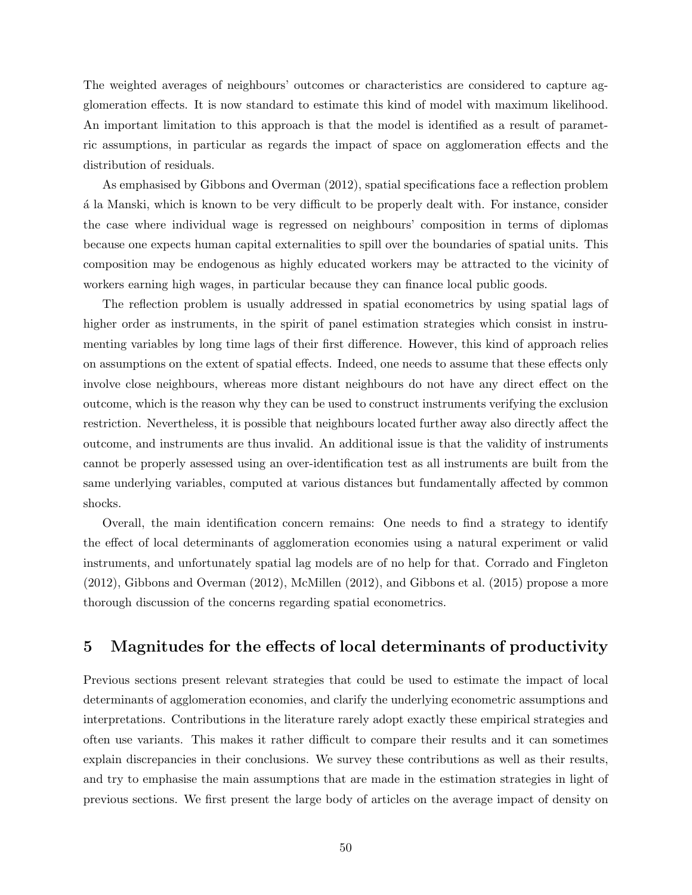The weighted averages of neighbours' outcomes or characteristics are considered to capture agglomeration effects. It is now standard to estimate this kind of model with maximum likelihood. An important limitation to this approach is that the model is identified as a result of parametric assumptions, in particular as regards the impact of space on agglomeration effects and the distribution of residuals.

As emphasised by Gibbons and Overman (2012), spatial specifications face a reflection problem á la Manski, which is known to be very difficult to be properly dealt with. For instance, consider the case where individual wage is regressed on neighbours' composition in terms of diplomas because one expects human capital externalities to spill over the boundaries of spatial units. This composition may be endogenous as highly educated workers may be attracted to the vicinity of workers earning high wages, in particular because they can finance local public goods.

The reflection problem is usually addressed in spatial econometrics by using spatial lags of higher order as instruments, in the spirit of panel estimation strategies which consist in instrumenting variables by long time lags of their first difference. However, this kind of approach relies on assumptions on the extent of spatial effects. Indeed, one needs to assume that these effects only involve close neighbours, whereas more distant neighbours do not have any direct effect on the outcome, which is the reason why they can be used to construct instruments verifying the exclusion restriction. Nevertheless, it is possible that neighbours located further away also directly affect the outcome, and instruments are thus invalid. An additional issue is that the validity of instruments cannot be properly assessed using an over-identification test as all instruments are built from the same underlying variables, computed at various distances but fundamentally affected by common shocks.

Overall, the main identification concern remains: One needs to find a strategy to identify the effect of local determinants of agglomeration economies using a natural experiment or valid instruments, and unfortunately spatial lag models are of no help for that. Corrado and Fingleton (2012), Gibbons and Overman (2012), McMillen (2012), and Gibbons et al. (2015) propose a more thorough discussion of the concerns regarding spatial econometrics.

## 5 Magnitudes for the effects of local determinants of productivity

Previous sections present relevant strategies that could be used to estimate the impact of local determinants of agglomeration economies, and clarify the underlying econometric assumptions and interpretations. Contributions in the literature rarely adopt exactly these empirical strategies and often use variants. This makes it rather difficult to compare their results and it can sometimes explain discrepancies in their conclusions. We survey these contributions as well as their results, and try to emphasise the main assumptions that are made in the estimation strategies in light of previous sections. We first present the large body of articles on the average impact of density on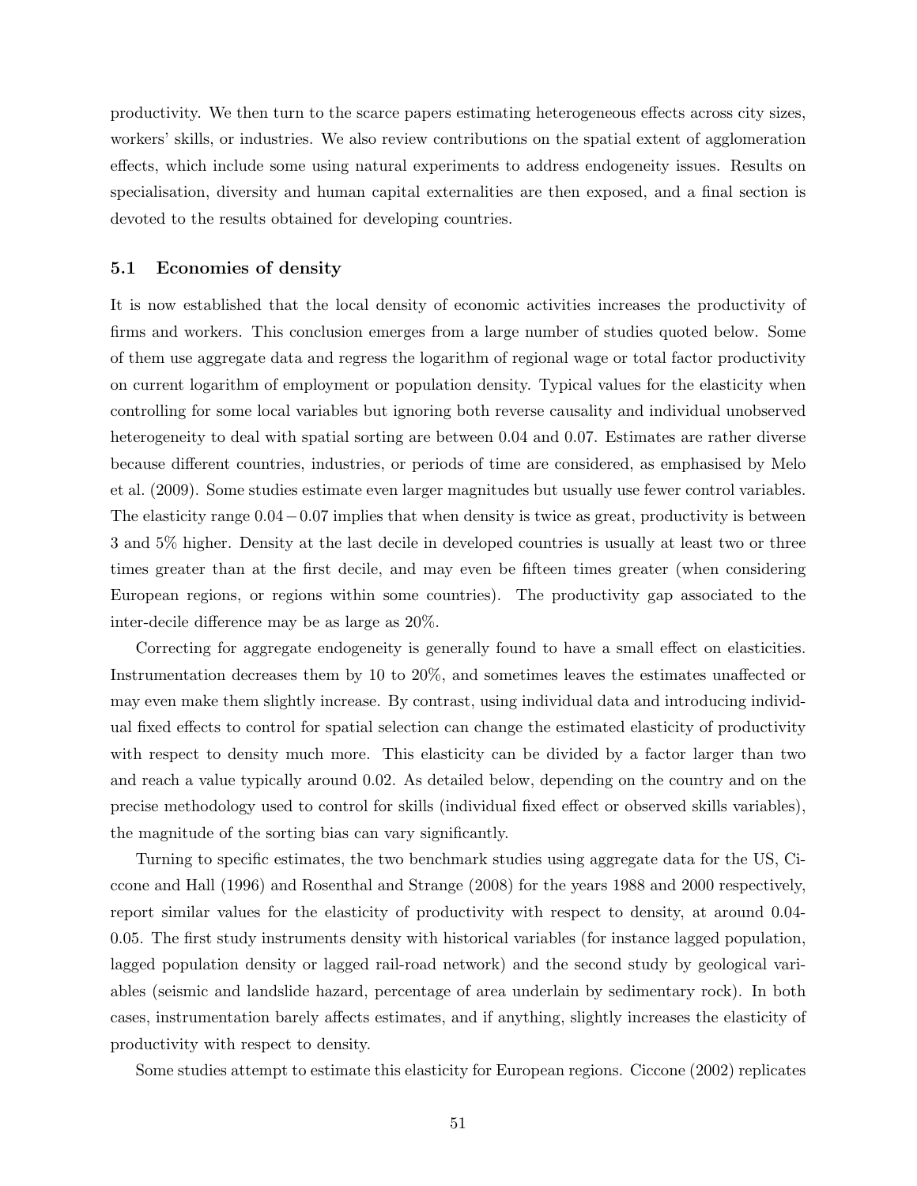productivity. We then turn to the scarce papers estimating heterogeneous effects across city sizes, workers' skills, or industries. We also review contributions on the spatial extent of agglomeration effects, which include some using natural experiments to address endogeneity issues. Results on specialisation, diversity and human capital externalities are then exposed, and a final section is devoted to the results obtained for developing countries.

### 5.1 Economies of density

It is now established that the local density of economic activities increases the productivity of firms and workers. This conclusion emerges from a large number of studies quoted below. Some of them use aggregate data and regress the logarithm of regional wage or total factor productivity on current logarithm of employment or population density. Typical values for the elasticity when controlling for some local variables but ignoring both reverse causality and individual unobserved heterogeneity to deal with spatial sorting are between 0.04 and 0.07. Estimates are rather diverse because different countries, industries, or periods of time are considered, as emphasised by Melo et al. (2009). Some studies estimate even larger magnitudes but usually use fewer control variables. The elasticity range $0.04 - 0.07$ implies that when density is twice as great, productivity is between 3 and 5% higher. Density at the last decile in developed countries is usually at least two or three times greater than at the first decile, and may even be fifteen times greater (when considering European regions, or regions within some countries). The productivity gap associated to the inter-decile difference may be as large as 20%.

Correcting for aggregate endogeneity is generally found to have a small effect on elasticities. Instrumentation decreases them by 10 to 20%, and sometimes leaves the estimates unaffected or may even make them slightly increase. By contrast, using individual data and introducing individual fixed effects to control for spatial selection can change the estimated elasticity of productivity with respect to density much more. This elasticity can be divided by a factor larger than two and reach a value typically around 0.02. As detailed below, depending on the country and on the precise methodology used to control for skills (individual fixed effect or observed skills variables), the magnitude of the sorting bias can vary significantly.

Turning to specific estimates, the two benchmark studies using aggregate data for the US, Ciccone and Hall (1996) and Rosenthal and Strange (2008) for the years 1988 and 2000 respectively, report similar values for the elasticity of productivity with respect to density, at around 0.04-0.05. The first study instruments density with historical variables (for instance lagged population, lagged population density or lagged rail-road network) and the second study by geological variables (seismic and landslide hazard, percentage of area underlain by sedimentary rock). In both cases, instrumentation barely affects estimates, and if anything, slightly increases the elasticity of productivity with respect to density.

Some studies attempt to estimate this elasticity for European regions. Ciccone (2002) replicates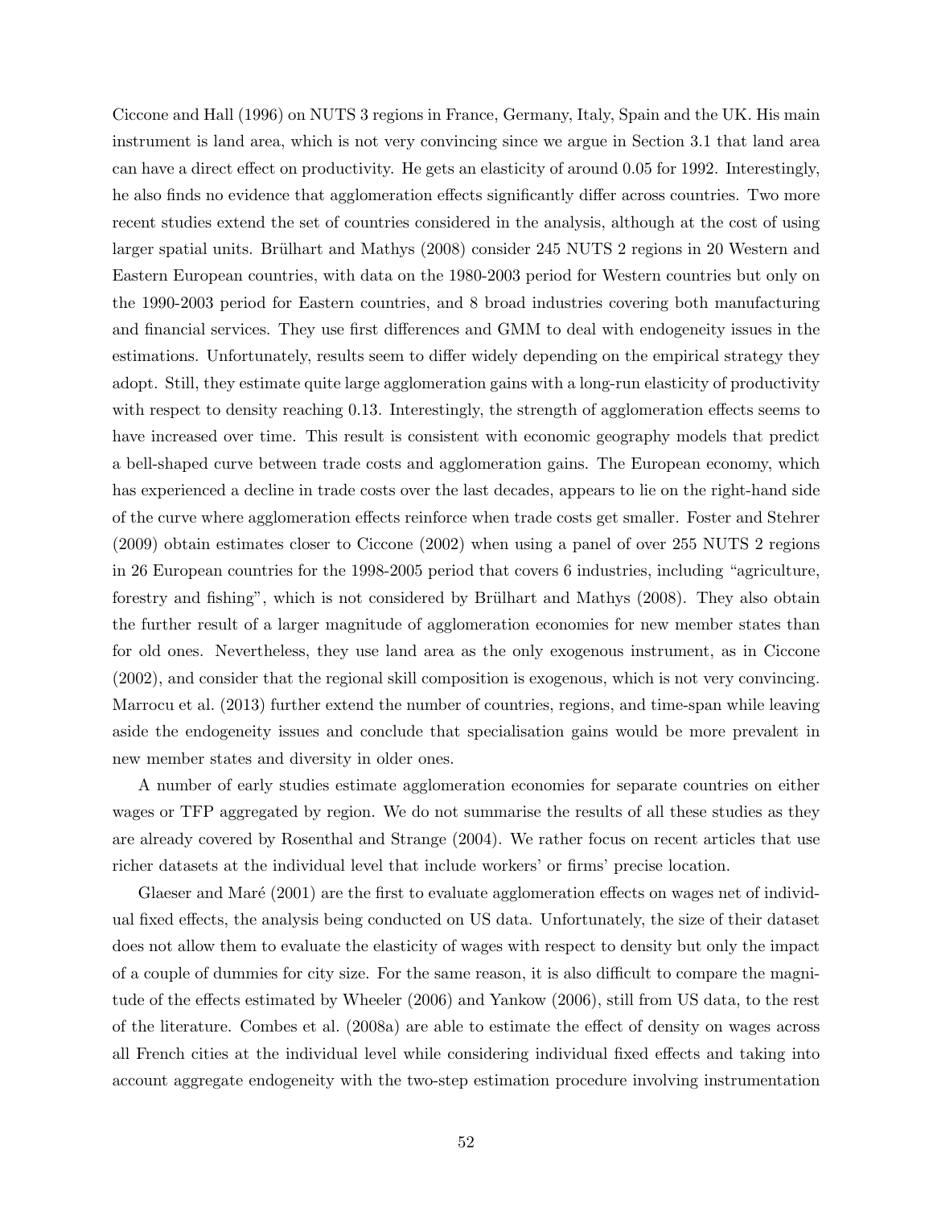Ciccone and Hall (1996) on NUTS 3 regions in France, Germany, Italy, Spain and the UK. His main instrument is land area, which is not very convincing since we argue in Section 3.1 that land area can have a direct effect on productivity. He gets an elasticity of around 0.05 for 1992. Interestingly, he also finds no evidence that agglomeration effects significantly differ across countries. Two more recent studies extend the set of countries considered in the analysis, although at the cost of using larger spatial units. Brülhart and Mathys (2008) consider 245 NUTS 2 regions in 20 Western and Eastern European countries, with data on the 1980-2003 period for Western countries but only on the 1990-2003 period for Eastern countries, and 8 broad industries covering both manufacturing and financial services. They use first differences and GMM to deal with endogeneity issues in the estimations. Unfortunately, results seem to differ widely depending on the empirical strategy they adopt. Still, they estimate quite large agglomeration gains with a long-run elasticity of productivity with respect to density reaching 0.13. Interestingly, the strength of agglomeration effects seems to have increased over time. This result is consistent with economic geography models that predict a bell-shaped curve between trade costs and agglomeration gains. The European economy, which has experienced a decline in trade costs over the last decades, appears to lie on the right-hand side of the curve where agglomeration effects reinforce when trade costs get smaller. Foster and Stehrer (2009) obtain estimates closer to Ciccone (2002) when using a panel of over 255 NUTS 2 regions in 26 European countries for the 1998-2005 period that covers 6 industries, including "agriculture, forestry and fishing", which is not considered by Brülhart and Mathys (2008). They also obtain the further result of a larger magnitude of agglomeration economies for new member states than for old ones. Nevertheless, they use land area as the only exogenous instrument, as in Ciccone (2002), and consider that the regional skill composition is exogenous, which is not very convincing. Marrocu et al. (2013) further extend the number of countries, regions, and time-span while leaving aside the endogeneity issues and conclude that specialisation gains would be more prevalent in new member states and diversity in older ones.

A number of early studies estimate agglomeration economies for separate countries on either wages or TFP aggregated by region. We do not summarise the results of all these studies as they are already covered by Rosenthal and Strange (2004). We rather focus on recent articles that use richer datasets at the individual level that include workers' or firms' precise location.

Glaeser and Maré (2001) are the first to evaluate agglomeration effects on wages net of individual fixed effects, the analysis being conducted on US data. Unfortunately, the size of their dataset does not allow them to evaluate the elasticity of wages with respect to density but only the impact of a couple of dummies for city size. For the same reason, it is also difficult to compare the magnitude of the effects estimated by Wheeler (2006) and Yankow (2006), still from US data, to the rest of the literature. Combes et al. (2008a) are able to estimate the effect of density on wages across all French cities at the individual level while considering individual fixed effects and taking into account aggregate endogeneity with the two-step estimation procedure involving instrumentation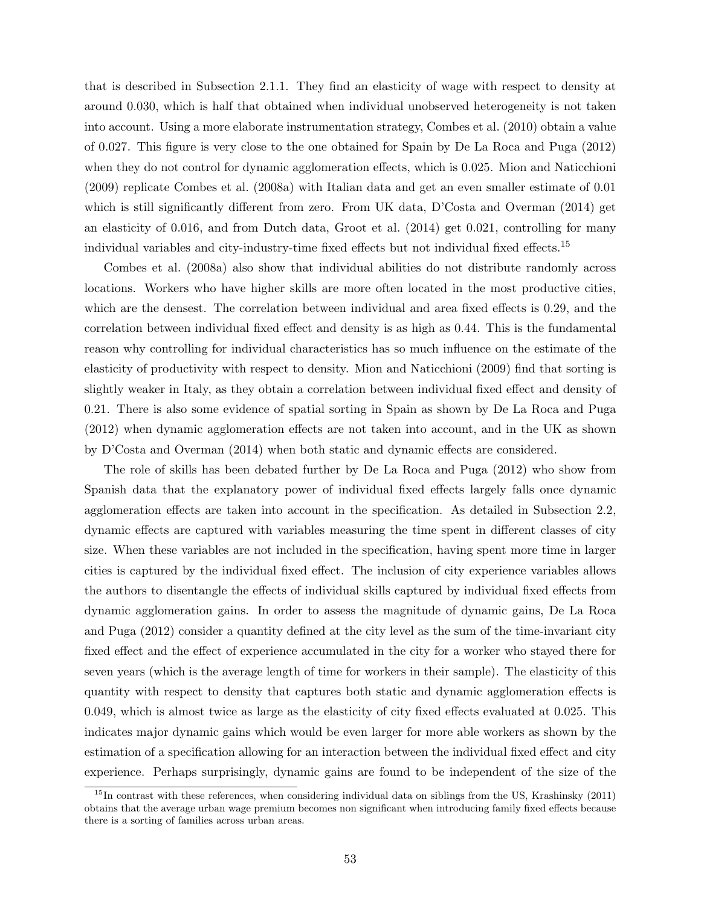that is described in Subsection 2.1.1. They find an elasticity of wage with respect to density at around 0.030, which is half that obtained when individual unobserved heterogeneity is not taken into account. Using a more elaborate instrumentation strategy, Combes et al. (2010) obtain a value of 0.027. This figure is very close to the one obtained for Spain by De La Roca and Puga (2012) when they do not control for dynamic agglomeration effects, which is 0.025. Mion and Naticchioni (2009) replicate Combes et al. (2008a) with Italian data and get an even smaller estimate of 0.01 which is still significantly different from zero. From UK data, D'Costa and Overman (2014) get an elasticity of 0.016, and from Dutch data, Groot et al. (2014) get 0.021, controlling for many individual variables and city-industry-time fixed effects but not individual fixed effects.[15]

Combes et al. (2008a) also show that individual abilities do not distribute randomly across locations. Workers who have higher skills are more often located in the most productive cities, which are the densest. The correlation between individual and area fixed effects is 0.29, and the correlation between individual fixed effect and density is as high as 0.44. This is the fundamental reason why controlling for individual characteristics has so much influence on the estimate of the elasticity of productivity with respect to density. Mion and Naticchioni (2009) find that sorting is slightly weaker in Italy, as they obtain a correlation between individual fixed effect and density of 0.21. There is also some evidence of spatial sorting in Spain as shown by De La Roca and Puga (2012) when dynamic agglomeration effects are not taken into account, and in the UK as shown by D'Costa and Overman (2014) when both static and dynamic effects are considered.

The role of skills has been debated further by De La Roca and Puga (2012) who show from Spanish data that the explanatory power of individual fixed effects largely falls once dynamic agglomeration effects are taken into account in the specification. As detailed in Subsection 2.2, dynamic effects are captured with variables measuring the time spent in different classes of city size. When these variables are not included in the specification, having spent more time in larger cities is captured by the individual fixed effect. The inclusion of city experience variables allows the authors to disentangle the effects of individual skills captured by individual fixed effects from dynamic agglomeration gains. In order to assess the magnitude of dynamic gains, De La Roca and Puga (2012) consider a quantity defined at the city level as the sum of the time-invariant city fixed effect and the effect of experience accumulated in the city for a worker who stayed there for seven years (which is the average length of time for workers in their sample). The elasticity of this quantity with respect to density that captures both static and dynamic agglomeration effects is 0.049, which is almost twice as large as the elasticity of city fixed effects evaluated at 0.025. This indicates major dynamic gains which would be even larger for more able workers as shown by the estimation of a specification allowing for an interaction between the individual fixed effect and city experience. Perhaps surprisingly, dynamic gains are found to be independent of the size of the

[15] In contrast with these references, when considering individual data on siblings from the US, Krashinsky (2011) obtains that the average urban wage premium becomes non significant when introducing family fixed effects because there is a sorting of families across urban areas.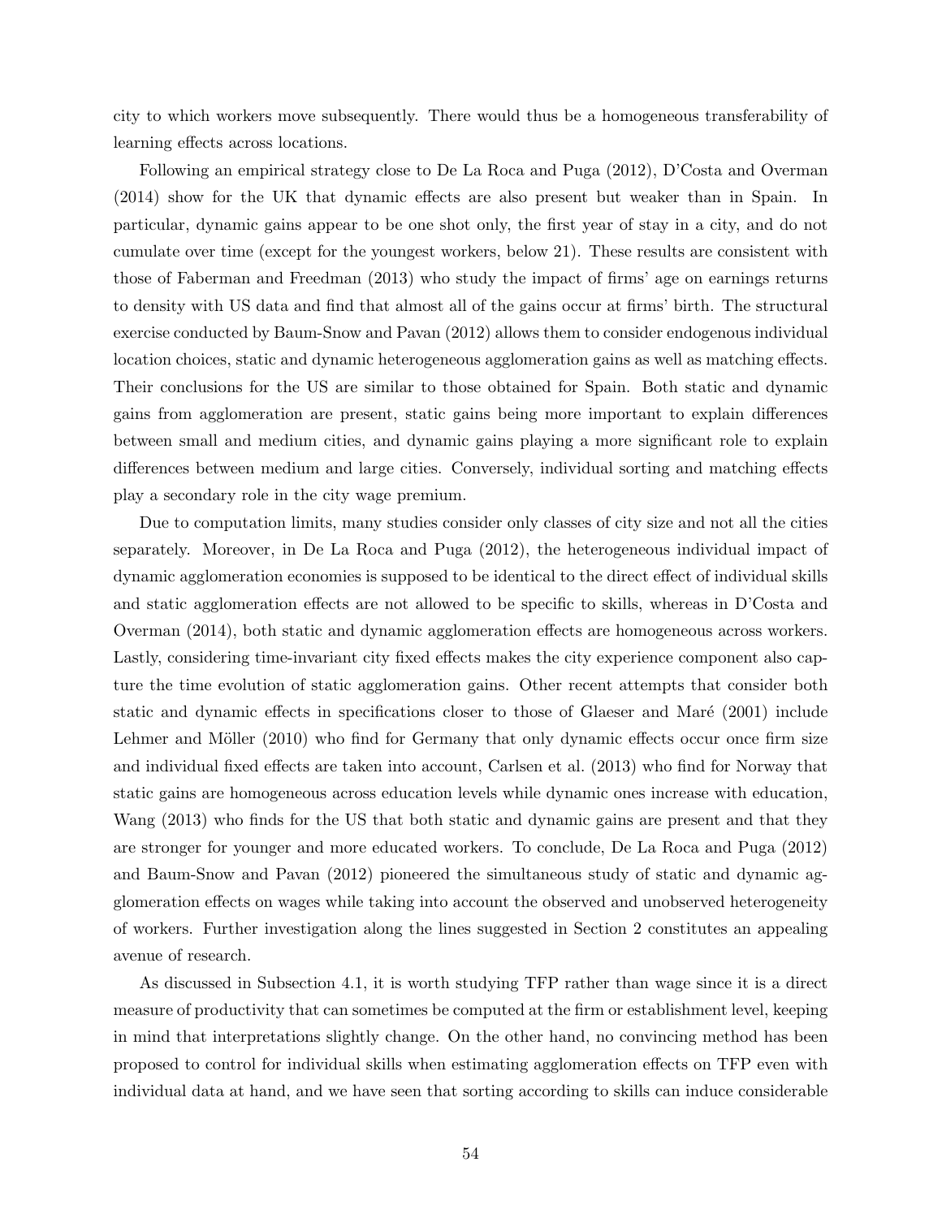city to which workers move subsequently. There would thus be a homogeneous transferability of learning effects across locations.

Following an empirical strategy close to De La Roca and Puga (2012), D'Costa and Overman (2014) show for the UK that dynamic effects are also present but weaker than in Spain. In particular, dynamic gains appear to be one shot only, the first year of stay in a city, and do not cumulate over time (except for the youngest workers, below 21). These results are consistent with those of Faberman and Freedman (2013) who study the impact of firms' age on earnings returns to density with US data and find that almost all of the gains occur at firms' birth. The structural exercise conducted by Baum-Snow and Pavan (2012) allows them to consider endogenous individual location choices, static and dynamic heterogeneous agglomeration gains as well as matching effects. Their conclusions for the US are similar to those obtained for Spain. Both static and dynamic gains from agglomeration are present, static gains being more important to explain differences between small and medium cities, and dynamic gains playing a more significant role to explain differences between medium and large cities. Conversely, individual sorting and matching effects play a secondary role in the city wage premium.

Due to computation limits, many studies consider only classes of city size and not all the cities separately. Moreover, in De La Roca and Puga (2012), the heterogeneous individual impact of dynamic agglomeration economies is supposed to be identical to the direct effect of individual skills and static agglomeration effects are not allowed to be specific to skills, whereas in D'Costa and Overman (2014), both static and dynamic agglomeration effects are homogeneous across workers. Lastly, considering time-invariant city fixed effects makes the city experience component also capture the time evolution of static agglomeration gains. Other recent attempts that consider both static and dynamic effects in specifications closer to those of Glaeser and Maré (2001) include Lehmer and Möller (2010) who find for Germany that only dynamic effects occur once firm size and individual fixed effects are taken into account, Carlsen et al. (2013) who find for Norway that static gains are homogeneous across education levels while dynamic ones increase with education, Wang (2013) who finds for the US that both static and dynamic gains are present and that they are stronger for younger and more educated workers. To conclude, De La Roca and Puga (2012) and Baum-Snow and Pavan (2012) pioneered the simultaneous study of static and dynamic agglomeration effects on wages while taking into account the observed and unobserved heterogeneity of workers. Further investigation along the lines suggested in Section 2 constitutes an appealing avenue of research.

As discussed in Subsection 4.1, it is worth studying TFP rather than wage since it is a direct measure of productivity that can sometimes be computed at the firm or establishment level, keeping in mind that interpretations slightly change. On the other hand, no convincing method has been proposed to control for individual skills when estimating agglomeration effects on TFP even with individual data at hand, and we have seen that sorting according to skills can induce considerable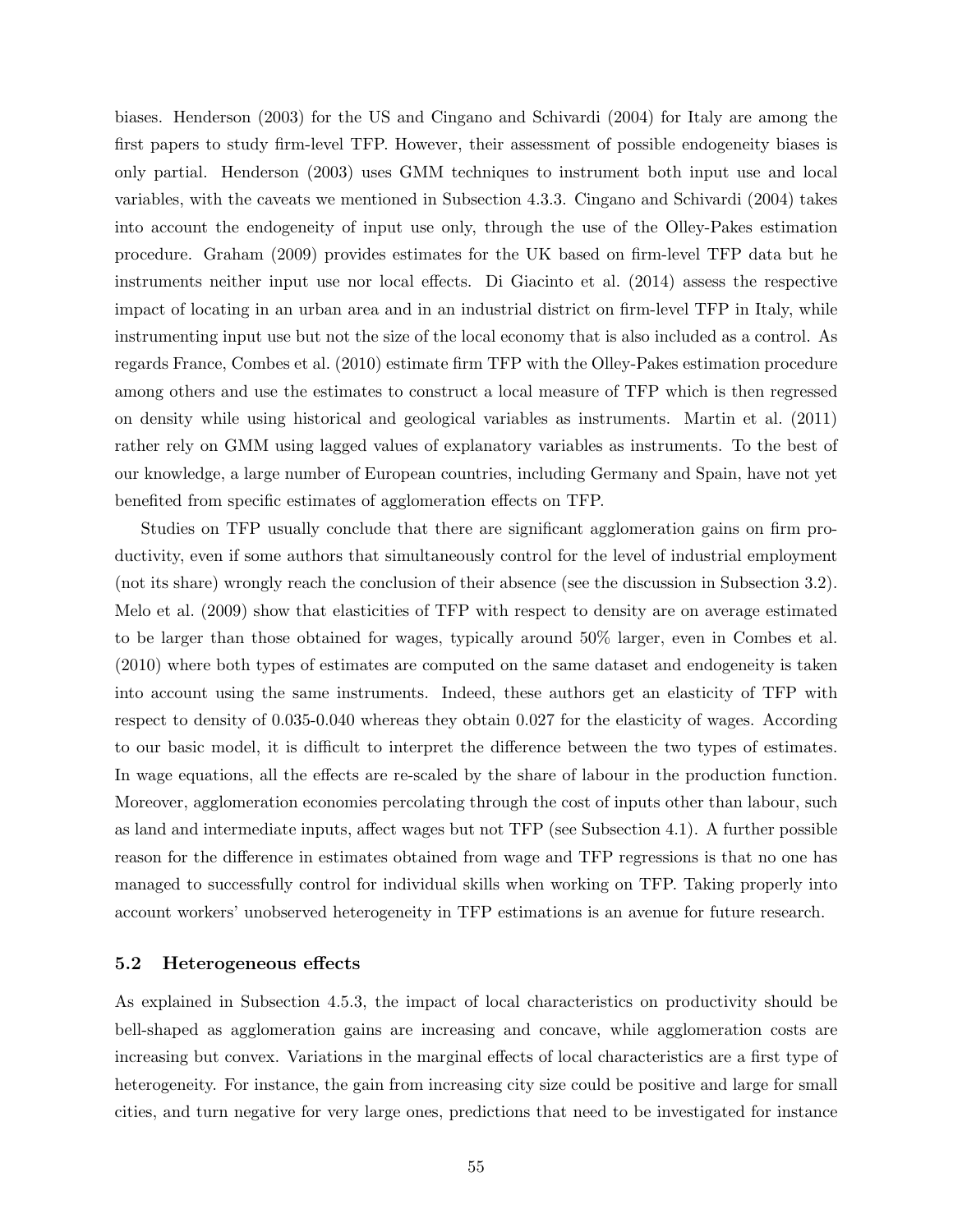biases. Henderson (2003) for the US and Cingano and Schivardi (2004) for Italy are among the first papers to study firm-level TFP. However, their assessment of possible endogeneity biases is only partial. Henderson (2003) uses GMM techniques to instrument both input use and local variables, with the caveats we mentioned in Subsection 4.3.3. Cingano and Schivardi (2004) takes into account the endogeneity of input use only, through the use of the Olley-Pakes estimation procedure. Graham (2009) provides estimates for the UK based on firm-level TFP data but he instruments neither input use nor local effects. Di Giacinto et al. (2014) assess the respective impact of locating in an urban area and in an industrial district on firm-level TFP in Italy, while instrumenting input use but not the size of the local economy that is also included as a control. As regards France, Combes et al. (2010) estimate firm TFP with the Olley-Pakes estimation procedure among others and use the estimates to construct a local measure of TFP which is then regressed on density while using historical and geological variables as instruments. Martin et al. (2011) rather rely on GMM using lagged values of explanatory variables as instruments. To the best of our knowledge, a large number of European countries, including Germany and Spain, have not yet benefited from specific estimates of agglomeration effects on TFP.

Studies on TFP usually conclude that there are significant agglomeration gains on firm productivity, even if some authors that simultaneously control for the level of industrial employment (not its share) wrongly reach the conclusion of their absence (see the discussion in Subsection 3.2). Melo et al. (2009) show that elasticities of TFP with respect to density are on average estimated to be larger than those obtained for wages, typically around 50% larger, even in Combes et al. (2010) where both types of estimates are computed on the same dataset and endogeneity is taken into account using the same instruments. Indeed, these authors get an elasticity of TFP with respect to density of 0.035-0.040 whereas they obtain 0.027 for the elasticity of wages. According to our basic model, it is difficult to interpret the difference between the two types of estimates. In wage equations, all the effects are re-scaled by the share of labour in the production function. Moreover, agglomeration economies percolating through the cost of inputs other than labour, such as land and intermediate inputs, affect wages but not TFP (see Subsection 4.1). A further possible reason for the difference in estimates obtained from wage and TFP regressions is that no one has managed to successfully control for individual skills when working on TFP. Taking properly into account workers' unobserved heterogeneity in TFP estimations is an avenue for future research.

### 5.2 Heterogeneous effects

As explained in Subsection 4.5.3, the impact of local characteristics on productivity should be bell-shaped as agglomeration gains are increasing and concave, while agglomeration costs are increasing but convex. Variations in the marginal effects of local characteristics are a first type of heterogeneity. For instance, the gain from increasing city size could be positive and large for small cities, and turn negative for very large ones, predictions that need to be investigated for instance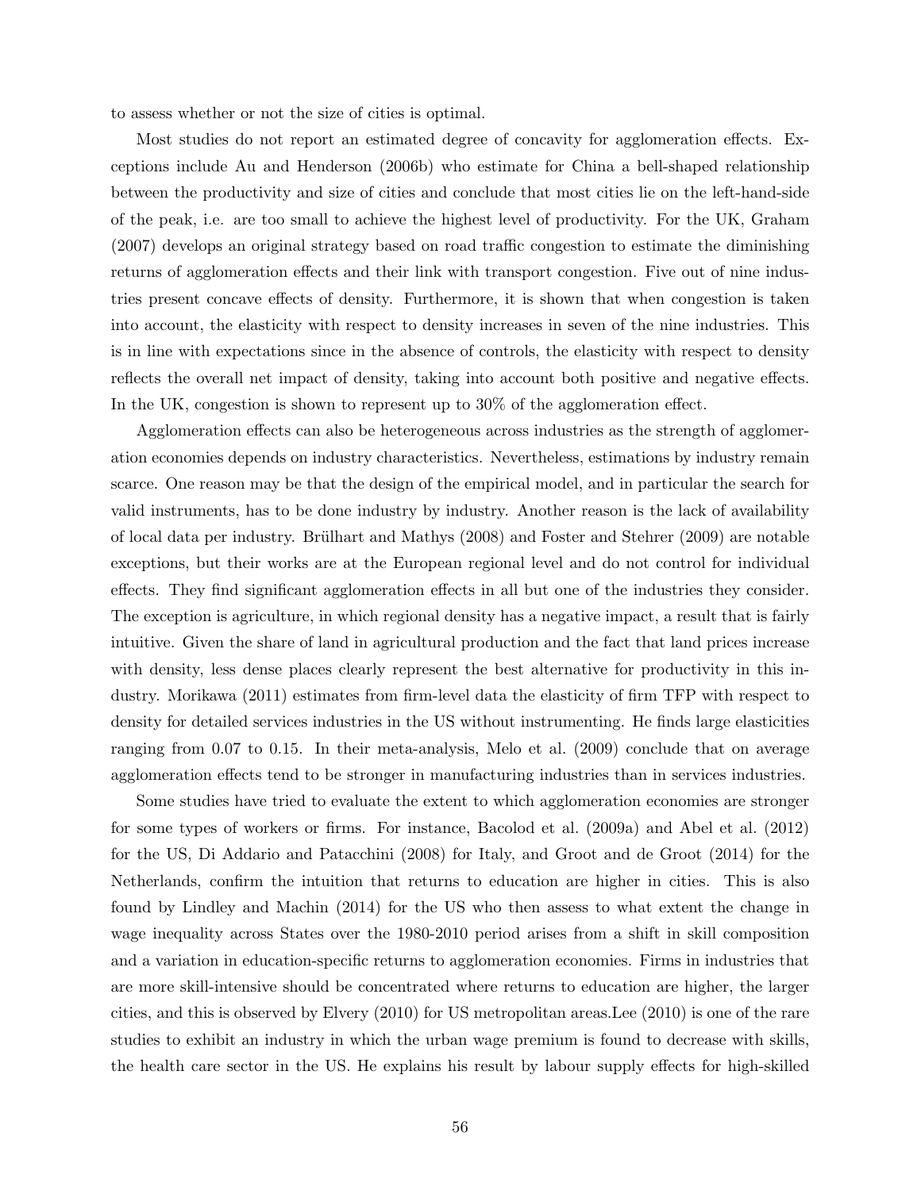to assess whether or not the size of cities is optimal.

Most studies do not report an estimated degree of concavity for agglomeration effects. Exceptions include Au and Henderson (2006b) who estimate for China a bell-shaped relationship between the productivity and size of cities and conclude that most cities lie on the left-hand-side of the peak, i.e. are too small to achieve the highest level of productivity. For the UK, Graham (2007) develops an original strategy based on road traffic congestion to estimate the diminishing returns of agglomeration effects and their link with transport congestion. Five out of nine industries present concave effects of density. Furthermore, it is shown that when congestion is taken into account, the elasticity with respect to density increases in seven of the nine industries. This is in line with expectations since in the absence of controls, the elasticity with respect to density reflects the overall net impact of density, taking into account both positive and negative effects. In the UK, congestion is shown to represent up to 30% of the agglomeration effect.

Agglomeration effects can also be heterogeneous across industries as the strength of agglomeration economies depends on industry characteristics. Nevertheless, estimations by industry remain scarce. One reason may be that the design of the empirical model, and in particular the search for valid instruments, has to be done industry by industry. Another reason is the lack of availability of local data per industry. Brülhart and Mathys (2008) and Foster and Stehrer (2009) are notable exceptions, but their works are at the European regional level and do not control for individual effects. They find significant agglomeration effects in all but one of the industries they consider. The exception is agriculture, in which regional density has a negative impact, a result that is fairly intuitive. Given the share of land in agricultural production and the fact that land prices increase with density, less dense places clearly represent the best alternative for productivity in this industry. Morikawa (2011) estimates from firm-level data the elasticity of firm TFP with respect to density for detailed services industries in the US without instrumenting. He finds large elasticities ranging from 0.07 to 0.15. In their meta-analysis, Melo et al. (2009) conclude that on average agglomeration effects tend to be stronger in manufacturing industries than in services industries.

Some studies have tried to evaluate the extent to which agglomeration economies are stronger for some types of workers or firms. For instance, Bacolod et al. (2009a) and Abel et al. (2012) for the US, Di Addario and Patacchini (2008) for Italy, and Groot and de Groot (2014) for the Netherlands, confirm the intuition that returns to education are higher in cities. This is also found by Lindley and Machin (2014) for the US who then assess to what extent the change in wage inequality across States over the 1980-2010 period arises from a shift in skill composition and a variation in education-specific returns to agglomeration economies. Firms in industries that are more skill-intensive should be concentrated where returns to education are higher, the larger cities, and this is observed by Elvery (2010) for US metropolitan areas.Lee (2010) is one of the rare studies to exhibit an industry in which the urban wage premium is found to decrease with skills, the health care sector in the US. He explains his result by labour supply effects for high-skilled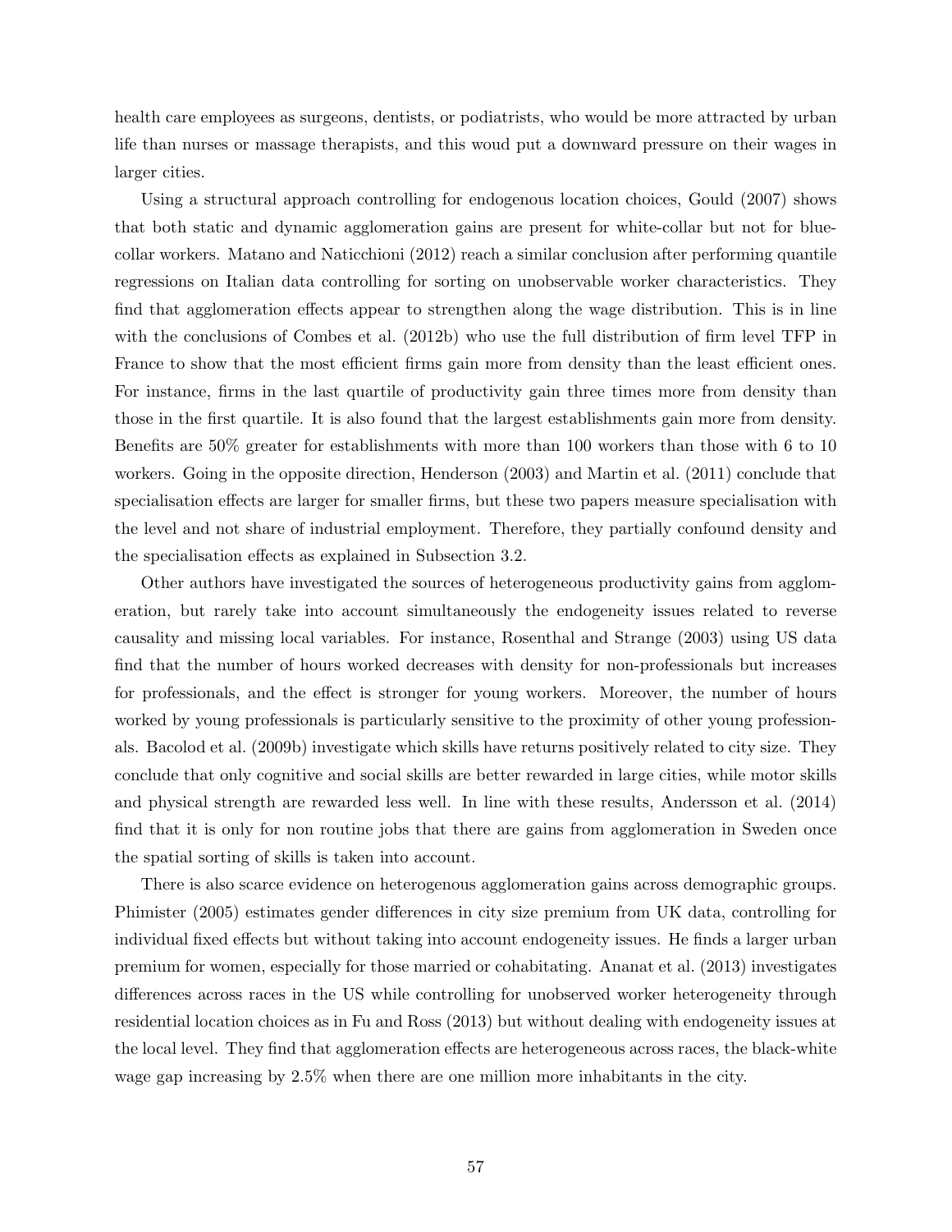health care employees as surgeons, dentists, or podiatrists, who would be more attracted by urban life than nurses or massage therapists, and this woud put a downward pressure on their wages in larger cities.

Using a structural approach controlling for endogenous location choices, Gould (2007) shows that both static and dynamic agglomeration gains are present for white-collar but not for blue-collar workers. Matano and Naticchioni (2012) reach a similar conclusion after performing quantile regressions on Italian data controlling for sorting on unobservable worker characteristics. They find that agglomeration effects appear to strengthen along the wage distribution. This is in line with the conclusions of Combes et al. (2012b) who use the full distribution of firm level TFP in France to show that the most efficient firms gain more from density than the least efficient ones. For instance, firms in the last quartile of productivity gain three times more from density than those in the first quartile. It is also found that the largest establishments gain more from density. Benefits are 50% greater for establishments with more than 100 workers than those with 6 to 10 workers. Going in the opposite direction, Henderson (2003) and Martin et al. (2011) conclude that specialisation effects are larger for smaller firms, but these two papers measure specialisation with the level and not share of industrial employment. Therefore, they partially confound density and the specialisation effects as explained in Subsection 3.2.

Other authors have investigated the sources of heterogeneous productivity gains from agglomeration, but rarely take into account simultaneously the endogeneity issues related to reverse causality and missing local variables. For instance, Rosenthal and Strange (2003) using US data find that the number of hours worked decreases with density for non-professionals but increases for professionals, and the effect is stronger for young workers. Moreover, the number of hours worked by young professionals is particularly sensitive to the proximity of other young professionals. Bacolod et al. (2009b) investigate which skills have returns positively related to city size. They conclude that only cognitive and social skills are better rewarded in large cities, while motor skills and physical strength are rewarded less well. In line with these results, Andersson et al. (2014) find that it is only for non routine jobs that there are gains from agglomeration in Sweden once the spatial sorting of skills is taken into account.

There is also scarce evidence on heterogenous agglomeration gains across demographic groups. Phimister (2005) estimates gender differences in city size premium from UK data, controlling for individual fixed effects but without taking into account endogeneity issues. He finds a larger urban premium for women, especially for those married or cohabitating. Ananat et al. (2013) investigates differences across races in the US while controlling for unobserved worker heterogeneity through residential location choices as in Fu and Ross (2013) but without dealing with endogeneity issues at the local level. They find that agglomeration effects are heterogeneous across races, the black-white wage gap increasing by 2.5% when there are one million more inhabitants in the city.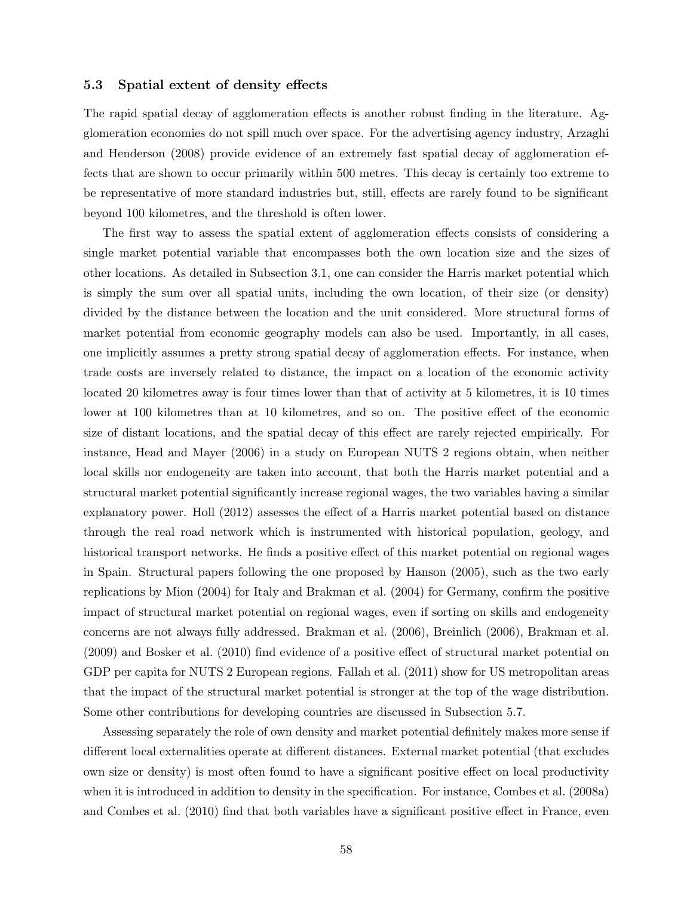### 5.3 Spatial extent of density effects

The rapid spatial decay of agglomeration effects is another robust finding in the literature. Agglomeration economies do not spill much over space. For the advertising agency industry, Arzaghi and Henderson (2008) provide evidence of an extremely fast spatial decay of agglomeration effects that are shown to occur primarily within 500 metres. This decay is certainly too extreme to be representative of more standard industries but, still, effects are rarely found to be significant beyond 100 kilometres, and the threshold is often lower.

The first way to assess the spatial extent of agglomeration effects consists of considering a single market potential variable that encompasses both the own location size and the sizes of other locations. As detailed in Subsection 3.1, one can consider the Harris market potential which is simply the sum over all spatial units, including the own location, of their size (or density) divided by the distance between the location and the unit considered. More structural forms of market potential from economic geography models can also be used. Importantly, in all cases, one implicitly assumes a pretty strong spatial decay of agglomeration effects. For instance, when trade costs are inversely related to distance, the impact on a location of the economic activity located 20 kilometres away is four times lower than that of activity at 5 kilometres, it is 10 times lower at 100 kilometres than at 10 kilometres, and so on. The positive effect of the economic size of distant locations, and the spatial decay of this effect are rarely rejected empirically. For instance, Head and Mayer (2006) in a study on European NUTS 2 regions obtain, when neither local skills nor endogeneity are taken into account, that both the Harris market potential and a structural market potential significantly increase regional wages, the two variables having a similar explanatory power. Holl (2012) assesses the effect of a Harris market potential based on distance through the real road network which is instrumented with historical population, geology, and historical transport networks. He finds a positive effect of this market potential on regional wages in Spain. Structural papers following the one proposed by Hanson (2005), such as the two early replications by Mion (2004) for Italy and Brakman et al. (2004) for Germany, confirm the positive impact of structural market potential on regional wages, even if sorting on skills and endogeneity concerns are not always fully addressed. Brakman et al. (2006), Breinlich (2006), Brakman et al. (2009) and Bosker et al. (2010) find evidence of a positive effect of structural market potential on GDP per capita for NUTS 2 European regions. Fallah et al. (2011) show for US metropolitan areas that the impact of the structural market potential is stronger at the top of the wage distribution. Some other contributions for developing countries are discussed in Subsection 5.7.

Assessing separately the role of own density and market potential definitely makes more sense if different local externalities operate at different distances. External market potential (that excludes own size or density) is most often found to have a significant positive effect on local productivity when it is introduced in addition to density in the specification. For instance, Combes et al. (2008a) and Combes et al. (2010) find that both variables have a significant positive effect in France, even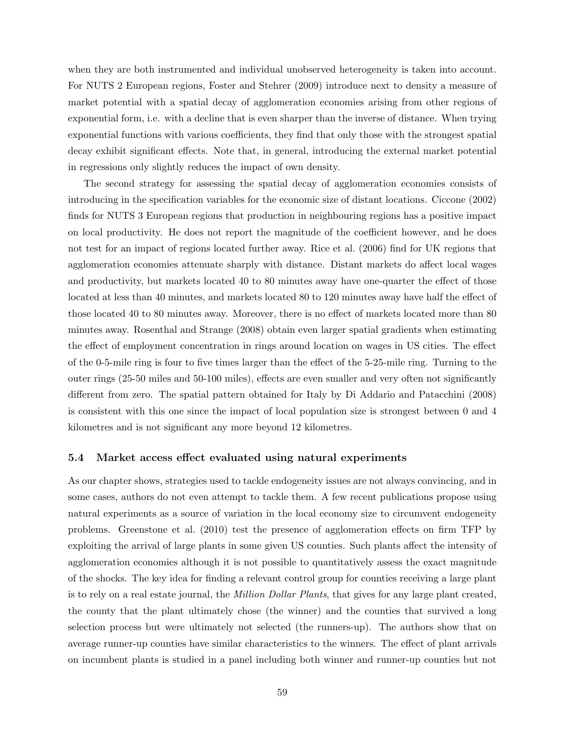when they are both instrumented and individual unobserved heterogeneity is taken into account. For NUTS 2 European regions, Foster and Stehrer (2009) introduce next to density a measure of market potential with a spatial decay of agglomeration economies arising from other regions of exponential form, i.e. with a decline that is even sharper than the inverse of distance. When trying exponential functions with various coefficients, they find that only those with the strongest spatial decay exhibit significant effects. Note that, in general, introducing the external market potential in regressions only slightly reduces the impact of own density.

The second strategy for assessing the spatial decay of agglomeration economies consists of introducing in the specification variables for the economic size of distant locations. Ciccone (2002) finds for NUTS 3 European regions that production in neighbouring regions has a positive impact on local productivity. He does not report the magnitude of the coefficient however, and he does not test for an impact of regions located further away. Rice et al. (2006) find for UK regions that agglomeration economies attenuate sharply with distance. Distant markets do affect local wages and productivity, but markets located 40 to 80 minutes away have one-quarter the effect of those located at less than 40 minutes, and markets located 80 to 120 minutes away have half the effect of those located 40 to 80 minutes away. Moreover, there is no effect of markets located more than 80 minutes away. Rosenthal and Strange (2008) obtain even larger spatial gradients when estimating the effect of employment concentration in rings around location on wages in US cities. The effect of the 0-5-mile ring is four to five times larger than the effect of the 5-25-mile ring. Turning to the outer rings (25-50 miles and 50-100 miles), effects are even smaller and very often not significantly different from zero. The spatial pattern obtained for Italy by Di Addario and Patacchini (2008) is consistent with this one since the impact of local population size is strongest between 0 and 4 kilometres and is not significant any more beyond 12 kilometres.

### 5.4 Market access effect evaluated using natural experiments

As our chapter shows, strategies used to tackle endogeneity issues are not always convincing, and in some cases, authors do not even attempt to tackle them. A few recent publications propose using natural experiments as a source of variation in the local economy size to circumvent endogeneity problems. Greenstone et al. (2010) test the presence of agglomeration effects on firm TFP by exploiting the arrival of large plants in some given US counties. Such plants affect the intensity of agglomeration economies although it is not possible to quantitatively assess the exact magnitude of the shocks. The key idea for finding a relevant control group for counties receiving a large plant is to rely on a real estate journal, the *Million Dollar Plants*, that gives for any large plant created, the county that the plant ultimately chose (the winner) and the counties that survived a long selection process but were ultimately not selected (the runners-up). The authors show that on average runner-up counties have similar characteristics to the winners. The effect of plant arrivals on incumbent plants is studied in a panel including both winner and runner-up counties but not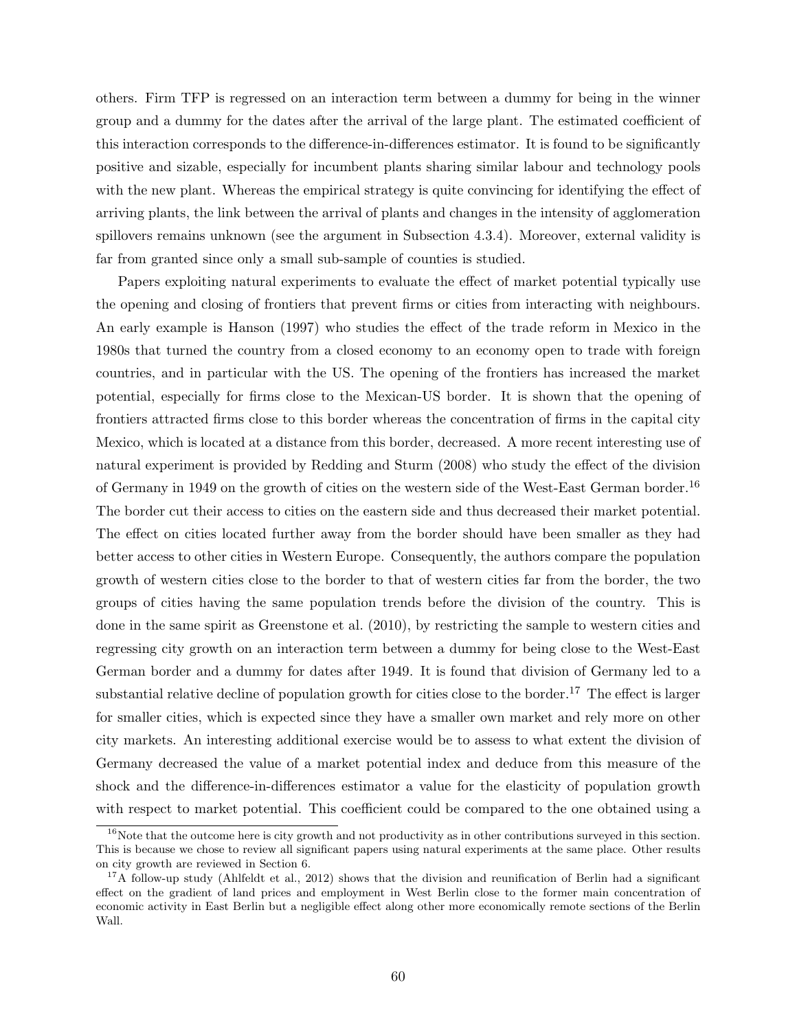others. Firm TFP is regressed on an interaction term between a dummy for being in the winner group and a dummy for the dates after the arrival of the large plant. The estimated coefficient of this interaction corresponds to the difference-in-differences estimator. It is found to be significantly positive and sizable, especially for incumbent plants sharing similar labour and technology pools with the new plant. Whereas the empirical strategy is quite convincing for identifying the effect of arriving plants, the link between the arrival of plants and changes in the intensity of agglomeration spillovers remains unknown (see the argument in Subsection 4.3.4). Moreover, external validity is far from granted since only a small sub-sample of counties is studied.

Papers exploiting natural experiments to evaluate the effect of market potential typically use the opening and closing of frontiers that prevent firms or cities from interacting with neighbours. An early example is Hanson (1997) who studies the effect of the trade reform in Mexico in the 1980s that turned the country from a closed economy to an economy open to trade with foreign countries, and in particular with the US. The opening of the frontiers has increased the market potential, especially for firms close to the Mexican-US border. It is shown that the opening of frontiers attracted firms close to this border whereas the concentration of firms in the capital city Mexico, which is located at a distance from this border, decreased. A more recent interesting use of natural experiment is provided by Redding and Sturm (2008) who study the effect of the division of Germany in 1949 on the growth of cities on the western side of the West-East German border.[16] The border cut their access to cities on the eastern side and thus decreased their market potential. The effect on cities located further away from the border should have been smaller as they had better access to other cities in Western Europe. Consequently, the authors compare the population growth of western cities close to the border to that of western cities far from the border, the two groups of cities having the same population trends before the division of the country. This is done in the same spirit as Greenstone et al. (2010), by restricting the sample to western cities and regressing city growth on an interaction term between a dummy for being close to the West-East German border and a dummy for dates after 1949. It is found that division of Germany led to a substantial relative decline of population growth for cities close to the border.[17] The effect is larger for smaller cities, which is expected since they have a smaller own market and rely more on other city markets. An interesting additional exercise would be to assess to what extent the division of Germany decreased the value of a market potential index and deduce from this measure of the shock and the difference-in-differences estimator a value for the elasticity of population growth with respect to market potential. This coefficient could be compared to the one obtained using a

[16] Note that the outcome here is city growth and not productivity as in other contributions surveyed in this section. This is because we chose to review all significant papers using natural experiments at the same place. Other results on city growth are reviewed in Section 6.

[17] A follow-up study (Ahlfeldt et al., 2012) shows that the division and reunification of Berlin had a significant effect on the gradient of land prices and employment in West Berlin close to the former main concentration of economic activity in East Berlin but a negligible effect along other more economically remote sections of the Berlin Wall.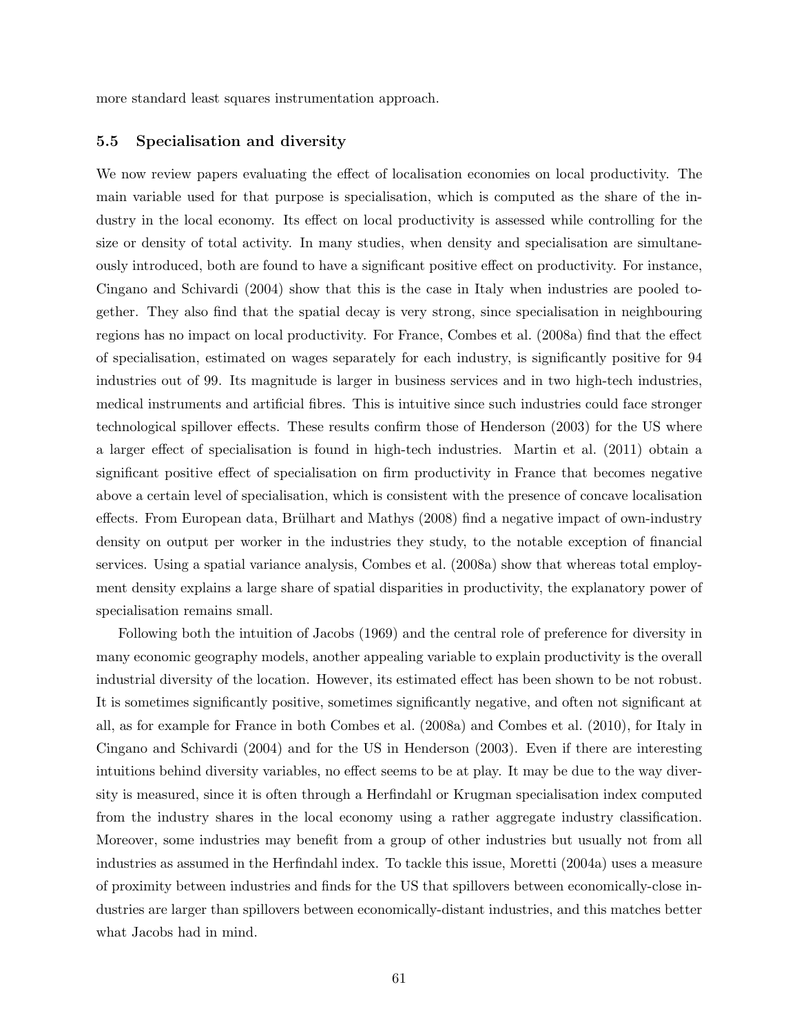more standard least squares instrumentation approach.

### 5.5 Specialisation and diversity

We now review papers evaluating the effect of localisation economies on local productivity. The main variable used for that purpose is specialisation, which is computed as the share of the industry in the local economy. Its effect on local productivity is assessed while controlling for the size or density of total activity. In many studies, when density and specialisation are simultaneously introduced, both are found to have a significant positive effect on productivity. For instance, Cingano and Schivardi (2004) show that this is the case in Italy when industries are pooled together. They also find that the spatial decay is very strong, since specialisation in neighbouring regions has no impact on local productivity. For France, Combes et al. (2008a) find that the effect of specialisation, estimated on wages separately for each industry, is significantly positive for 94 industries out of 99. Its magnitude is larger in business services and in two high-tech industries, medical instruments and artificial fibres. This is intuitive since such industries could face stronger technological spillover effects. These results confirm those of Henderson (2003) for the US where a larger effect of specialisation is found in high-tech industries. Martin et al. (2011) obtain a significant positive effect of specialisation on firm productivity in France that becomes negative above a certain level of specialisation, which is consistent with the presence of concave localisation effects. From European data, Brülhart and Mathys (2008) find a negative impact of own-industry density on output per worker in the industries they study, to the notable exception of financial services. Using a spatial variance analysis, Combes et al. (2008a) show that whereas total employment density explains a large share of spatial disparities in productivity, the explanatory power of specialisation remains small.

Following both the intuition of Jacobs (1969) and the central role of preference for diversity in many economic geography models, another appealing variable to explain productivity is the overall industrial diversity of the location. However, its estimated effect has been shown to be not robust. It is sometimes significantly positive, sometimes significantly negative, and often not significant at all, as for example for France in both Combes et al. (2008a) and Combes et al. (2010), for Italy in Cingano and Schivardi (2004) and for the US in Henderson (2003). Even if there are interesting intuitions behind diversity variables, no effect seems to be at play. It may be due to the way diversity is measured, since it is often through a Herfindahl or Krugman specialisation index computed from the industry shares in the local economy using a rather aggregate industry classification. Moreover, some industries may benefit from a group of other industries but usually not from all industries as assumed in the Herfindahl index. To tackle this issue, Moretti (2004a) uses a measure of proximity between industries and finds for the US that spillovers between economically-close industries are larger than spillovers between economically-distant industries, and this matches better what Jacobs had in mind.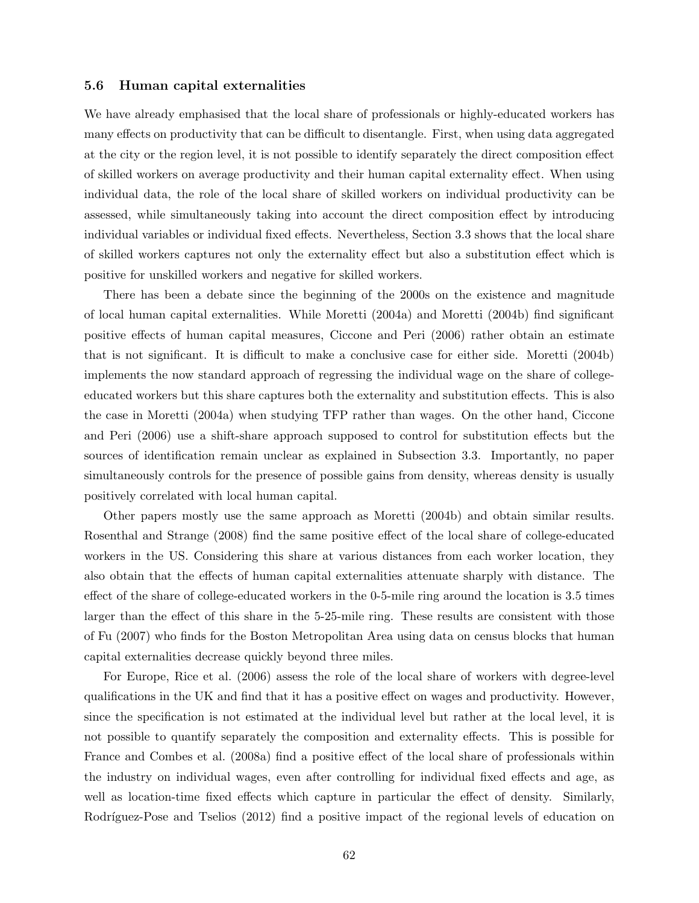### 5.6 Human capital externalities

We have already emphasised that the local share of professionals or highly-educated workers has many effects on productivity that can be difficult to disentangle. First, when using data aggregated at the city or the region level, it is not possible to identify separately the direct composition effect of skilled workers on average productivity and their human capital externality effect. When using individual data, the role of the local share of skilled workers on individual productivity can be assessed, while simultaneously taking into account the direct composition effect by introducing individual variables or individual fixed effects. Nevertheless, Section 3.3 shows that the local share of skilled workers captures not only the externality effect but also a substitution effect which is positive for unskilled workers and negative for skilled workers.

There has been a debate since the beginning of the 2000s on the existence and magnitude of local human capital externalities. While Moretti (2004a) and Moretti (2004b) find significant positive effects of human capital measures, Ciccone and Peri (2006) rather obtain an estimate that is not significant. It is difficult to make a conclusive case for either side. Moretti (2004b) implements the now standard approach of regressing the individual wage on the share of college-educated workers but this share captures both the externality and substitution effects. This is also the case in Moretti (2004a) when studying TFP rather than wages. On the other hand, Ciccone and Peri (2006) use a shift-share approach supposed to control for substitution effects but the sources of identification remain unclear as explained in Subsection 3.3. Importantly, no paper simultaneously controls for the presence of possible gains from density, whereas density is usually positively correlated with local human capital.

Other papers mostly use the same approach as Moretti (2004b) and obtain similar results. Rosenthal and Strange (2008) find the same positive effect of the local share of college-educated workers in the US. Considering this share at various distances from each worker location, they also obtain that the effects of human capital externalities attenuate sharply with distance. The effect of the share of college-educated workers in the 0-5-mile ring around the location is 3.5 times larger than the effect of this share in the 5-25-mile ring. These results are consistent with those of Fu (2007) who finds for the Boston Metropolitan Area using data on census blocks that human capital externalities decrease quickly beyond three miles.

For Europe, Rice et al. (2006) assess the role of the local share of workers with degree-level qualifications in the UK and find that it has a positive effect on wages and productivity. However, since the specification is not estimated at the individual level but rather at the local level, it is not possible to quantify separately the composition and externality effects. This is possible for France and Combes et al. (2008a) find a positive effect of the local share of professionals within the industry on individual wages, even after controlling for individual fixed effects and age, as well as location-time fixed effects which capture in particular the effect of density. Similarly, Rodríguez-Pose and Tselios (2012) find a positive impact of the regional levels of education on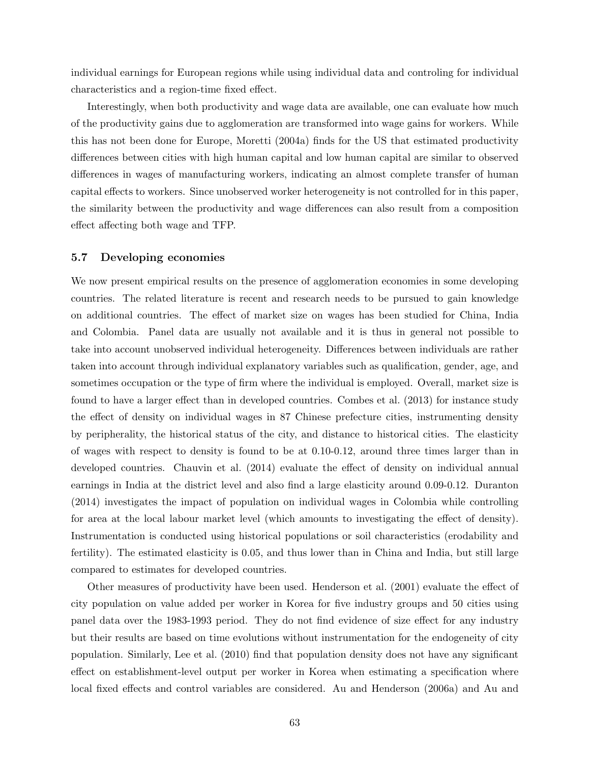individual earnings for European regions while using individual data and controling for individual characteristics and a region-time fixed effect.

Interestingly, when both productivity and wage data are available, one can evaluate how much of the productivity gains due to agglomeration are transformed into wage gains for workers. While this has not been done for Europe, Moretti (2004a) finds for the US that estimated productivity differences between cities with high human capital and low human capital are similar to observed differences in wages of manufacturing workers, indicating an almost complete transfer of human capital effects to workers. Since unobserved worker heterogeneity is not controlled for in this paper, the similarity between the productivity and wage differences can also result from a composition effect affecting both wage and TFP.

### 5.7 Developing economies

We now present empirical results on the presence of agglomeration economies in some developing countries. The related literature is recent and research needs to be pursued to gain knowledge on additional countries. The effect of market size on wages has been studied for China, India and Colombia. Panel data are usually not available and it is thus in general not possible to take into account unobserved individual heterogeneity. Differences between individuals are rather taken into account through individual explanatory variables such as qualification, gender, age, and sometimes occupation or the type of firm where the individual is employed. Overall, market size is found to have a larger effect than in developed countries. Combes et al. (2013) for instance study the effect of density on individual wages in 87 Chinese prefecture cities, instrumenting density by peripherality, the historical status of the city, and distance to historical cities. The elasticity of wages with respect to density is found to be at 0.10-0.12, around three times larger than in developed countries. Chauvin et al. (2014) evaluate the effect of density on individual annual earnings in India at the district level and also find a large elasticity around 0.09-0.12. Duranton (2014) investigates the impact of population on individual wages in Colombia while controlling for area at the local labour market level (which amounts to investigating the effect of density). Instrumentation is conducted using historical populations or soil characteristics (erodability and fertility). The estimated elasticity is 0.05, and thus lower than in China and India, but still large compared to estimates for developed countries.

Other measures of productivity have been used. Henderson et al. (2001) evaluate the effect of city population on value added per worker in Korea for five industry groups and 50 cities using panel data over the 1983-1993 period. They do not find evidence of size effect for any industry but their results are based on time evolutions without instrumentation for the endogeneity of city population. Similarly, Lee et al. (2010) find that population density does not have any significant effect on establishment-level output per worker in Korea when estimating a specification where local fixed effects and control variables are considered. Au and Henderson (2006a) and Au and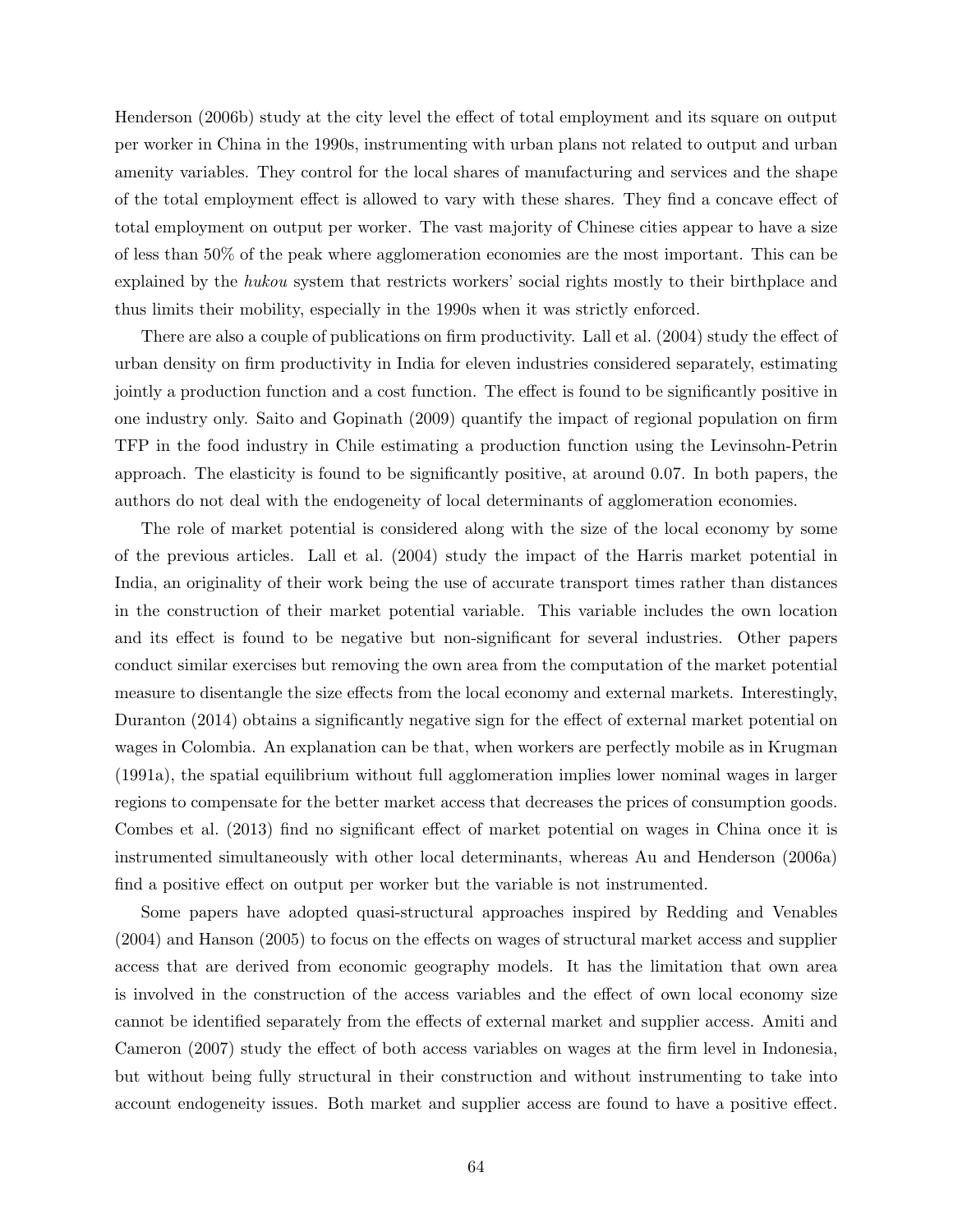Henderson (2006b) study at the city level the effect of total employment and its square on output per worker in China in the 1990s, instrumenting with urban plans not related to output and urban amenity variables. They control for the local shares of manufacturing and services and the shape of the total employment effect is allowed to vary with these shares. They find a concave effect of total employment on output per worker. The vast majority of Chinese cities appear to have a size of less than 50% of the peak where agglomeration economies are the most important. This can be explained by the *hukou* system that restricts workers' social rights mostly to their birthplace and thus limits their mobility, especially in the 1990s when it was strictly enforced.

There are also a couple of publications on firm productivity. Lall et al. (2004) study the effect of urban density on firm productivity in India for eleven industries considered separately, estimating jointly a production function and a cost function. The effect is found to be significantly positive in one industry only. Saito and Gopinath (2009) quantify the impact of regional population on firm TFP in the food industry in Chile estimating a production function using the Levinsohn-Petrin approach. The elasticity is found to be significantly positive, at around 0.07. In both papers, the authors do not deal with the endogeneity of local determinants of agglomeration economies.

The role of market potential is considered along with the size of the local economy by some of the previous articles. Lall et al. (2004) study the impact of the Harris market potential in India, an originality of their work being the use of accurate transport times rather than distances in the construction of their market potential variable. This variable includes the own location and its effect is found to be negative but non-significant for several industries. Other papers conduct similar exercises but removing the own area from the computation of the market potential measure to disentangle the size effects from the local economy and external markets. Interestingly, Duranton (2014) obtains a significantly negative sign for the effect of external market potential on wages in Colombia. An explanation can be that, when workers are perfectly mobile as in Krugman (1991a), the spatial equilibrium without full agglomeration implies lower nominal wages in larger regions to compensate for the better market access that decreases the prices of consumption goods. Combes et al. (2013) find no significant effect of market potential on wages in China once it is instrumented simultaneously with other local determinants, whereas Au and Henderson (2006a) find a positive effect on output per worker but the variable is not instrumented.

Some papers have adopted quasi-structural approaches inspired by Redding and Venables (2004) and Hanson (2005) to focus on the effects on wages of structural market access and supplier access that are derived from economic geography models. It has the limitation that own area is involved in the construction of the access variables and the effect of own local economy size cannot be identified separately from the effects of external market and supplier access. Amiti and Cameron (2007) study the effect of both access variables on wages at the firm level in Indonesia, but without being fully structural in their construction and without instrumenting to take into account endogeneity issues. Both market and supplier access are found to have a positive effect.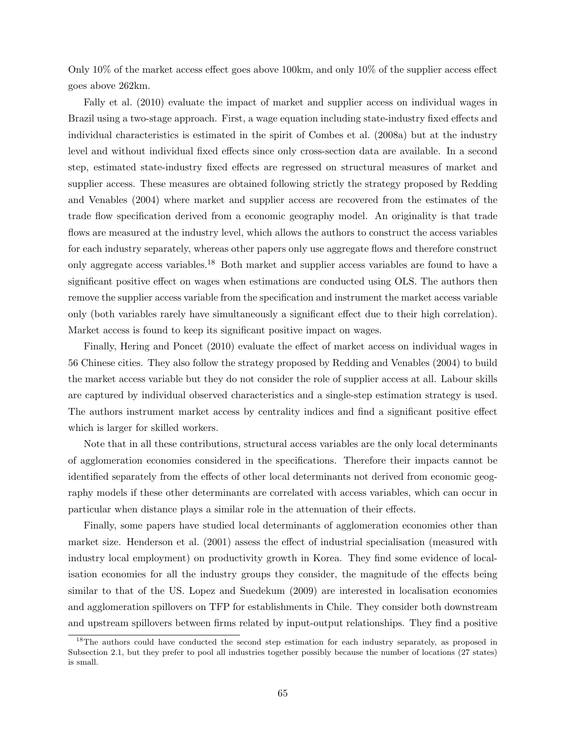Only 10% of the market access effect goes above 100km, and only 10% of the supplier access effect goes above 262km.

Fally et al. (2010) evaluate the impact of market and supplier access on individual wages in Brazil using a two-stage approach. First, a wage equation including state-industry fixed effects and individual characteristics is estimated in the spirit of Combes et al. (2008a) but at the industry level and without individual fixed effects since only cross-section data are available. In a second step, estimated state-industry fixed effects are regressed on structural measures of market and supplier access. These measures are obtained following strictly the strategy proposed by Redding and Venables (2004) where market and supplier access are recovered from the estimates of the trade flow specification derived from a economic geography model. An originality is that trade flows are measured at the industry level, which allows the authors to construct the access variables for each industry separately, whereas other papers only use aggregate flows and therefore construct only aggregate access variables.[18] Both market and supplier access variables are found to have a significant positive effect on wages when estimations are conducted using OLS. The authors then remove the supplier access variable from the specification and instrument the market access variable only (both variables rarely have simultaneously a significant effect due to their high correlation). Market access is found to keep its significant positive impact on wages.

Finally, Hering and Poncet (2010) evaluate the effect of market access on individual wages in 56 Chinese cities. They also follow the strategy proposed by Redding and Venables (2004) to build the market access variable but they do not consider the role of supplier access at all. Labour skills are captured by individual observed characteristics and a single-step estimation strategy is used. The authors instrument market access by centrality indices and find a significant positive effect which is larger for skilled workers.

Note that in all these contributions, structural access variables are the only local determinants of agglomeration economies considered in the specifications. Therefore their impacts cannot be identified separately from the effects of other local determinants not derived from economic geography models if these other determinants are correlated with access variables, which can occur in particular when distance plays a similar role in the attenuation of their effects.

Finally, some papers have studied local determinants of agglomeration economies other than market size. Henderson et al. (2001) assess the effect of industrial specialisation (measured with industry local employment) on productivity growth in Korea. They find some evidence of localisation economies for all the industry groups they consider, the magnitude of the effects being similar to that of the US. Lopez and Suedekum (2009) are interested in localisation economies and agglomeration spillovers on TFP for establishments in Chile. They consider both downstream and upstream spillovers between firms related by input-output relationships. They find a positive

[18] The authors could have conducted the second step estimation for each industry separately, as proposed in Subsection 2.1, but they prefer to pool all industries together possibly because the number of locations (27 states) is small.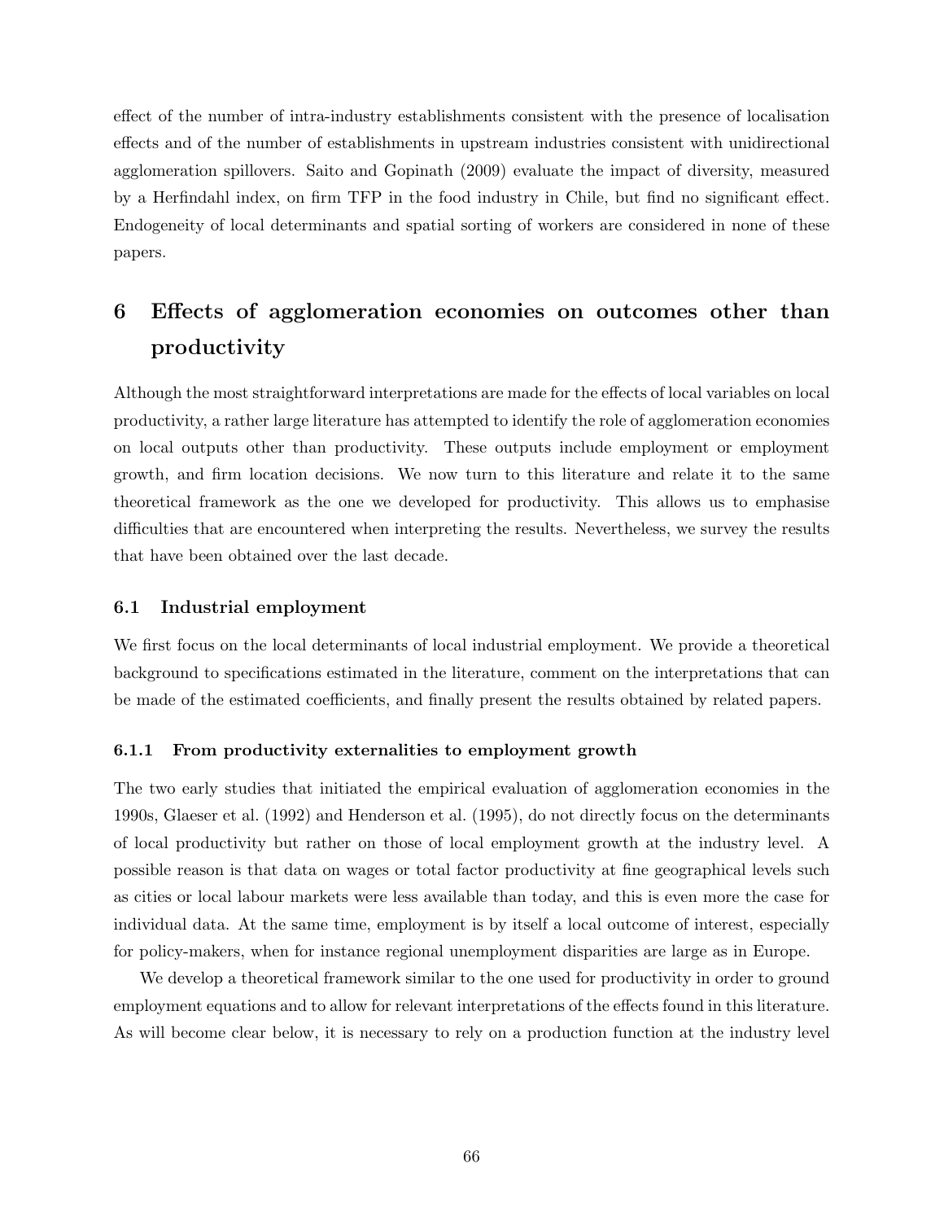effect of the number of intra-industry establishments consistent with the presence of localisation effects and of the number of establishments in upstream industries consistent with unidirectional agglomeration spillovers. Saito and Gopinath (2009) evaluate the impact of diversity, measured by a Herfindahl index, on firm TFP in the food industry in Chile, but find no significant effect. Endogeneity of local determinants and spatial sorting of workers are considered in none of these papers.

# 6 Effects of agglomeration economies on outcomes other than productivity

Although the most straightforward interpretations are made for the effects of local variables on local productivity, a rather large literature has attempted to identify the role of agglomeration economies on local outputs other than productivity. These outputs include employment or employment growth, and firm location decisions. We now turn to this literature and relate it to the same theoretical framework as the one we developed for productivity. This allows us to emphasise difficulties that are encountered when interpreting the results. Nevertheless, we survey the results that have been obtained over the last decade.

## 6.1 Industrial employment

We first focus on the local determinants of local industrial employment. We provide a theoretical background to specifications estimated in the literature, comment on the interpretations that can be made of the estimated coefficients, and finally present the results obtained by related papers.

### 6.1.1 From productivity externalities to employment growth

The two early studies that initiated the empirical evaluation of agglomeration economies in the 1990s, Glaeser et al. (1992) and Henderson et al. (1995), do not directly focus on the determinants of local productivity but rather on those of local employment growth at the industry level. A possible reason is that data on wages or total factor productivity at fine geographical levels such as cities or local labour markets were less available than today, and this is even more the case for individual data. At the same time, employment is by itself a local outcome of interest, especially for policy-makers, when for instance regional unemployment disparities are large as in Europe.

We develop a theoretical framework similar to the one used for productivity in order to ground employment equations and to allow for relevant interpretations of the effects found in this literature. As will become clear below, it is necessary to rely on a production function at the industry level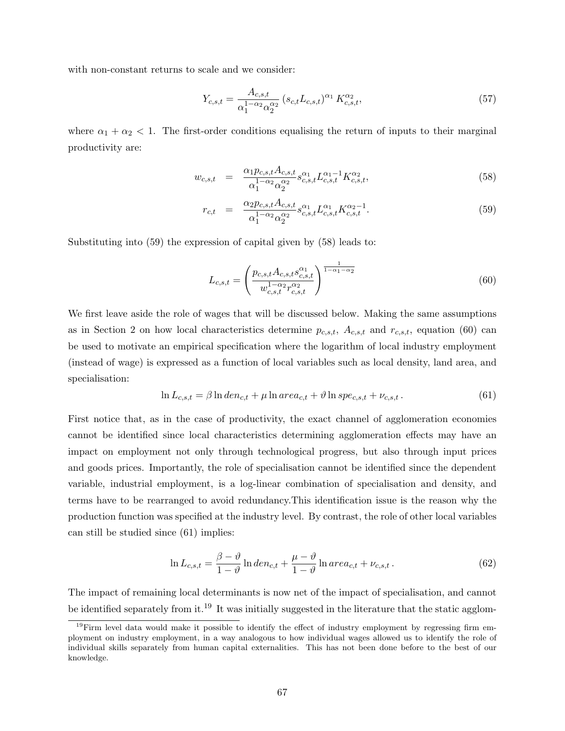with non-constant returns to scale and we consider:

$$Y_{c,s,t} = \frac{A_{c,s,t}}{\alpha_1^{1-\alpha_2}\alpha_2^{\alpha_2}} \left(s_{c,t} L_{c,s,t}\right)^{\alpha_1} K_{c,s,t}^{\alpha_2}, \tag{57}$$

where $\alpha_1 + \alpha_2 < 1$. The first-order conditions equalising the return of inputs to their marginal productivity are:

$$w_{c,s,t} = \frac{\alpha_1 p_{c,s,t} A_{c,s,t}}{\alpha_1^{1-\alpha_2}\alpha_2^{\alpha_2}} s_{c,s,t}^{\alpha_1} L_{c,s,t}^{\alpha_1 - 1} K_{c,s,t}^{\alpha_2}, \tag{58}$$

$$r_{c,t} = \frac{\alpha_2 p_{c,s,t} A_{c,s,t}}{\alpha_1^{1-\alpha_2}\alpha_2^{\alpha_2}} s_{c,s,t}^{\alpha_1} L_{c,s,t}^{\alpha_1} K_{c,s,t}^{\alpha_2 - 1}. \tag{59}$$

Substituting into (59) the expression of capital given by (58) leads to:

$$L_{c,s,t} = \left( \frac{p_{c,s,t} A_{c,s,t} s_{c,s,t}^{\alpha_1}}{w_{c,s,t}^{1-\alpha_2} r_{c,s,t}^{\alpha_2}} \right)^{\frac{1}{1-\alpha_1-\alpha_2}} \tag{60}$$

We first leave aside the role of wages that will be discussed below. Making the same assumptions as in Section 2 on how local characteristics determine $p_{c,s,t}$, $A_{c,s,t}$ and $r_{c,s,t}$, equation (60) can be used to motivate an empirical specification where the logarithm of local industry employment (instead of wage) is expressed as a function of local variables such as local density, land area, and specialisation:

$$\ln L_{c,s,t} = \beta \ln den_{c,t} + \mu \ln area_{c,t} + \vartheta \ln spe_{c,s,t} + \nu_{c,s,t}\,. \tag{61}$$

First notice that, as in the case of productivity, the exact channel of agglomeration economies cannot be identified since local characteristics determining agglomeration effects may have an impact on employment not only through technological progress, but also through input prices and goods prices. Importantly, the role of specialisation cannot be identified since the dependent variable, industrial employment, is a log-linear combination of specialisation and density, and terms have to be rearranged to avoid redundancy.This identification issue is the reason why the production function was specified at the industry level. By contrast, the role of other local variables can still be studied since (61) implies:

$$\ln L_{c,s,t} = \frac{\beta - \vartheta}{1 - \vartheta} \ln den_{c,t} + \frac{\mu - \vartheta}{1 - \vartheta} \ln area_{c,t} + \nu_{c,s,t}\,. \tag{62}$$

The impact of remaining local determinants is now net of the impact of specialisation, and cannot be identified separately from it.[19] It was initially suggested in the literature that the static agglom-

[19] Firm level data would make it possible to identify the effect of industry employment by regressing firm employment on industry employment, in a way analogous to how individual wages allowed us to identify the role of individual skills separately from human capital externalities. This has not been done before to the best of our knowledge.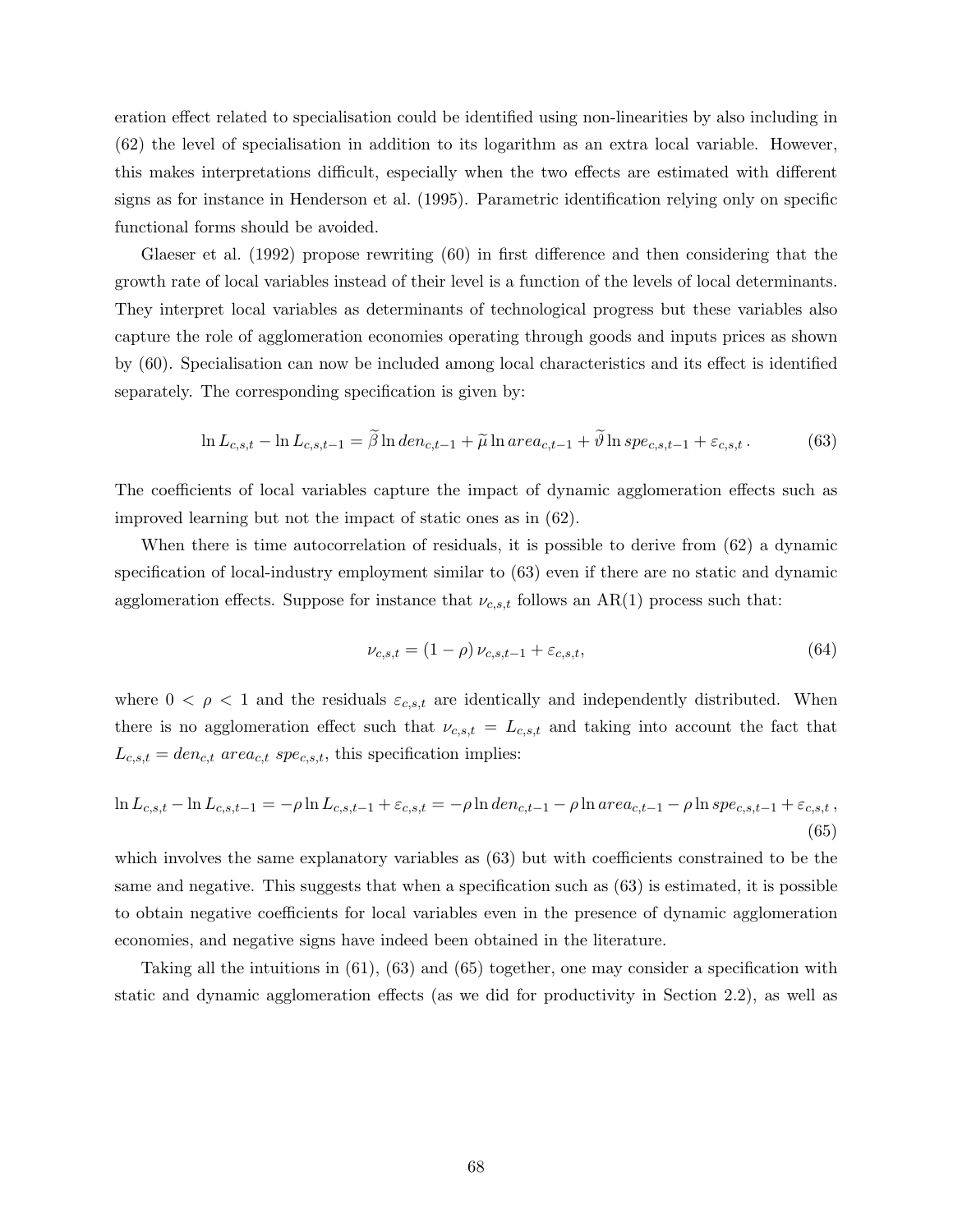eration effect related to specialisation could be identified using non-linearities by also including in (62) the level of specialisation in addition to its logarithm as an extra local variable. However, this makes interpretations difficult, especially when the two effects are estimated with different signs as for instance in Henderson et al. (1995). Parametric identification relying only on specific functional forms should be avoided.

Glaeser et al. (1992) propose rewriting (60) in first difference and then considering that the growth rate of local variables instead of their level is a function of the levels of local determinants. They interpret local variables as determinants of technological progress but these variables also capture the role of agglomeration economies operating through goods and inputs prices as shown by (60). Specialisation can now be included among local characteristics and its effect is identified separately. The corresponding specification is given by:

$$\ln L_{c,s,t} - \ln L_{c,s,t-1} = \widetilde{\beta} \ln den_{c,t-1} + \widetilde{\mu} \ln area_{c,t-1} + \widetilde{\vartheta} \ln spe_{c,s,t-1} + \varepsilon_{c,s,t} \,. \tag{63}$$

The coefficients of local variables capture the impact of dynamic agglomeration effects such as improved learning but not the impact of static ones as in (62).

When there is time autocorrelation of residuals, it is possible to derive from (62) a dynamic specification of local-industry employment similar to (63) even if there are no static and dynamic agglomeration effects. Suppose for instance that $\nu_{c,s,t}$ follows an AR(1) process such that:

$$\nu_{c,s,t} = (1 - \rho)\, \nu_{c,s,t-1} + \varepsilon_{c,s,t}, \tag{64}$$

where $0 < \rho < 1$ and the residuals $\varepsilon_{c,s,t}$ are identically and independently distributed. When there is no agglomeration effect such that $\nu_{c,s,t} = L_{c,s,t}$ and taking into account the fact that $L_{c,s,t} = den_{c,t}\ area_{c,t}\ spe_{c,s,t}$, this specification implies:

$$\ln L_{c,s,t} - \ln L_{c,s,t-1} = -\rho \ln L_{c,s,t-1} + \varepsilon_{c,s,t} = -\rho \ln den_{c,t-1} - \rho \ln area_{c,t-1} - \rho \ln spe_{c,s,t-1} + \varepsilon_{c,s,t} \,, \tag{65}$$

which involves the same explanatory variables as (63) but with coefficients constrained to be the same and negative. This suggests that when a specification such as (63) is estimated, it is possible to obtain negative coefficients for local variables even in the presence of dynamic agglomeration economies, and negative signs have indeed been obtained in the literature.

Taking all the intuitions in (61), (63) and (65) together, one may consider a specification with static and dynamic agglomeration effects (as we did for productivity in Section 2.2), as well as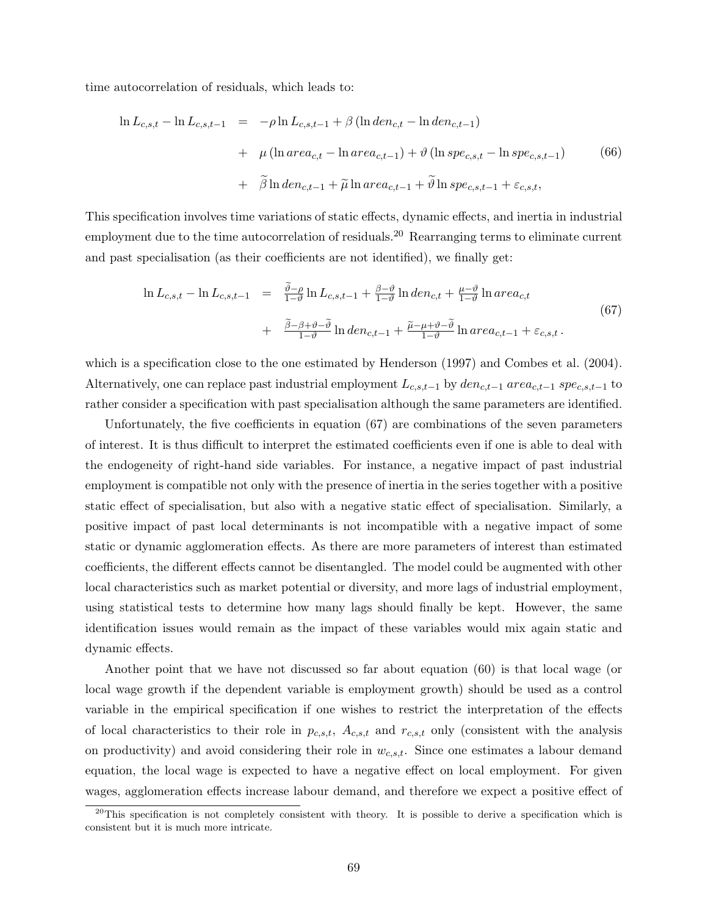time autocorrelation of residuals, which leads to:

$$
\begin{aligned}
\ln L_{c,s,t} - \ln L_{c,s,t-1} &= -\rho \ln L_{c,s,t-1} + \beta \left(\ln den_{c,t} - \ln den_{c,t-1}\right) \\
&+ \mu \left(\ln area_{c,t} - \ln area_{c,t-1}\right) + \vartheta \left(\ln spe_{c,s,t} - \ln spe_{c,s,t-1}\right) \\
&+ \widetilde{\beta} \ln den_{c,t-1} + \widetilde{\mu} \ln area_{c,t-1} + \widetilde{\vartheta} \ln spe_{c,s,t-1} + \varepsilon_{c,s,t},
\end{aligned}
\tag{66}
$$

This specification involves time variations of static effects, dynamic effects, and inertia in industrial employment due to the time autocorrelation of residuals.[20] Rearranging terms to eliminate current and past specialisation (as their coefficients are not identified), we finally get:

$$
\begin{aligned}
\ln L_{c,s,t} - \ln L_{c,s,t-1} &= \tfrac{\widetilde{\vartheta}-\rho}{1-\vartheta} \ln L_{c,s,t-1} + \tfrac{\beta-\vartheta}{1-\vartheta} \ln den_{c,t} + \tfrac{\mu-\vartheta}{1-\vartheta} \ln area_{c,t} \\
&+ \tfrac{\widetilde{\beta}-\beta+\vartheta-\widetilde{\vartheta}}{1-\vartheta} \ln den_{c,t-1} + \tfrac{\widetilde{\mu}-\mu+\vartheta-\widetilde{\vartheta}}{1-\vartheta} \ln area_{c,t-1} + \varepsilon_{c,s,t}\,.
\end{aligned}
\tag{67}
$$

which is a specification close to the one estimated by Henderson (1997) and Combes et al. (2004). Alternatively, one can replace past industrial employment $L_{c,s,t-1}$ by $den_{c,t-1}\, area_{c,t-1}\, spe_{c,s,t-1}$ to rather consider a specification with past specialisation although the same parameters are identified.

Unfortunately, the five coefficients in equation (67) are combinations of the seven parameters of interest. It is thus difficult to interpret the estimated coefficients even if one is able to deal with the endogeneity of right-hand side variables. For instance, a negative impact of past industrial employment is compatible not only with the presence of inertia in the series together with a positive static effect of specialisation, but also with a negative static effect of specialisation. Similarly, a positive impact of past local determinants is not incompatible with a negative impact of some static or dynamic agglomeration effects. As there are more parameters of interest than estimated coefficients, the different effects cannot be disentangled. The model could be augmented with other local characteristics such as market potential or diversity, and more lags of industrial employment, using statistical tests to determine how many lags should finally be kept. However, the same identification issues would remain as the impact of these variables would mix again static and dynamic effects.

Another point that we have not discussed so far about equation (60) is that local wage (or local wage growth if the dependent variable is employment growth) should be used as a control variable in the empirical specification if one wishes to restrict the interpretation of the effects of local characteristics to their role in $p_{c,s,t}$, $A_{c,s,t}$ and $r_{c,s,t}$ only (consistent with the analysis on productivity) and avoid considering their role in $w_{c,s,t}$. Since one estimates a labour demand equation, the local wage is expected to have a negative effect on local employment. For given wages, agglomeration effects increase labour demand, and therefore we expect a positive effect of

[20] This specification is not completely consistent with theory. It is possible to derive a specification which is consistent but it is much more intricate.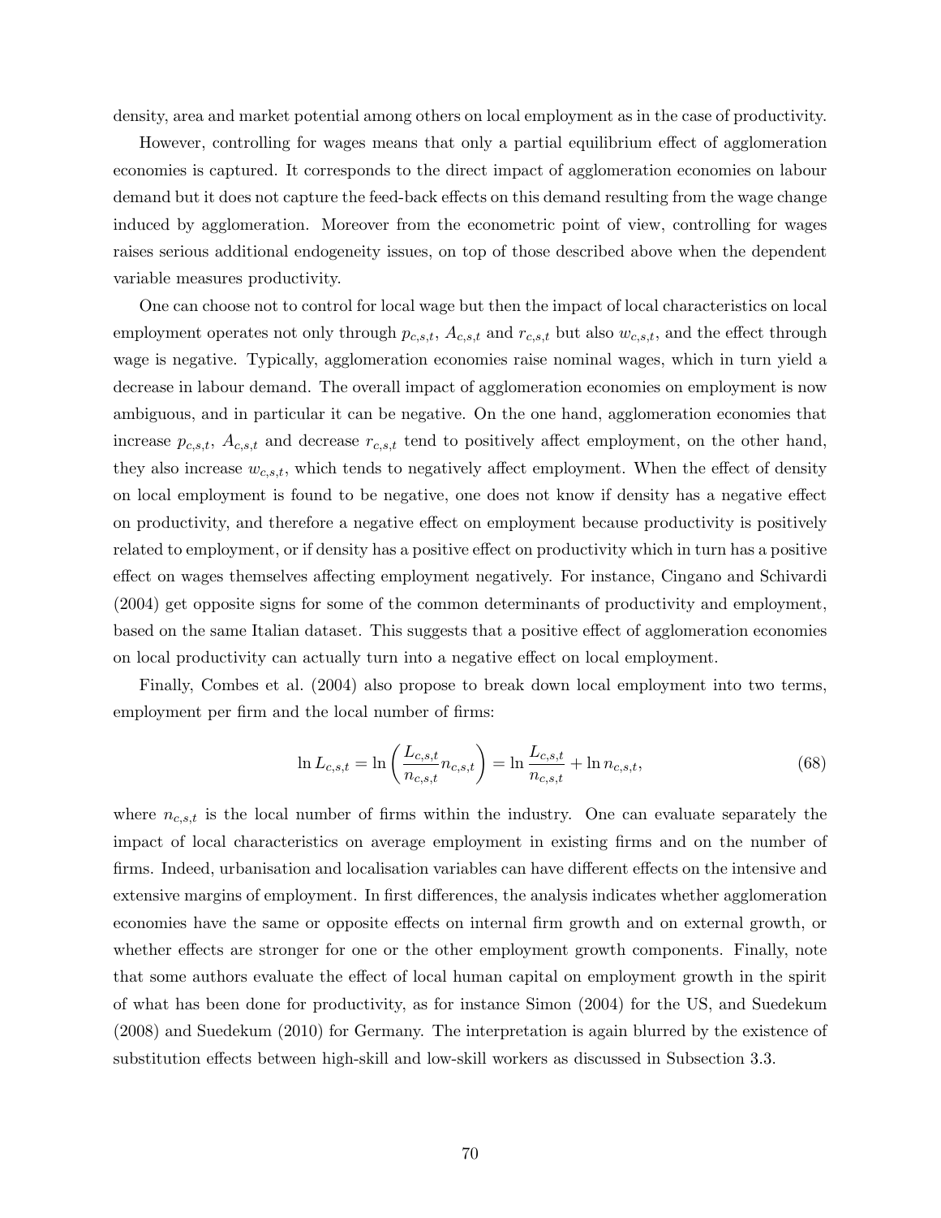density, area and market potential among others on local employment as in the case of productivity.

However, controlling for wages means that only a partial equilibrium effect of agglomeration economies is captured. It corresponds to the direct impact of agglomeration economies on labour demand but it does not capture the feed-back effects on this demand resulting from the wage change induced by agglomeration. Moreover from the econometric point of view, controlling for wages raises serious additional endogeneity issues, on top of those described above when the dependent variable measures productivity.

One can choose not to control for local wage but then the impact of local characteristics on local employment operates not only through $p_{c,s,t}$, $A_{c,s,t}$ and $r_{c,s,t}$ but also $w_{c,s,t}$, and the effect through wage is negative. Typically, agglomeration economies raise nominal wages, which in turn yield a decrease in labour demand. The overall impact of agglomeration economies on employment is now ambiguous, and in particular it can be negative. On the one hand, agglomeration economies that increase $p_{c,s,t}$, $A_{c,s,t}$ and decrease $r_{c,s,t}$ tend to positively affect employment, on the other hand, they also increase $w_{c,s,t}$, which tends to negatively affect employment. When the effect of density on local employment is found to be negative, one does not know if density has a negative effect on productivity, and therefore a negative effect on employment because productivity is positively related to employment, or if density has a positive effect on productivity which in turn has a positive effect on wages themselves affecting employment negatively. For instance, Cingano and Schivardi (2004) get opposite signs for some of the common determinants of productivity and employment, based on the same Italian dataset. This suggests that a positive effect of agglomeration economies on local productivity can actually turn into a negative effect on local employment.

Finally, Combes et al. (2004) also propose to break down local employment into two terms, employment per firm and the local number of firms:

$$\ln L_{c,s,t} = \ln \left( \frac{L_{c,s,t}}{n_{c,s,t}} n_{c,s,t} \right) = \ln \frac{L_{c,s,t}}{n_{c,s,t}} + \ln n_{c,s,t}, \tag{68}$$

where $n_{c,s,t}$ is the local number of firms within the industry. One can evaluate separately the impact of local characteristics on average employment in existing firms and on the number of firms. Indeed, urbanisation and localisation variables can have different effects on the intensive and extensive margins of employment. In first differences, the analysis indicates whether agglomeration economies have the same or opposite effects on internal firm growth and on external growth, or whether effects are stronger for one or the other employment growth components. Finally, note that some authors evaluate the effect of local human capital on employment growth in the spirit of what has been done for productivity, as for instance Simon (2004) for the US, and Suedekum (2008) and Suedekum (2010) for Germany. The interpretation is again blurred by the existence of substitution effects between high-skill and low-skill workers as discussed in Subsection 3.3.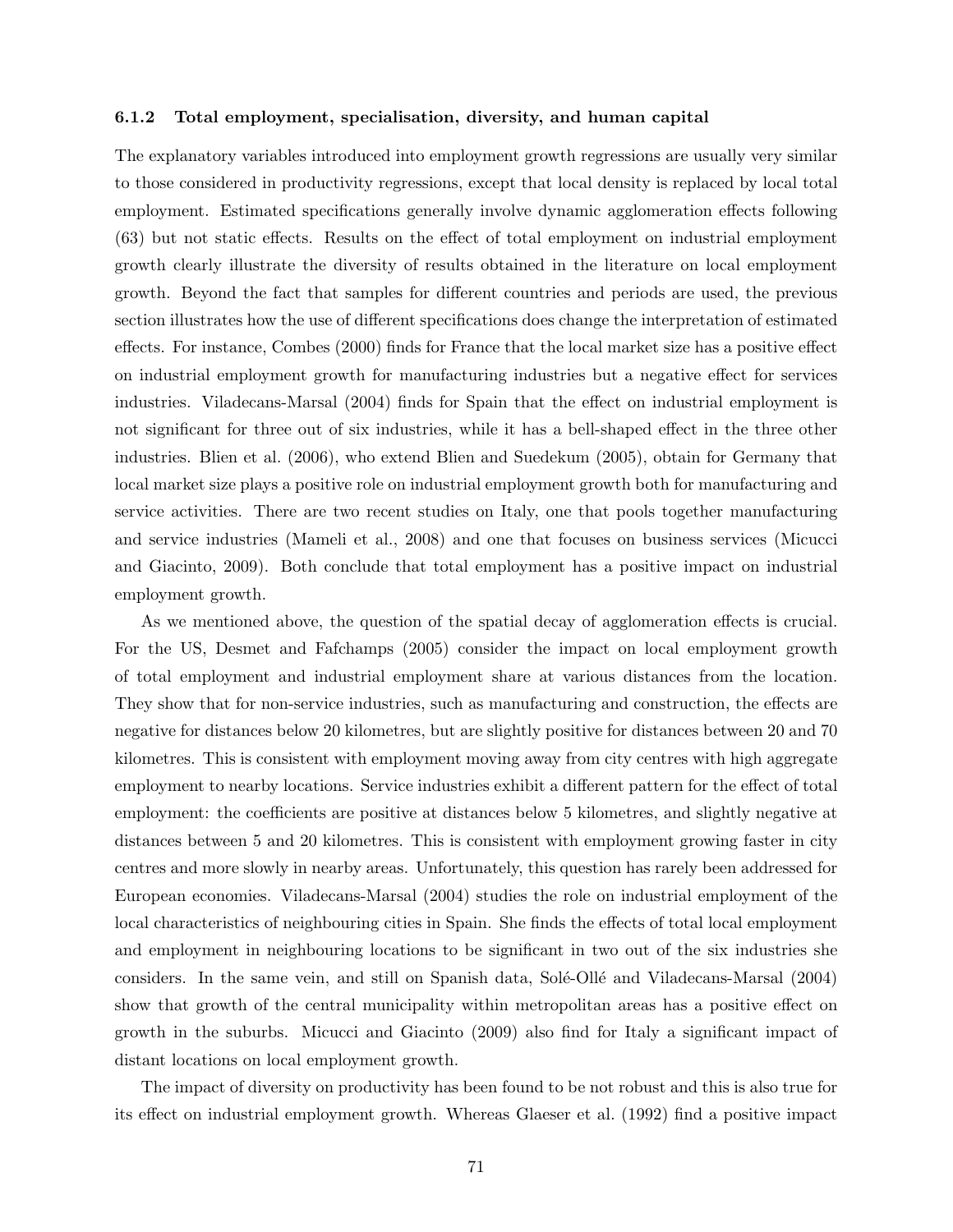### 6.1.2 Total employment, specialisation, diversity, and human capital

The explanatory variables introduced into employment growth regressions are usually very similar to those considered in productivity regressions, except that local density is replaced by local total employment. Estimated specifications generally involve dynamic agglomeration effects following (63) but not static effects. Results on the effect of total employment on industrial employment growth clearly illustrate the diversity of results obtained in the literature on local employment growth. Beyond the fact that samples for different countries and periods are used, the previous section illustrates how the use of different specifications does change the interpretation of estimated effects. For instance, Combes (2000) finds for France that the local market size has a positive effect on industrial employment growth for manufacturing industries but a negative effect for services industries. Viladecans-Marsal (2004) finds for Spain that the effect on industrial employment is not significant for three out of six industries, while it has a bell-shaped effect in the three other industries. Blien et al. (2006), who extend Blien and Suedekum (2005), obtain for Germany that local market size plays a positive role on industrial employment growth both for manufacturing and service activities. There are two recent studies on Italy, one that pools together manufacturing and service industries (Mameli et al., 2008) and one that focuses on business services (Micucci and Giacinto, 2009). Both conclude that total employment has a positive impact on industrial employment growth.

As we mentioned above, the question of the spatial decay of agglomeration effects is crucial. For the US, Desmet and Fafchamps (2005) consider the impact on local employment growth of total employment and industrial employment share at various distances from the location. They show that for non-service industries, such as manufacturing and construction, the effects are negative for distances below 20 kilometres, but are slightly positive for distances between 20 and 70 kilometres. This is consistent with employment moving away from city centres with high aggregate employment to nearby locations. Service industries exhibit a different pattern for the effect of total employment: the coefficients are positive at distances below 5 kilometres, and slightly negative at distances between 5 and 20 kilometres. This is consistent with employment growing faster in city centres and more slowly in nearby areas. Unfortunately, this question has rarely been addressed for European economies. Viladecans-Marsal (2004) studies the role on industrial employment of the local characteristics of neighbouring cities in Spain. She finds the effects of total local employment and employment in neighbouring locations to be significant in two out of the six industries she considers. In the same vein, and still on Spanish data, Solé-Ollé and Viladecans-Marsal (2004) show that growth of the central municipality within metropolitan areas has a positive effect on growth in the suburbs. Micucci and Giacinto (2009) also find for Italy a significant impact of distant locations on local employment growth.

The impact of diversity on productivity has been found to be not robust and this is also true for its effect on industrial employment growth. Whereas Glaeser et al. (1992) find a positive impact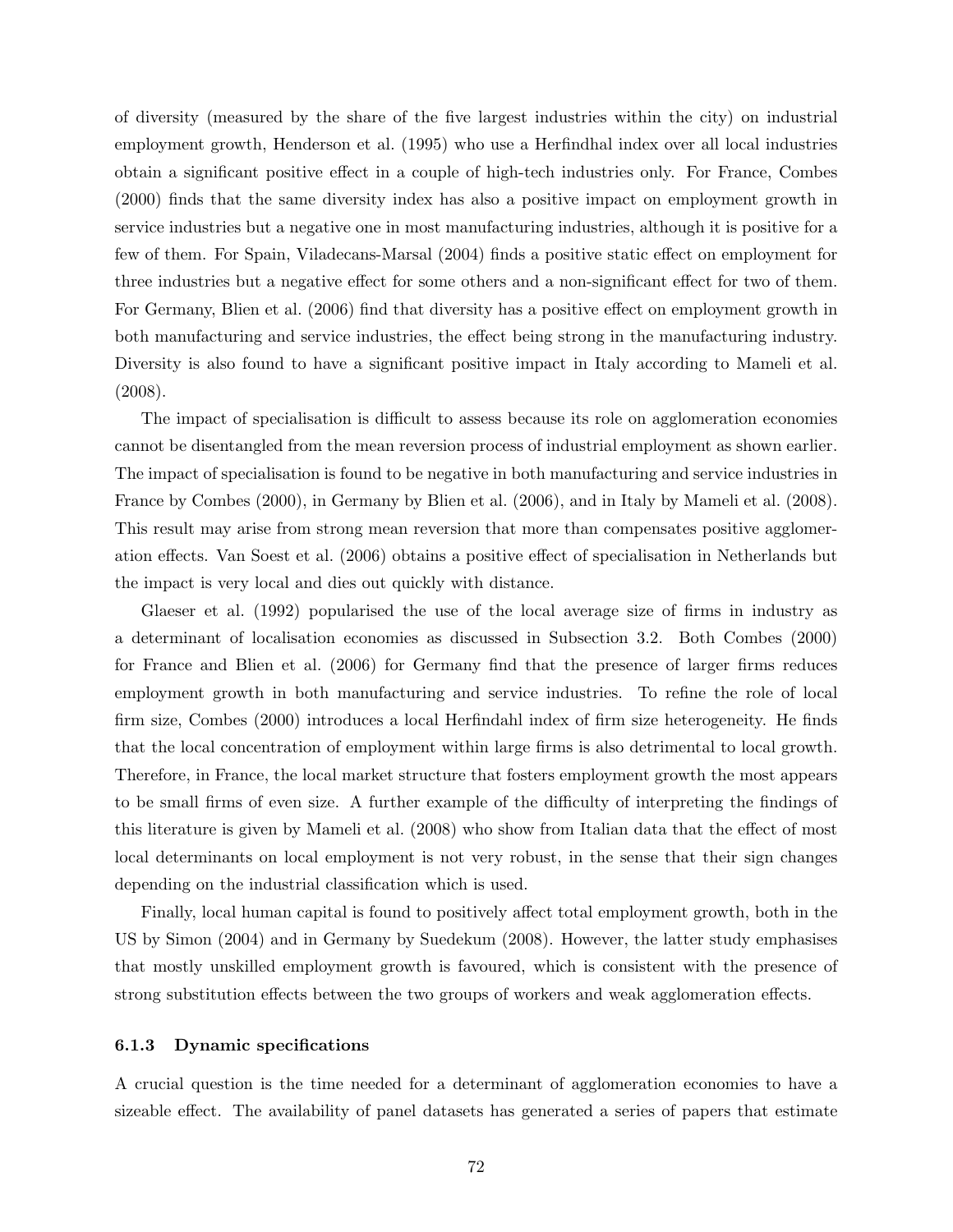of diversity (measured by the share of the five largest industries within the city) on industrial employment growth, Henderson et al. (1995) who use a Herfindhal index over all local industries obtain a significant positive effect in a couple of high-tech industries only. For France, Combes (2000) finds that the same diversity index has also a positive impact on employment growth in service industries but a negative one in most manufacturing industries, although it is positive for a few of them. For Spain, Viladecans-Marsal (2004) finds a positive static effect on employment for three industries but a negative effect for some others and a non-significant effect for two of them. For Germany, Blien et al. (2006) find that diversity has a positive effect on employment growth in both manufacturing and service industries, the effect being strong in the manufacturing industry. Diversity is also found to have a significant positive impact in Italy according to Mameli et al. (2008).

The impact of specialisation is difficult to assess because its role on agglomeration economies cannot be disentangled from the mean reversion process of industrial employment as shown earlier. The impact of specialisation is found to be negative in both manufacturing and service industries in France by Combes (2000), in Germany by Blien et al. (2006), and in Italy by Mameli et al. (2008). This result may arise from strong mean reversion that more than compensates positive agglomeration effects. Van Soest et al. (2006) obtains a positive effect of specialisation in Netherlands but the impact is very local and dies out quickly with distance.

Glaeser et al. (1992) popularised the use of the local average size of firms in industry as a determinant of localisation economies as discussed in Subsection 3.2. Both Combes (2000) for France and Blien et al. (2006) for Germany find that the presence of larger firms reduces employment growth in both manufacturing and service industries. To refine the role of local firm size, Combes (2000) introduces a local Herfindahl index of firm size heterogeneity. He finds that the local concentration of employment within large firms is also detrimental to local growth. Therefore, in France, the local market structure that fosters employment growth the most appears to be small firms of even size. A further example of the difficulty of interpreting the findings of this literature is given by Mameli et al. (2008) who show from Italian data that the effect of most local determinants on local employment is not very robust, in the sense that their sign changes depending on the industrial classification which is used.

Finally, local human capital is found to positively affect total employment growth, both in the US by Simon (2004) and in Germany by Suedekum (2008). However, the latter study emphasises that mostly unskilled employment growth is favoured, which is consistent with the presence of strong substitution effects between the two groups of workers and weak agglomeration effects.

### 6.1.3 Dynamic specifications

A crucial question is the time needed for a determinant of agglomeration economies to have a sizeable effect. The availability of panel datasets has generated a series of papers that estimate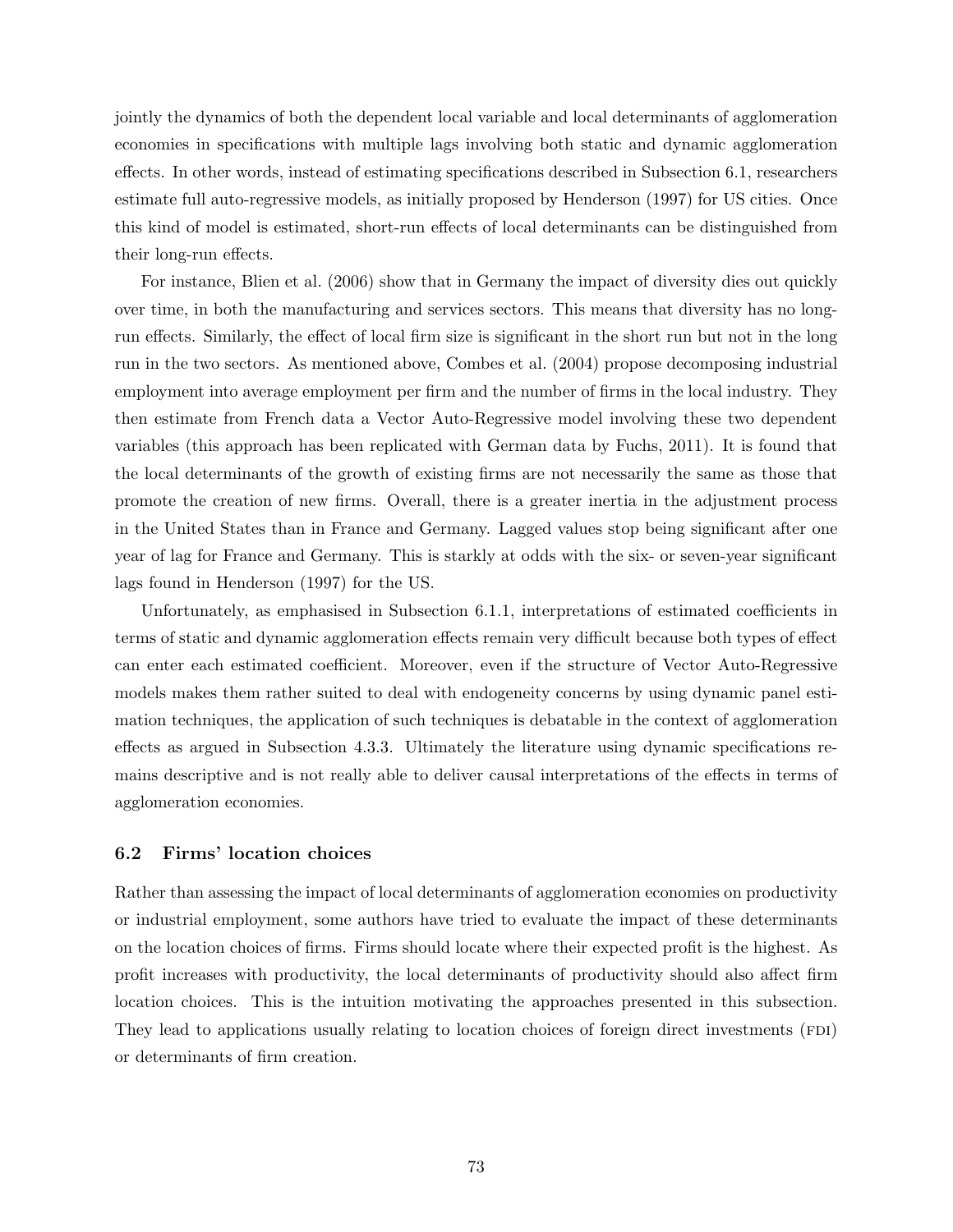jointly the dynamics of both the dependent local variable and local determinants of agglomeration economies in specifications with multiple lags involving both static and dynamic agglomeration effects. In other words, instead of estimating specifications described in Subsection 6.1, researchers estimate full auto-regressive models, as initially proposed by Henderson (1997) for US cities. Once this kind of model is estimated, short-run effects of local determinants can be distinguished from their long-run effects.

For instance, Blien et al. (2006) show that in Germany the impact of diversity dies out quickly over time, in both the manufacturing and services sectors. This means that diversity has no long-run effects. Similarly, the effect of local firm size is significant in the short run but not in the long run in the two sectors. As mentioned above, Combes et al. (2004) propose decomposing industrial employment into average employment per firm and the number of firms in the local industry. They then estimate from French data a Vector Auto-Regressive model involving these two dependent variables (this approach has been replicated with German data by Fuchs, 2011). It is found that the local determinants of the growth of existing firms are not necessarily the same as those that promote the creation of new firms. Overall, there is a greater inertia in the adjustment process in the United States than in France and Germany. Lagged values stop being significant after one year of lag for France and Germany. This is starkly at odds with the six- or seven-year significant lags found in Henderson (1997) for the US.

Unfortunately, as emphasised in Subsection 6.1.1, interpretations of estimated coefficients in terms of static and dynamic agglomeration effects remain very difficult because both types of effect can enter each estimated coefficient. Moreover, even if the structure of Vector Auto-Regressive models makes them rather suited to deal with endogeneity concerns by using dynamic panel estimation techniques, the application of such techniques is debatable in the context of agglomeration effects as argued in Subsection 4.3.3. Ultimately the literature using dynamic specifications remains descriptive and is not really able to deliver causal interpretations of the effects in terms of agglomeration economies.

## 6.2 Firms' location choices

Rather than assessing the impact of local determinants of agglomeration economies on productivity or industrial employment, some authors have tried to evaluate the impact of these determinants on the location choices of firms. Firms should locate where their expected profit is the highest. As profit increases with productivity, the local determinants of productivity should also affect firm location choices. This is the intuition motivating the approaches presented in this subsection. They lead to applications usually relating to location choices of foreign direct investments (FDI) or determinants of firm creation.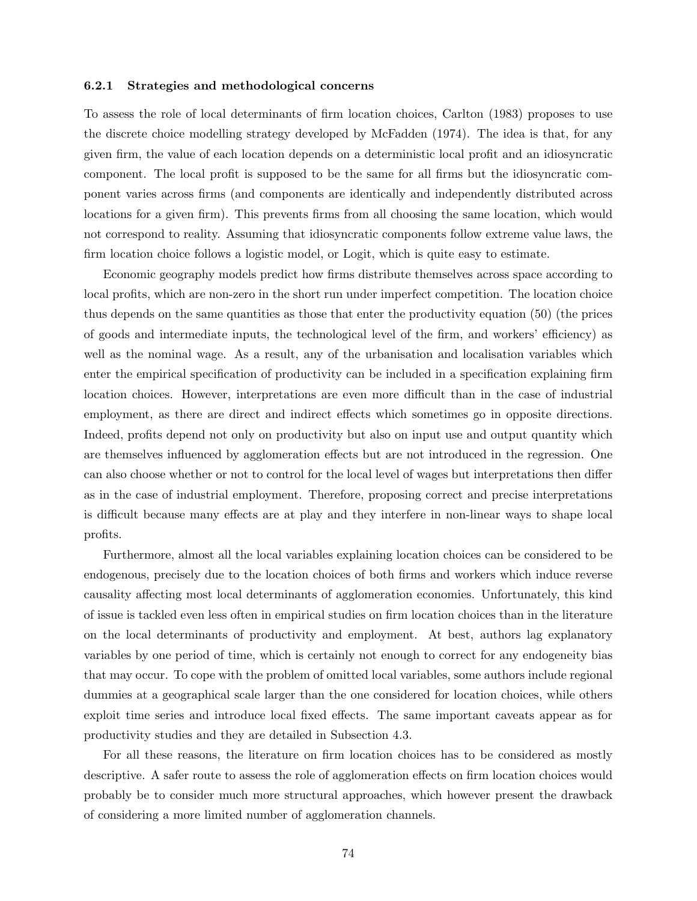#### 6.2.1 Strategies and methodological concerns

To assess the role of local determinants of firm location choices, Carlton (1983) proposes to use the discrete choice modelling strategy developed by McFadden (1974). The idea is that, for any given firm, the value of each location depends on a deterministic local profit and an idiosyncratic component. The local profit is supposed to be the same for all firms but the idiosyncratic component varies across firms (and components are identically and independently distributed across locations for a given firm). This prevents firms from all choosing the same location, which would not correspond to reality. Assuming that idiosyncratic components follow extreme value laws, the firm location choice follows a logistic model, or Logit, which is quite easy to estimate.

Economic geography models predict how firms distribute themselves across space according to local profits, which are non-zero in the short run under imperfect competition. The location choice thus depends on the same quantities as those that enter the productivity equation (50) (the prices of goods and intermediate inputs, the technological level of the firm, and workers' efficiency) as well as the nominal wage. As a result, any of the urbanisation and localisation variables which enter the empirical specification of productivity can be included in a specification explaining firm location choices. However, interpretations are even more difficult than in the case of industrial employment, as there are direct and indirect effects which sometimes go in opposite directions. Indeed, profits depend not only on productivity but also on input use and output quantity which are themselves influenced by agglomeration effects but are not introduced in the regression. One can also choose whether or not to control for the local level of wages but interpretations then differ as in the case of industrial employment. Therefore, proposing correct and precise interpretations is difficult because many effects are at play and they interfere in non-linear ways to shape local profits.

Furthermore, almost all the local variables explaining location choices can be considered to be endogenous, precisely due to the location choices of both firms and workers which induce reverse causality affecting most local determinants of agglomeration economies. Unfortunately, this kind of issue is tackled even less often in empirical studies on firm location choices than in the literature on the local determinants of productivity and employment. At best, authors lag explanatory variables by one period of time, which is certainly not enough to correct for any endogeneity bias that may occur. To cope with the problem of omitted local variables, some authors include regional dummies at a geographical scale larger than the one considered for location choices, while others exploit time series and introduce local fixed effects. The same important caveats appear as for productivity studies and they are detailed in Subsection 4.3.

For all these reasons, the literature on firm location choices has to be considered as mostly descriptive. A safer route to assess the role of agglomeration effects on firm location choices would probably be to consider much more structural approaches, which however present the drawback of considering a more limited number of agglomeration channels.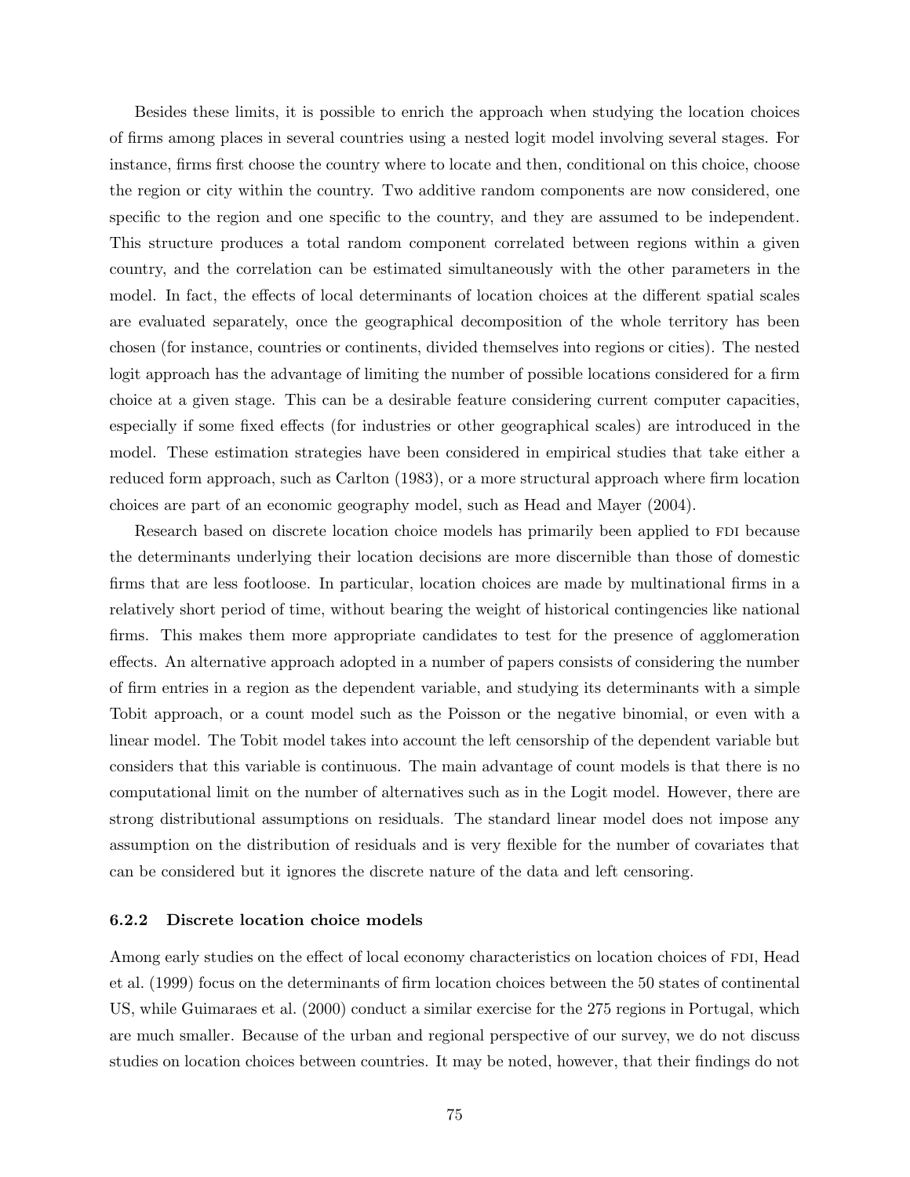Besides these limits, it is possible to enrich the approach when studying the location choices of firms among places in several countries using a nested logit model involving several stages. For instance, firms first choose the country where to locate and then, conditional on this choice, choose the region or city within the country. Two additive random components are now considered, one specific to the region and one specific to the country, and they are assumed to be independent. This structure produces a total random component correlated between regions within a given country, and the correlation can be estimated simultaneously with the other parameters in the model. In fact, the effects of local determinants of location choices at the different spatial scales are evaluated separately, once the geographical decomposition of the whole territory has been chosen (for instance, countries or continents, divided themselves into regions or cities). The nested logit approach has the advantage of limiting the number of possible locations considered for a firm choice at a given stage. This can be a desirable feature considering current computer capacities, especially if some fixed effects (for industries or other geographical scales) are introduced in the model. These estimation strategies have been considered in empirical studies that take either a reduced form approach, such as Carlton (1983), or a more structural approach where firm location choices are part of an economic geography model, such as Head and Mayer (2004).

Research based on discrete location choice models has primarily been applied to FDI because the determinants underlying their location decisions are more discernible than those of domestic firms that are less footloose. In particular, location choices are made by multinational firms in a relatively short period of time, without bearing the weight of historical contingencies like national firms. This makes them more appropriate candidates to test for the presence of agglomeration effects. An alternative approach adopted in a number of papers consists of considering the number of firm entries in a region as the dependent variable, and studying its determinants with a simple Tobit approach, or a count model such as the Poisson or the negative binomial, or even with a linear model. The Tobit model takes into account the left censorship of the dependent variable but considers that this variable is continuous. The main advantage of count models is that there is no computational limit on the number of alternatives such as in the Logit model. However, there are strong distributional assumptions on residuals. The standard linear model does not impose any assumption on the distribution of residuals and is very flexible for the number of covariates that can be considered but it ignores the discrete nature of the data and left censoring.

### 6.2.2 Discrete location choice models

Among early studies on the effect of local economy characteristics on location choices of FDI, Head et al. (1999) focus on the determinants of firm location choices between the 50 states of continental US, while Guimaraes et al. (2000) conduct a similar exercise for the 275 regions in Portugal, which are much smaller. Because of the urban and regional perspective of our survey, we do not discuss studies on location choices between countries. It may be noted, however, that their findings do not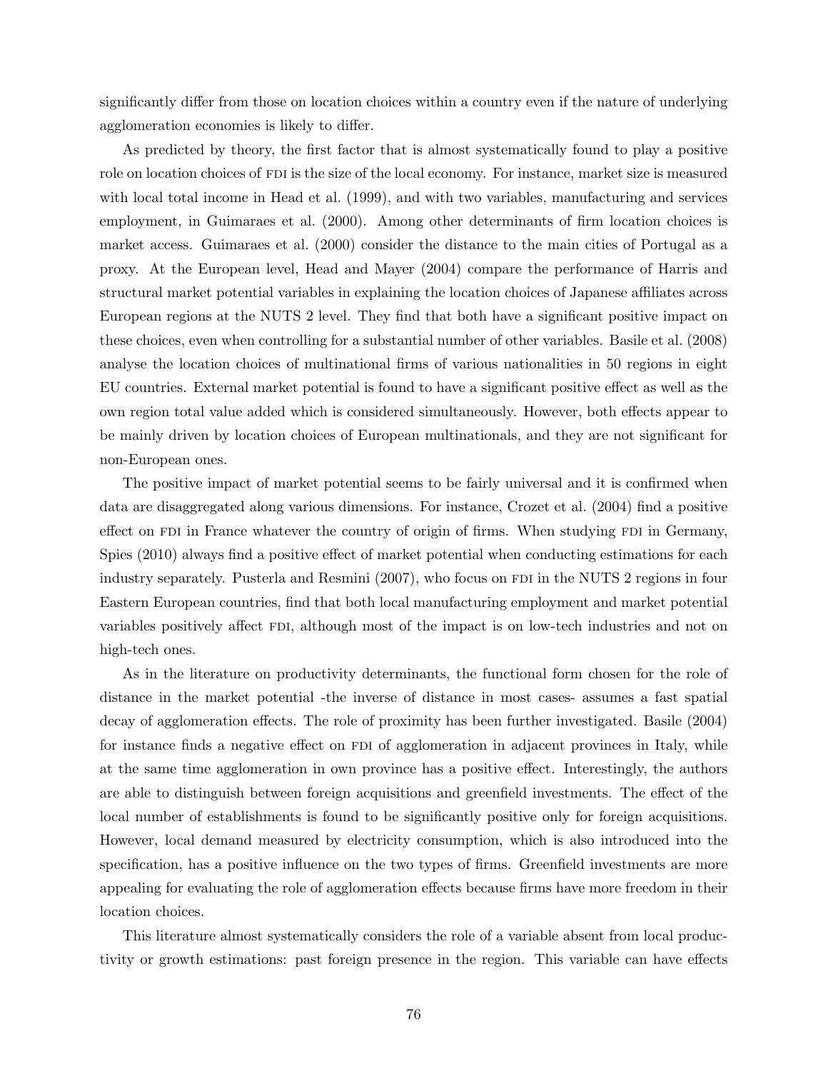significantly differ from those on location choices within a country even if the nature of underlying agglomeration economies is likely to differ.

As predicted by theory, the first factor that is almost systematically found to play a positive role on location choices of FDI is the size of the local economy. For instance, market size is measured with local total income in Head et al. (1999), and with two variables, manufacturing and services employment, in Guimaraes et al. (2000). Among other determinants of firm location choices is market access. Guimaraes et al. (2000) consider the distance to the main cities of Portugal as a proxy. At the European level, Head and Mayer (2004) compare the performance of Harris and structural market potential variables in explaining the location choices of Japanese affiliates across European regions at the NUTS 2 level. They find that both have a significant positive impact on these choices, even when controlling for a substantial number of other variables. Basile et al. (2008) analyse the location choices of multinational firms of various nationalities in 50 regions in eight EU countries. External market potential is found to have a significant positive effect as well as the own region total value added which is considered simultaneously. However, both effects appear to be mainly driven by location choices of European multinationals, and they are not significant for non-European ones.

The positive impact of market potential seems to be fairly universal and it is confirmed when data are disaggregated along various dimensions. For instance, Crozet et al. (2004) find a positive effect on FDI in France whatever the country of origin of firms. When studying FDI in Germany, Spies (2010) always find a positive effect of market potential when conducting estimations for each industry separately. Pusterla and Resmini (2007), who focus on FDI in the NUTS 2 regions in four Eastern European countries, find that both local manufacturing employment and market potential variables positively affect FDI, although most of the impact is on low-tech industries and not on high-tech ones.

As in the literature on productivity determinants, the functional form chosen for the role of distance in the market potential -the inverse of distance in most cases- assumes a fast spatial decay of agglomeration effects. The role of proximity has been further investigated. Basile (2004) for instance finds a negative effect on FDI of agglomeration in adjacent provinces in Italy, while at the same time agglomeration in own province has a positive effect. Interestingly, the authors are able to distinguish between foreign acquisitions and greenfield investments. The effect of the local number of establishments is found to be significantly positive only for foreign acquisitions. However, local demand measured by electricity consumption, which is also introduced into the specification, has a positive influence on the two types of firms. Greenfield investments are more appealing for evaluating the role of agglomeration effects because firms have more freedom in their location choices.

This literature almost systematically considers the role of a variable absent from local productivity or growth estimations: past foreign presence in the region. This variable can have effects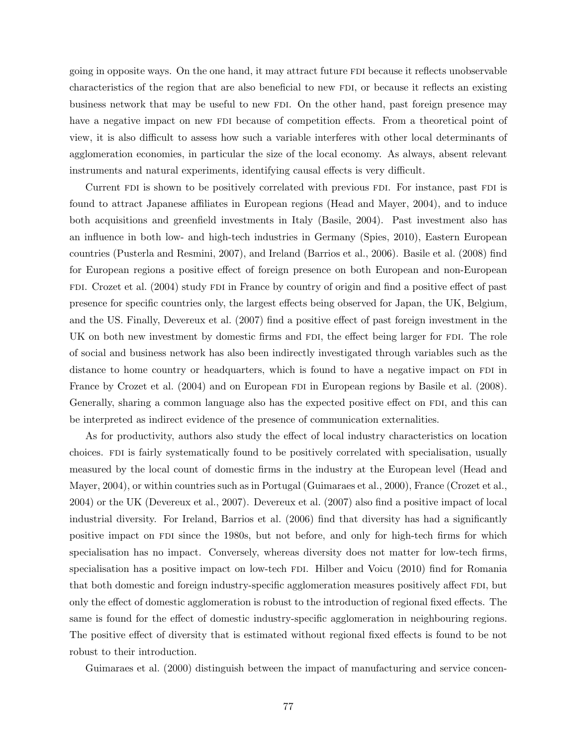going in opposite ways. On the one hand, it may attract future FDI because it reflects unobservable characteristics of the region that are also beneficial to new FDI, or because it reflects an existing business network that may be useful to new FDI. On the other hand, past foreign presence may have a negative impact on new FDI because of competition effects. From a theoretical point of view, it is also difficult to assess how such a variable interferes with other local determinants of agglomeration economies, in particular the size of the local economy. As always, absent relevant instruments and natural experiments, identifying causal effects is very difficult.

Current FDI is shown to be positively correlated with previous FDI. For instance, past FDI is found to attract Japanese affiliates in European regions (Head and Mayer, 2004), and to induce both acquisitions and greenfield investments in Italy (Basile, 2004). Past investment also has an influence in both low- and high-tech industries in Germany (Spies, 2010), Eastern European countries (Pusterla and Resmini, 2007), and Ireland (Barrios et al., 2006). Basile et al. (2008) find for European regions a positive effect of foreign presence on both European and non-European FDI. Crozet et al. (2004) study FDI in France by country of origin and find a positive effect of past presence for specific countries only, the largest effects being observed for Japan, the UK, Belgium, and the US. Finally, Devereux et al. (2007) find a positive effect of past foreign investment in the UK on both new investment by domestic firms and FDI, the effect being larger for FDI. The role of social and business network has also been indirectly investigated through variables such as the distance to home country or headquarters, which is found to have a negative impact on FDI in France by Crozet et al. (2004) and on European FDI in European regions by Basile et al. (2008). Generally, sharing a common language also has the expected positive effect on FDI, and this can be interpreted as indirect evidence of the presence of communication externalities.

As for productivity, authors also study the effect of local industry characteristics on location choices. FDI is fairly systematically found to be positively correlated with specialisation, usually measured by the local count of domestic firms in the industry at the European level (Head and Mayer, 2004), or within countries such as in Portugal (Guimaraes et al., 2000), France (Crozet et al., 2004) or the UK (Devereux et al., 2007). Devereux et al. (2007) also find a positive impact of local industrial diversity. For Ireland, Barrios et al. (2006) find that diversity has had a significantly positive impact on FDI since the 1980s, but not before, and only for high-tech firms for which specialisation has no impact. Conversely, whereas diversity does not matter for low-tech firms, specialisation has a positive impact on low-tech FDI. Hilber and Voicu (2010) find for Romania that both domestic and foreign industry-specific agglomeration measures positively affect FDI, but only the effect of domestic agglomeration is robust to the introduction of regional fixed effects. The same is found for the effect of domestic industry-specific agglomeration in neighbouring regions. The positive effect of diversity that is estimated without regional fixed effects is found to be not robust to their introduction.

Guimaraes et al. (2000) distinguish between the impact of manufacturing and service concen-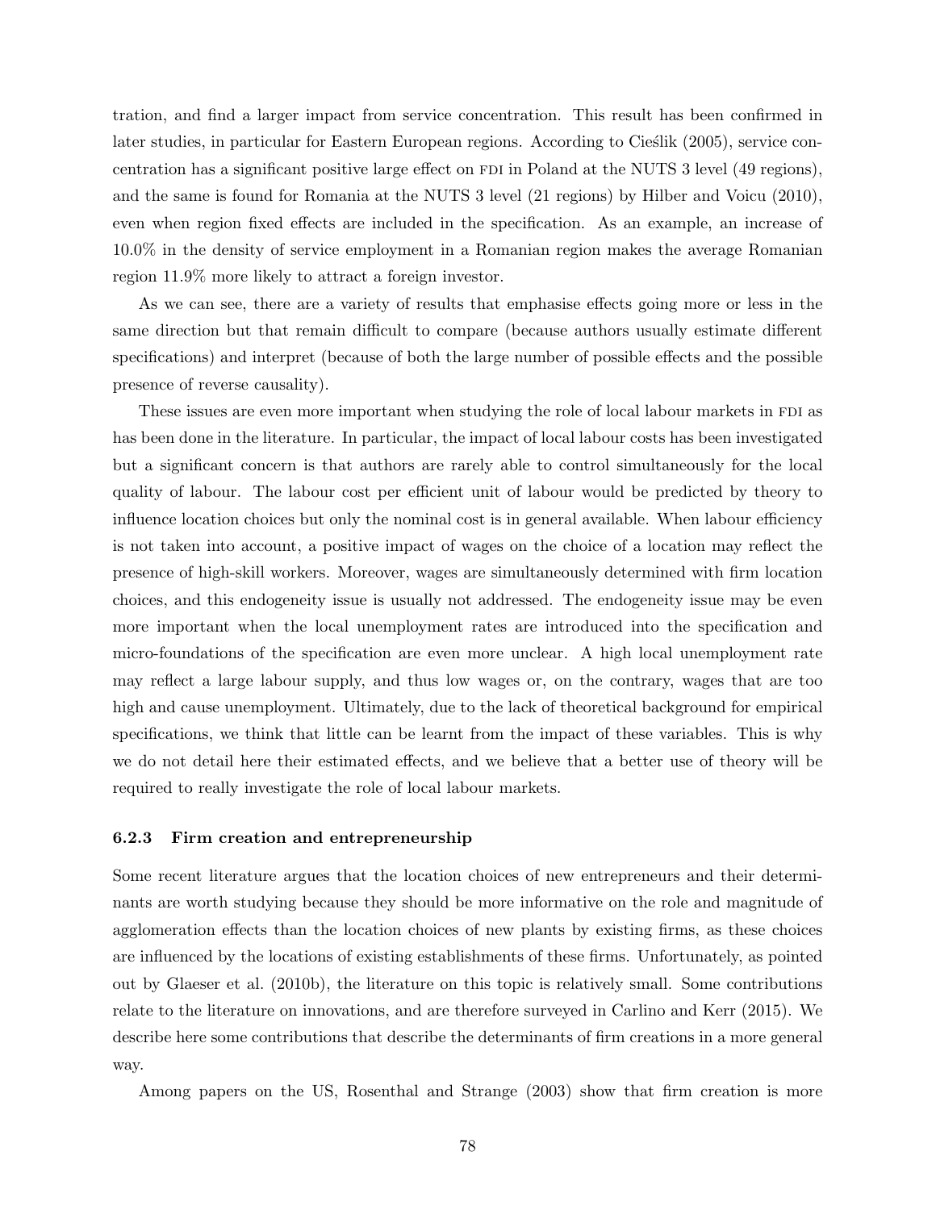tration, and find a larger impact from service concentration. This result has been confirmed in later studies, in particular for Eastern European regions. According to Cieślik (2005), service concentration has a significant positive large effect on FDI in Poland at the NUTS 3 level (49 regions), and the same is found for Romania at the NUTS 3 level (21 regions) by Hilber and Voicu (2010), even when region fixed effects are included in the specification. As an example, an increase of 10.0% in the density of service employment in a Romanian region makes the average Romanian region 11.9% more likely to attract a foreign investor.

As we can see, there are a variety of results that emphasise effects going more or less in the same direction but that remain difficult to compare (because authors usually estimate different specifications) and interpret (because of both the large number of possible effects and the possible presence of reverse causality).

These issues are even more important when studying the role of local labour markets in FDI as has been done in the literature. In particular, the impact of local labour costs has been investigated but a significant concern is that authors are rarely able to control simultaneously for the local quality of labour. The labour cost per efficient unit of labour would be predicted by theory to influence location choices but only the nominal cost is in general available. When labour efficiency is not taken into account, a positive impact of wages on the choice of a location may reflect the presence of high-skill workers. Moreover, wages are simultaneously determined with firm location choices, and this endogeneity issue is usually not addressed. The endogeneity issue may be even more important when the local unemployment rates are introduced into the specification and micro-foundations of the specification are even more unclear. A high local unemployment rate may reflect a large labour supply, and thus low wages or, on the contrary, wages that are too high and cause unemployment. Ultimately, due to the lack of theoretical background for empirical specifications, we think that little can be learnt from the impact of these variables. This is why we do not detail here their estimated effects, and we believe that a better use of theory will be required to really investigate the role of local labour markets.

### 6.2.3 Firm creation and entrepreneurship

Some recent literature argues that the location choices of new entrepreneurs and their determinants are worth studying because they should be more informative on the role and magnitude of agglomeration effects than the location choices of new plants by existing firms, as these choices are influenced by the locations of existing establishments of these firms. Unfortunately, as pointed out by Glaeser et al. (2010b), the literature on this topic is relatively small. Some contributions relate to the literature on innovations, and are therefore surveyed in Carlino and Kerr (2015). We describe here some contributions that describe the determinants of firm creations in a more general way.

Among papers on the US, Rosenthal and Strange (2003) show that firm creation is more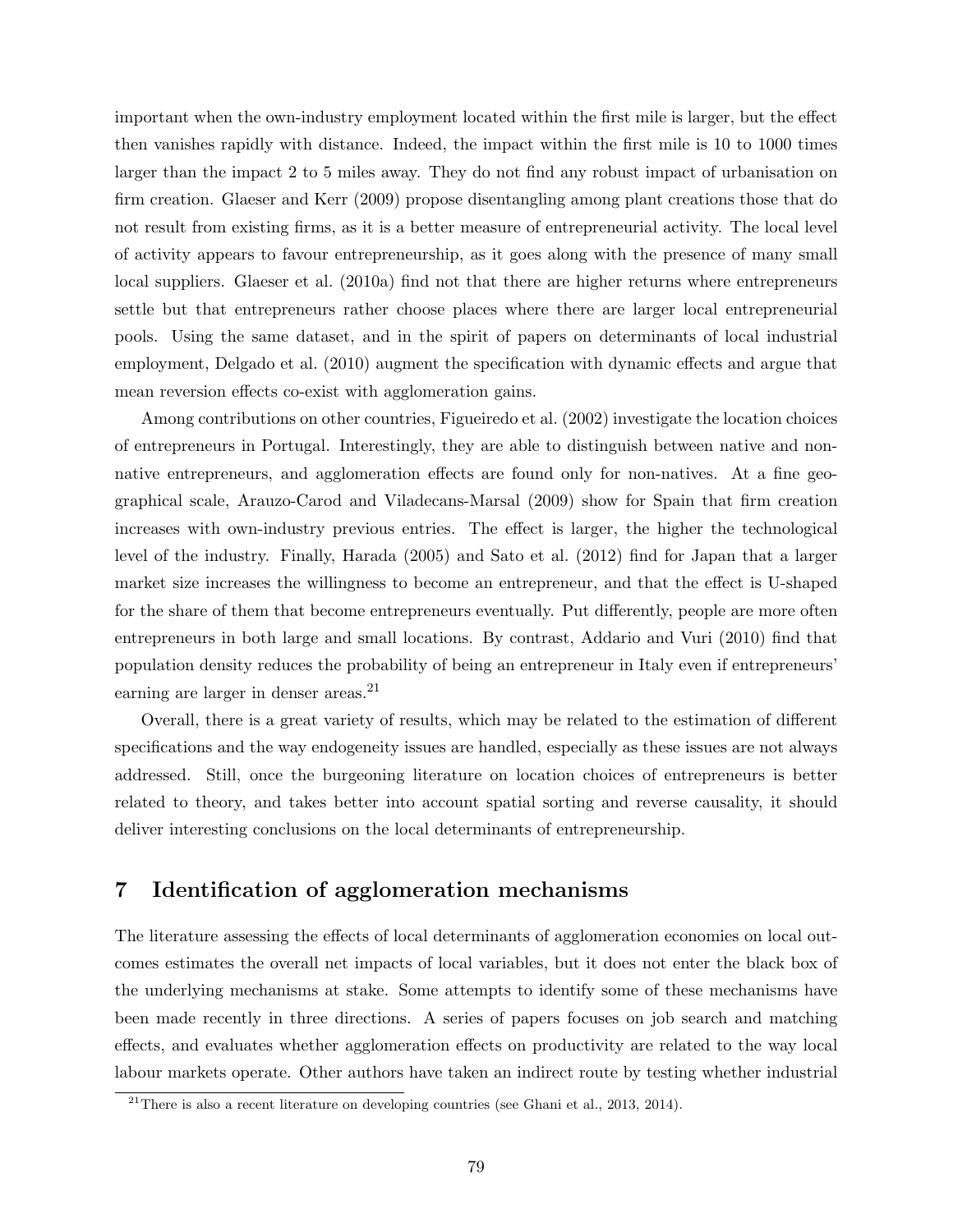important when the own-industry employment located within the first mile is larger, but the effect then vanishes rapidly with distance. Indeed, the impact within the first mile is 10 to 1000 times larger than the impact 2 to 5 miles away. They do not find any robust impact of urbanisation on firm creation. Glaeser and Kerr (2009) propose disentangling among plant creations those that do not result from existing firms, as it is a better measure of entrepreneurial activity. The local level of activity appears to favour entrepreneurship, as it goes along with the presence of many small local suppliers. Glaeser et al. (2010a) find not that there are higher returns where entrepreneurs settle but that entrepreneurs rather choose places where there are larger local entrepreneurial pools. Using the same dataset, and in the spirit of papers on determinants of local industrial employment, Delgado et al. (2010) augment the specification with dynamic effects and argue that mean reversion effects co-exist with agglomeration gains.

Among contributions on other countries, Figueiredo et al. (2002) investigate the location choices of entrepreneurs in Portugal. Interestingly, they are able to distinguish between native and non-native entrepreneurs, and agglomeration effects are found only for non-natives. At a fine geographical scale, Arauzo-Carod and Viladecans-Marsal (2009) show for Spain that firm creation increases with own-industry previous entries. The effect is larger, the higher the technological level of the industry. Finally, Harada (2005) and Sato et al. (2012) find for Japan that a larger market size increases the willingness to become an entrepreneur, and that the effect is U-shaped for the share of them that become entrepreneurs eventually. Put differently, people are more often entrepreneurs in both large and small locations. By contrast, Addario and Vuri (2010) find that population density reduces the probability of being an entrepreneur in Italy even if entrepreneurs' earning are larger in denser areas.[21]

Overall, there is a great variety of results, which may be related to the estimation of different specifications and the way endogeneity issues are handled, especially as these issues are not always addressed. Still, once the burgeoning literature on location choices of entrepreneurs is better related to theory, and takes better into account spatial sorting and reverse causality, it should deliver interesting conclusions on the local determinants of entrepreneurship.

## 7 Identification of agglomeration mechanisms

The literature assessing the effects of local determinants of agglomeration economies on local outcomes estimates the overall net impacts of local variables, but it does not enter the black box of the underlying mechanisms at stake. Some attempts to identify some of these mechanisms have been made recently in three directions. A series of papers focuses on job search and matching effects, and evaluates whether agglomeration effects on productivity are related to the way local labour markets operate. Other authors have taken an indirect route by testing whether industrial

[21] There is also a recent literature on developing countries (see Ghani et al., 2013, 2014).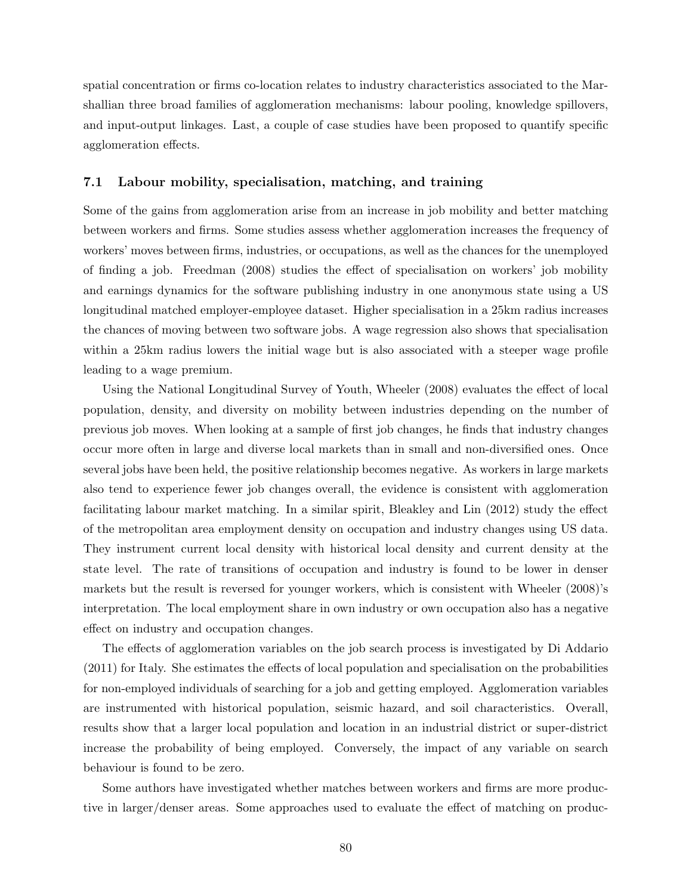spatial concentration or firms co-location relates to industry characteristics associated to the Marshallian three broad families of agglomeration mechanisms: labour pooling, knowledge spillovers, and input-output linkages. Last, a couple of case studies have been proposed to quantify specific agglomeration effects.

### 7.1 Labour mobility, specialisation, matching, and training

Some of the gains from agglomeration arise from an increase in job mobility and better matching between workers and firms. Some studies assess whether agglomeration increases the frequency of workers' moves between firms, industries, or occupations, as well as the chances for the unemployed of finding a job. Freedman (2008) studies the effect of specialisation on workers' job mobility and earnings dynamics for the software publishing industry in one anonymous state using a US longitudinal matched employer-employee dataset. Higher specialisation in a 25km radius increases the chances of moving between two software jobs. A wage regression also shows that specialisation within a 25km radius lowers the initial wage but is also associated with a steeper wage profile leading to a wage premium.

Using the National Longitudinal Survey of Youth, Wheeler (2008) evaluates the effect of local population, density, and diversity on mobility between industries depending on the number of previous job moves. When looking at a sample of first job changes, he finds that industry changes occur more often in large and diverse local markets than in small and non-diversified ones. Once several jobs have been held, the positive relationship becomes negative. As workers in large markets also tend to experience fewer job changes overall, the evidence is consistent with agglomeration facilitating labour market matching. In a similar spirit, Bleakley and Lin (2012) study the effect of the metropolitan area employment density on occupation and industry changes using US data. They instrument current local density with historical local density and current density at the state level. The rate of transitions of occupation and industry is found to be lower in denser markets but the result is reversed for younger workers, which is consistent with Wheeler (2008)'s interpretation. The local employment share in own industry or own occupation also has a negative effect on industry and occupation changes.

The effects of agglomeration variables on the job search process is investigated by Di Addario (2011) for Italy. She estimates the effects of local population and specialisation on the probabilities for non-employed individuals of searching for a job and getting employed. Agglomeration variables are instrumented with historical population, seismic hazard, and soil characteristics. Overall, results show that a larger local population and location in an industrial district or super-district increase the probability of being employed. Conversely, the impact of any variable on search behaviour is found to be zero.

Some authors have investigated whether matches between workers and firms are more productive in larger/denser areas. Some approaches used to evaluate the effect of matching on produc-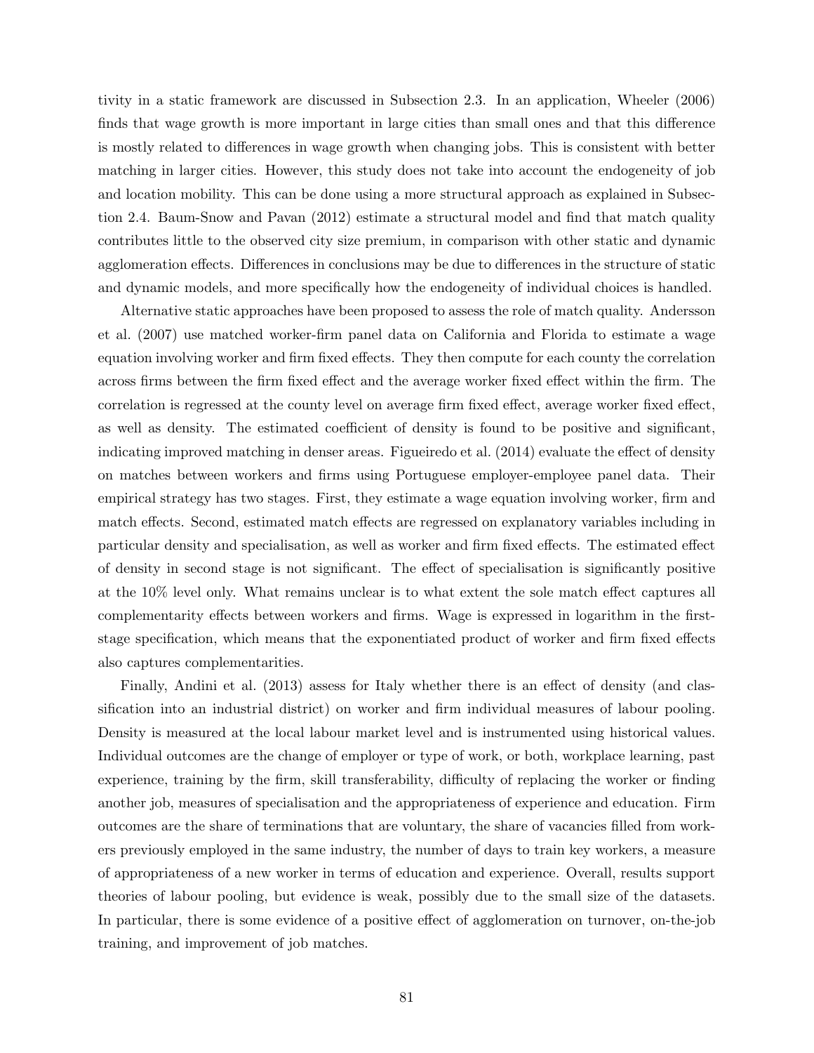tivity in a static framework are discussed in Subsection 2.3. In an application, Wheeler (2006) finds that wage growth is more important in large cities than small ones and that this difference is mostly related to differences in wage growth when changing jobs. This is consistent with better matching in larger cities. However, this study does not take into account the endogeneity of job and location mobility. This can be done using a more structural approach as explained in Subsection 2.4. Baum-Snow and Pavan (2012) estimate a structural model and find that match quality contributes little to the observed city size premium, in comparison with other static and dynamic agglomeration effects. Differences in conclusions may be due to differences in the structure of static and dynamic models, and more specifically how the endogeneity of individual choices is handled.

Alternative static approaches have been proposed to assess the role of match quality. Andersson et al. (2007) use matched worker-firm panel data on California and Florida to estimate a wage equation involving worker and firm fixed effects. They then compute for each county the correlation across firms between the firm fixed effect and the average worker fixed effect within the firm. The correlation is regressed at the county level on average firm fixed effect, average worker fixed effect, as well as density. The estimated coefficient of density is found to be positive and significant, indicating improved matching in denser areas. Figueiredo et al. (2014) evaluate the effect of density on matches between workers and firms using Portuguese employer-employee panel data. Their empirical strategy has two stages. First, they estimate a wage equation involving worker, firm and match effects. Second, estimated match effects are regressed on explanatory variables including in particular density and specialisation, as well as worker and firm fixed effects. The estimated effect of density in second stage is not significant. The effect of specialisation is significantly positive at the 10% level only. What remains unclear is to what extent the sole match effect captures all complementarity effects between workers and firms. Wage is expressed in logarithm in the first-stage specification, which means that the exponentiated product of worker and firm fixed effects also captures complementarities.

Finally, Andini et al. (2013) assess for Italy whether there is an effect of density (and classification into an industrial district) on worker and firm individual measures of labour pooling. Density is measured at the local labour market level and is instrumented using historical values. Individual outcomes are the change of employer or type of work, or both, workplace learning, past experience, training by the firm, skill transferability, difficulty of replacing the worker or finding another job, measures of specialisation and the appropriateness of experience and education. Firm outcomes are the share of terminations that are voluntary, the share of vacancies filled from workers previously employed in the same industry, the number of days to train key workers, a measure of appropriateness of a new worker in terms of education and experience. Overall, results support theories of labour pooling, but evidence is weak, possibly due to the small size of the datasets. In particular, there is some evidence of a positive effect of agglomeration on turnover, on-the-job training, and improvement of job matches.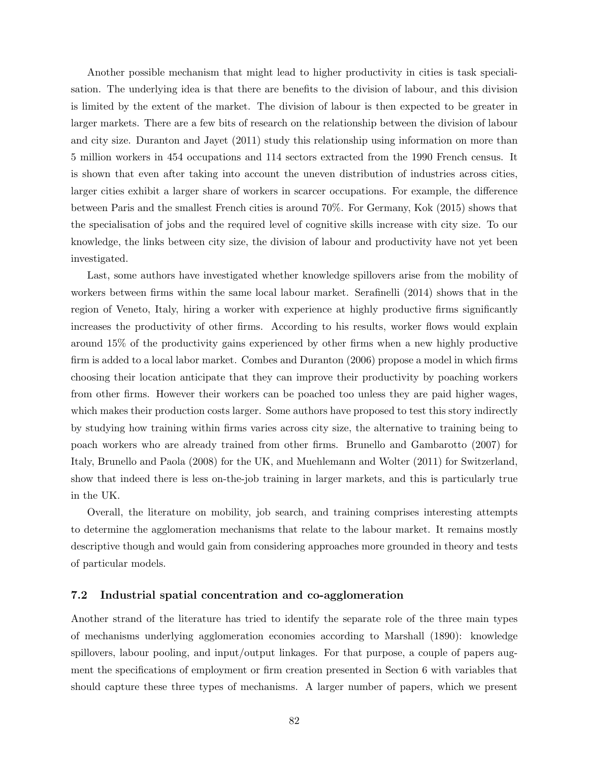Another possible mechanism that might lead to higher productivity in cities is task specialisation. The underlying idea is that there are benefits to the division of labour, and this division is limited by the extent of the market. The division of labour is then expected to be greater in larger markets. There are a few bits of research on the relationship between the division of labour and city size. Duranton and Jayet (2011) study this relationship using information on more than 5 million workers in 454 occupations and 114 sectors extracted from the 1990 French census. It is shown that even after taking into account the uneven distribution of industries across cities, larger cities exhibit a larger share of workers in scarcer occupations. For example, the difference between Paris and the smallest French cities is around 70%. For Germany, Kok (2015) shows that the specialisation of jobs and the required level of cognitive skills increase with city size. To our knowledge, the links between city size, the division of labour and productivity have not yet been investigated.

Last, some authors have investigated whether knowledge spillovers arise from the mobility of workers between firms within the same local labour market. Serafinelli (2014) shows that in the region of Veneto, Italy, hiring a worker with experience at highly productive firms significantly increases the productivity of other firms. According to his results, worker flows would explain around 15% of the productivity gains experienced by other firms when a new highly productive firm is added to a local labor market. Combes and Duranton (2006) propose a model in which firms choosing their location anticipate that they can improve their productivity by poaching workers from other firms. However their workers can be poached too unless they are paid higher wages, which makes their production costs larger. Some authors have proposed to test this story indirectly by studying how training within firms varies across city size, the alternative to training being to poach workers who are already trained from other firms. Brunello and Gambarotto (2007) for Italy, Brunello and Paola (2008) for the UK, and Muehlemann and Wolter (2011) for Switzerland, show that indeed there is less on-the-job training in larger markets, and this is particularly true in the UK.

Overall, the literature on mobility, job search, and training comprises interesting attempts to determine the agglomeration mechanisms that relate to the labour market. It remains mostly descriptive though and would gain from considering approaches more grounded in theory and tests of particular models.

### 7.2 Industrial spatial concentration and co-agglomeration

Another strand of the literature has tried to identify the separate role of the three main types of mechanisms underlying agglomeration economies according to Marshall (1890): knowledge spillovers, labour pooling, and input/output linkages. For that purpose, a couple of papers augment the specifications of employment or firm creation presented in Section 6 with variables that should capture these three types of mechanisms. A larger number of papers, which we present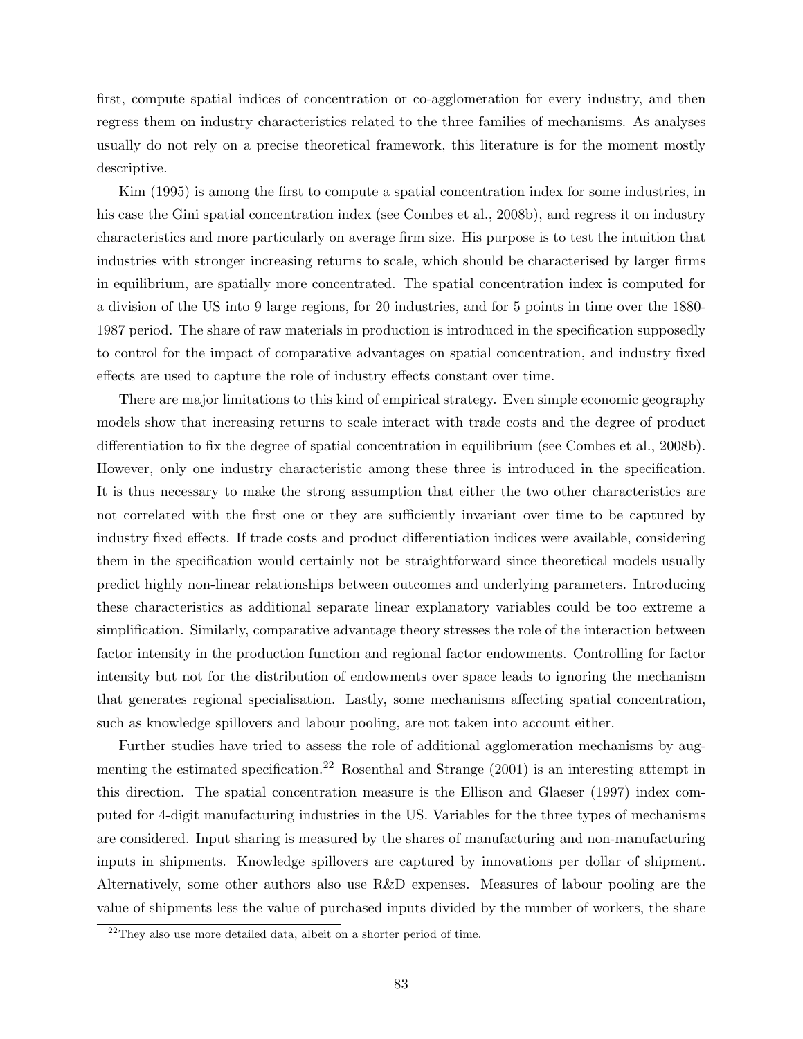first, compute spatial indices of concentration or co-agglomeration for every industry, and then regress them on industry characteristics related to the three families of mechanisms. As analyses usually do not rely on a precise theoretical framework, this literature is for the moment mostly descriptive.

Kim (1995) is among the first to compute a spatial concentration index for some industries, in his case the Gini spatial concentration index (see Combes et al., 2008b), and regress it on industry characteristics and more particularly on average firm size. His purpose is to test the intuition that industries with stronger increasing returns to scale, which should be characterised by larger firms in equilibrium, are spatially more concentrated. The spatial concentration index is computed for a division of the US into 9 large regions, for 20 industries, and for 5 points in time over the 1880-1987 period. The share of raw materials in production is introduced in the specification supposedly to control for the impact of comparative advantages on spatial concentration, and industry fixed effects are used to capture the role of industry effects constant over time.

There are major limitations to this kind of empirical strategy. Even simple economic geography models show that increasing returns to scale interact with trade costs and the degree of product differentiation to fix the degree of spatial concentration in equilibrium (see Combes et al., 2008b). However, only one industry characteristic among these three is introduced in the specification. It is thus necessary to make the strong assumption that either the two other characteristics are not correlated with the first one or they are sufficiently invariant over time to be captured by industry fixed effects. If trade costs and product differentiation indices were available, considering them in the specification would certainly not be straightforward since theoretical models usually predict highly non-linear relationships between outcomes and underlying parameters. Introducing these characteristics as additional separate linear explanatory variables could be too extreme a simplification. Similarly, comparative advantage theory stresses the role of the interaction between factor intensity in the production function and regional factor endowments. Controlling for factor intensity but not for the distribution of endowments over space leads to ignoring the mechanism that generates regional specialisation. Lastly, some mechanisms affecting spatial concentration, such as knowledge spillovers and labour pooling, are not taken into account either.

Further studies have tried to assess the role of additional agglomeration mechanisms by augmenting the estimated specification.[22] Rosenthal and Strange (2001) is an interesting attempt in this direction. The spatial concentration measure is the Ellison and Glaeser (1997) index computed for 4-digit manufacturing industries in the US. Variables for the three types of mechanisms are considered. Input sharing is measured by the shares of manufacturing and non-manufacturing inputs in shipments. Knowledge spillovers are captured by innovations per dollar of shipment. Alternatively, some other authors also use R&D expenses. Measures of labour pooling are the value of shipments less the value of purchased inputs divided by the number of workers, the share

[22] They also use more detailed data, albeit on a shorter period of time.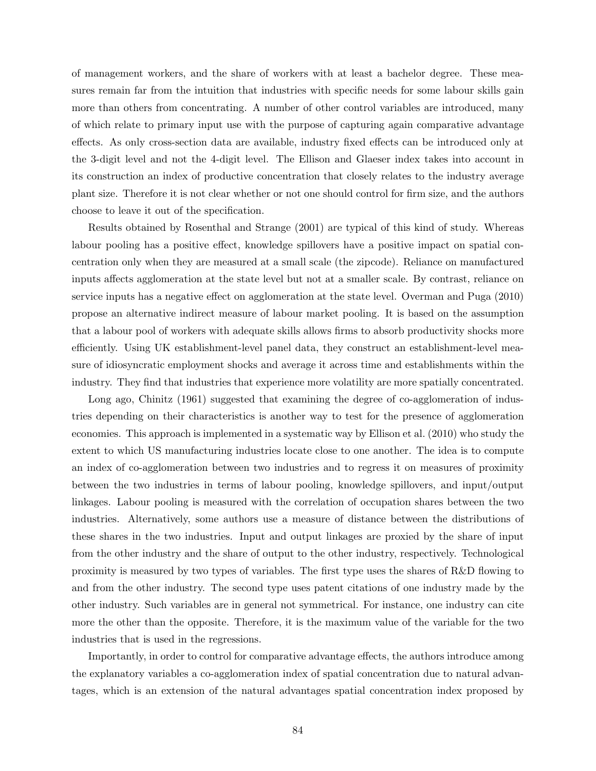of management workers, and the share of workers with at least a bachelor degree. These measures remain far from the intuition that industries with specific needs for some labour skills gain more than others from concentrating. A number of other control variables are introduced, many of which relate to primary input use with the purpose of capturing again comparative advantage effects. As only cross-section data are available, industry fixed effects can be introduced only at the 3-digit level and not the 4-digit level. The Ellison and Glaeser index takes into account in its construction an index of productive concentration that closely relates to the industry average plant size. Therefore it is not clear whether or not one should control for firm size, and the authors choose to leave it out of the specification.

Results obtained by Rosenthal and Strange (2001) are typical of this kind of study. Whereas labour pooling has a positive effect, knowledge spillovers have a positive impact on spatial concentration only when they are measured at a small scale (the zipcode). Reliance on manufactured inputs affects agglomeration at the state level but not at a smaller scale. By contrast, reliance on service inputs has a negative effect on agglomeration at the state level. Overman and Puga (2010) propose an alternative indirect measure of labour market pooling. It is based on the assumption that a labour pool of workers with adequate skills allows firms to absorb productivity shocks more efficiently. Using UK establishment-level panel data, they construct an establishment-level measure of idiosyncratic employment shocks and average it across time and establishments within the industry. They find that industries that experience more volatility are more spatially concentrated.

Long ago, Chinitz (1961) suggested that examining the degree of co-agglomeration of industries depending on their characteristics is another way to test for the presence of agglomeration economies. This approach is implemented in a systematic way by Ellison et al. (2010) who study the extent to which US manufacturing industries locate close to one another. The idea is to compute an index of co-agglomeration between two industries and to regress it on measures of proximity between the two industries in terms of labour pooling, knowledge spillovers, and input/output linkages. Labour pooling is measured with the correlation of occupation shares between the two industries. Alternatively, some authors use a measure of distance between the distributions of these shares in the two industries. Input and output linkages are proxied by the share of input from the other industry and the share of output to the other industry, respectively. Technological proximity is measured by two types of variables. The first type uses the shares of R&D flowing to and from the other industry. The second type uses patent citations of one industry made by the other industry. Such variables are in general not symmetrical. For instance, one industry can cite more the other than the opposite. Therefore, it is the maximum value of the variable for the two industries that is used in the regressions.

Importantly, in order to control for comparative advantage effects, the authors introduce among the explanatory variables a co-agglomeration index of spatial concentration due to natural advantages, which is an extension of the natural advantages spatial concentration index proposed by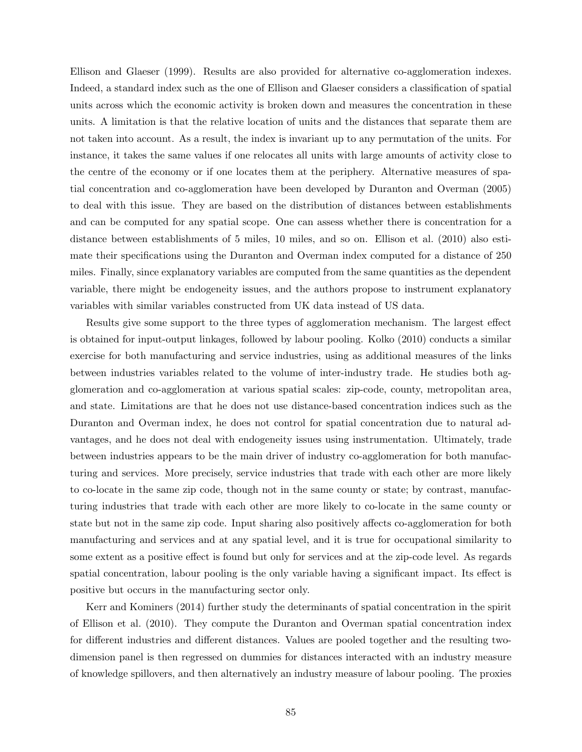Ellison and Glaeser (1999). Results are also provided for alternative co-agglomeration indexes. Indeed, a standard index such as the one of Ellison and Glaeser considers a classification of spatial units across which the economic activity is broken down and measures the concentration in these units. A limitation is that the relative location of units and the distances that separate them are not taken into account. As a result, the index is invariant up to any permutation of the units. For instance, it takes the same values if one relocates all units with large amounts of activity close to the centre of the economy or if one locates them at the periphery. Alternative measures of spatial concentration and co-agglomeration have been developed by Duranton and Overman (2005) to deal with this issue. They are based on the distribution of distances between establishments and can be computed for any spatial scope. One can assess whether there is concentration for a distance between establishments of 5 miles, 10 miles, and so on. Ellison et al. (2010) also estimate their specifications using the Duranton and Overman index computed for a distance of 250 miles. Finally, since explanatory variables are computed from the same quantities as the dependent variable, there might be endogeneity issues, and the authors propose to instrument explanatory variables with similar variables constructed from UK data instead of US data.

Results give some support to the three types of agglomeration mechanism. The largest effect is obtained for input-output linkages, followed by labour pooling. Kolko (2010) conducts a similar exercise for both manufacturing and service industries, using as additional measures of the links between industries variables related to the volume of inter-industry trade. He studies both agglomeration and co-agglomeration at various spatial scales: zip-code, county, metropolitan area, and state. Limitations are that he does not use distance-based concentration indices such as the Duranton and Overman index, he does not control for spatial concentration due to natural advantages, and he does not deal with endogeneity issues using instrumentation. Ultimately, trade between industries appears to be the main driver of industry co-agglomeration for both manufacturing and services. More precisely, service industries that trade with each other are more likely to co-locate in the same zip code, though not in the same county or state; by contrast, manufacturing industries that trade with each other are more likely to co-locate in the same county or state but not in the same zip code. Input sharing also positively affects co-agglomeration for both manufacturing and services and at any spatial level, and it is true for occupational similarity to some extent as a positive effect is found but only for services and at the zip-code level. As regards spatial concentration, labour pooling is the only variable having a significant impact. Its effect is positive but occurs in the manufacturing sector only.

Kerr and Kominers (2014) further study the determinants of spatial concentration in the spirit of Ellison et al. (2010). They compute the Duranton and Overman spatial concentration index for different industries and different distances. Values are pooled together and the resulting two-dimension panel is then regressed on dummies for distances interacted with an industry measure of knowledge spillovers, and then alternatively an industry measure of labour pooling. The proxies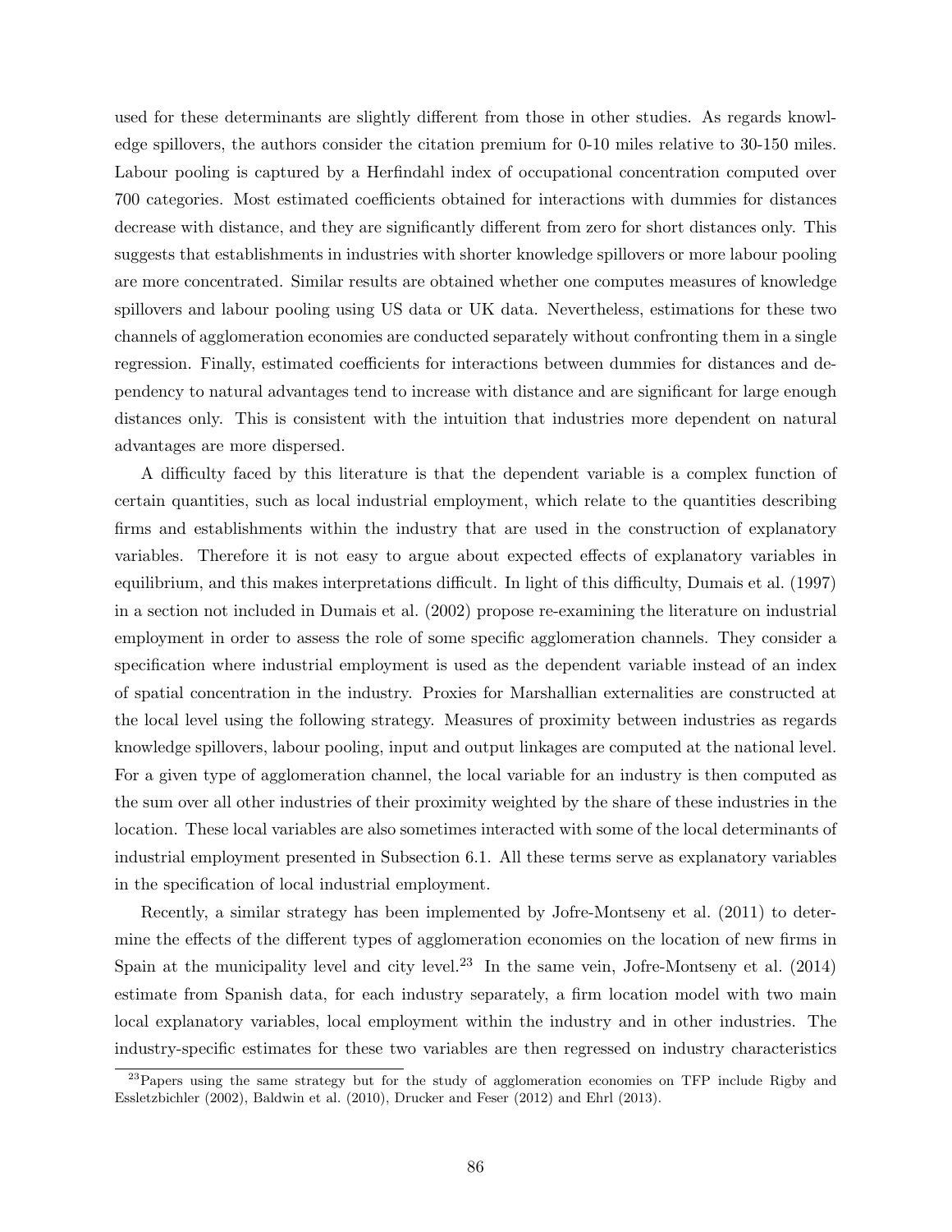used for these determinants are slightly different from those in other studies. As regards knowledge spillovers, the authors consider the citation premium for 0-10 miles relative to 30-150 miles. Labour pooling is captured by a Herfindahl index of occupational concentration computed over 700 categories. Most estimated coefficients obtained for interactions with dummies for distances decrease with distance, and they are significantly different from zero for short distances only. This suggests that establishments in industries with shorter knowledge spillovers or more labour pooling are more concentrated. Similar results are obtained whether one computes measures of knowledge spillovers and labour pooling using US data or UK data. Nevertheless, estimations for these two channels of agglomeration economies are conducted separately without confronting them in a single regression. Finally, estimated coefficients for interactions between dummies for distances and dependency to natural advantages tend to increase with distance and are significant for large enough distances only. This is consistent with the intuition that industries more dependent on natural advantages are more dispersed.

A difficulty faced by this literature is that the dependent variable is a complex function of certain quantities, such as local industrial employment, which relate to the quantities describing firms and establishments within the industry that are used in the construction of explanatory variables. Therefore it is not easy to argue about expected effects of explanatory variables in equilibrium, and this makes interpretations difficult. In light of this difficulty, Dumais et al. (1997) in a section not included in Dumais et al. (2002) propose re-examining the literature on industrial employment in order to assess the role of some specific agglomeration channels. They consider a specification where industrial employment is used as the dependent variable instead of an index of spatial concentration in the industry. Proxies for Marshallian externalities are constructed at the local level using the following strategy. Measures of proximity between industries as regards knowledge spillovers, labour pooling, input and output linkages are computed at the national level. For a given type of agglomeration channel, the local variable for an industry is then computed as the sum over all other industries of their proximity weighted by the share of these industries in the location. These local variables are also sometimes interacted with some of the local determinants of industrial employment presented in Subsection 6.1. All these terms serve as explanatory variables in the specification of local industrial employment.

Recently, a similar strategy has been implemented by Jofre-Montseny et al. (2011) to determine the effects of the different types of agglomeration economies on the location of new firms in Spain at the municipality level and city level.[23] In the same vein, Jofre-Montseny et al. (2014) estimate from Spanish data, for each industry separately, a firm location model with two main local explanatory variables, local employment within the industry and in other industries. The industry-specific estimates for these two variables are then regressed on industry characteristics

[23] Papers using the same strategy but for the study of agglomeration economies on TFP include Rigby and Essletzbichler (2002), Baldwin et al. (2010), Drucker and Feser (2012) and Ehrl (2013).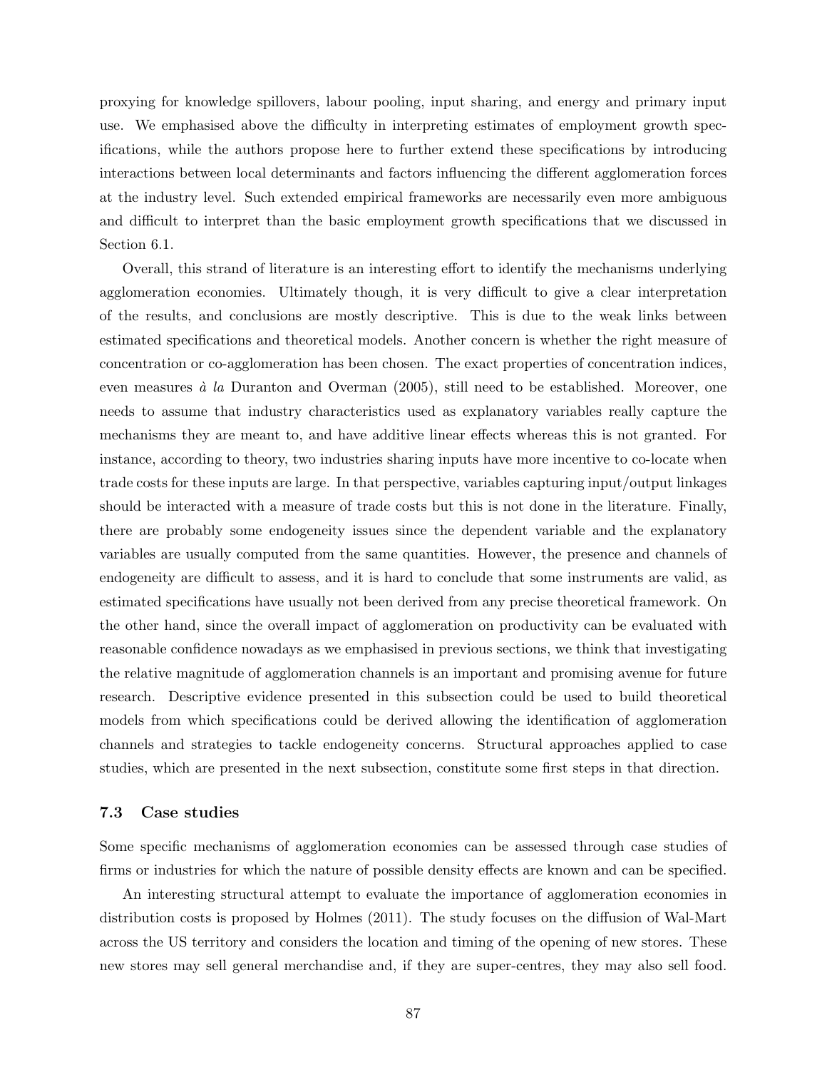proxying for knowledge spillovers, labour pooling, input sharing, and energy and primary input use. We emphasised above the difficulty in interpreting estimates of employment growth specifications, while the authors propose here to further extend these specifications by introducing interactions between local determinants and factors influencing the different agglomeration forces at the industry level. Such extended empirical frameworks are necessarily even more ambiguous and difficult to interpret than the basic employment growth specifications that we discussed in Section 6.1.

Overall, this strand of literature is an interesting effort to identify the mechanisms underlying agglomeration economies. Ultimately though, it is very difficult to give a clear interpretation of the results, and conclusions are mostly descriptive. This is due to the weak links between estimated specifications and theoretical models. Another concern is whether the right measure of concentration or co-agglomeration has been chosen. The exact properties of concentration indices, even measures *à la* Duranton and Overman (2005), still need to be established. Moreover, one needs to assume that industry characteristics used as explanatory variables really capture the mechanisms they are meant to, and have additive linear effects whereas this is not granted. For instance, according to theory, two industries sharing inputs have more incentive to co-locate when trade costs for these inputs are large. In that perspective, variables capturing input/output linkages should be interacted with a measure of trade costs but this is not done in the literature. Finally, there are probably some endogeneity issues since the dependent variable and the explanatory variables are usually computed from the same quantities. However, the presence and channels of endogeneity are difficult to assess, and it is hard to conclude that some instruments are valid, as estimated specifications have usually not been derived from any precise theoretical framework. On the other hand, since the overall impact of agglomeration on productivity can be evaluated with reasonable confidence nowadays as we emphasised in previous sections, we think that investigating the relative magnitude of agglomeration channels is an important and promising avenue for future research. Descriptive evidence presented in this subsection could be used to build theoretical models from which specifications could be derived allowing the identification of agglomeration channels and strategies to tackle endogeneity concerns. Structural approaches applied to case studies, which are presented in the next subsection, constitute some first steps in that direction.

### 7.3 Case studies

Some specific mechanisms of agglomeration economies can be assessed through case studies of firms or industries for which the nature of possible density effects are known and can be specified.

An interesting structural attempt to evaluate the importance of agglomeration economies in distribution costs is proposed by Holmes (2011). The study focuses on the diffusion of Wal-Mart across the US territory and considers the location and timing of the opening of new stores. These new stores may sell general merchandise and, if they are super-centres, they may also sell food.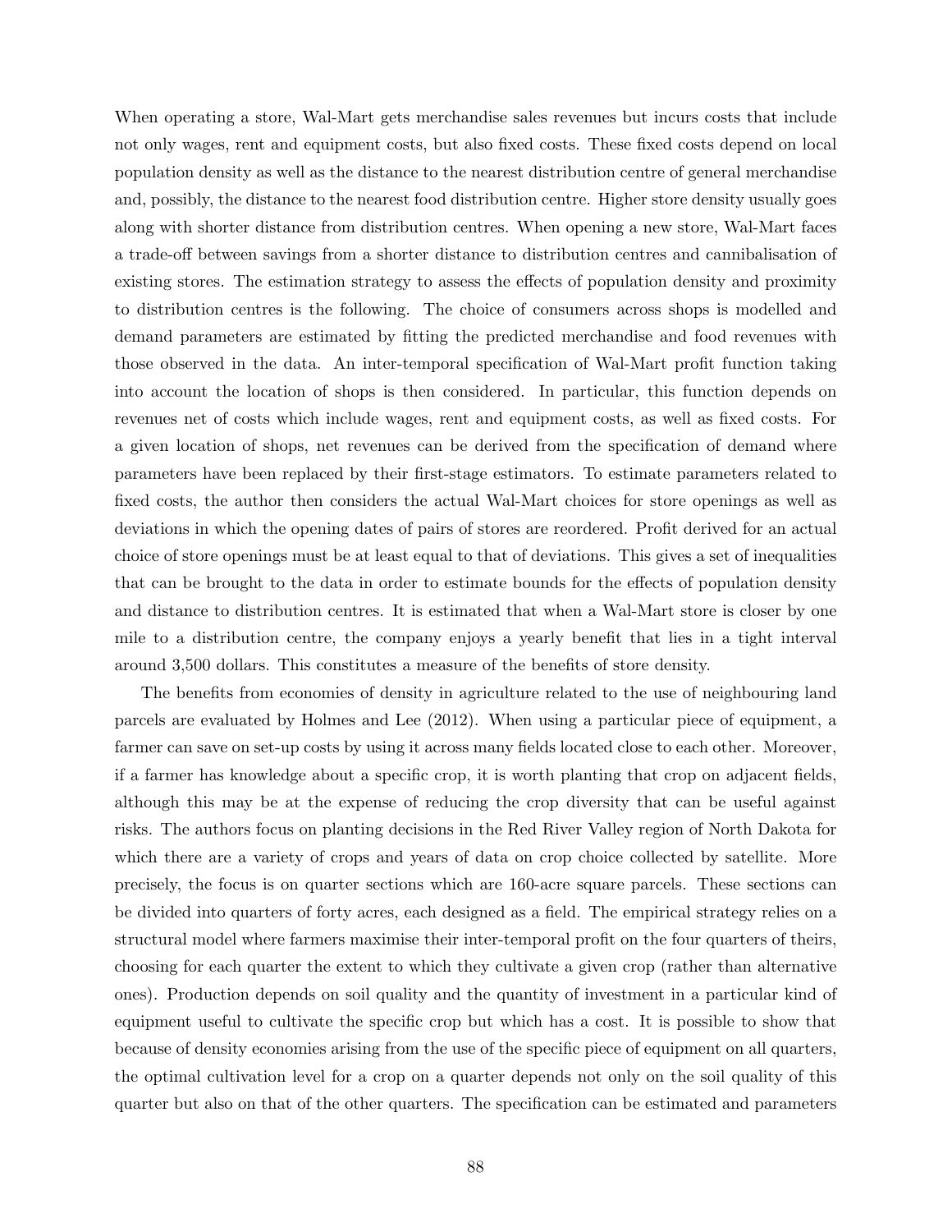When operating a store, Wal-Mart gets merchandise sales revenues but incurs costs that include not only wages, rent and equipment costs, but also fixed costs. These fixed costs depend on local population density as well as the distance to the nearest distribution centre of general merchandise and, possibly, the distance to the nearest food distribution centre. Higher store density usually goes along with shorter distance from distribution centres. When opening a new store, Wal-Mart faces a trade-off between savings from a shorter distance to distribution centres and cannibalisation of existing stores. The estimation strategy to assess the effects of population density and proximity to distribution centres is the following. The choice of consumers across shops is modelled and demand parameters are estimated by fitting the predicted merchandise and food revenues with those observed in the data. An inter-temporal specification of Wal-Mart profit function taking into account the location of shops is then considered. In particular, this function depends on revenues net of costs which include wages, rent and equipment costs, as well as fixed costs. For a given location of shops, net revenues can be derived from the specification of demand where parameters have been replaced by their first-stage estimators. To estimate parameters related to fixed costs, the author then considers the actual Wal-Mart choices for store openings as well as deviations in which the opening dates of pairs of stores are reordered. Profit derived for an actual choice of store openings must be at least equal to that of deviations. This gives a set of inequalities that can be brought to the data in order to estimate bounds for the effects of population density and distance to distribution centres. It is estimated that when a Wal-Mart store is closer by one mile to a distribution centre, the company enjoys a yearly benefit that lies in a tight interval around 3,500 dollars. This constitutes a measure of the benefits of store density.

The benefits from economies of density in agriculture related to the use of neighbouring land parcels are evaluated by Holmes and Lee (2012). When using a particular piece of equipment, a farmer can save on set-up costs by using it across many fields located close to each other. Moreover, if a farmer has knowledge about a specific crop, it is worth planting that crop on adjacent fields, although this may be at the expense of reducing the crop diversity that can be useful against risks. The authors focus on planting decisions in the Red River Valley region of North Dakota for which there are a variety of crops and years of data on crop choice collected by satellite. More precisely, the focus is on quarter sections which are 160-acre square parcels. These sections can be divided into quarters of forty acres, each designed as a field. The empirical strategy relies on a structural model where farmers maximise their inter-temporal profit on the four quarters of theirs, choosing for each quarter the extent to which they cultivate a given crop (rather than alternative ones). Production depends on soil quality and the quantity of investment in a particular kind of equipment useful to cultivate the specific crop but which has a cost. It is possible to show that because of density economies arising from the use of the specific piece of equipment on all quarters, the optimal cultivation level for a crop on a quarter depends not only on the soil quality of this quarter but also on that of the other quarters. The specification can be estimated and parameters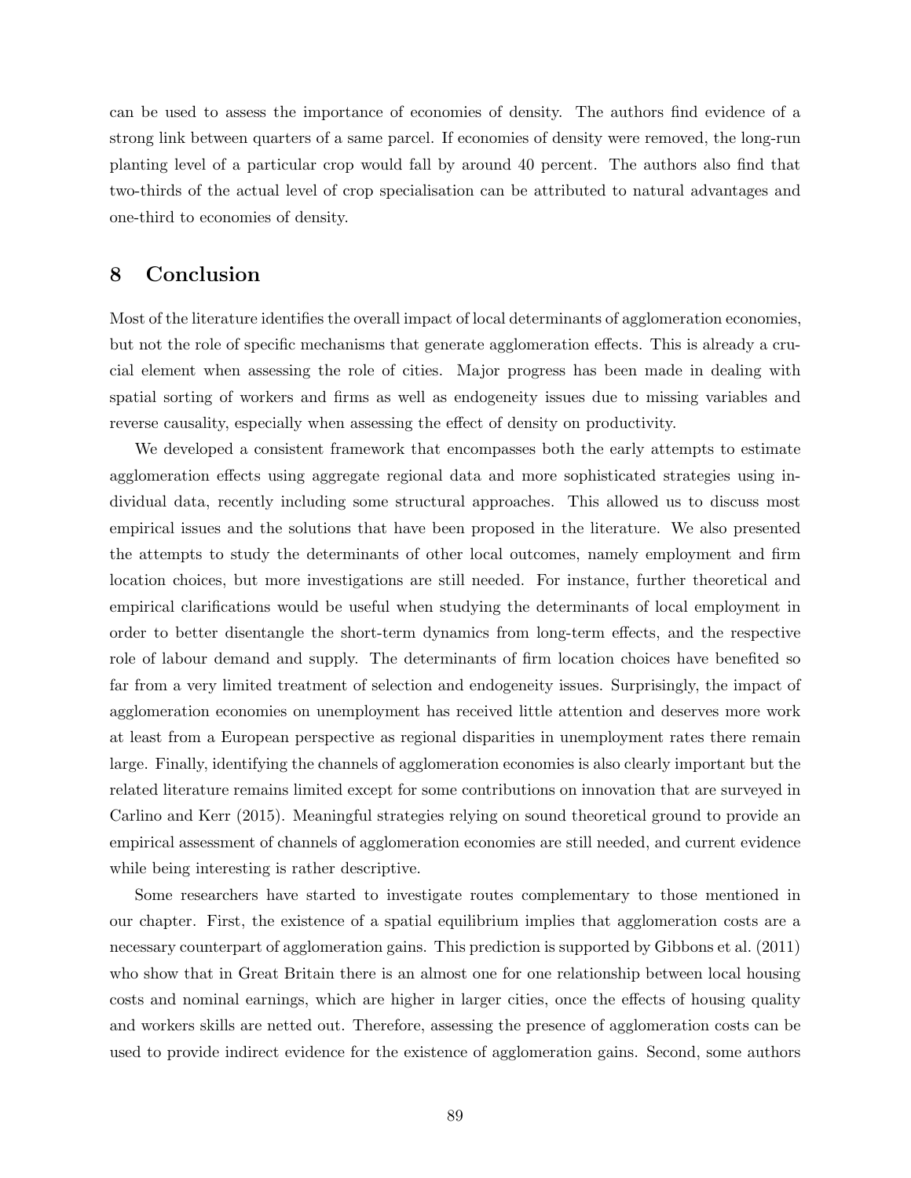can be used to assess the importance of economies of density. The authors find evidence of a strong link between quarters of a same parcel. If economies of density were removed, the long-run planting level of a particular crop would fall by around 40 percent. The authors also find that two-thirds of the actual level of crop specialisation can be attributed to natural advantages and one-third to economies of density.

## 8 Conclusion

Most of the literature identifies the overall impact of local determinants of agglomeration economies, but not the role of specific mechanisms that generate agglomeration effects. This is already a crucial element when assessing the role of cities. Major progress has been made in dealing with spatial sorting of workers and firms as well as endogeneity issues due to missing variables and reverse causality, especially when assessing the effect of density on productivity.

We developed a consistent framework that encompasses both the early attempts to estimate agglomeration effects using aggregate regional data and more sophisticated strategies using individual data, recently including some structural approaches. This allowed us to discuss most empirical issues and the solutions that have been proposed in the literature. We also presented the attempts to study the determinants of other local outcomes, namely employment and firm location choices, but more investigations are still needed. For instance, further theoretical and empirical clarifications would be useful when studying the determinants of local employment in order to better disentangle the short-term dynamics from long-term effects, and the respective role of labour demand and supply. The determinants of firm location choices have benefited so far from a very limited treatment of selection and endogeneity issues. Surprisingly, the impact of agglomeration economies on unemployment has received little attention and deserves more work at least from a European perspective as regional disparities in unemployment rates there remain large. Finally, identifying the channels of agglomeration economies is also clearly important but the related literature remains limited except for some contributions on innovation that are surveyed in Carlino and Kerr (2015). Meaningful strategies relying on sound theoretical ground to provide an empirical assessment of channels of agglomeration economies are still needed, and current evidence while being interesting is rather descriptive.

Some researchers have started to investigate routes complementary to those mentioned in our chapter. First, the existence of a spatial equilibrium implies that agglomeration costs are a necessary counterpart of agglomeration gains. This prediction is supported by Gibbons et al. (2011) who show that in Great Britain there is an almost one for one relationship between local housing costs and nominal earnings, which are higher in larger cities, once the effects of housing quality and workers skills are netted out. Therefore, assessing the presence of agglomeration costs can be used to provide indirect evidence for the existence of agglomeration gains. Second, some authors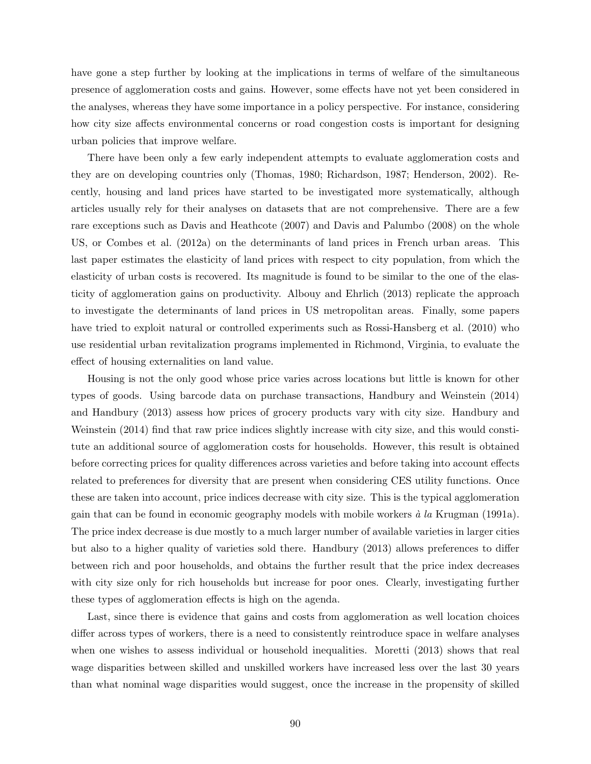have gone a step further by looking at the implications in terms of welfare of the simultaneous presence of agglomeration costs and gains. However, some effects have not yet been considered in the analyses, whereas they have some importance in a policy perspective. For instance, considering how city size affects environmental concerns or road congestion costs is important for designing urban policies that improve welfare.

There have been only a few early independent attempts to evaluate agglomeration costs and they are on developing countries only (Thomas, 1980; Richardson, 1987; Henderson, 2002). Recently, housing and land prices have started to be investigated more systematically, although articles usually rely for their analyses on datasets that are not comprehensive. There are a few rare exceptions such as Davis and Heathcote (2007) and Davis and Palumbo (2008) on the whole US, or Combes et al. (2012a) on the determinants of land prices in French urban areas. This last paper estimates the elasticity of land prices with respect to city population, from which the elasticity of urban costs is recovered. Its magnitude is found to be similar to the one of the elasticity of agglomeration gains on productivity. Albouy and Ehrlich (2013) replicate the approach to investigate the determinants of land prices in US metropolitan areas. Finally, some papers have tried to exploit natural or controlled experiments such as Rossi-Hansberg et al. (2010) who use residential urban revitalization programs implemented in Richmond, Virginia, to evaluate the effect of housing externalities on land value.

Housing is not the only good whose price varies across locations but little is known for other types of goods. Using barcode data on purchase transactions, Handbury and Weinstein (2014) and Handbury (2013) assess how prices of grocery products vary with city size. Handbury and Weinstein (2014) find that raw price indices slightly increase with city size, and this would constitute an additional source of agglomeration costs for households. However, this result is obtained before correcting prices for quality differences across varieties and before taking into account effects related to preferences for diversity that are present when considering CES utility functions. Once these are taken into account, price indices decrease with city size. This is the typical agglomeration gain that can be found in economic geography models with mobile workers *à la* Krugman (1991a). The price index decrease is due mostly to a much larger number of available varieties in larger cities but also to a higher quality of varieties sold there. Handbury (2013) allows preferences to differ between rich and poor households, and obtains the further result that the price index decreases with city size only for rich households but increase for poor ones. Clearly, investigating further these types of agglomeration effects is high on the agenda.

Last, since there is evidence that gains and costs from agglomeration as well location choices differ across types of workers, there is a need to consistently reintroduce space in welfare analyses when one wishes to assess individual or household inequalities. Moretti (2013) shows that real wage disparities between skilled and unskilled workers have increased less over the last 30 years than what nominal wage disparities would suggest, once the increase in the propensity of skilled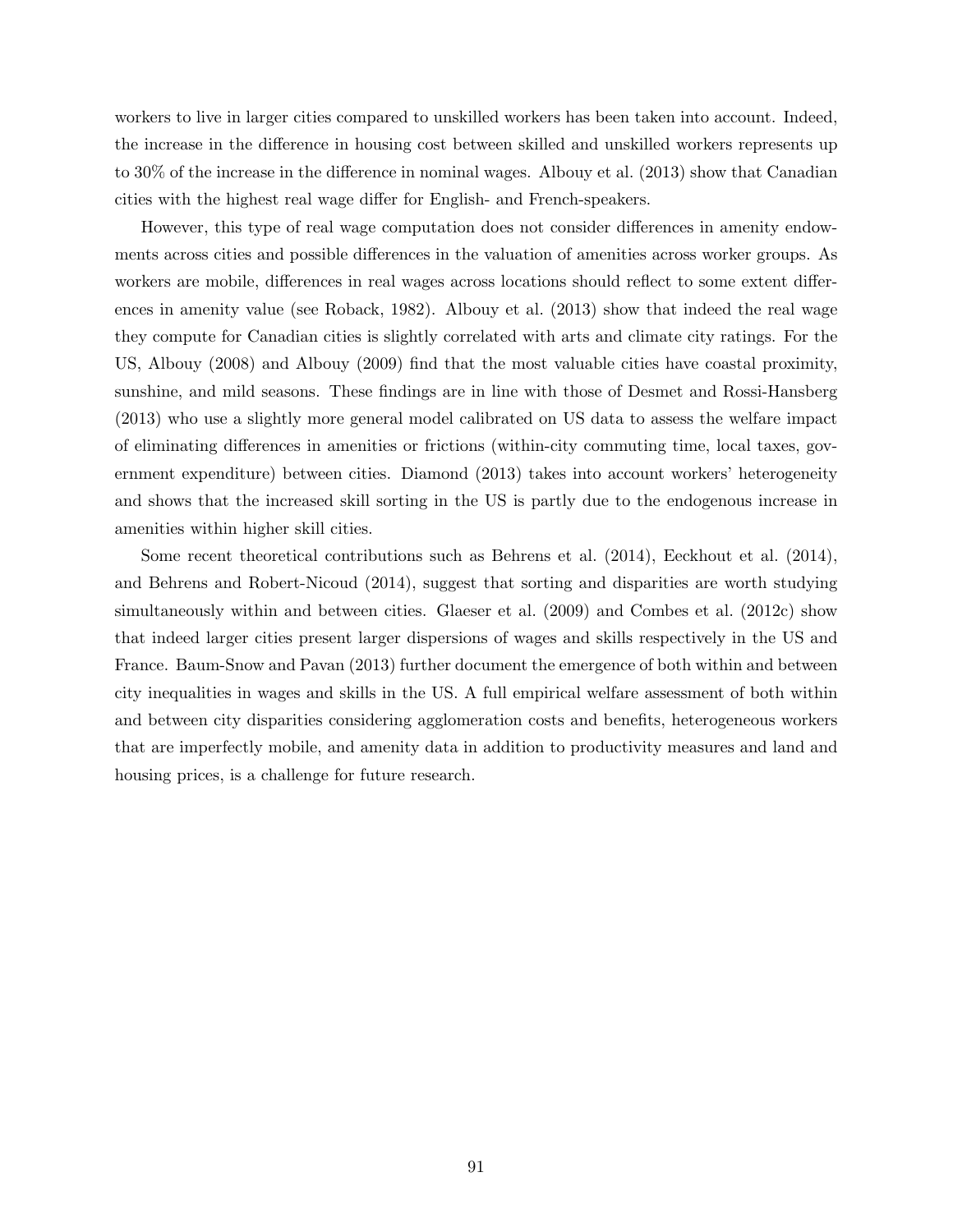workers to live in larger cities compared to unskilled workers has been taken into account. Indeed, the increase in the difference in housing cost between skilled and unskilled workers represents up to 30% of the increase in the difference in nominal wages. Albouy et al. (2013) show that Canadian cities with the highest real wage differ for English- and French-speakers.

However, this type of real wage computation does not consider differences in amenity endowments across cities and possible differences in the valuation of amenities across worker groups. As workers are mobile, differences in real wages across locations should reflect to some extent differences in amenity value (see Roback, 1982). Albouy et al. (2013) show that indeed the real wage they compute for Canadian cities is slightly correlated with arts and climate city ratings. For the US, Albouy (2008) and Albouy (2009) find that the most valuable cities have coastal proximity, sunshine, and mild seasons. These findings are in line with those of Desmet and Rossi-Hansberg (2013) who use a slightly more general model calibrated on US data to assess the welfare impact of eliminating differences in amenities or frictions (within-city commuting time, local taxes, government expenditure) between cities. Diamond (2013) takes into account workers' heterogeneity and shows that the increased skill sorting in the US is partly due to the endogenous increase in amenities within higher skill cities.

Some recent theoretical contributions such as Behrens et al. (2014), Eeckhout et al. (2014), and Behrens and Robert-Nicoud (2014), suggest that sorting and disparities are worth studying simultaneously within and between cities. Glaeser et al. (2009) and Combes et al. (2012c) show that indeed larger cities present larger dispersions of wages and skills respectively in the US and France. Baum-Snow and Pavan (2013) further document the emergence of both within and between city inequalities in wages and skills in the US. A full empirical welfare assessment of both within and between city disparities considering agglomeration costs and benefits, heterogeneous workers that are imperfectly mobile, and amenity data in addition to productivity measures and land and housing prices, is a challenge for future research.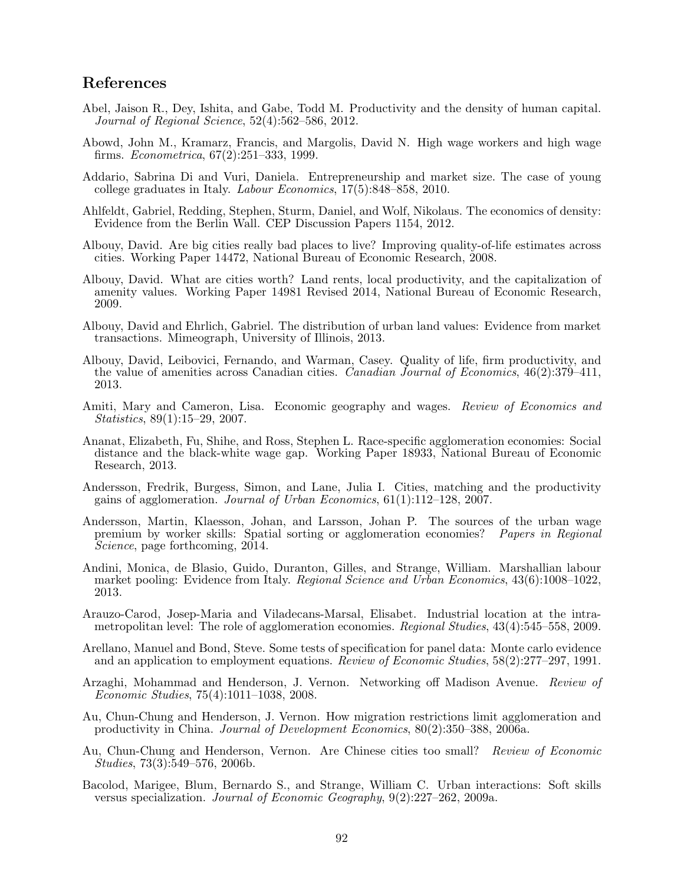## References

Abel, Jaison R., Dey, Ishita, and Gabe, Todd M. Productivity and the density of human capital. *Journal of Regional Science*, 52(4):562–586, 2012.

Abowd, John M., Kramarz, Francis, and Margolis, David N. High wage workers and high wage firms. *Econometrica*, 67(2):251–333, 1999.

Addario, Sabrina Di and Vuri, Daniela. Entrepreneurship and market size. The case of young college graduates in Italy. *Labour Economics*, 17(5):848–858, 2010.

Ahlfeldt, Gabriel, Redding, Stephen, Sturm, Daniel, and Wolf, Nikolaus. The economics of density: Evidence from the Berlin Wall. CEP Discussion Papers 1154, 2012.

Albouy, David. Are big cities really bad places to live? Improving quality-of-life estimates across cities. Working Paper 14472, National Bureau of Economic Research, 2008.

Albouy, David. What are cities worth? Land rents, local productivity, and the capitalization of amenity values. Working Paper 14981 Revised 2014, National Bureau of Economic Research, 2009.

Albouy, David and Ehrlich, Gabriel. The distribution of urban land values: Evidence from market transactions. Mimeograph, University of Illinois, 2013.

Albouy, David, Leibovici, Fernando, and Warman, Casey. Quality of life, firm productivity, and the value of amenities across Canadian cities. *Canadian Journal of Economics*, 46(2):379–411, 2013.

Amiti, Mary and Cameron, Lisa. Economic geography and wages. *Review of Economics and Statistics*, 89(1):15–29, 2007.

Ananat, Elizabeth, Fu, Shihe, and Ross, Stephen L. Race-specific agglomeration economies: Social distance and the black-white wage gap. Working Paper 18933, National Bureau of Economic Research, 2013.

Andersson, Fredrik, Burgess, Simon, and Lane, Julia I. Cities, matching and the productivity gains of agglomeration. *Journal of Urban Economics*, 61(1):112–128, 2007.

Andersson, Martin, Klaesson, Johan, and Larsson, Johan P. The sources of the urban wage premium by worker skills: Spatial sorting or agglomeration economies? *Papers in Regional Science*, page forthcoming, 2014.

Andini, Monica, de Blasio, Guido, Duranton, Gilles, and Strange, William. Marshallian labour market pooling: Evidence from Italy. *Regional Science and Urban Economics*, 43(6):1008–1022, 2013.

Arauzo-Carod, Josep-Maria and Viladecans-Marsal, Elisabet. Industrial location at the intra-metropolitan level: The role of agglomeration economies. *Regional Studies*, 43(4):545–558, 2009.

Arellano, Manuel and Bond, Steve. Some tests of specification for panel data: Monte carlo evidence and an application to employment equations. *Review of Economic Studies*, 58(2):277–297, 1991.

Arzaghi, Mohammad and Henderson, J. Vernon. Networking off Madison Avenue. *Review of Economic Studies*, 75(4):1011–1038, 2008.

Au, Chun-Chung and Henderson, J. Vernon. How migration restrictions limit agglomeration and productivity in China. *Journal of Development Economics*, 80(2):350–388, 2006a.

Au, Chun-Chung and Henderson, Vernon. Are Chinese cities too small? *Review of Economic Studies*, 73(3):549–576, 2006b.

Bacolod, Marigee, Blum, Bernardo S., and Strange, William C. Urban interactions: Soft skills versus specialization. *Journal of Economic Geography*, 9(2):227–262, 2009a.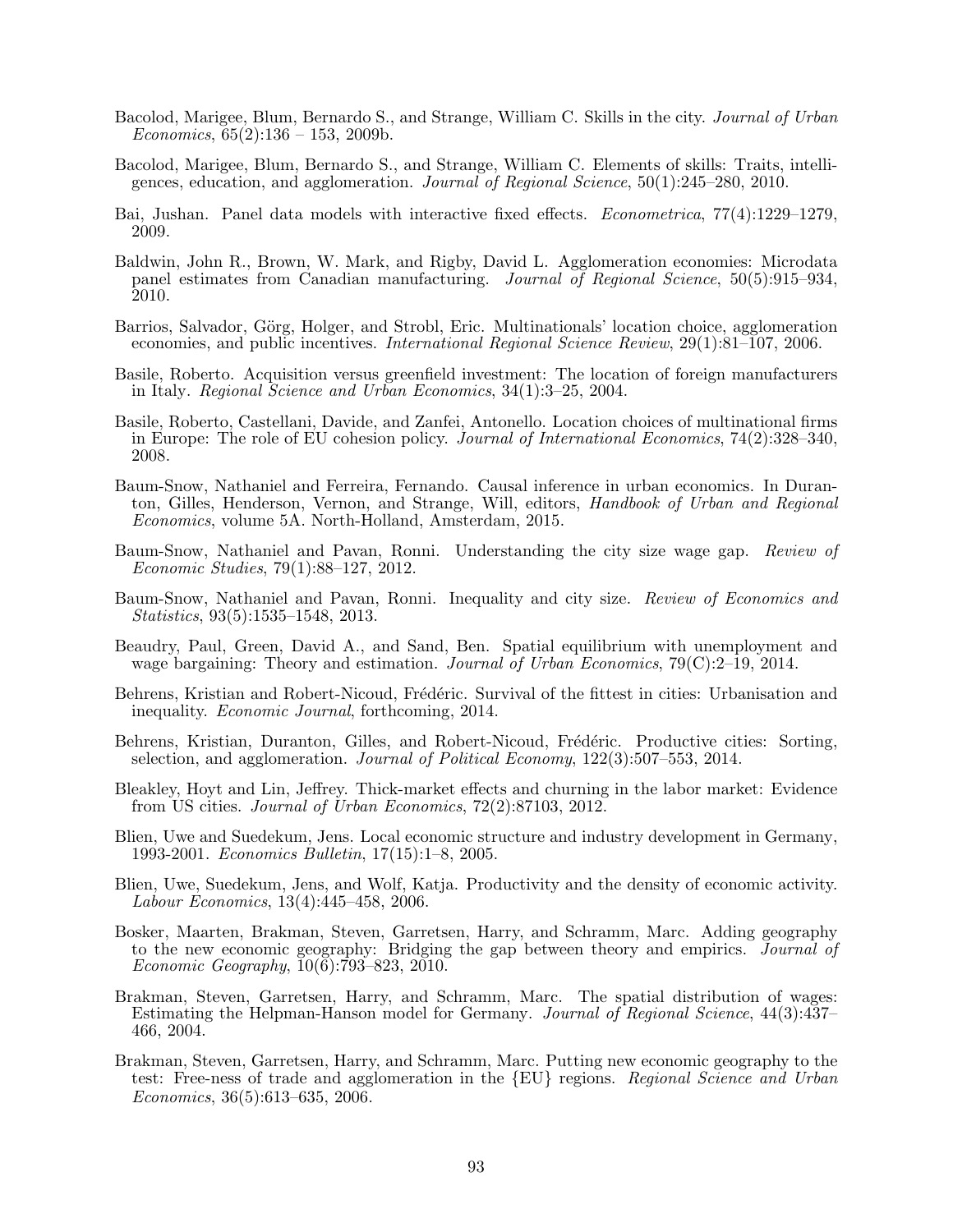Bacolod, Marigee, Blum, Bernardo S., and Strange, William C. Skills in the city. *Journal of Urban Economics*, 65(2):136 – 153, 2009b.

Bacolod, Marigee, Blum, Bernardo S., and Strange, William C. Elements of skills: Traits, intelligences, education, and agglomeration. *Journal of Regional Science*, 50(1):245–280, 2010.

Bai, Jushan. Panel data models with interactive fixed effects. *Econometrica*, 77(4):1229–1279, 2009.

Baldwin, John R., Brown, W. Mark, and Rigby, David L. Agglomeration economies: Microdata panel estimates from Canadian manufacturing. *Journal of Regional Science*, 50(5):915–934, 2010.

Barrios, Salvador, Görg, Holger, and Strobl, Eric. Multinationals' location choice, agglomeration economies, and public incentives. *International Regional Science Review*, 29(1):81–107, 2006.

Basile, Roberto. Acquisition versus greenfield investment: The location of foreign manufacturers in Italy. *Regional Science and Urban Economics*, 34(1):3–25, 2004.

Basile, Roberto, Castellani, Davide, and Zanfei, Antonello. Location choices of multinational firms in Europe: The role of EU cohesion policy. *Journal of International Economics*, 74(2):328–340, 2008.

Baum-Snow, Nathaniel and Ferreira, Fernando. Causal inference in urban economics. In Duranton, Gilles, Henderson, Vernon, and Strange, Will, editors, *Handbook of Urban and Regional Economics*, volume 5A. North-Holland, Amsterdam, 2015.

Baum-Snow, Nathaniel and Pavan, Ronni. Understanding the city size wage gap. *Review of Economic Studies*, 79(1):88–127, 2012.

Baum-Snow, Nathaniel and Pavan, Ronni. Inequality and city size. *Review of Economics and Statistics*, 93(5):1535–1548, 2013.

Beaudry, Paul, Green, David A., and Sand, Ben. Spatial equilibrium with unemployment and wage bargaining: Theory and estimation. *Journal of Urban Economics*, 79(C):2–19, 2014.

Behrens, Kristian and Robert-Nicoud, Frédéric. Survival of the fittest in cities: Urbanisation and inequality. *Economic Journal*, forthcoming, 2014.

Behrens, Kristian, Duranton, Gilles, and Robert-Nicoud, Frédéric. Productive cities: Sorting, selection, and agglomeration. *Journal of Political Economy*, 122(3):507–553, 2014.

Bleakley, Hoyt and Lin, Jeffrey. Thick-market effects and churning in the labor market: Evidence from US cities. *Journal of Urban Economics*, 72(2):87103, 2012.

Blien, Uwe and Suedekum, Jens. Local economic structure and industry development in Germany, 1993-2001. *Economics Bulletin*, 17(15):1–8, 2005.

Blien, Uwe, Suedekum, Jens, and Wolf, Katja. Productivity and the density of economic activity. *Labour Economics*, 13(4):445–458, 2006.

Bosker, Maarten, Brakman, Steven, Garretsen, Harry, and Schramm, Marc. Adding geography to the new economic geography: Bridging the gap between theory and empirics. *Journal of Economic Geography*, 10(6):793–823, 2010.

Brakman, Steven, Garretsen, Harry, and Schramm, Marc. The spatial distribution of wages: Estimating the Helpman-Hanson model for Germany. *Journal of Regional Science*, 44(3):437–466, 2004.

Brakman, Steven, Garretsen, Harry, and Schramm, Marc. Putting new economic geography to the test: Free-ness of trade and agglomeration in the {EU} regions. *Regional Science and Urban Economics*, 36(5):613–635, 2006.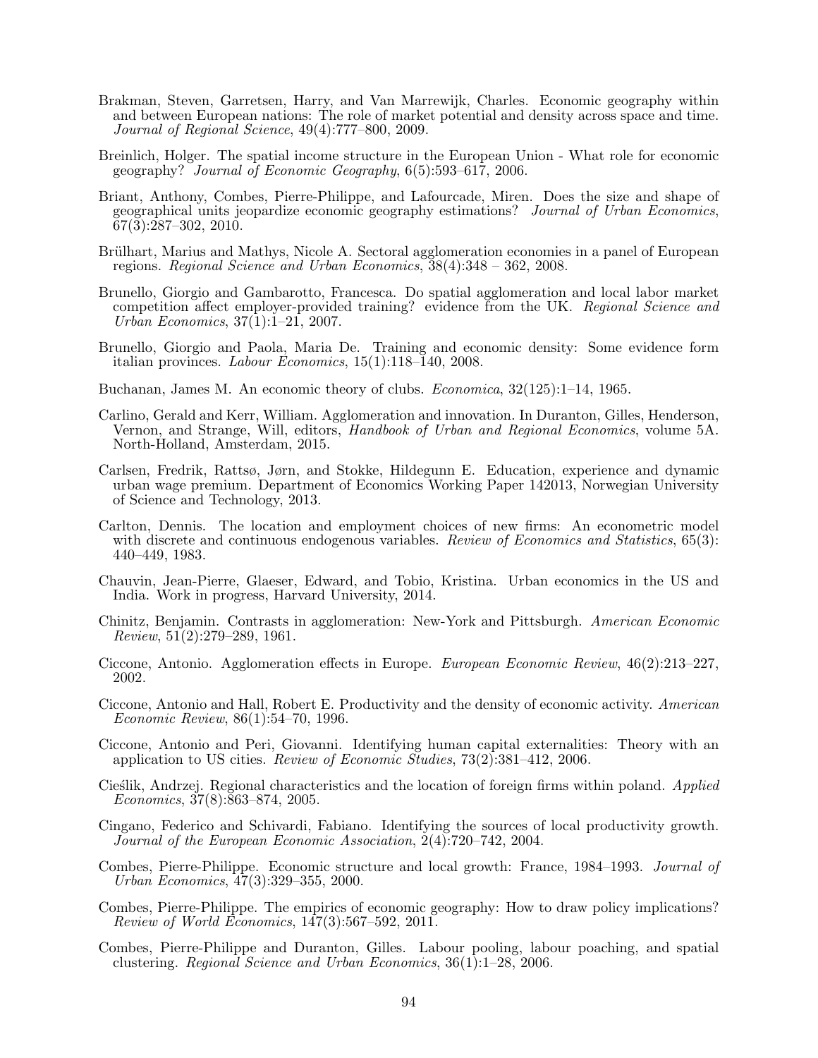Brakman, Steven, Garretsen, Harry, and Van Marrewijk, Charles. Economic geography within and between European nations: The role of market potential and density across space and time. *Journal of Regional Science*, 49(4):777–800, 2009.

Breinlich, Holger. The spatial income structure in the European Union - What role for economic geography? *Journal of Economic Geography*, 6(5):593–617, 2006.

Briant, Anthony, Combes, Pierre-Philippe, and Lafourcade, Miren. Does the size and shape of geographical units jeopardize economic geography estimations? *Journal of Urban Economics*, 67(3):287–302, 2010.

Brülhart, Marius and Mathys, Nicole A. Sectoral agglomeration economies in a panel of European regions. *Regional Science and Urban Economics*, 38(4):348 – 362, 2008.

Brunello, Giorgio and Gambarotto, Francesca. Do spatial agglomeration and local labor market competition affect employer-provided training? evidence from the UK. *Regional Science and Urban Economics*, 37(1):1–21, 2007.

Brunello, Giorgio and Paola, Maria De. Training and economic density: Some evidence form italian provinces. *Labour Economics*, 15(1):118–140, 2008.

Buchanan, James M. An economic theory of clubs. *Economica*, 32(125):1–14, 1965.

Carlino, Gerald and Kerr, William. Agglomeration and innovation. In Duranton, Gilles, Henderson, Vernon, and Strange, Will, editors, *Handbook of Urban and Regional Economics*, volume 5A. North-Holland, Amsterdam, 2015.

Carlsen, Fredrik, Rattsø, Jørn, and Stokke, Hildegunn E. Education, experience and dynamic urban wage premium. Department of Economics Working Paper 142013, Norwegian University of Science and Technology, 2013.

Carlton, Dennis. The location and employment choices of new firms: An econometric model with discrete and continuous endogenous variables. *Review of Economics and Statistics*, 65(3): 440–449, 1983.

Chauvin, Jean-Pierre, Glaeser, Edward, and Tobio, Kristina. Urban economics in the US and India. Work in progress, Harvard University, 2014.

Chinitz, Benjamin. Contrasts in agglomeration: New-York and Pittsburgh. *American Economic Review*, 51(2):279–289, 1961.

Ciccone, Antonio. Agglomeration effects in Europe. *European Economic Review*, 46(2):213–227, 2002.

Ciccone, Antonio and Hall, Robert E. Productivity and the density of economic activity. *American Economic Review*, 86(1):54–70, 1996.

Ciccone, Antonio and Peri, Giovanni. Identifying human capital externalities: Theory with an application to US cities. *Review of Economic Studies*, 73(2):381–412, 2006.

Cieślik, Andrzej. Regional characteristics and the location of foreign firms within poland. *Applied Economics*, 37(8):863–874, 2005.

Cingano, Federico and Schivardi, Fabiano. Identifying the sources of local productivity growth. *Journal of the European Economic Association*, 2(4):720–742, 2004.

Combes, Pierre-Philippe. Economic structure and local growth: France, 1984–1993. *Journal of Urban Economics*, 47(3):329–355, 2000.

Combes, Pierre-Philippe. The empirics of economic geography: How to draw policy implications? *Review of World Economics*, 147(3):567–592, 2011.

Combes, Pierre-Philippe and Duranton, Gilles. Labour pooling, labour poaching, and spatial clustering. *Regional Science and Urban Economics*, 36(1):1–28, 2006.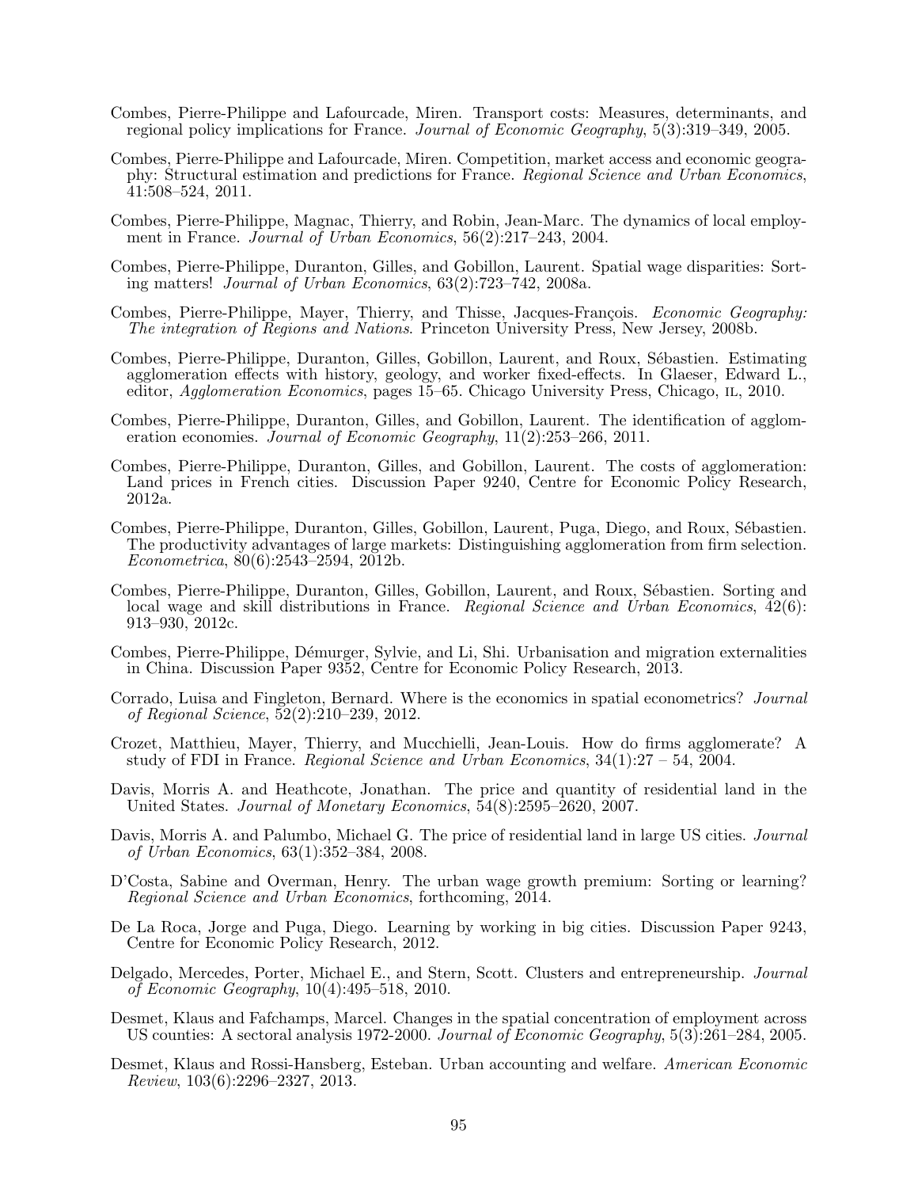Combes, Pierre-Philippe and Lafourcade, Miren. Transport costs: Measures, determinants, and regional policy implications for France. *Journal of Economic Geography*, 5(3):319–349, 2005.

Combes, Pierre-Philippe and Lafourcade, Miren. Competition, market access and economic geography: Structural estimation and predictions for France. *Regional Science and Urban Economics*, 41:508–524, 2011.

Combes, Pierre-Philippe, Magnac, Thierry, and Robin, Jean-Marc. The dynamics of local employment in France. *Journal of Urban Economics*, 56(2):217–243, 2004.

Combes, Pierre-Philippe, Duranton, Gilles, and Gobillon, Laurent. Spatial wage disparities: Sorting matters! *Journal of Urban Economics*, 63(2):723–742, 2008a.

Combes, Pierre-Philippe, Mayer, Thierry, and Thisse, Jacques-François. *Economic Geography: The integration of Regions and Nations*. Princeton University Press, New Jersey, 2008b.

Combes, Pierre-Philippe, Duranton, Gilles, Gobillon, Laurent, and Roux, Sébastien. Estimating agglomeration effects with history, geology, and worker fixed-effects. In Glaeser, Edward L., editor, *Agglomeration Economics*, pages 15–65. Chicago University Press, Chicago, IL, 2010.

Combes, Pierre-Philippe, Duranton, Gilles, and Gobillon, Laurent. The identification of agglomeration economies. *Journal of Economic Geography*, 11(2):253–266, 2011.

Combes, Pierre-Philippe, Duranton, Gilles, and Gobillon, Laurent. The costs of agglomeration: Land prices in French cities. Discussion Paper 9240, Centre for Economic Policy Research, 2012a.

Combes, Pierre-Philippe, Duranton, Gilles, Gobillon, Laurent, Puga, Diego, and Roux, Sébastien. The productivity advantages of large markets: Distinguishing agglomeration from firm selection. *Econometrica*, 80(6):2543–2594, 2012b.

Combes, Pierre-Philippe, Duranton, Gilles, Gobillon, Laurent, and Roux, Sébastien. Sorting and local wage and skill distributions in France. *Regional Science and Urban Economics*, 42(6): 913–930, 2012c.

Combes, Pierre-Philippe, Démurger, Sylvie, and Li, Shi. Urbanisation and migration externalities in China. Discussion Paper 9352, Centre for Economic Policy Research, 2013.

Corrado, Luisa and Fingleton, Bernard. Where is the economics in spatial econometrics? *Journal of Regional Science*, 52(2):210–239, 2012.

Crozet, Matthieu, Mayer, Thierry, and Mucchielli, Jean-Louis. How do firms agglomerate? A study of FDI in France. *Regional Science and Urban Economics*, 34(1):27 – 54, 2004.

Davis, Morris A. and Heathcote, Jonathan. The price and quantity of residential land in the United States. *Journal of Monetary Economics*, 54(8):2595–2620, 2007.

Davis, Morris A. and Palumbo, Michael G. The price of residential land in large US cities. *Journal of Urban Economics*, 63(1):352–384, 2008.

D'Costa, Sabine and Overman, Henry. The urban wage growth premium: Sorting or learning? *Regional Science and Urban Economics*, forthcoming, 2014.

De La Roca, Jorge and Puga, Diego. Learning by working in big cities. Discussion Paper 9243, Centre for Economic Policy Research, 2012.

Delgado, Mercedes, Porter, Michael E., and Stern, Scott. Clusters and entrepreneurship. *Journal of Economic Geography*, 10(4):495–518, 2010.

Desmet, Klaus and Fafchamps, Marcel. Changes in the spatial concentration of employment across US counties: A sectoral analysis 1972-2000. *Journal of Economic Geography*, 5(3):261–284, 2005.

Desmet, Klaus and Rossi-Hansberg, Esteban. Urban accounting and welfare. *American Economic Review*, 103(6):2296–2327, 2013.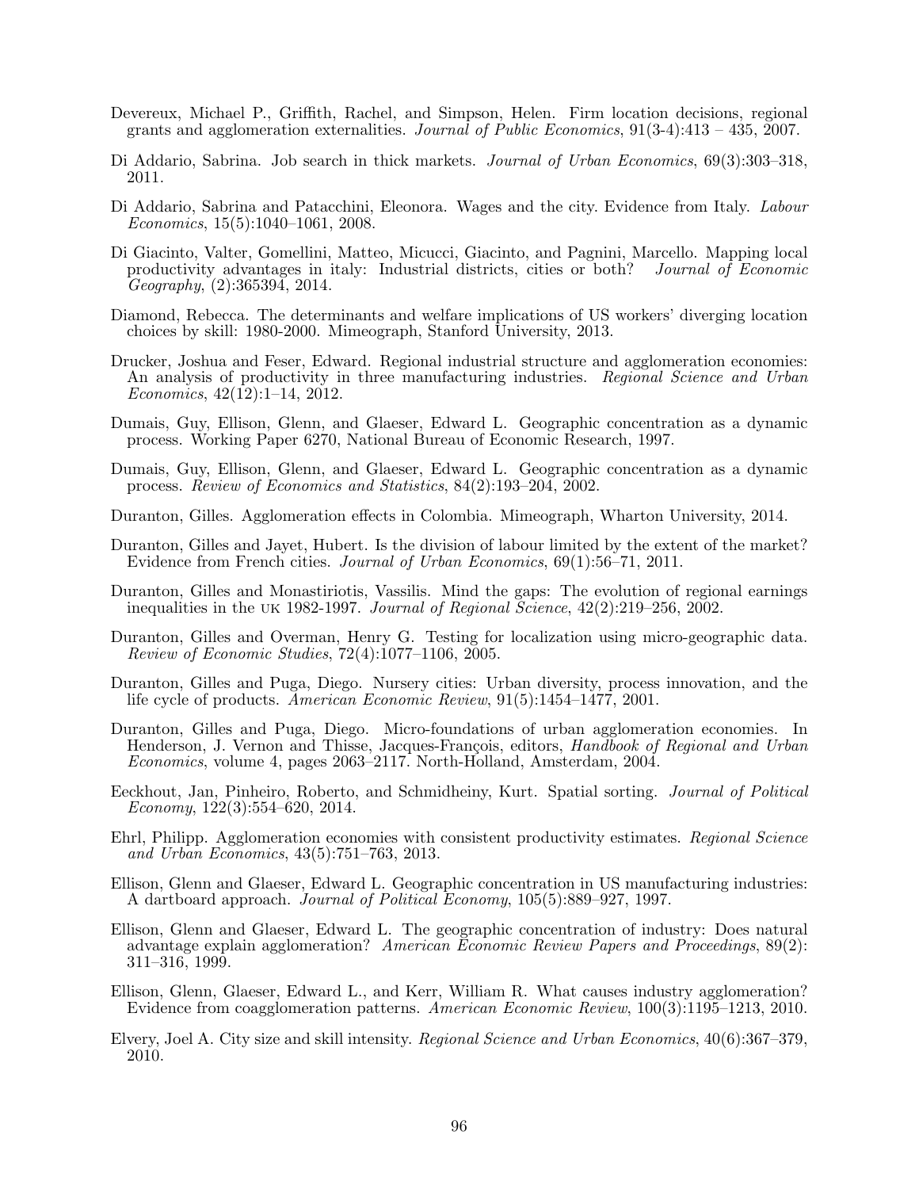Devereux, Michael P., Griffith, Rachel, and Simpson, Helen. Firm location decisions, regional grants and agglomeration externalities. *Journal of Public Economics*, 91(3-4):413 – 435, 2007.

Di Addario, Sabrina. Job search in thick markets. *Journal of Urban Economics*, 69(3):303–318, 2011.

Di Addario, Sabrina and Patacchini, Eleonora. Wages and the city. Evidence from Italy. *Labour Economics*, 15(5):1040–1061, 2008.

Di Giacinto, Valter, Gomellini, Matteo, Micucci, Giacinto, and Pagnini, Marcello. Mapping local productivity advantages in italy: Industrial districts, cities or both? *Journal of Economic Geography*, (2):365394, 2014.

Diamond, Rebecca. The determinants and welfare implications of US workers' diverging location choices by skill: 1980-2000. Mimeograph, Stanford University, 2013.

Drucker, Joshua and Feser, Edward. Regional industrial structure and agglomeration economies: An analysis of productivity in three manufacturing industries. *Regional Science and Urban Economics*, 42(12):1–14, 2012.

Dumais, Guy, Ellison, Glenn, and Glaeser, Edward L. Geographic concentration as a dynamic process. Working Paper 6270, National Bureau of Economic Research, 1997.

Dumais, Guy, Ellison, Glenn, and Glaeser, Edward L. Geographic concentration as a dynamic process. *Review of Economics and Statistics*, 84(2):193–204, 2002.

Duranton, Gilles. Agglomeration effects in Colombia. Mimeograph, Wharton University, 2014.

Duranton, Gilles and Jayet, Hubert. Is the division of labour limited by the extent of the market? Evidence from French cities. *Journal of Urban Economics*, 69(1):56–71, 2011.

Duranton, Gilles and Monastiriotis, Vassilis. Mind the gaps: The evolution of regional earnings inequalities in the UK 1982-1997. *Journal of Regional Science*, 42(2):219–256, 2002.

Duranton, Gilles and Overman, Henry G. Testing for localization using micro-geographic data. *Review of Economic Studies*, 72(4):1077–1106, 2005.

Duranton, Gilles and Puga, Diego. Nursery cities: Urban diversity, process innovation, and the life cycle of products. *American Economic Review*, 91(5):1454–1477, 2001.

Duranton, Gilles and Puga, Diego. Micro-foundations of urban agglomeration economies. In Henderson, J. Vernon and Thisse, Jacques-François, editors, *Handbook of Regional and Urban Economics*, volume 4, pages 2063–2117. North-Holland, Amsterdam, 2004.

Eeckhout, Jan, Pinheiro, Roberto, and Schmidheiny, Kurt. Spatial sorting. *Journal of Political Economy*, 122(3):554–620, 2014.

Ehrl, Philipp. Agglomeration economies with consistent productivity estimates. *Regional Science and Urban Economics*, 43(5):751–763, 2013.

Ellison, Glenn and Glaeser, Edward L. Geographic concentration in US manufacturing industries: A dartboard approach. *Journal of Political Economy*, 105(5):889–927, 1997.

Ellison, Glenn and Glaeser, Edward L. The geographic concentration of industry: Does natural advantage explain agglomeration? *American Economic Review Papers and Proceedings*, 89(2): 311–316, 1999.

Ellison, Glenn, Glaeser, Edward L., and Kerr, William R. What causes industry agglomeration? Evidence from coagglomeration patterns. *American Economic Review*, 100(3):1195–1213, 2010.

Elvery, Joel A. City size and skill intensity. *Regional Science and Urban Economics*, 40(6):367–379, 2010.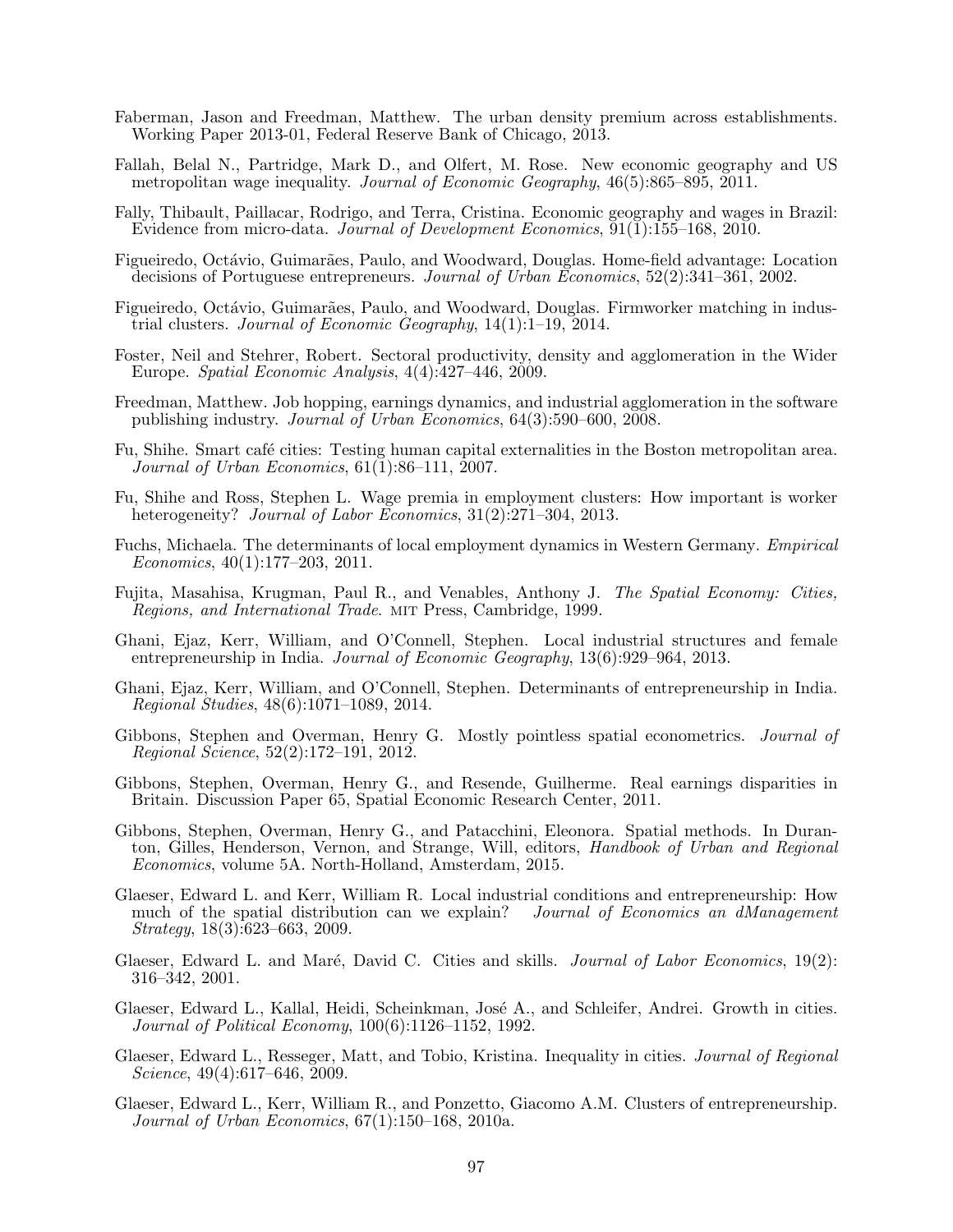Faberman, Jason and Freedman, Matthew. The urban density premium across establishments. Working Paper 2013-01, Federal Reserve Bank of Chicago, 2013.

Fallah, Belal N., Partridge, Mark D., and Olfert, M. Rose. New economic geography and US metropolitan wage inequality. *Journal of Economic Geography*, 46(5):865–895, 2011.

Fally, Thibault, Paillacar, Rodrigo, and Terra, Cristina. Economic geography and wages in Brazil: Evidence from micro-data. *Journal of Development Economics*, 91(1):155–168, 2010.

Figueiredo, Octávio, Guimarães, Paulo, and Woodward, Douglas. Home-field advantage: Location decisions of Portuguese entrepreneurs. *Journal of Urban Economics*, 52(2):341–361, 2002.

Figueiredo, Octávio, Guimarães, Paulo, and Woodward, Douglas. Firmworker matching in industrial clusters. *Journal of Economic Geography*, 14(1):1–19, 2014.

Foster, Neil and Stehrer, Robert. Sectoral productivity, density and agglomeration in the Wider Europe. *Spatial Economic Analysis*, 4(4):427–446, 2009.

Freedman, Matthew. Job hopping, earnings dynamics, and industrial agglomeration in the software publishing industry. *Journal of Urban Economics*, 64(3):590–600, 2008.

Fu, Shihe. Smart café cities: Testing human capital externalities in the Boston metropolitan area. *Journal of Urban Economics*, 61(1):86–111, 2007.

Fu, Shihe and Ross, Stephen L. Wage premia in employment clusters: How important is worker heterogeneity? *Journal of Labor Economics*, 31(2):271–304, 2013.

Fuchs, Michaela. The determinants of local employment dynamics in Western Germany. *Empirical Economics*, 40(1):177–203, 2011.

Fujita, Masahisa, Krugman, Paul R., and Venables, Anthony J. *The Spatial Economy: Cities, Regions, and International Trade*. MIT Press, Cambridge, 1999.

Ghani, Ejaz, Kerr, William, and O'Connell, Stephen. Local industrial structures and female entrepreneurship in India. *Journal of Economic Geography*, 13(6):929–964, 2013.

Ghani, Ejaz, Kerr, William, and O'Connell, Stephen. Determinants of entrepreneurship in India. *Regional Studies*, 48(6):1071–1089, 2014.

Gibbons, Stephen and Overman, Henry G. Mostly pointless spatial econometrics. *Journal of Regional Science*, 52(2):172–191, 2012.

Gibbons, Stephen, Overman, Henry G., and Resende, Guilherme. Real earnings disparities in Britain. Discussion Paper 65, Spatial Economic Research Center, 2011.

Gibbons, Stephen, Overman, Henry G., and Patacchini, Eleonora. Spatial methods. In Duranton, Gilles, Henderson, Vernon, and Strange, Will, editors, *Handbook of Urban and Regional Economics*, volume 5A. North-Holland, Amsterdam, 2015.

Glaeser, Edward L. and Kerr, William R. Local industrial conditions and entrepreneurship: How much of the spatial distribution can we explain? *Journal of Economics an dManagement Strategy*, 18(3):623–663, 2009.

Glaeser, Edward L. and Maré, David C. Cities and skills. *Journal of Labor Economics*, 19(2): 316–342, 2001.

Glaeser, Edward L., Kallal, Heidi, Scheinkman, José A., and Schleifer, Andrei. Growth in cities. *Journal of Political Economy*, 100(6):1126–1152, 1992.

Glaeser, Edward L., Resseger, Matt, and Tobio, Kristina. Inequality in cities. *Journal of Regional Science*, 49(4):617–646, 2009.

Glaeser, Edward L., Kerr, William R., and Ponzetto, Giacomo A.M. Clusters of entrepreneurship. *Journal of Urban Economics*, 67(1):150–168, 2010a.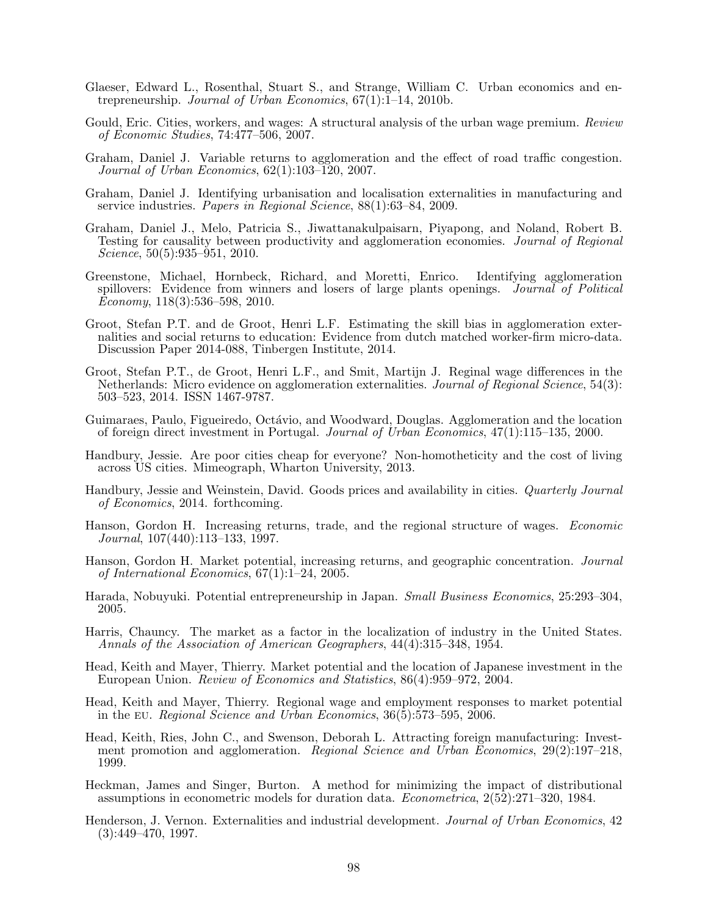Glaeser, Edward L., Rosenthal, Stuart S., and Strange, William C. Urban economics and entrepreneurship. *Journal of Urban Economics*, 67(1):1–14, 2010b.

Gould, Eric. Cities, workers, and wages: A structural analysis of the urban wage premium. *Review of Economic Studies*, 74:477–506, 2007.

Graham, Daniel J. Variable returns to agglomeration and the effect of road traffic congestion. *Journal of Urban Economics*, 62(1):103–120, 2007.

Graham, Daniel J. Identifying urbanisation and localisation externalities in manufacturing and service industries. *Papers in Regional Science*, 88(1):63–84, 2009.

Graham, Daniel J., Melo, Patricia S., Jiwattanakulpaisarn, Piyapong, and Noland, Robert B. Testing for causality between productivity and agglomeration economies. *Journal of Regional Science*, 50(5):935–951, 2010.

Greenstone, Michael, Hornbeck, Richard, and Moretti, Enrico. Identifying agglomeration spillovers: Evidence from winners and losers of large plants openings. *Journal of Political Economy*, 118(3):536–598, 2010.

Groot, Stefan P.T. and de Groot, Henri L.F. Estimating the skill bias in agglomeration externalities and social returns to education: Evidence from dutch matched worker-firm micro-data. Discussion Paper 2014-088, Tinbergen Institute, 2014.

Groot, Stefan P.T., de Groot, Henri L.F., and Smit, Martijn J. Reginal wage differences in the Netherlands: Micro evidence on agglomeration externalities. *Journal of Regional Science*, 54(3): 503–523, 2014. ISSN 1467-9787.

Guimaraes, Paulo, Figueiredo, Octávio, and Woodward, Douglas. Agglomeration and the location of foreign direct investment in Portugal. *Journal of Urban Economics*, 47(1):115–135, 2000.

Handbury, Jessie. Are poor cities cheap for everyone? Non-homotheticity and the cost of living across US cities. Mimeograph, Wharton University, 2013.

Handbury, Jessie and Weinstein, David. Goods prices and availability in cities. *Quarterly Journal of Economics*, 2014. forthcoming.

Hanson, Gordon H. Increasing returns, trade, and the regional structure of wages. *Economic Journal*, 107(440):113–133, 1997.

Hanson, Gordon H. Market potential, increasing returns, and geographic concentration. *Journal of International Economics*, 67(1):1–24, 2005.

Harada, Nobuyuki. Potential entrepreneurship in Japan. *Small Business Economics*, 25:293–304, 2005.

Harris, Chauncy. The market as a factor in the localization of industry in the United States. *Annals of the Association of American Geographers*, 44(4):315–348, 1954.

Head, Keith and Mayer, Thierry. Market potential and the location of Japanese investment in the European Union. *Review of Economics and Statistics*, 86(4):959–972, 2004.

Head, Keith and Mayer, Thierry. Regional wage and employment responses to market potential in the EU. *Regional Science and Urban Economics*, 36(5):573–595, 2006.

Head, Keith, Ries, John C., and Swenson, Deborah L. Attracting foreign manufacturing: Investment promotion and agglomeration. *Regional Science and Urban Economics*, 29(2):197–218, 1999.

Heckman, James and Singer, Burton. A method for minimizing the impact of distributional assumptions in econometric models for duration data. *Econometrica*, 2(52):271–320, 1984.

Henderson, J. Vernon. Externalities and industrial development. *Journal of Urban Economics*, 42 (3):449–470, 1997.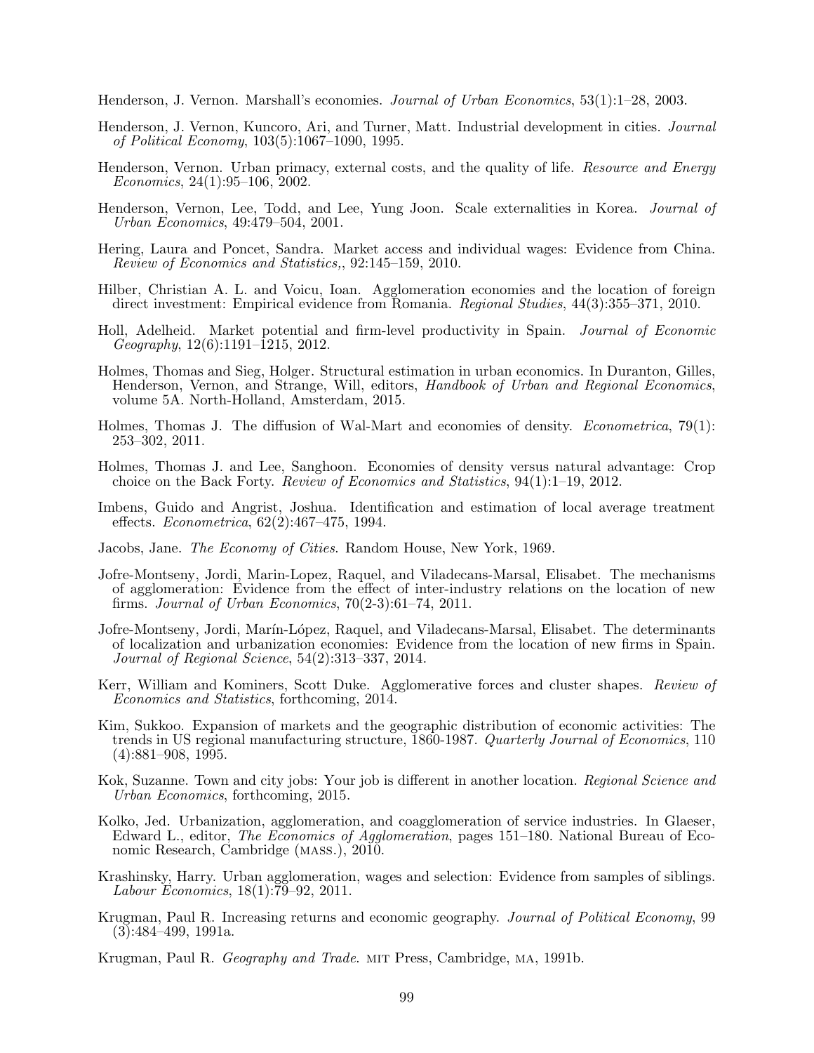Henderson, J. Vernon. Marshall's economies. *Journal of Urban Economics*, 53(1):1–28, 2003.

Henderson, J. Vernon, Kuncoro, Ari, and Turner, Matt. Industrial development in cities. *Journal of Political Economy*, 103(5):1067–1090, 1995.

Henderson, Vernon. Urban primacy, external costs, and the quality of life. *Resource and Energy Economics*, 24(1):95–106, 2002.

Henderson, Vernon, Lee, Todd, and Lee, Yung Joon. Scale externalities in Korea. *Journal of Urban Economics*, 49:479–504, 2001.

Hering, Laura and Poncet, Sandra. Market access and individual wages: Evidence from China. *Review of Economics and Statistics,*, 92:145–159, 2010.

Hilber, Christian A. L. and Voicu, Ioan. Agglomeration economies and the location of foreign direct investment: Empirical evidence from Romania. *Regional Studies*, 44(3):355–371, 2010.

Holl, Adelheid. Market potential and firm-level productivity in Spain. *Journal of Economic Geography*, 12(6):1191–1215, 2012.

Holmes, Thomas and Sieg, Holger. Structural estimation in urban economics. In Duranton, Gilles, Henderson, Vernon, and Strange, Will, editors, *Handbook of Urban and Regional Economics*, volume 5A. North-Holland, Amsterdam, 2015.

Holmes, Thomas J. The diffusion of Wal-Mart and economies of density. *Econometrica*, 79(1): 253–302, 2011.

Holmes, Thomas J. and Lee, Sanghoon. Economies of density versus natural advantage: Crop choice on the Back Forty. *Review of Economics and Statistics*, 94(1):1–19, 2012.

Imbens, Guido and Angrist, Joshua. Identification and estimation of local average treatment effects. *Econometrica*, 62(2):467–475, 1994.

Jacobs, Jane. *The Economy of Cities*. Random House, New York, 1969.

Jofre-Montseny, Jordi, Marin-Lopez, Raquel, and Viladecans-Marsal, Elisabet. The mechanisms of agglomeration: Evidence from the effect of inter-industry relations on the location of new firms. *Journal of Urban Economics*, 70(2-3):61–74, 2011.

Jofre-Montseny, Jordi, Marín-López, Raquel, and Viladecans-Marsal, Elisabet. The determinants of localization and urbanization economies: Evidence from the location of new firms in Spain. *Journal of Regional Science*, 54(2):313–337, 2014.

Kerr, William and Kominers, Scott Duke. Agglomerative forces and cluster shapes. *Review of Economics and Statistics*, forthcoming, 2014.

Kim, Sukkoo. Expansion of markets and the geographic distribution of economic activities: The trends in US regional manufacturing structure, 1860-1987. *Quarterly Journal of Economics*, 110 (4):881–908, 1995.

Kok, Suzanne. Town and city jobs: Your job is different in another location. *Regional Science and Urban Economics*, forthcoming, 2015.

Kolko, Jed. Urbanization, agglomeration, and coagglomeration of service industries. In Glaeser, Edward L., editor, *The Economics of Agglomeration*, pages 151–180. National Bureau of Economic Research, Cambridge (mass.), 2010.

Krashinsky, Harry. Urban agglomeration, wages and selection: Evidence from samples of siblings. *Labour Economics*, 18(1):79–92, 2011.

Krugman, Paul R. Increasing returns and economic geography. *Journal of Political Economy*, 99 (3):484–499, 1991a.

Krugman, Paul R. *Geography and Trade*. mit Press, Cambridge, ma, 1991b.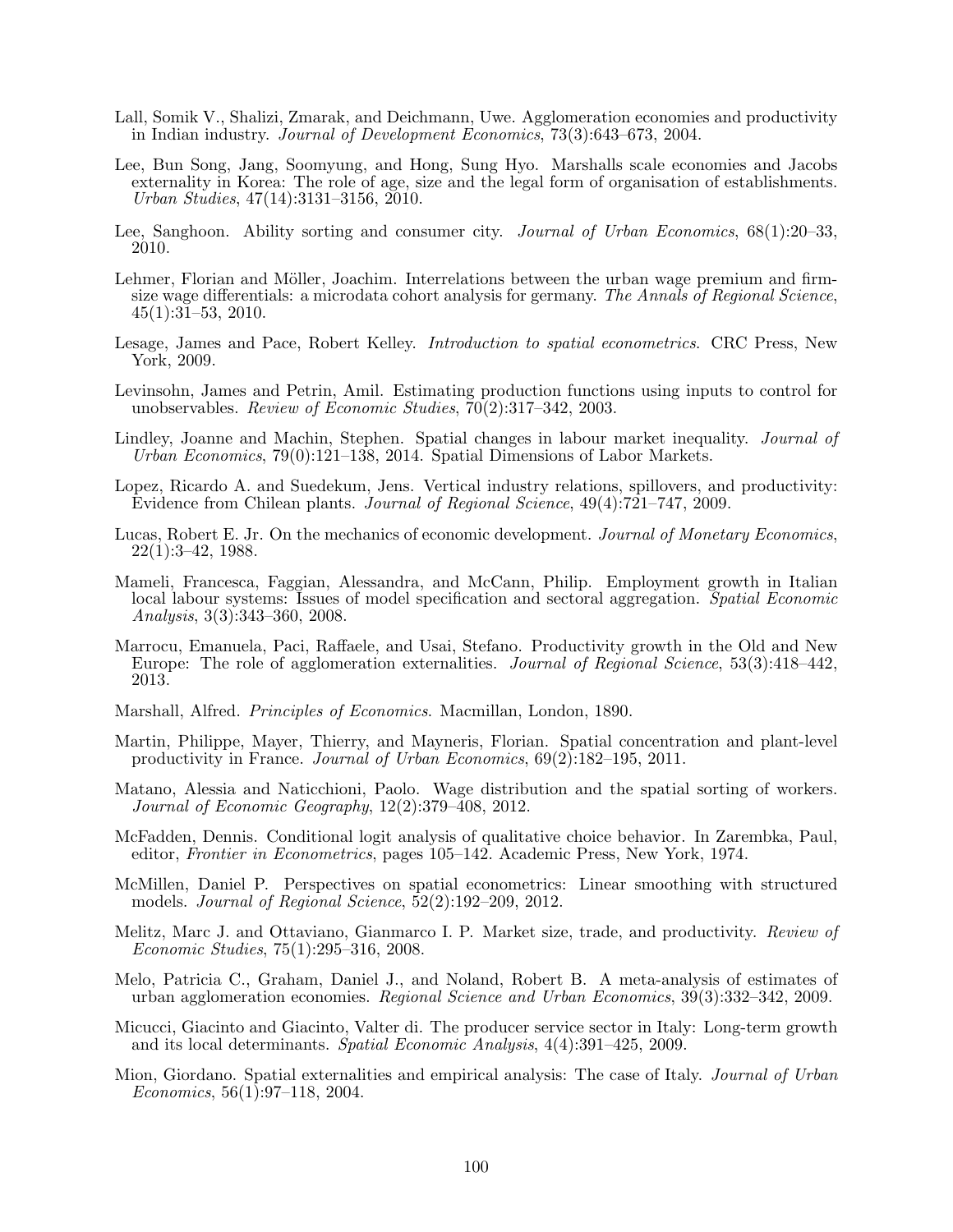Lall, Somik V., Shalizi, Zmarak, and Deichmann, Uwe. Agglomeration economies and productivity in Indian industry. *Journal of Development Economics*, 73(3):643–673, 2004.

Lee, Bun Song, Jang, Soomyung, and Hong, Sung Hyo. Marshalls scale economies and Jacobs externality in Korea: The role of age, size and the legal form of organisation of establishments. *Urban Studies*, 47(14):3131–3156, 2010.

Lee, Sanghoon. Ability sorting and consumer city. *Journal of Urban Economics*, 68(1):20–33, 2010.

Lehmer, Florian and Möller, Joachim. Interrelations between the urban wage premium and firm-size wage differentials: a microdata cohort analysis for germany. *The Annals of Regional Science*, 45(1):31–53, 2010.

Lesage, James and Pace, Robert Kelley. *Introduction to spatial econometrics*. CRC Press, New York, 2009.

Levinsohn, James and Petrin, Amil. Estimating production functions using inputs to control for unobservables. *Review of Economic Studies*, 70(2):317–342, 2003.

Lindley, Joanne and Machin, Stephen. Spatial changes in labour market inequality. *Journal of Urban Economics*, 79(0):121–138, 2014. Spatial Dimensions of Labor Markets.

Lopez, Ricardo A. and Suedekum, Jens. Vertical industry relations, spillovers, and productivity: Evidence from Chilean plants. *Journal of Regional Science*, 49(4):721–747, 2009.

Lucas, Robert E. Jr. On the mechanics of economic development. *Journal of Monetary Economics*, 22(1):3–42, 1988.

Mameli, Francesca, Faggian, Alessandra, and McCann, Philip. Employment growth in Italian local labour systems: Issues of model specification and sectoral aggregation. *Spatial Economic Analysis*, 3(3):343–360, 2008.

Marrocu, Emanuela, Paci, Raffaele, and Usai, Stefano. Productivity growth in the Old and New Europe: The role of agglomeration externalities. *Journal of Regional Science*, 53(3):418–442, 2013.

Marshall, Alfred. *Principles of Economics*. Macmillan, London, 1890.

Martin, Philippe, Mayer, Thierry, and Mayneris, Florian. Spatial concentration and plant-level productivity in France. *Journal of Urban Economics*, 69(2):182–195, 2011.

Matano, Alessia and Naticchioni, Paolo. Wage distribution and the spatial sorting of workers. *Journal of Economic Geography*, 12(2):379–408, 2012.

McFadden, Dennis. Conditional logit analysis of qualitative choice behavior. In Zarembka, Paul, editor, *Frontier in Econometrics*, pages 105–142. Academic Press, New York, 1974.

McMillen, Daniel P. Perspectives on spatial econometrics: Linear smoothing with structured models. *Journal of Regional Science*, 52(2):192–209, 2012.

Melitz, Marc J. and Ottaviano, Gianmarco I. P. Market size, trade, and productivity. *Review of Economic Studies*, 75(1):295–316, 2008.

Melo, Patricia C., Graham, Daniel J., and Noland, Robert B. A meta-analysis of estimates of urban agglomeration economies. *Regional Science and Urban Economics*, 39(3):332–342, 2009.

Micucci, Giacinto and Giacinto, Valter di. The producer service sector in Italy: Long-term growth and its local determinants. *Spatial Economic Analysis*, 4(4):391–425, 2009.

Mion, Giordano. Spatial externalities and empirical analysis: The case of Italy. *Journal of Urban Economics*, 56(1):97–118, 2004.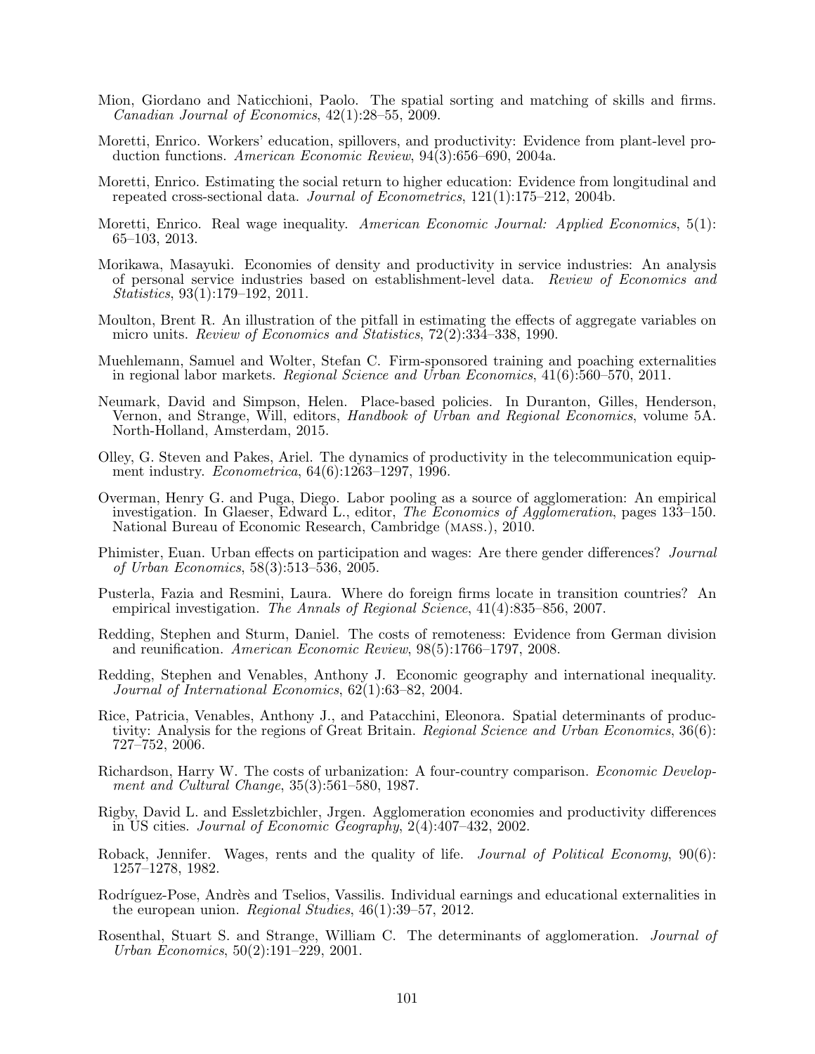Mion, Giordano and Naticchioni, Paolo. The spatial sorting and matching of skills and firms. *Canadian Journal of Economics*, 42(1):28–55, 2009.

Moretti, Enrico. Workers' education, spillovers, and productivity: Evidence from plant-level production functions. *American Economic Review*, 94(3):656–690, 2004a.

Moretti, Enrico. Estimating the social return to higher education: Evidence from longitudinal and repeated cross-sectional data. *Journal of Econometrics*, 121(1):175–212, 2004b.

Moretti, Enrico. Real wage inequality. *American Economic Journal: Applied Economics*, 5(1): 65–103, 2013.

Morikawa, Masayuki. Economies of density and productivity in service industries: An analysis of personal service industries based on establishment-level data. *Review of Economics and Statistics*, 93(1):179–192, 2011.

Moulton, Brent R. An illustration of the pitfall in estimating the effects of aggregate variables on micro units. *Review of Economics and Statistics*, 72(2):334–338, 1990.

Muehlemann, Samuel and Wolter, Stefan C. Firm-sponsored training and poaching externalities in regional labor markets. *Regional Science and Urban Economics*, 41(6):560–570, 2011.

Neumark, David and Simpson, Helen. Place-based policies. In Duranton, Gilles, Henderson, Vernon, and Strange, Will, editors, *Handbook of Urban and Regional Economics*, volume 5A. North-Holland, Amsterdam, 2015.

Olley, G. Steven and Pakes, Ariel. The dynamics of productivity in the telecommunication equipment industry. *Econometrica*, 64(6):1263–1297, 1996.

Overman, Henry G. and Puga, Diego. Labor pooling as a source of agglomeration: An empirical investigation. In Glaeser, Edward L., editor, *The Economics of Agglomeration*, pages 133–150. National Bureau of Economic Research, Cambridge (MASS.), 2010.

Phimister, Euan. Urban effects on participation and wages: Are there gender differences? *Journal of Urban Economics*, 58(3):513–536, 2005.

Pusterla, Fazia and Resmini, Laura. Where do foreign firms locate in transition countries? An empirical investigation. *The Annals of Regional Science*, 41(4):835–856, 2007.

Redding, Stephen and Sturm, Daniel. The costs of remoteness: Evidence from German division and reunification. *American Economic Review*, 98(5):1766–1797, 2008.

Redding, Stephen and Venables, Anthony J. Economic geography and international inequality. *Journal of International Economics*, 62(1):63–82, 2004.

Rice, Patricia, Venables, Anthony J., and Patacchini, Eleonora. Spatial determinants of productivity: Analysis for the regions of Great Britain. *Regional Science and Urban Economics*, 36(6): 727–752, 2006.

Richardson, Harry W. The costs of urbanization: A four-country comparison. *Economic Development and Cultural Change*, 35(3):561–580, 1987.

Rigby, David L. and Essletzbichler, Jrgen. Agglomeration economies and productivity differences in US cities. *Journal of Economic Geography*, 2(4):407–432, 2002.

Roback, Jennifer. Wages, rents and the quality of life. *Journal of Political Economy*, 90(6): 1257–1278, 1982.

Rodríguez-Pose, Andrès and Tselios, Vassilis. Individual earnings and educational externalities in the european union. *Regional Studies*, 46(1):39–57, 2012.

Rosenthal, Stuart S. and Strange, William C. The determinants of agglomeration. *Journal of Urban Economics*, 50(2):191–229, 2001.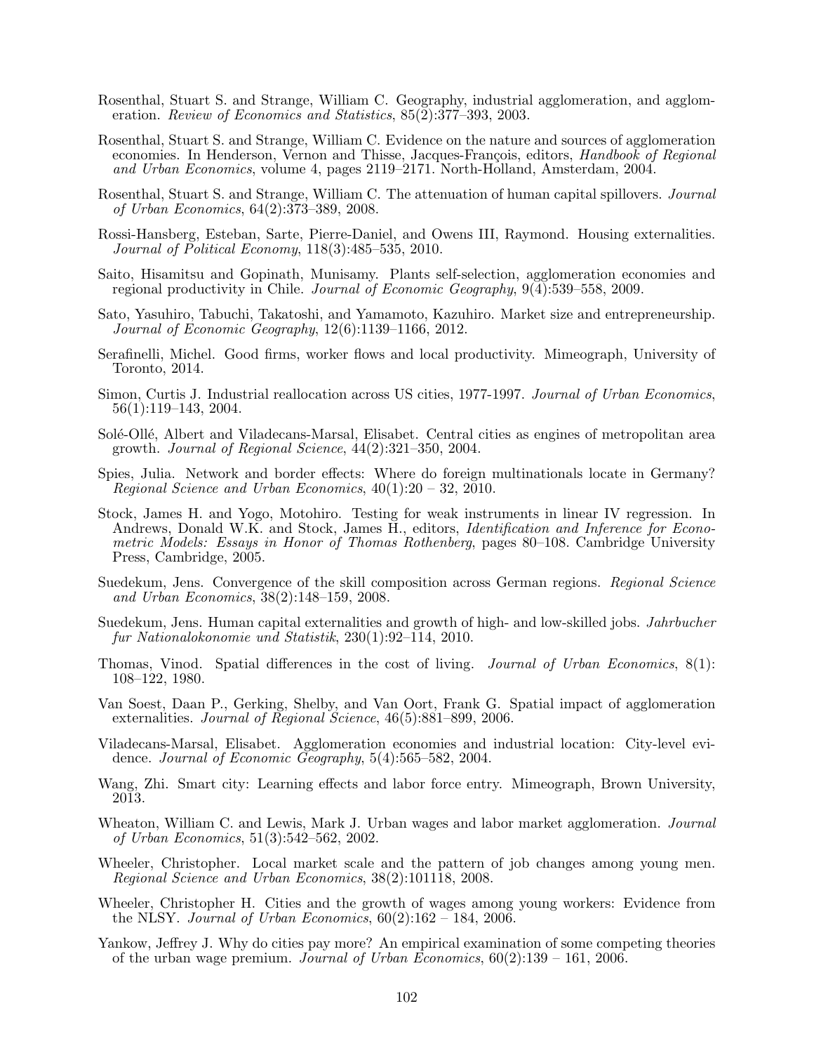Rosenthal, Stuart S. and Strange, William C. Geography, industrial agglomeration, and agglomeration. *Review of Economics and Statistics*, 85(2):377–393, 2003.

Rosenthal, Stuart S. and Strange, William C. Evidence on the nature and sources of agglomeration economies. In Henderson, Vernon and Thisse, Jacques-François, editors, *Handbook of Regional and Urban Economics*, volume 4, pages 2119–2171. North-Holland, Amsterdam, 2004.

Rosenthal, Stuart S. and Strange, William C. The attenuation of human capital spillovers. *Journal of Urban Economics*, 64(2):373–389, 2008.

Rossi-Hansberg, Esteban, Sarte, Pierre-Daniel, and Owens III, Raymond. Housing externalities. *Journal of Political Economy*, 118(3):485–535, 2010.

Saito, Hisamitsu and Gopinath, Munisamy. Plants self-selection, agglomeration economies and regional productivity in Chile. *Journal of Economic Geography*, 9(4):539–558, 2009.

Sato, Yasuhiro, Tabuchi, Takatoshi, and Yamamoto, Kazuhiro. Market size and entrepreneurship. *Journal of Economic Geography*, 12(6):1139–1166, 2012.

Serafinelli, Michel. Good firms, worker flows and local productivity. Mimeograph, University of Toronto, 2014.

Simon, Curtis J. Industrial reallocation across US cities, 1977-1997. *Journal of Urban Economics*, 56(1):119–143, 2004.

Solé-Ollé, Albert and Viladecans-Marsal, Elisabet. Central cities as engines of metropolitan area growth. *Journal of Regional Science*, 44(2):321–350, 2004.

Spies, Julia. Network and border effects: Where do foreign multinationals locate in Germany? *Regional Science and Urban Economics*, 40(1):20 – 32, 2010.

Stock, James H. and Yogo, Motohiro. Testing for weak instruments in linear IV regression. In Andrews, Donald W.K. and Stock, James H., editors, *Identification and Inference for Econometric Models: Essays in Honor of Thomas Rothenberg*, pages 80–108. Cambridge University Press, Cambridge, 2005.

Suedekum, Jens. Convergence of the skill composition across German regions. *Regional Science and Urban Economics*, 38(2):148–159, 2008.

Suedekum, Jens. Human capital externalities and growth of high- and low-skilled jobs. *Jahrbucher fur Nationalokonomie und Statistik*, 230(1):92–114, 2010.

Thomas, Vinod. Spatial differences in the cost of living. *Journal of Urban Economics*, 8(1): 108–122, 1980.

Van Soest, Daan P., Gerking, Shelby, and Van Oort, Frank G. Spatial impact of agglomeration externalities. *Journal of Regional Science*, 46(5):881–899, 2006.

Viladecans-Marsal, Elisabet. Agglomeration economies and industrial location: City-level evidence. *Journal of Economic Geography*, 5(4):565–582, 2004.

Wang, Zhi. Smart city: Learning effects and labor force entry. Mimeograph, Brown University, 2013.

Wheaton, William C. and Lewis, Mark J. Urban wages and labor market agglomeration. *Journal of Urban Economics*, 51(3):542–562, 2002.

Wheeler, Christopher. Local market scale and the pattern of job changes among young men. *Regional Science and Urban Economics*, 38(2):101118, 2008.

Wheeler, Christopher H. Cities and the growth of wages among young workers: Evidence from the NLSY. *Journal of Urban Economics*, 60(2):162 – 184, 2006.

Yankow, Jeffrey J. Why do cities pay more? An empirical examination of some competing theories of the urban wage premium. *Journal of Urban Economics*, 60(2):139 – 161, 2006.